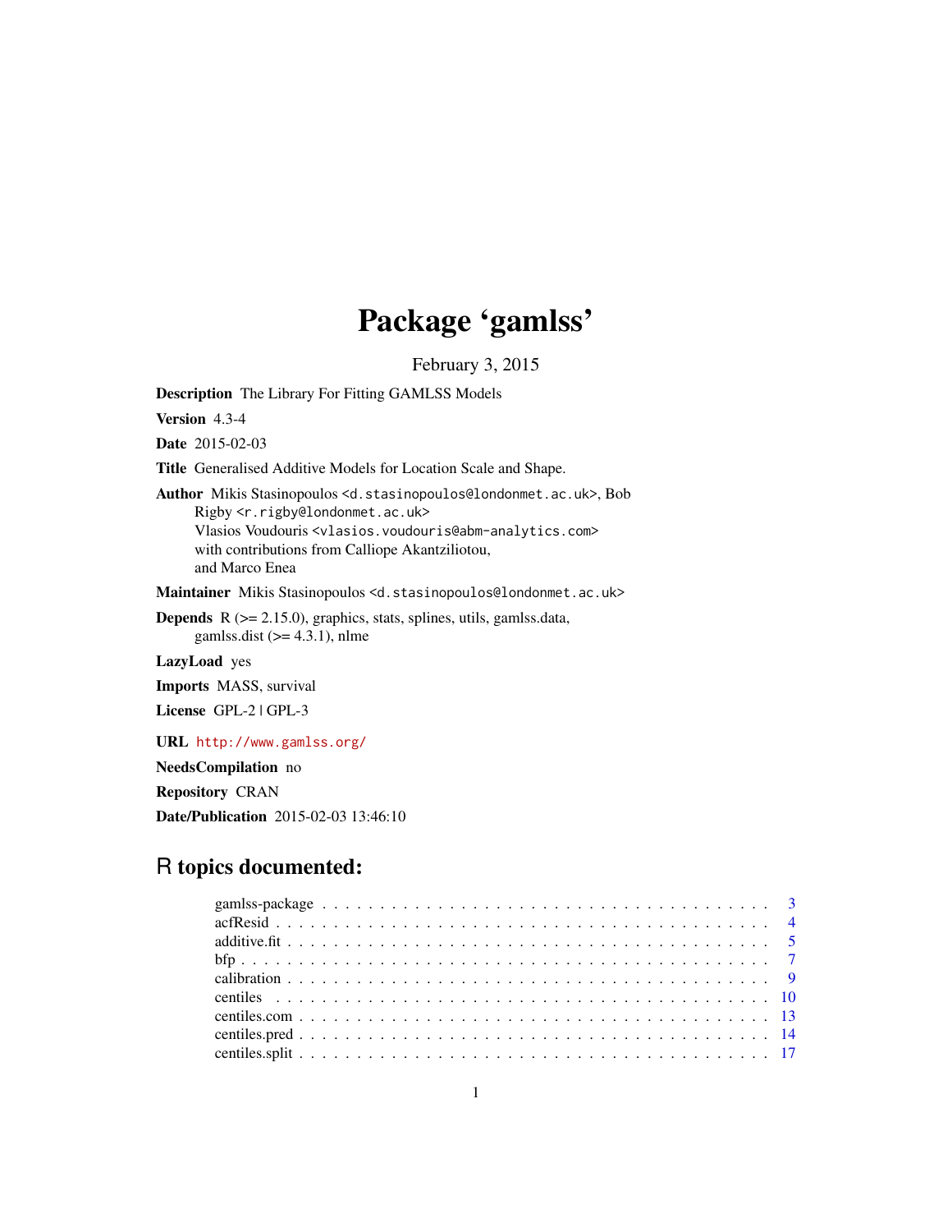# Package 'gamlss'

February 3, 2015

**Description** The Library For Fitting GAMLSS Models

**Version** 4.3-4

**Date** 2015-02-03

**Title** Generalised Additive Models for Location Scale and Shape.

**Author** Mikis Stasinopoulos <d.stasinopoulos@londonmet.ac.uk>, Bob Rigby <r.rigby@londonmet.ac.uk>
Vlasios Voudouris <vlasios.voudouris@abm-analytics.com>
with contributions from Calliope Akantziliotou,
and Marco Enea

**Maintainer** Mikis Stasinopoulos <d.stasinopoulos@londonmet.ac.uk>

**Depends** R (>= 2.15.0), graphics, stats, splines, utils, gamlss.data, gamlss.dist (>= 4.3.1), nlme

**LazyLoad** yes

**Imports** MASS, survival

**License** GPL-2 | GPL-3

**URL** http://www.gamlss.org/

**NeedsCompilation** no

**Repository** CRAN

**Date/Publication** 2015-02-03 13:46:10

## R topics documented:

| | |
|---|---|
| gamlss-package | 3 |
| acfResid | 4 |
| additive.fit | 5 |
| bfp | 7 |
| calibration | 9 |
| centiles | 10 |
| centiles.com | 13 |
| centiles.pred | 14 |
| centiles.split | 17 |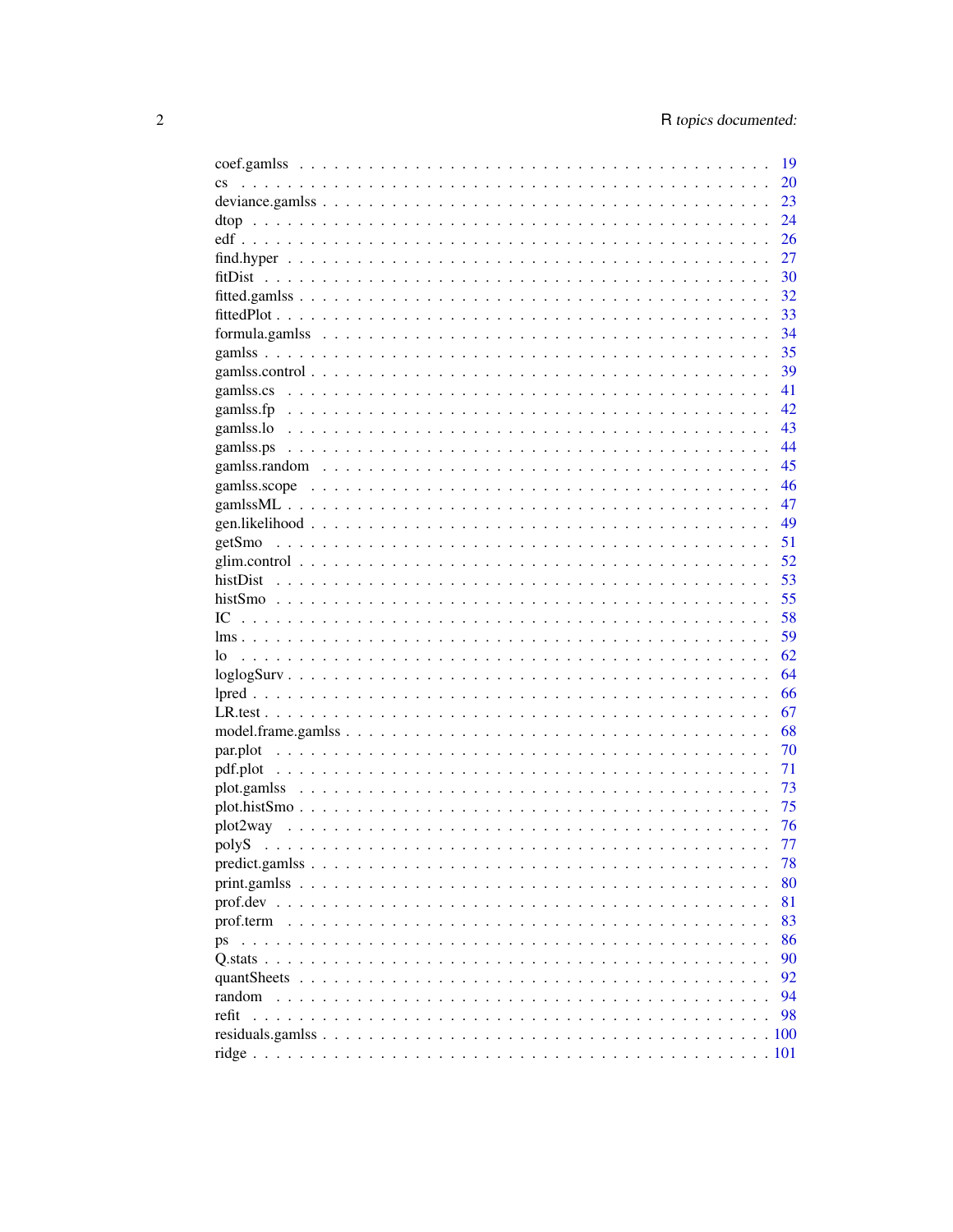| | |
|---|---|
| coef.gamlss | 19 |
| cs | 20 |
| deviance.gamlss | 23 |
| dtop | 24 |
| edf | 26 |
| find.hyper | 27 |
| fitDist | 30 |
| fitted.gamlss | 32 |
| fittedPlot | 33 |
| formula.gamlss | 34 |
| gamlss | 35 |
| gamlss.control | 39 |
| gamlss.cs | 41 |
| gamlss.fp | 42 |
| gamlss.lo | 43 |
| gamlss.ps | 44 |
| gamlss.random | 45 |
| gamlss.scope | 46 |
| gamlssML | 47 |
| gen.likelihood | 49 |
| getSmo | 51 |
| glim.control | 52 |
| histDist | 53 |
| histSmo | 55 |
| IC | 58 |
| lms | 59 |
| lo | 62 |
| loglogSurv | 64 |
| lpred | 66 |
| LR.test | 67 |
| model.frame.gamlss | 68 |
| par.plot | 70 |
| pdf.plot | 71 |
| plot.gamlss | 73 |
| plot.histSmo | 75 |
| plot2way | 76 |
| polyS | 77 |
| predict.gamlss | 78 |
| print.gamlss | 80 |
| prof.dev | 81 |
| prof.term | 83 |
| ps | 86 |
| Q.stats | 90 |
| quantSheets | 92 |
| random | 94 |
| refit | 98 |
| residuals.gamlss | 100 |
| ridge | 101 |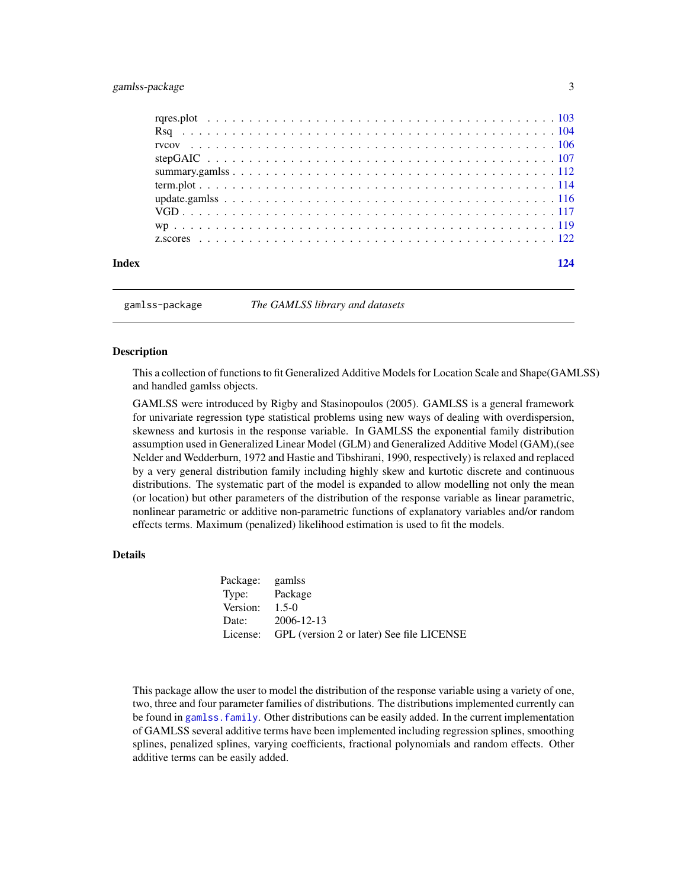rqres.plot . . . . . . . . . . . . . . . . . . . . . . . . . . . . . . . . . . . . . . . . 103
Rsq . . . . . . . . . . . . . . . . . . . . . . . . . . . . . . . . . . . . . . . . . . . 104
rvcov . . . . . . . . . . . . . . . . . . . . . . . . . . . . . . . . . . . . . . . . . . 106
stepGAIC . . . . . . . . . . . . . . . . . . . . . . . . . . . . . . . . . . . . . . . . 107
summary.gamlss . . . . . . . . . . . . . . . . . . . . . . . . . . . . . . . . . . . . 112
term.plot . . . . . . . . . . . . . . . . . . . . . . . . . . . . . . . . . . . . . . . . 114
update.gamlss . . . . . . . . . . . . . . . . . . . . . . . . . . . . . . . . . . . . . 116
VGD . . . . . . . . . . . . . . . . . . . . . . . . . . . . . . . . . . . . . . . . . . . 117
wp . . . . . . . . . . . . . . . . . . . . . . . . . . . . . . . . . . . . . . . . . . . . 119
z.scores . . . . . . . . . . . . . . . . . . . . . . . . . . . . . . . . . . . . . . . . . 122

**Index** **124**

---

`gamlss-package` *The GAMLSS library and datasets*

---

### Description

This a collection of functions to fit Generalized Additive Models for Location Scale and Shape(GAMLSS) and handled gamlss objects.

GAMLSS were introduced by Rigby and Stasinopoulos (2005). GAMLSS is a general framework for univariate regression type statistical problems using new ways of dealing with overdispersion, skewness and kurtosis in the response variable. In GAMLSS the exponential family distribution assumption used in Generalized Linear Model (GLM) and Generalized Additive Model (GAM),(see Nelder and Wedderburn, 1972 and Hastie and Tibshirani, 1990, respectively) is relaxed and replaced by a very general distribution family including highly skew and kurtotic discrete and continuous distributions. The systematic part of the model is expanded to allow modelling not only the mean (or location) but other parameters of the distribution of the response variable as linear parametric, nonlinear parametric or additive non-parametric functions of explanatory variables and/or random effects terms. Maximum (penalized) likelihood estimation is used to fit the models.

### Details

| | |
|---|---|
| Package: | gamlss |
| Type: | Package |
| Version: | 1.5-0 |
| Date: | 2006-12-13 |
| License: | GPL (version 2 or later) See file LICENSE |

This package allow the user to model the distribution of the response variable using a variety of one, two, three and four parameter families of distributions. The distributions implemented currently can be found in `gamlss.family`. Other distributions can be easily added. In the current implementation of GAMLSS several additive terms have been implemented including regression splines, smoothing splines, penalized splines, varying coefficients, fractional polynomials and random effects. Other additive terms can be easily added.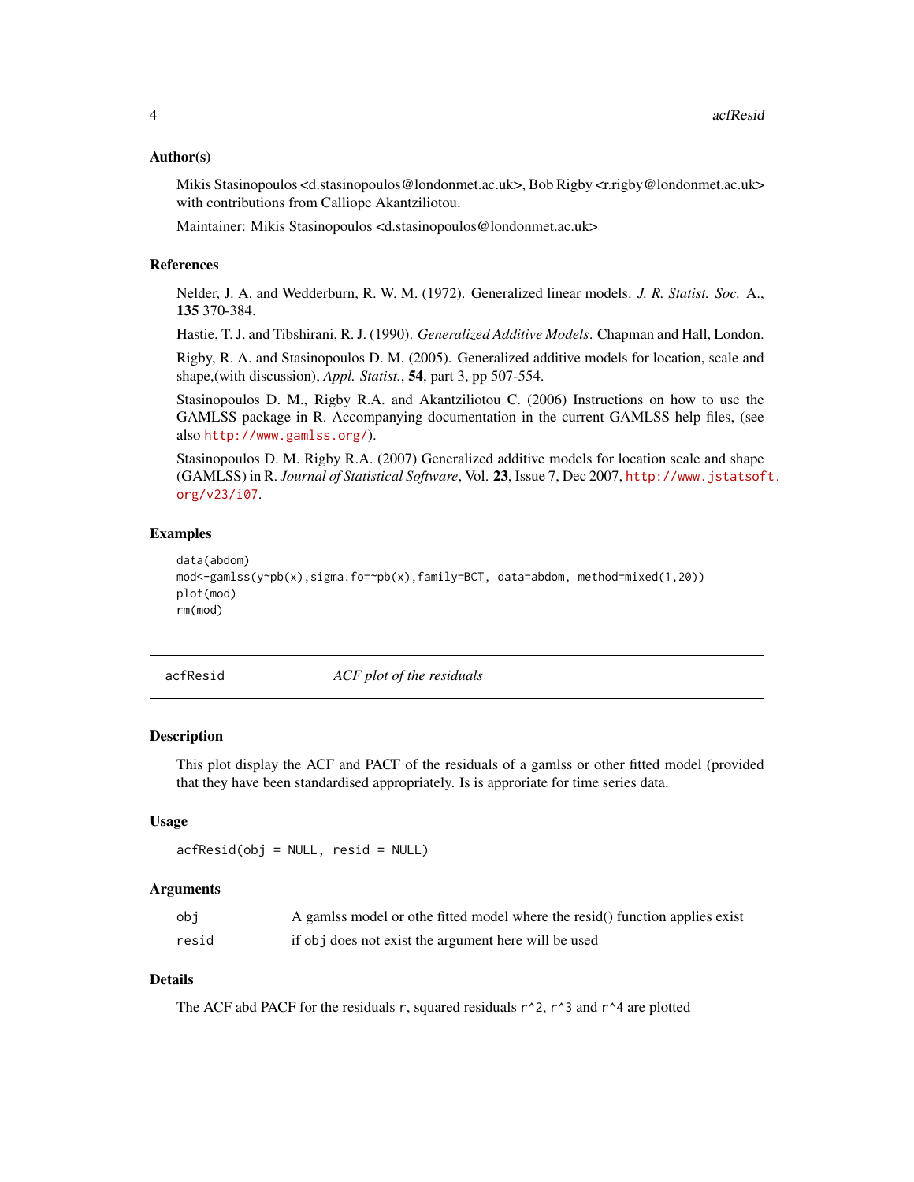### Author(s)

Mikis Stasinopoulos <d.stasinopoulos@londonmet.ac.uk>, Bob Rigby <r.rigby@londonmet.ac.uk> with contributions from Calliope Akantziliotou.

Maintainer: Mikis Stasinopoulos <d.stasinopoulos@londonmet.ac.uk>

### References

Nelder, J. A. and Wedderburn, R. W. M. (1972). Generalized linear models. *J. R. Statist. Soc.* A., **135** 370-384.

Hastie, T. J. and Tibshirani, R. J. (1990). *Generalized Additive Models*. Chapman and Hall, London.

Rigby, R. A. and Stasinopoulos D. M. (2005). Generalized additive models for location, scale and shape,(with discussion), *Appl. Statist.*, **54**, part 3, pp 507-554.

Stasinopoulos D. M., Rigby R.A. and Akantziliotou C. (2006) Instructions on how to use the GAMLSS package in R. Accompanying documentation in the current GAMLSS help files, (see also http://www.gamlss.org/).

Stasinopoulos D. M. Rigby R.A. (2007) Generalized additive models for location scale and shape (GAMLSS) in R. *Journal of Statistical Software*, Vol. **23**, Issue 7, Dec 2007, http://www.jstatsoft.org/v23/i07.

### Examples

```
data(abdom)
mod<-gamlss(y~pb(x),sigma.fo=~pb(x),family=BCT, data=abdom, method=mixed(1,20))
plot(mod)
rm(mod)
```

---

## acfResid — *ACF plot of the residuals*

---

### Description

This plot display the ACF and PACF of the residuals of a gamlss or other fitted model (provided that they have been standardised appropriately. Is is approriate for time series data.

### Usage

```
acfResid(obj = NULL, resid = NULL)
```

### Arguments

| | |
|---|---|
| `obj` | A gamlss model or othe fitted model where the resid() function applies exist |
| `resid` | if `obj` does not exist the argument here will be used |

### Details

The ACF abd PACF for the residuals `r`, squared residuals `r^2`, `r^3` and `r^4` are plotted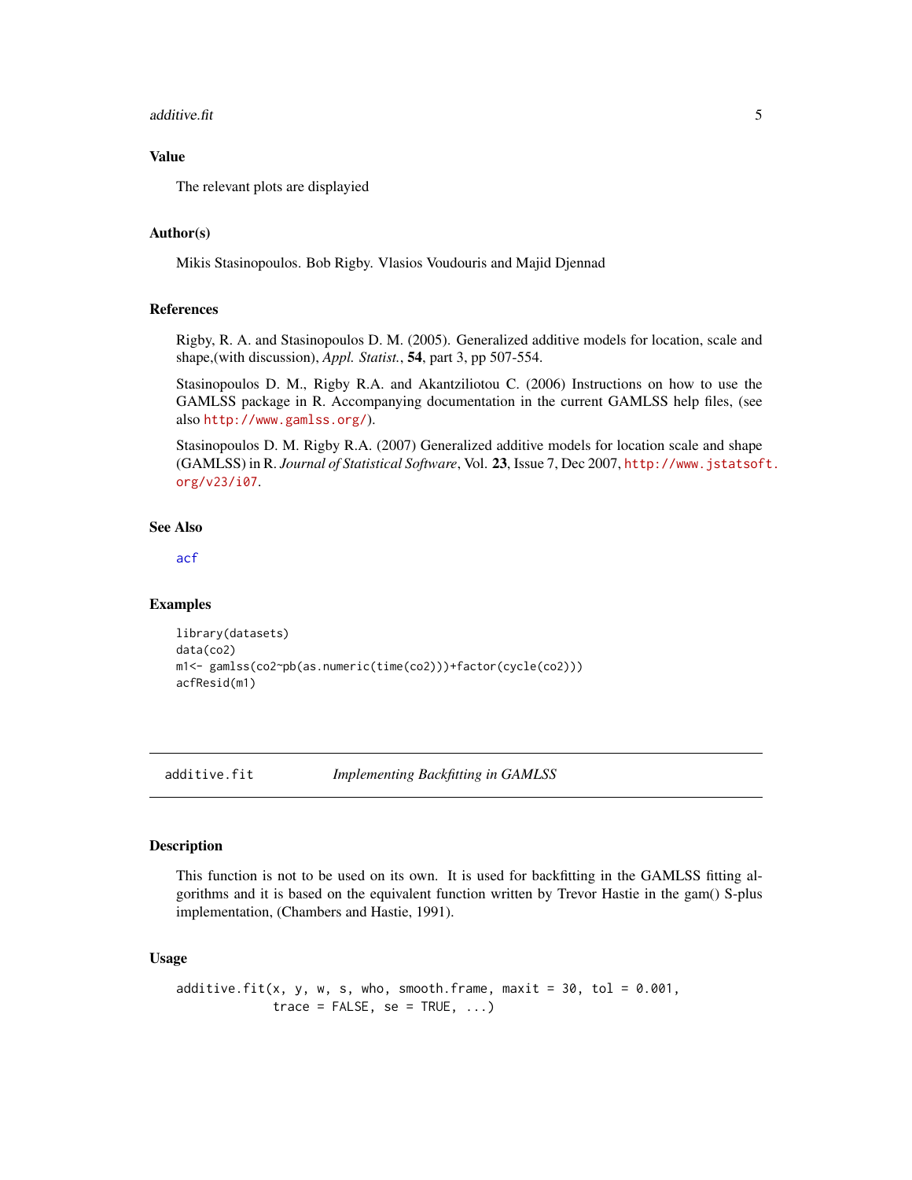## Value

The relevant plots are displayied

## Author(s)

Mikis Stasinopoulos. Bob Rigby. Vlasios Voudouris and Majid Djennad

## References

Rigby, R. A. and Stasinopoulos D. M. (2005). Generalized additive models for location, scale and shape,(with discussion), *Appl. Statist.*, **54**, part 3, pp 507-554.

Stasinopoulos D. M., Rigby R.A. and Akantziliotou C. (2006) Instructions on how to use the GAMLSS package in R. Accompanying documentation in the current GAMLSS help files, (see also http://www.gamlss.org/).

Stasinopoulos D. M. Rigby R.A. (2007) Generalized additive models for location scale and shape (GAMLSS) in R. *Journal of Statistical Software*, Vol. **23**, Issue 7, Dec 2007, http://www.jstatsoft.org/v23/i07.

## See Also

acf

## Examples

```
library(datasets)
data(co2)
m1<- gamlss(co2~pb(as.numeric(time(co2)))+factor(cycle(co2)))
acfResid(m1)
```

---

# additive.fit — *Implementing Backfitting in GAMLSS*

## Description

This function is not to be used on its own. It is used for backfitting in the GAMLSS fitting algorithms and it is based on the equivalent function written by Trevor Hastie in the gam() S-plus implementation, (Chambers and Hastie, 1991).

## Usage

```
additive.fit(x, y, w, s, who, smooth.frame, maxit = 30, tol = 0.001,
             trace = FALSE, se = TRUE, ...)
```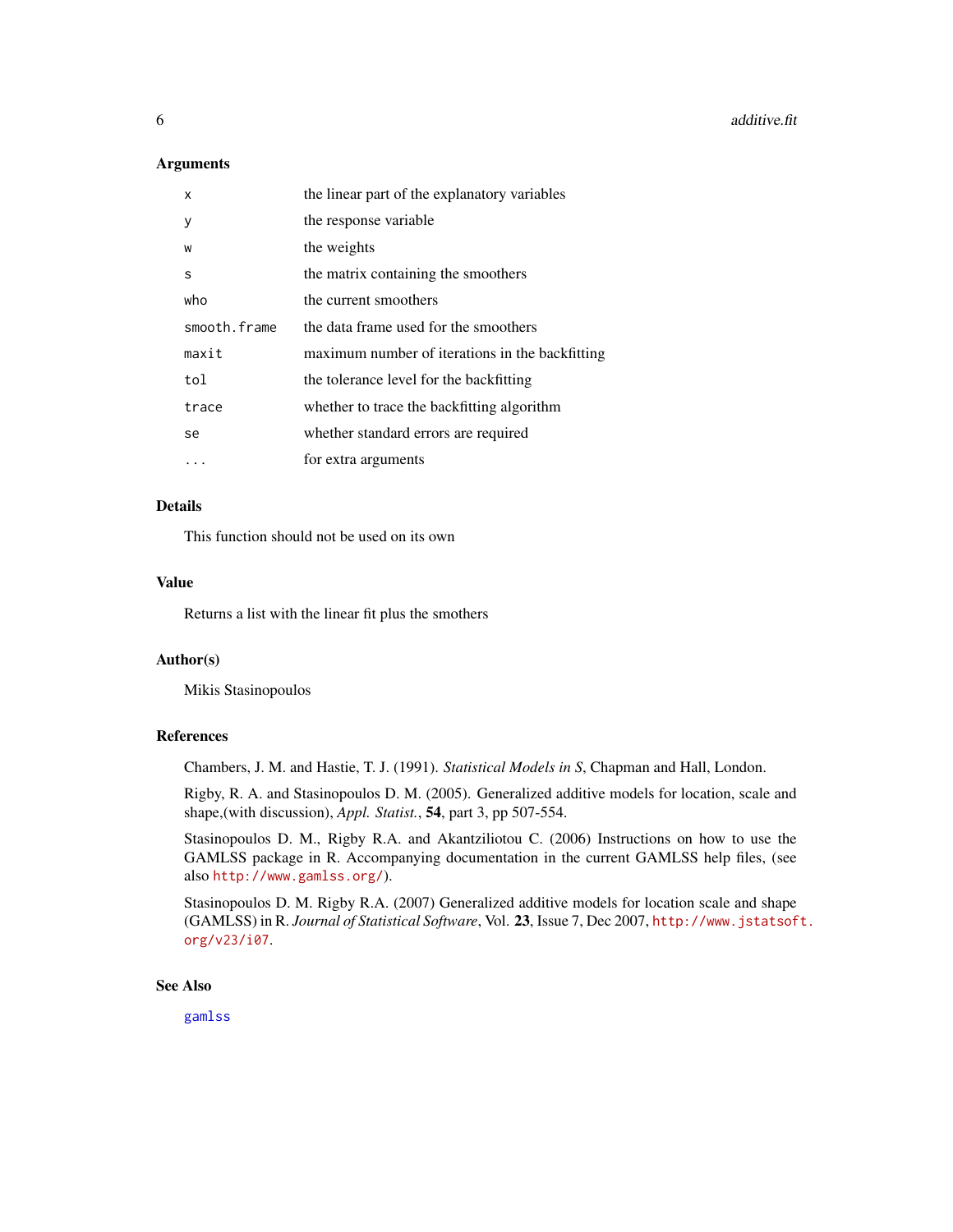## Arguments

| | |
|---|---|
| `x` | the linear part of the explanatory variables |
| `y` | the response variable |
| `w` | the weights |
| `s` | the matrix containing the smoothers |
| `who` | the current smoothers |
| `smooth.frame` | the data frame used for the smoothers |
| `maxit` | maximum number of iterations in the backfitting |
| `tol` | the tolerance level for the backfitting |
| `trace` | whether to trace the backfitting algorithm |
| `se` | whether standard errors are required |
| `...` | for extra arguments |

## Details

This function should not be used on its own

## Value

Returns a list with the linear fit plus the smothers

## Author(s)

Mikis Stasinopoulos

## References

Chambers, J. M. and Hastie, T. J. (1991). *Statistical Models in S*, Chapman and Hall, London.

Rigby, R. A. and Stasinopoulos D. M. (2005). Generalized additive models for location, scale and shape,(with discussion), *Appl. Statist.*, **54**, part 3, pp 507-554.

Stasinopoulos D. M., Rigby R.A. and Akantziliotou C. (2006) Instructions on how to use the GAMLSS package in R. Accompanying documentation in the current GAMLSS help files, (see also `http://www.gamlss.org/`).

Stasinopoulos D. M. Rigby R.A. (2007) Generalized additive models for location scale and shape (GAMLSS) in R. *Journal of Statistical Software*, Vol. **23**, Issue 7, Dec 2007, `http://www.jstatsoft.org/v23/i07`.

## See Also

`gamlss`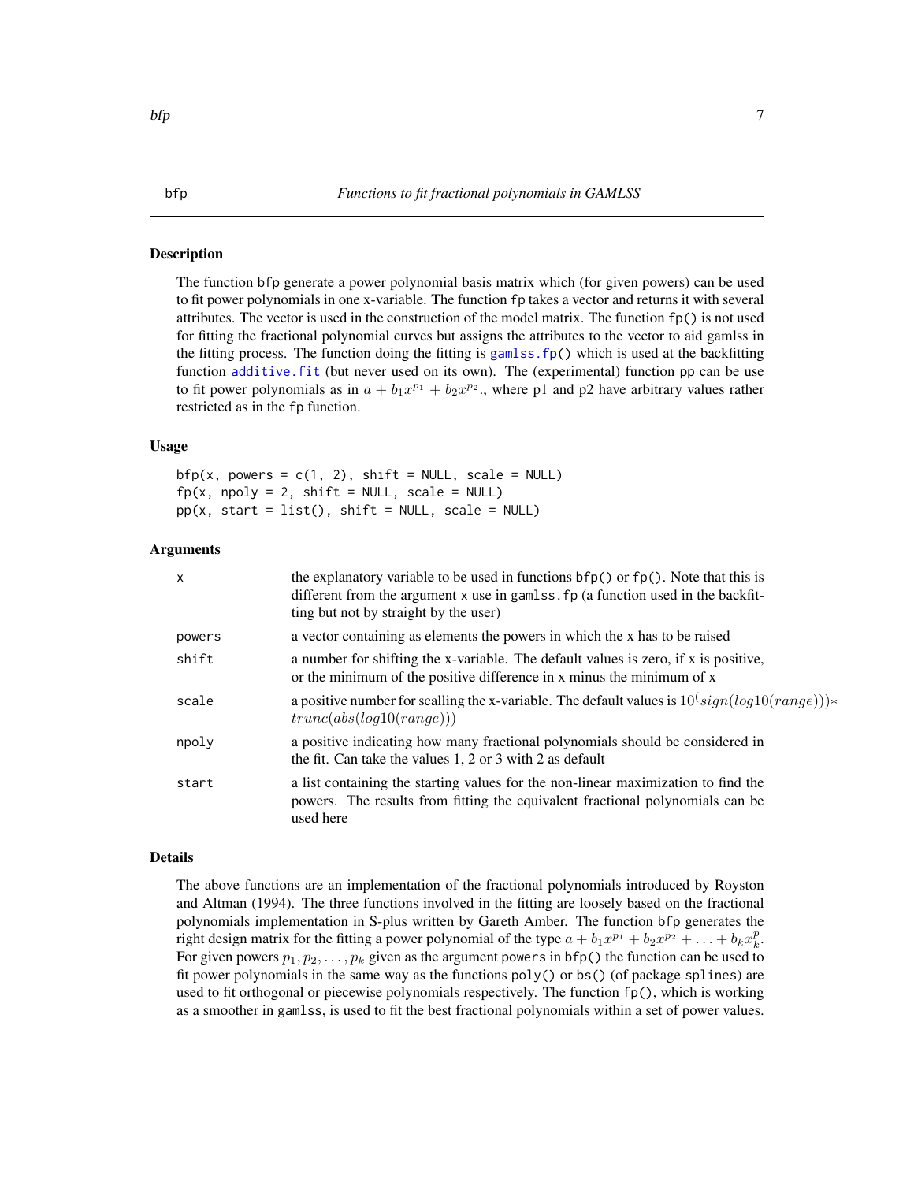bfp *Functions to fit fractional polynomials in GAMLSS*

## Description

The function bfp generate a power polynomial basis matrix which (for given powers) can be used to fit power polynomials in one x-variable. The function fp takes a vector and returns it with several attributes. The vector is used in the construction of the model matrix. The function fp() is not used for fitting the fractional polynomial curves but assigns the attributes to the vector to aid gamlss in the fitting process. The function doing the fitting is gamlss.fp() which is used at the backfitting function additive.fit (but never used on its own). The (experimental) function pp can be use to fit power polynomials as in $a + b_1 x^{p_1} + b_2 x^{p_2}$., where p1 and p2 have arbitrary values rather restricted as in the fp function.

## Usage

```
bfp(x, powers = c(1, 2), shift = NULL, scale = NULL)
fp(x, npoly = 2, shift = NULL, scale = NULL)
pp(x, start = list(), shift = NULL, scale = NULL)
```

## Arguments

| | |
|---|---|
| x | the explanatory variable to be used in functions bfp() or fp(). Note that this is different from the argument x use in gamlss.fp (a function used in the backfitting but not by straight by the user) |
| powers | a vector containing as elements the powers in which the x has to be raised |
| shift | a number for shifting the x-variable. The default values is zero, if x is positive, or the minimum of the positive difference in x minus the minimum of x |
| scale | a positive number for scalling the x-variable. The default values is $10^(sign(log10(range)))* trunc(abs(log10(range)))$ |
| npoly | a positive indicating how many fractional polynomials should be considered in the fit. Can take the values 1, 2 or 3 with 2 as default |
| start | a list containing the starting values for the non-linear maximization to find the powers. The results from fitting the equivalent fractional polynomials can be used here |

## Details

The above functions are an implementation of the fractional polynomials introduced by Royston and Altman (1994). The three functions involved in the fitting are loosely based on the fractional polynomials implementation in S-plus written by Gareth Amber. The function bfp generates the right design matrix for the fitting a power polynomial of the type $a + b_1 x^{p_1} + b_2 x^{p_2} + \ldots + b_k x_k^p$. For given powers $p_1, p_2, \ldots, p_k$ given as the argument powers in bfp() the function can be used to fit power polynomials in the same way as the functions poly() or bs() (of package splines) are used to fit orthogonal or piecewise polynomials respectively. The function fp(), which is working as a smoother in gamlss, is used to fit the best fractional polynomials within a set of power values.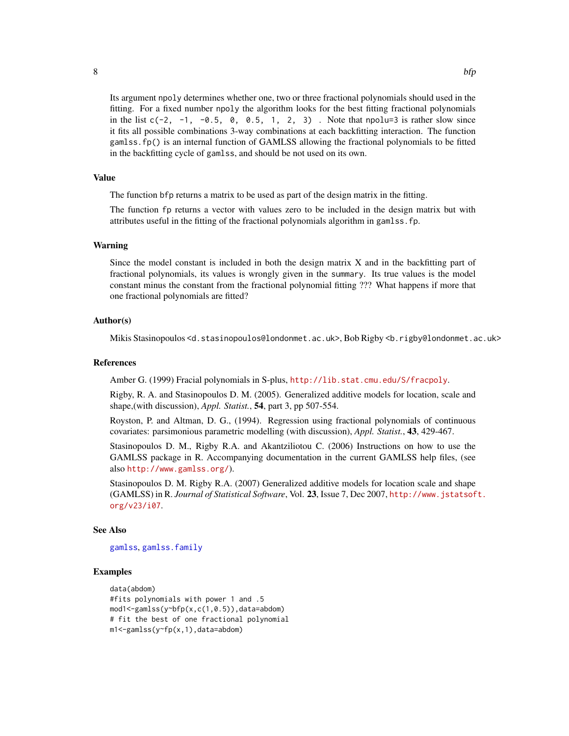Its argument `npoly` determines whether one, two or three fractional polynomials should used in the fitting. For a fixed number `npoly` the algorithm looks for the best fitting fractional polynomials in the list `c(-2, -1, -0.5, 0, 0.5, 1, 2, 3)` . Note that `npolu=3` is rather slow since it fits all possible combinations 3-way combinations at each backfitting interaction. The function `gamlss.fp()` is an internal function of GAMLSS allowing the fractional polynomials to be fitted in the backfitting cycle of `gamlss`, and should be not used on its own.

## Value

The function `bfp` returns a matrix to be used as part of the design matrix in the fitting.

The function `fp` returns a vector with values zero to be included in the design matrix but with attributes useful in the fitting of the fractional polynomials algorithm in `gamlss.fp`.

## Warning

Since the model constant is included in both the design matrix X and in the backfitting part of fractional polynomials, its values is wrongly given in the `summary`. Its true values is the model constant minus the constant from the fractional polynomial fitting ??? What happens if more that one fractional polynomials are fitted?

## Author(s)

Mikis Stasinopoulos <d.stasinopoulos@londonmet.ac.uk>, Bob Rigby <b.rigby@londonmet.ac.uk>

## References

Amber G. (1999) Fracial polynomials in S-plus, http://lib.stat.cmu.edu/S/fracpoly.

Rigby, R. A. and Stasinopoulos D. M. (2005). Generalized additive models for location, scale and shape,(with discussion), *Appl. Statist.*, **54**, part 3, pp 507-554.

Royston, P. and Altman, D. G., (1994). Regression using fractional polynomials of continuous covariates: parsimonious parametric modelling (with discussion), *Appl. Statist.*, **43**, 429-467.

Stasinopoulos D. M., Rigby R.A. and Akantziliotou C. (2006) Instructions on how to use the GAMLSS package in R. Accompanying documentation in the current GAMLSS help files, (see also http://www.gamlss.org/).

Stasinopoulos D. M. Rigby R.A. (2007) Generalized additive models for location scale and shape (GAMLSS) in R. *Journal of Statistical Software*, Vol. **23**, Issue 7, Dec 2007, http://www.jstatsoft.org/v23/i07.

## See Also

gamlss, gamlss.family

## Examples

```
data(abdom)
#fits polynomials with power 1 and .5
mod1<-gamlss(y~bfp(x,c(1,0.5)),data=abdom)
# fit the best of one fractional polynomial
m1<-gamlss(y~fp(x,1),data=abdom)
```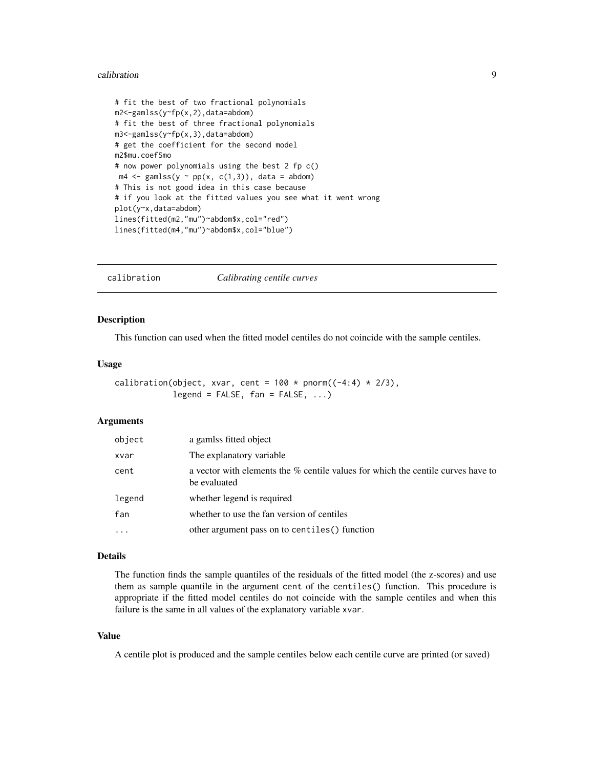```
# fit the best of two fractional polynomials
m2<-gamlss(y~fp(x,2),data=abdom)
# fit the best of three fractional polynomials
m3<-gamlss(y~fp(x,3),data=abdom)
# get the coefficient for the second model
m2$mu.coefSmo
# now power polynomials using the best 2 fp c()
 m4 <- gamlss(y ~ pp(x, c(1,3)), data = abdom)
# This is not good idea in this case because
# if you look at the fitted values you see what it went wrong
plot(y~x,data=abdom)
lines(fitted(m2,"mu")~abdom$x,col="red")
lines(fitted(m4,"mu")~abdom$x,col="blue")
```

---

## calibration — *Calibrating centile curves*

### Description

This function can used when the fitted model centiles do not coincide with the sample centiles.

### Usage

```
calibration(object, xvar, cent = 100 * pnorm((-4:4) * 2/3),
            legend = FALSE, fan = FALSE, ...)
```

### Arguments

| | |
|---|---|
| `object` | a gamlss fitted object |
| `xvar` | The explanatory variable |
| `cent` | a vector with elements the % centile values for which the centile curves have to be evaluated |
| `legend` | whether legend is required |
| `fan` | whether to use the fan version of centiles |
| `...` | other argument pass on to `centiles()` function |

### Details

The function finds the sample quantiles of the residuals of the fitted model (the z-scores) and use them as sample quantile in the argument `cent` of the `centiles()` function. This procedure is appropriate if the fitted model centiles do not coincide with the sample centiles and when this failure is the same in all values of the explanatory variable `xvar`.

### Value

A centile plot is produced and the sample centiles below each centile curve are printed (or saved)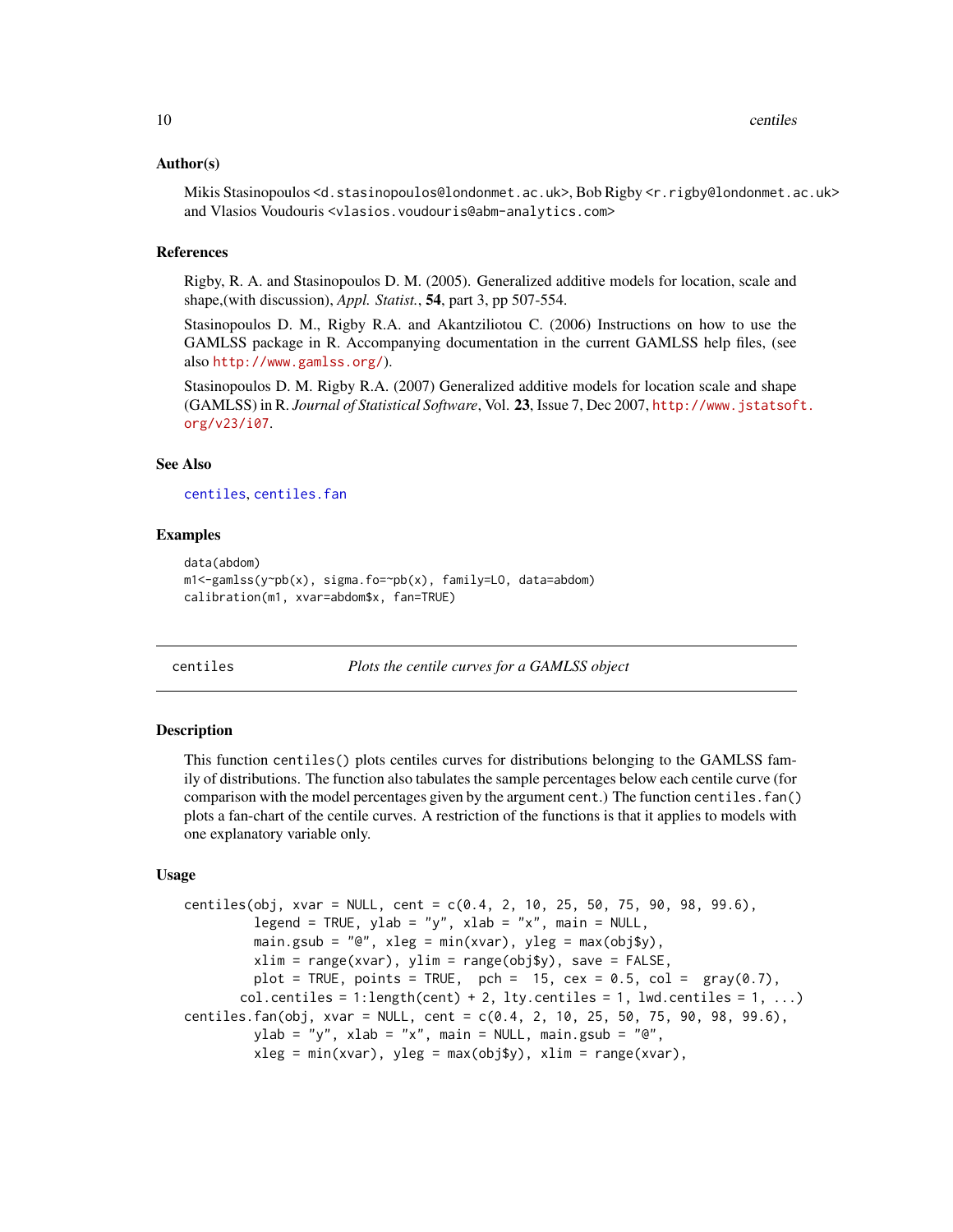### Author(s)

Mikis Stasinopoulos <d.stasinopoulos@londonmet.ac.uk>, Bob Rigby <r.rigby@londonmet.ac.uk> and Vlasios Voudouris <vlasios.voudouris@abm-analytics.com>

### References

Rigby, R. A. and Stasinopoulos D. M. (2005). Generalized additive models for location, scale and shape,(with discussion), *Appl. Statist.*, **54**, part 3, pp 507-554.

Stasinopoulos D. M., Rigby R.A. and Akantziliotou C. (2006) Instructions on how to use the GAMLSS package in R. Accompanying documentation in the current GAMLSS help files, (see also http://www.gamlss.org/).

Stasinopoulos D. M. Rigby R.A. (2007) Generalized additive models for location scale and shape (GAMLSS) in R. *Journal of Statistical Software*, Vol. **23**, Issue 7, Dec 2007, http://www.jstatsoft.org/v23/i07.

### See Also

centiles, centiles.fan

### Examples

```
data(abdom)
m1<-gamlss(y~pb(x), sigma.fo=~pb(x), family=LO, data=abdom)
calibration(m1, xvar=abdom$x, fan=TRUE)
```

---

## centiles — *Plots the centile curves for a GAMLSS object*

---

### Description

This function centiles() plots centiles curves for distributions belonging to the GAMLSS family of distributions. The function also tabulates the sample percentages below each centile curve (for comparison with the model percentages given by the argument cent.) The function centiles.fan() plots a fan-chart of the centile curves. A restriction of the functions is that it applies to models with one explanatory variable only.

### Usage

```
centiles(obj, xvar = NULL, cent = c(0.4, 2, 10, 25, 50, 75, 90, 98, 99.6),
         legend = TRUE, ylab = "y", xlab = "x", main = NULL,
         main.gsub = "@", xleg = min(xvar), yleg = max(obj$y),
         xlim = range(xvar), ylim = range(obj$y), save = FALSE,
         plot = TRUE, points = TRUE,  pch =  15, cex = 0.5, col =  gray(0.7),
       col.centiles = 1:length(cent) + 2, lty.centiles = 1, lwd.centiles = 1, ...)
centiles.fan(obj, xvar = NULL, cent = c(0.4, 2, 10, 25, 50, 75, 90, 98, 99.6),
         ylab = "y", xlab = "x", main = NULL, main.gsub = "@",
         xleg = min(xvar), yleg = max(obj$y), xlim = range(xvar),
```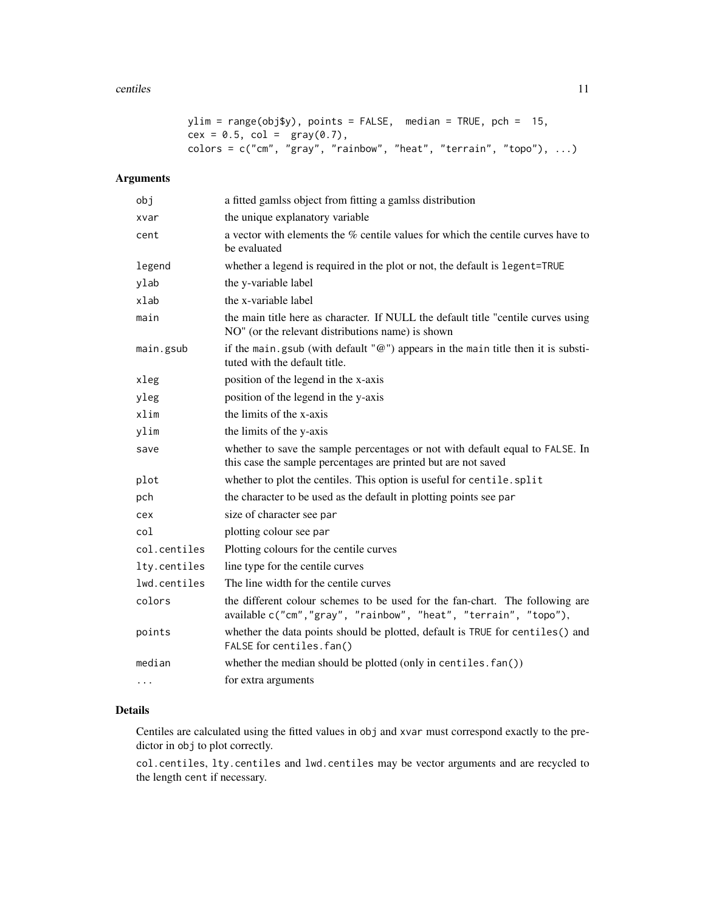```
ylim = range(obj$y), points = FALSE,  median = TRUE, pch =  15,
cex = 0.5, col =  gray(0.7),
colors = c("cm", "gray", "rainbow", "heat", "terrain", "topo"), ...)
```

## Arguments

| | |
|---|---|
| `obj` | a fitted gamlss object from fitting a gamlss distribution |
| `xvar` | the unique explanatory variable |
| `cent` | a vector with elements the % centile values for which the centile curves have to be evaluated |
| `legend` | whether a legend is required in the plot or not, the default is `legent=TRUE` |
| `ylab` | the y-variable label |
| `xlab` | the x-variable label |
| `main` | the main title here as character. If NULL the default title "centile curves using NO" (or the relevant distributions name) is shown |
| `main.gsub` | if the `main.gsub` (with default "@") appears in the `main` title then it is substituted with the default title. |
| `xleg` | position of the legend in the x-axis |
| `yleg` | position of the legend in the y-axis |
| `xlim` | the limits of the x-axis |
| `ylim` | the limits of the y-axis |
| `save` | whether to save the sample percentages or not with default equal to `FALSE`. In this case the sample percentages are printed but are not saved |
| `plot` | whether to plot the centiles. This option is useful for `centile.split` |
| `pch` | the character to be used as the default in plotting points see `par` |
| `cex` | size of character see `par` |
| `col` | plotting colour see `par` |
| `col.centiles` | Plotting colours for the centile curves |
| `lty.centiles` | line type for the centile curves |
| `lwd.centiles` | The line width for the centile curves |
| `colors` | the different colour schemes to be used for the fan-chart. The following are available `c("cm","gray", "rainbow", "heat", "terrain", "topo")`, |
| `points` | whether the data points should be plotted, default is `TRUE` for `centiles()` and `FALSE` for `centiles.fan()` |
| `median` | whether the median should be plotted (only in `centiles.fan()`) |
| `...` | for extra arguments |

## Details

Centiles are calculated using the fitted values in `obj` and `xvar` must correspond exactly to the predictor in `obj` to plot correctly.

`col.centiles`, `lty.centiles` and `lwd.centiles` may be vector arguments and are recycled to the length `cent` if necessary.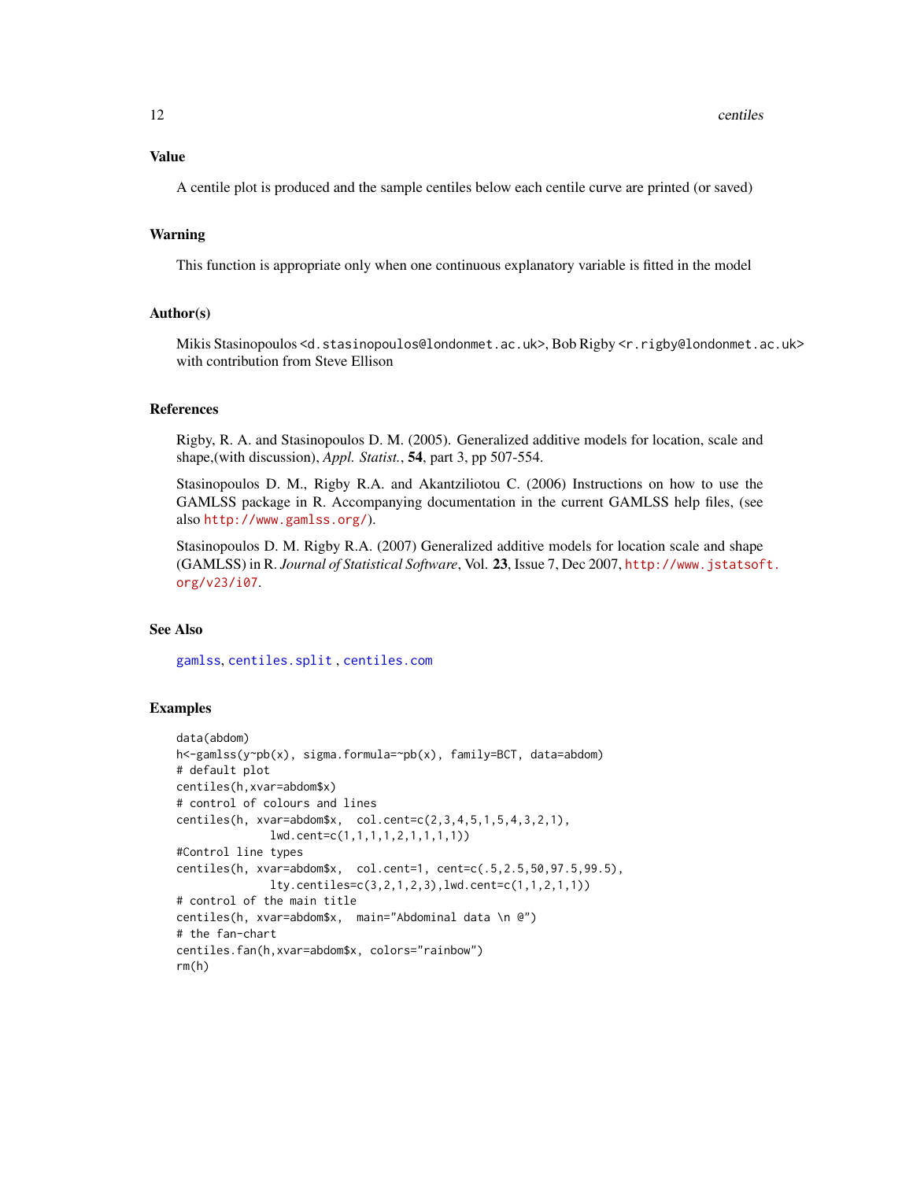## Value

A centile plot is produced and the sample centiles below each centile curve are printed (or saved)

## Warning

This function is appropriate only when one continuous explanatory variable is fitted in the model

## Author(s)

Mikis Stasinopoulos <d.stasinopoulos@londonmet.ac.uk>, Bob Rigby <r.rigby@londonmet.ac.uk> with contribution from Steve Ellison

## References

Rigby, R. A. and Stasinopoulos D. M. (2005). Generalized additive models for location, scale and shape,(with discussion), *Appl. Statist.*, **54**, part 3, pp 507-554.

Stasinopoulos D. M., Rigby R.A. and Akantziliotou C. (2006) Instructions on how to use the GAMLSS package in R. Accompanying documentation in the current GAMLSS help files, (see also http://www.gamlss.org/).

Stasinopoulos D. M. Rigby R.A. (2007) Generalized additive models for location scale and shape (GAMLSS) in R. *Journal of Statistical Software*, Vol. **23**, Issue 7, Dec 2007, http://www.jstatsoft.org/v23/i07.

## See Also

gamlss, centiles.split , centiles.com

## Examples

```
data(abdom)
h<-gamlss(y~pb(x), sigma.formula=~pb(x), family=BCT, data=abdom)
# default plot
centiles(h,xvar=abdom$x)
# control of colours and lines
centiles(h, xvar=abdom$x,  col.cent=c(2,3,4,5,1,5,4,3,2,1),
              lwd.cent=c(1,1,1,1,2,1,1,1,1))
#Control line types
centiles(h, xvar=abdom$x,  col.cent=1, cent=c(.5,2.5,50,97.5,99.5),
              lty.centiles=c(3,2,1,2,3),lwd.cent=c(1,1,2,1,1))
# control of the main title
centiles(h, xvar=abdom$x,  main="Abdominal data \n @")
# the fan-chart
centiles.fan(h,xvar=abdom$x, colors="rainbow")
rm(h)
```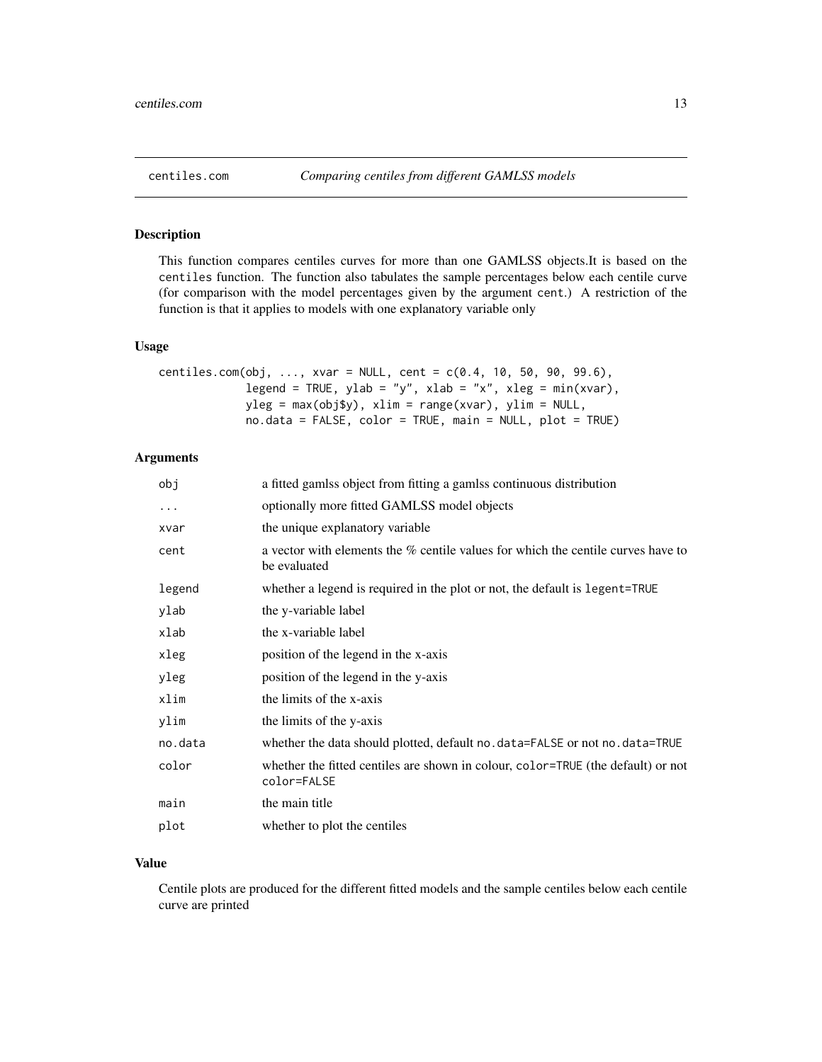## centiles.com *Comparing centiles from different GAMLSS models*

### Description

This function compares centiles curves for more than one GAMLSS objects.It is based on the `centiles` function. The function also tabulates the sample percentages below each centile curve (for comparison with the model percentages given by the argument `cent`.) A restriction of the function is that it applies to models with one explanatory variable only

### Usage

```
centiles.com(obj, ..., xvar = NULL, cent = c(0.4, 10, 50, 90, 99.6),
             legend = TRUE, ylab = "y", xlab = "x", xleg = min(xvar),
             yleg = max(obj$y), xlim = range(xvar), ylim = NULL,
             no.data = FALSE, color = TRUE, main = NULL, plot = TRUE)
```

### Arguments

| | |
|---|---|
| `obj` | a fitted gamlss object from fitting a gamlss continuous distribution |
| `...` | optionally more fitted GAMLSS model objects |
| `xvar` | the unique explanatory variable |
| `cent` | a vector with elements the % centile values for which the centile curves have to be evaluated |
| `legend` | whether a legend is required in the plot or not, the default is `legent=TRUE` |
| `ylab` | the y-variable label |
| `xlab` | the x-variable label |
| `xleg` | position of the legend in the x-axis |
| `yleg` | position of the legend in the y-axis |
| `xlim` | the limits of the x-axis |
| `ylim` | the limits of the y-axis |
| `no.data` | whether the data should plotted, default `no.data=FALSE` or not `no.data=TRUE` |
| `color` | whether the fitted centiles are shown in colour, `color=TRUE` (the default) or not `color=FALSE` |
| `main` | the main title |
| `plot` | whether to plot the centiles |

### Value

Centile plots are produced for the different fitted models and the sample centiles below each centile curve are printed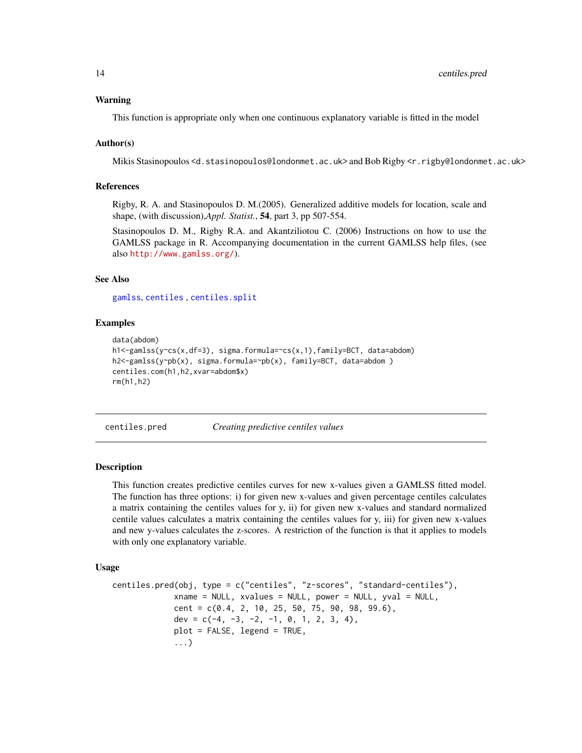### Warning

This function is appropriate only when one continuous explanatory variable is fitted in the model

### Author(s)

Mikis Stasinopoulos <d.stasinopoulos@londonmet.ac.uk> and Bob Rigby <r.rigby@londonmet.ac.uk>

### References

Rigby, R. A. and Stasinopoulos D. M.(2005). Generalized additive models for location, scale and shape, (with discussion),*Appl. Statist.*, **54**, part 3, pp 507-554.

Stasinopoulos D. M., Rigby R.A. and Akantziliotou C. (2006) Instructions on how to use the GAMLSS package in R. Accompanying documentation in the current GAMLSS help files, (see also http://www.gamlss.org/).

### See Also

gamlss, centiles , centiles.split

### Examples

```
data(abdom)
h1<-gamlss(y~cs(x,df=3), sigma.formula=~cs(x,1),family=BCT, data=abdom)
h2<-gamlss(y~pb(x), sigma.formula=~pb(x), family=BCT, data=abdom )
centiles.com(h1,h2,xvar=abdom$x)
rm(h1,h2)
```

---

## centiles.pred *Creating predictive centiles values*

### Description

This function creates predictive centiles curves for new x-values given a GAMLSS fitted model. The function has three options: i) for given new x-values and given percentage centiles calculates a matrix containing the centiles values for y, ii) for given new x-values and standard normalized centile values calculates a matrix containing the centiles values for y, iii) for given new x-values and new y-values calculates the z-scores. A restriction of the function is that it applies to models with only one explanatory variable.

### Usage

```
centiles.pred(obj, type = c("centiles", "z-scores", "standard-centiles"),
             xname = NULL, xvalues = NULL, power = NULL, yval = NULL,
             cent = c(0.4, 2, 10, 25, 50, 75, 90, 98, 99.6),
             dev = c(-4, -3, -2, -1, 0, 1, 2, 3, 4),
             plot = FALSE, legend = TRUE,
             ...)
```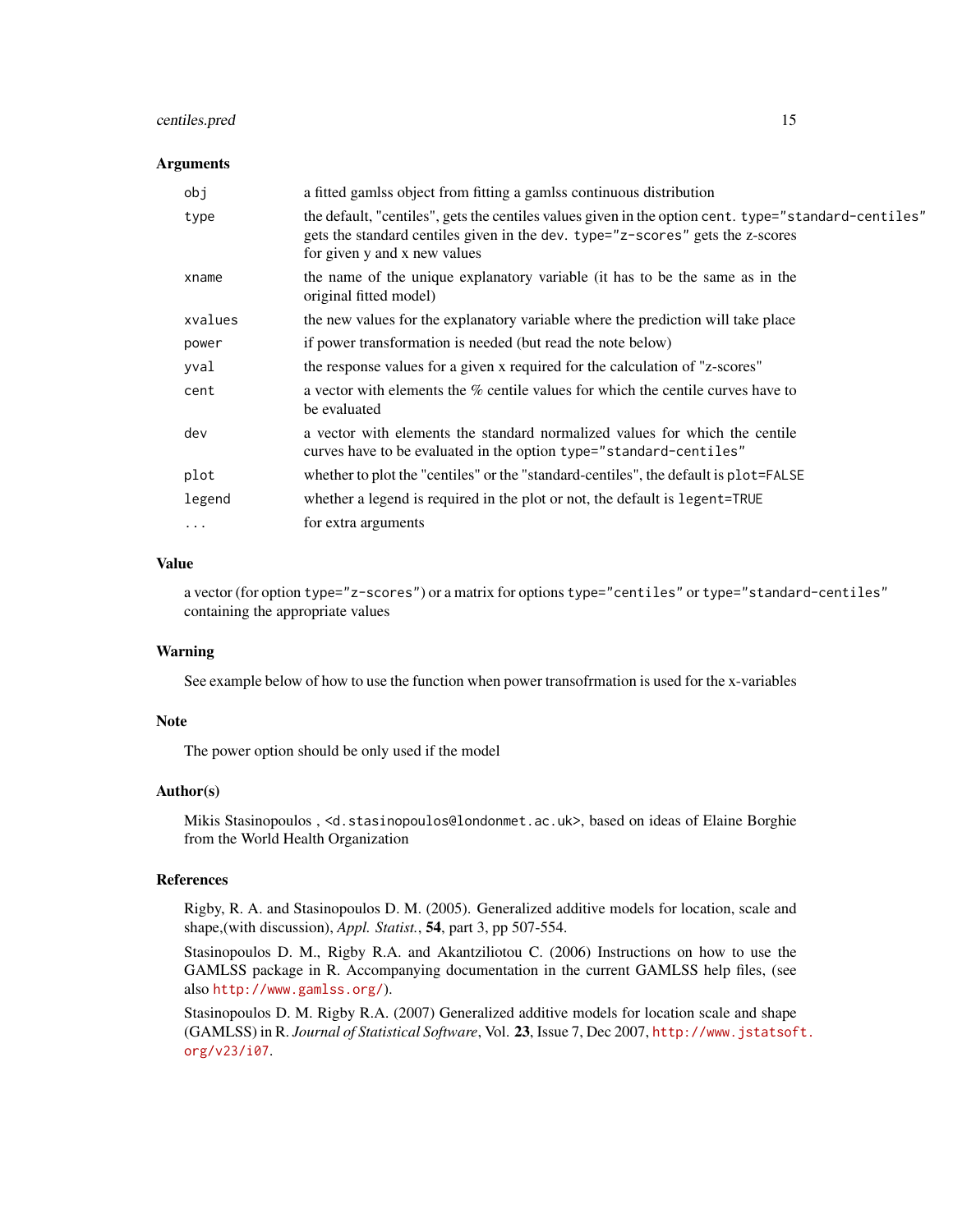### Arguments

| | |
|---|---|
| `obj` | a fitted gamlss object from fitting a gamlss continuous distribution |
| `type` | the default, "centiles", gets the centiles values given in the option `cent`. `type="standard-centiles"` gets the standard centiles given in the `dev`. `type="z-scores"` gets the z-scores for given y and x new values |
| `xname` | the name of the unique explanatory variable (it has to be the same as in the original fitted model) |
| `xvalues` | the new values for the explanatory variable where the prediction will take place |
| `power` | if power transformation is needed (but read the note below) |
| `yval` | the response values for a given x required for the calculation of "z-scores" |
| `cent` | a vector with elements the % centile values for which the centile curves have to be evaluated |
| `dev` | a vector with elements the standard normalized values for which the centile curves have to be evaluated in the option `type="standard-centiles"` |
| `plot` | whether to plot the "centiles" or the "standard-centiles", the default is `plot=FALSE` |
| `legend` | whether a legend is required in the plot or not, the default is `legent=TRUE` |
| `...` | for extra arguments |

### Value

a vector (for option `type="z-scores"`) or a matrix for options `type="centiles"` or `type="standard-centiles"` containing the appropriate values

### Warning

See example below of how to use the function when power transofrmation is used for the x-variables

### Note

The power option should be only used if the model

### Author(s)

Mikis Stasinopoulos , `<d.stasinopoulos@londonmet.ac.uk>`, based on ideas of Elaine Borghie from the World Health Organization

### References

Rigby, R. A. and Stasinopoulos D. M. (2005). Generalized additive models for location, scale and shape,(with discussion), *Appl. Statist.*, **54**, part 3, pp 507-554.

Stasinopoulos D. M., Rigby R.A. and Akantziliotou C. (2006) Instructions on how to use the GAMLSS package in R. Accompanying documentation in the current GAMLSS help files, (see also `http://www.gamlss.org/`).

Stasinopoulos D. M. Rigby R.A. (2007) Generalized additive models for location scale and shape (GAMLSS) in R. *Journal of Statistical Software*, Vol. **23**, Issue 7, Dec 2007, `http://www.jstatsoft.org/v23/i07`.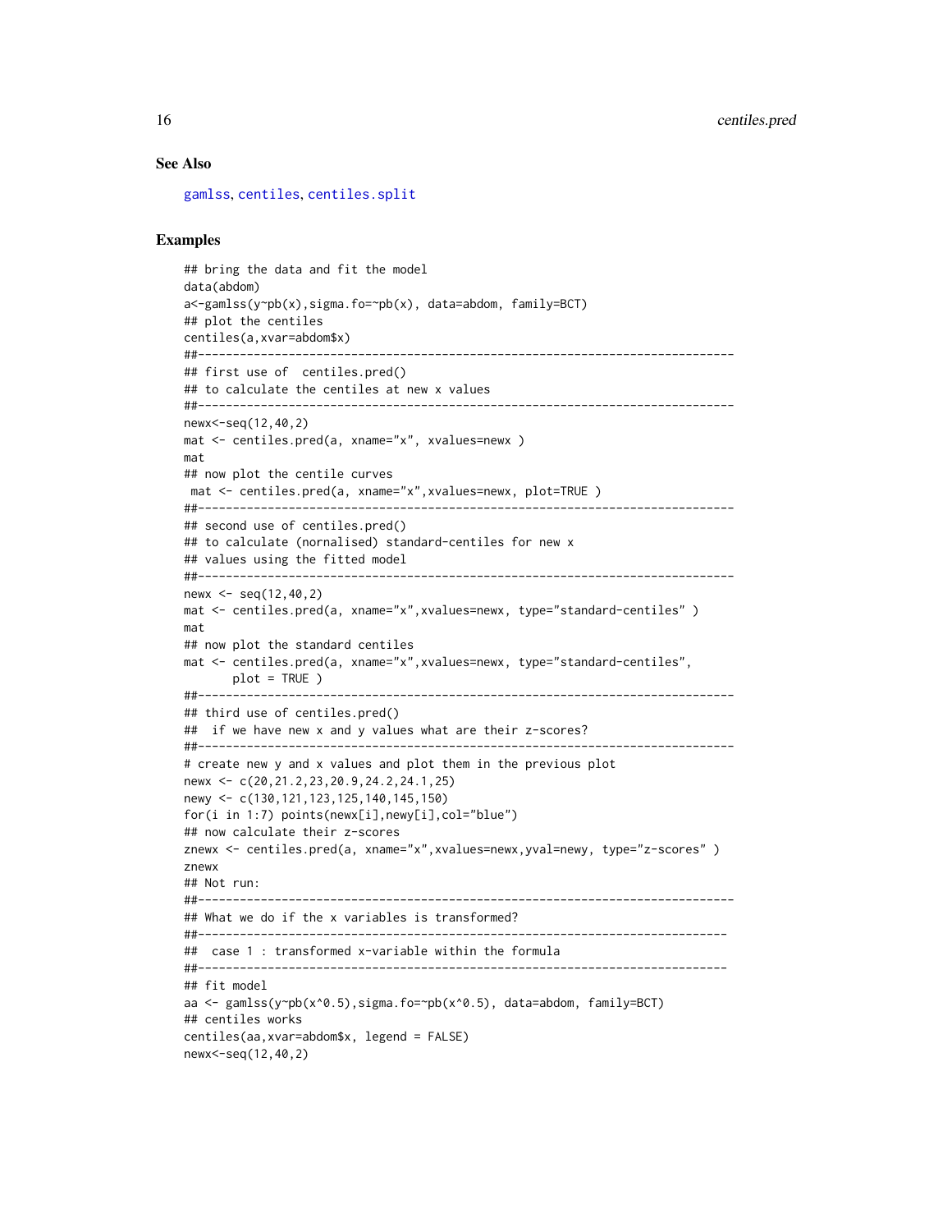## See Also

gamlss, centiles, centiles.split

## Examples

```
## bring the data and fit the model
data(abdom)
a<-gamlss(y~pb(x),sigma.fo=~pb(x), data=abdom, family=BCT)
## plot the centiles
centiles(a,xvar=abdom$x)
##-----------------------------------------------------------------------------
## first use of  centiles.pred()
## to calculate the centiles at new x values
##-----------------------------------------------------------------------------
newx<-seq(12,40,2)
mat <- centiles.pred(a, xname="x", xvalues=newx )
mat
## now plot the centile curves
 mat <- centiles.pred(a, xname="x",xvalues=newx, plot=TRUE )
##-----------------------------------------------------------------------------
## second use of centiles.pred()
## to calculate (nornalised) standard-centiles for new x
## values using the fitted model
##-----------------------------------------------------------------------------
newx <- seq(12,40,2)
mat <- centiles.pred(a, xname="x",xvalues=newx, type="standard-centiles" )
mat
## now plot the standard centiles
mat <- centiles.pred(a, xname="x",xvalues=newx, type="standard-centiles",
       plot = TRUE )
##-----------------------------------------------------------------------------
## third use of centiles.pred()
##  if we have new x and y values what are their z-scores?
##-----------------------------------------------------------------------------
# create new y and x values and plot them in the previous plot
newx <- c(20,21.2,23,20.9,24.2,24.1,25)
newy <- c(130,121,123,125,140,145,150)
for(i in 1:7) points(newx[i],newy[i],col="blue")
## now calculate their z-scores
znewx <- centiles.pred(a, xname="x",xvalues=newx,yval=newy, type="z-scores" )
znewx
## Not run:
##-----------------------------------------------------------------------------
## What we do if the x variables is transformed?
##----------------------------------------------------------------------------
##  case 1 : transformed x-variable within the formula
##----------------------------------------------------------------------------
## fit model
aa <- gamlss(y~pb(x^0.5),sigma.fo=~pb(x^0.5), data=abdom, family=BCT)
## centiles works
centiles(aa,xvar=abdom$x, legend = FALSE)
newx<-seq(12,40,2)
```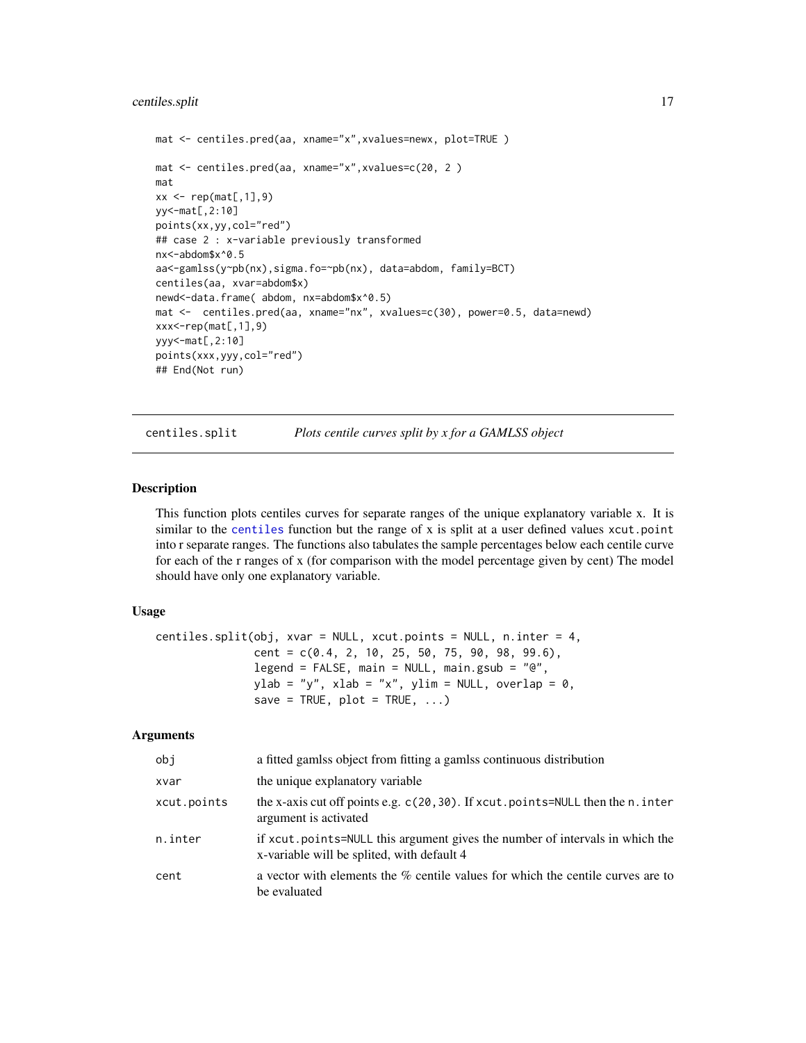```
mat <- centiles.pred(aa, xname="x",xvalues=newx, plot=TRUE )

mat <- centiles.pred(aa, xname="x",xvalues=c(20, 2 )
mat
xx <- rep(mat[,1],9)
yy<-mat[,2:10]
points(xx,yy,col="red")
## case 2 : x-variable previously transformed
nx<-abdom$x^0.5
aa<-gamlss(y~pb(nx),sigma.fo=~pb(nx), data=abdom, family=BCT)
centiles(aa, xvar=abdom$x)
newd<-data.frame( abdom, nx=abdom$x^0.5)
mat <-  centiles.pred(aa, xname="nx", xvalues=c(30), power=0.5, data=newd)
xxx<-rep(mat[,1],9)
yyy<-mat[,2:10]
points(xxx,yyy,col="red")
## End(Not run)
```

## centiles.split — *Plots centile curves split by x for a GAMLSS object*

### Description

This function plots centiles curves for separate ranges of the unique explanatory variable x. It is similar to the centiles function but the range of x is split at a user defined values xcut.point into r separate ranges. The functions also tabulates the sample percentages below each centile curve for each of the r ranges of x (for comparison with the model percentage given by cent) The model should have only one explanatory variable.

### Usage

```
centiles.split(obj, xvar = NULL, xcut.points = NULL, n.inter = 4,
               cent = c(0.4, 2, 10, 25, 50, 75, 90, 98, 99.6),
               legend = FALSE, main = NULL, main.gsub = "@",
               ylab = "y", xlab = "x", ylim = NULL, overlap = 0,
               save = TRUE, plot = TRUE, ...)
```

### Arguments

| | |
|---|---|
| obj | a fitted gamlss object from fitting a gamlss continuous distribution |
| xvar | the unique explanatory variable |
| xcut.points | the x-axis cut off points e.g. c(20,30). If xcut.points=NULL then the n.inter argument is activated |
| n.inter | if xcut.points=NULL this argument gives the number of intervals in which the x-variable will be splited, with default 4 |
| cent | a vector with elements the % centile values for which the centile curves are to be evaluated |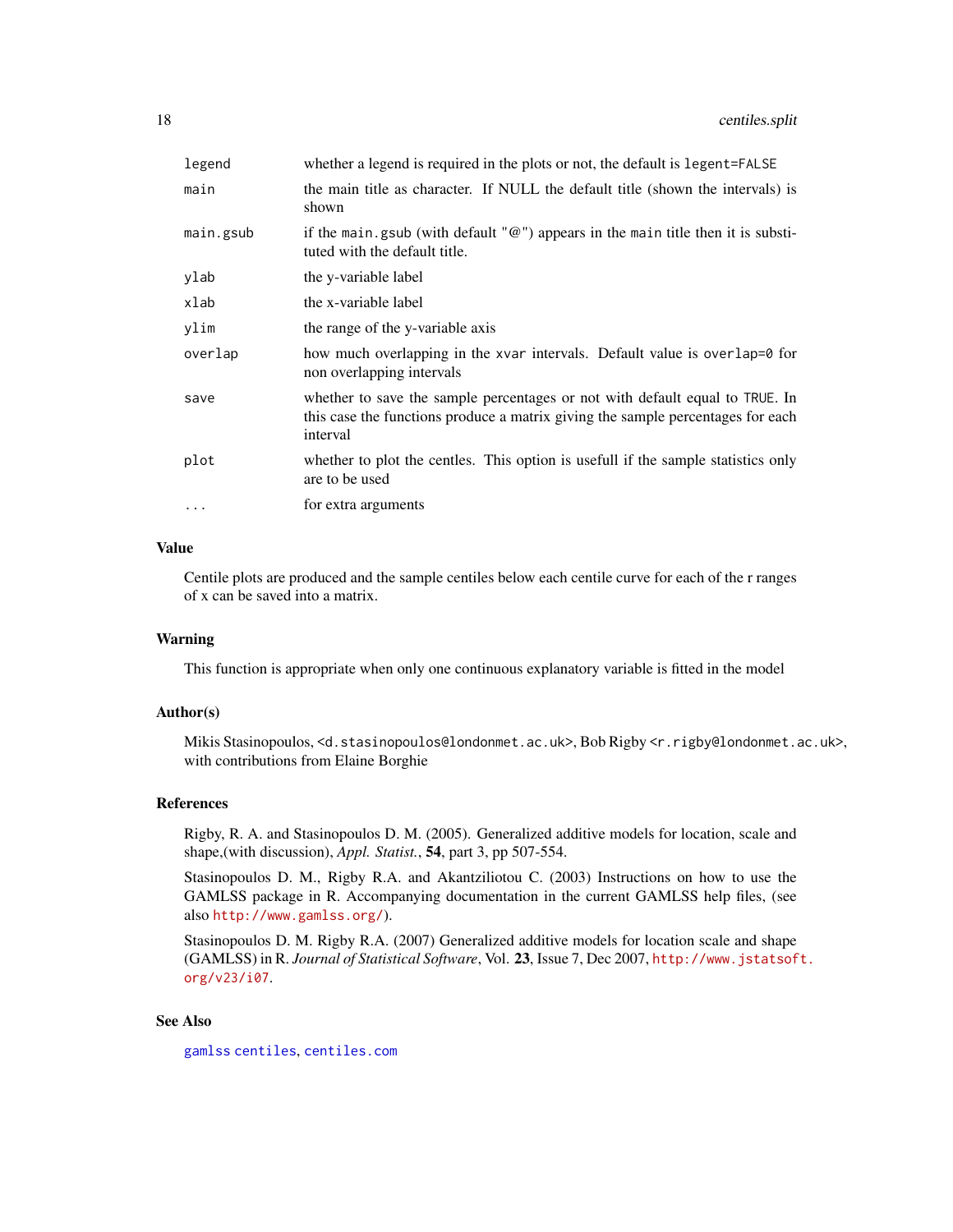| | |
|---|---|
| `legend` | whether a legend is required in the plots or not, the default is `legent=FALSE` |
| `main` | the main title as character. If NULL the default title (shown the intervals) is shown |
| `main.gsub` | if the `main.gsub` (with default "@") appears in the `main` title then it is substituted with the default title. |
| `ylab` | the y-variable label |
| `xlab` | the x-variable label |
| `ylim` | the range of the y-variable axis |
| `overlap` | how much overlapping in the `xvar` intervals. Default value is `overlap=0` for non overlapping intervals |
| `save` | whether to save the sample percentages or not with default equal to `TRUE`. In this case the functions produce a matrix giving the sample percentages for each interval |
| `plot` | whether to plot the centles. This option is usefull if the sample statistics only are to be used |
| `...` | for extra arguments |

## Value

Centile plots are produced and the sample centiles below each centile curve for each of the r ranges of x can be saved into a matrix.

## Warning

This function is appropriate when only one continuous explanatory variable is fitted in the model

## Author(s)

Mikis Stasinopoulos, `<d.stasinopoulos@londonmet.ac.uk>`, Bob Rigby `<r.rigby@londonmet.ac.uk>`, with contributions from Elaine Borghie

## References

Rigby, R. A. and Stasinopoulos D. M. (2005). Generalized additive models for location, scale and shape,(with discussion), *Appl. Statist.*, **54**, part 3, pp 507-554.

Stasinopoulos D. M., Rigby R.A. and Akantziliotou C. (2003) Instructions on how to use the GAMLSS package in R. Accompanying documentation in the current GAMLSS help files, (see also http://www.gamlss.org/).

Stasinopoulos D. M. Rigby R.A. (2007) Generalized additive models for location scale and shape (GAMLSS) in R. *Journal of Statistical Software*, Vol. **23**, Issue 7, Dec 2007, http://www.jstatsoft.org/v23/i07.

## See Also

`gamlss` `centiles`, `centiles.com`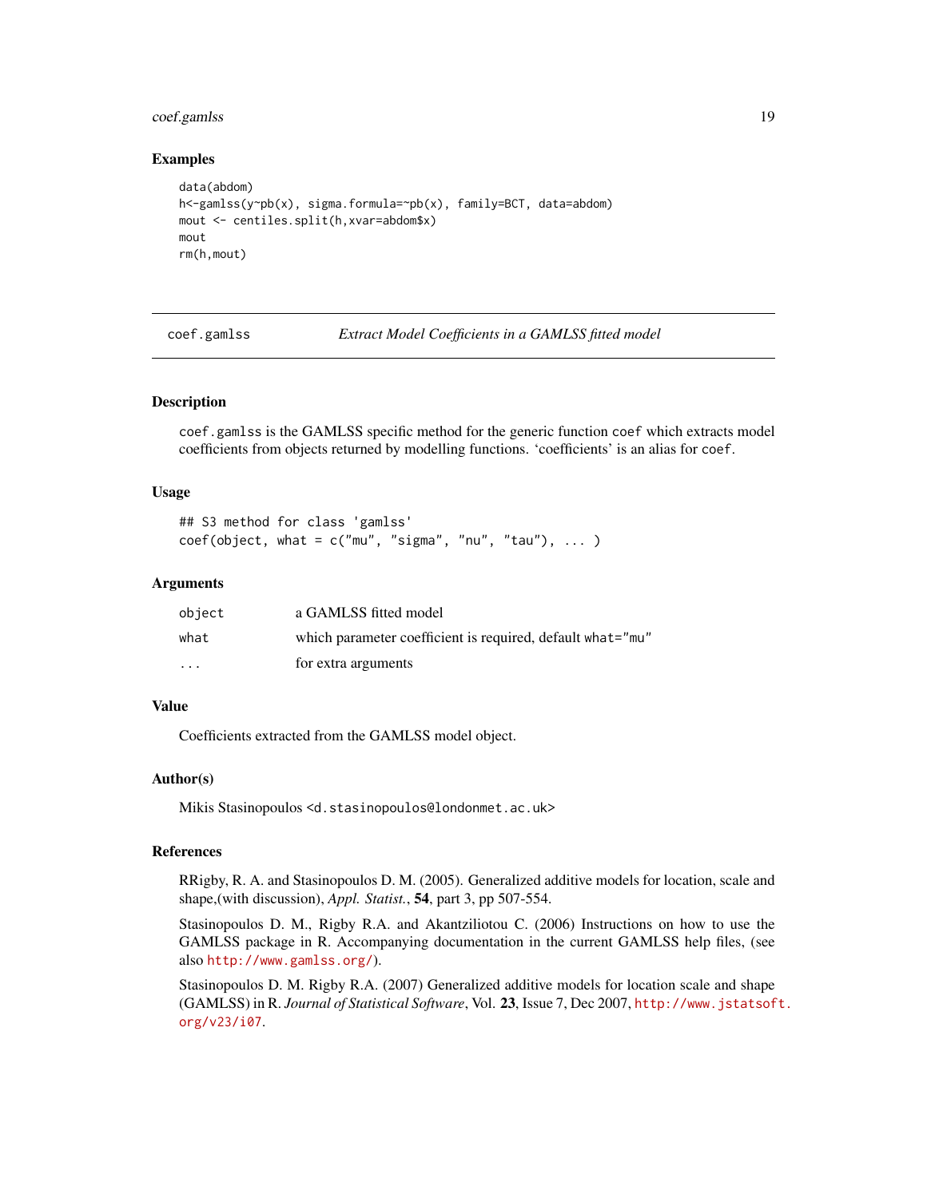## Examples

```
data(abdom)
h<-gamlss(y~pb(x), sigma.formula=~pb(x), family=BCT, data=abdom)
mout <- centiles.split(h,xvar=abdom$x)
mout
rm(h,mout)
```

---

# coef.gamlss — *Extract Model Coefficients in a GAMLSS fitted model*

---

## Description

`coef.gamlss` is the GAMLSS specific method for the generic function `coef` which extracts model coefficients from objects returned by modelling functions. 'coefficients' is an alias for `coef`.

## Usage

```
## S3 method for class 'gamlss'
coef(object, what = c("mu", "sigma", "nu", "tau"), ... )
```

## Arguments

| | |
|---|---|
| `object` | a GAMLSS fitted model |
| `what` | which parameter coefficient is required, default `what="mu"` |
| `...` | for extra arguments |

## Value

Coefficients extracted from the GAMLSS model object.

## Author(s)

Mikis Stasinopoulos <`d.stasinopoulos@londonmet.ac.uk`>

## References

RRigby, R. A. and Stasinopoulos D. M. (2005). Generalized additive models for location, scale and shape,(with discussion), *Appl. Statist.*, **54**, part 3, pp 507-554.

Stasinopoulos D. M., Rigby R.A. and Akantziliotou C. (2006) Instructions on how to use the GAMLSS package in R. Accompanying documentation in the current GAMLSS help files, (see also `http://www.gamlss.org/`).

Stasinopoulos D. M. Rigby R.A. (2007) Generalized additive models for location scale and shape (GAMLSS) in R. *Journal of Statistical Software*, Vol. **23**, Issue 7, Dec 2007, `http://www.jstatsoft.org/v23/i07`.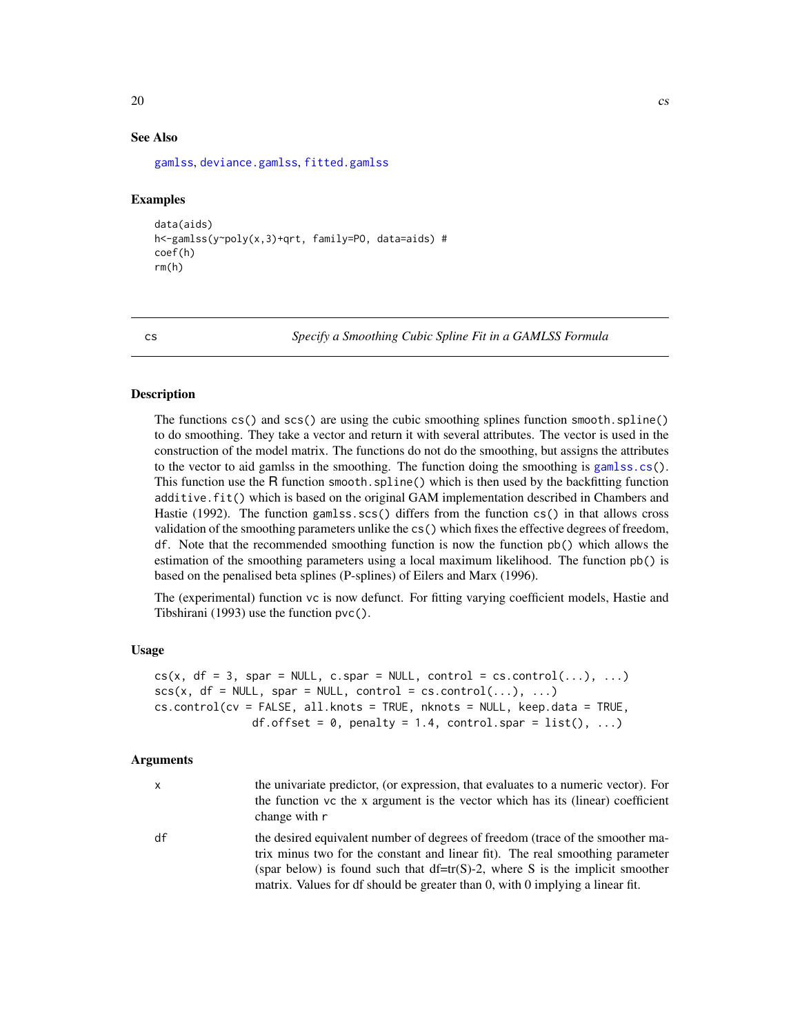## See Also

gamlss, deviance.gamlss, fitted.gamlss

## Examples

```
data(aids)
h<-gamlss(y~poly(x,3)+qrt, family=PO, data=aids) #
coef(h)
rm(h)
```

---

# cs — *Specify a Smoothing Cubic Spline Fit in a GAMLSS Formula*

## Description

The functions `cs()` and `scs()` are using the cubic smoothing splines function `smooth.spline()` to do smoothing. They take a vector and return it with several attributes. The vector is used in the construction of the model matrix. The functions do not do the smoothing, but assigns the attributes to the vector to aid gamlss in the smoothing. The function doing the smoothing is `gamlss.cs()`. This function use the R function `smooth.spline()` which is then used by the backfitting function `additive.fit()` which is based on the original GAM implementation described in Chambers and Hastie (1992). The function `gamlss.scs()` differs from the function `cs()` in that allows cross validation of the smoothing parameters unlike the `cs()` which fixes the effective degrees of freedom, `df`. Note that the recommended smoothing function is now the function `pb()` which allows the estimation of the smoothing parameters using a local maximum likelihood. The function `pb()` is based on the penalised beta splines (P-splines) of Eilers and Marx (1996).

The (experimental) function `vc` is now defunct. For fitting varying coefficient models, Hastie and Tibshirani (1993) use the function `pvc()`.

## Usage

```
cs(x, df = 3, spar = NULL, c.spar = NULL, control = cs.control(...), ...)
scs(x, df = NULL, spar = NULL, control = cs.control(...), ...)
cs.control(cv = FALSE, all.knots = TRUE, nknots = NULL, keep.data = TRUE,
           df.offset = 0, penalty = 1.4, control.spar = list(), ...)
```

## Arguments

| | |
|---|---|
| `x` | the univariate predictor, (or expression, that evaluates to a numeric vector). For the function `vc` the x argument is the vector which has its (linear) coefficient change with `r` |
| `df` | the desired equivalent number of degrees of freedom (trace of the smoother matrix minus two for the constant and linear fit). The real smoothing parameter (spar below) is found such that df=tr(S)-2, where S is the implicit smoother matrix. Values for df should be greater than 0, with 0 implying a linear fit. |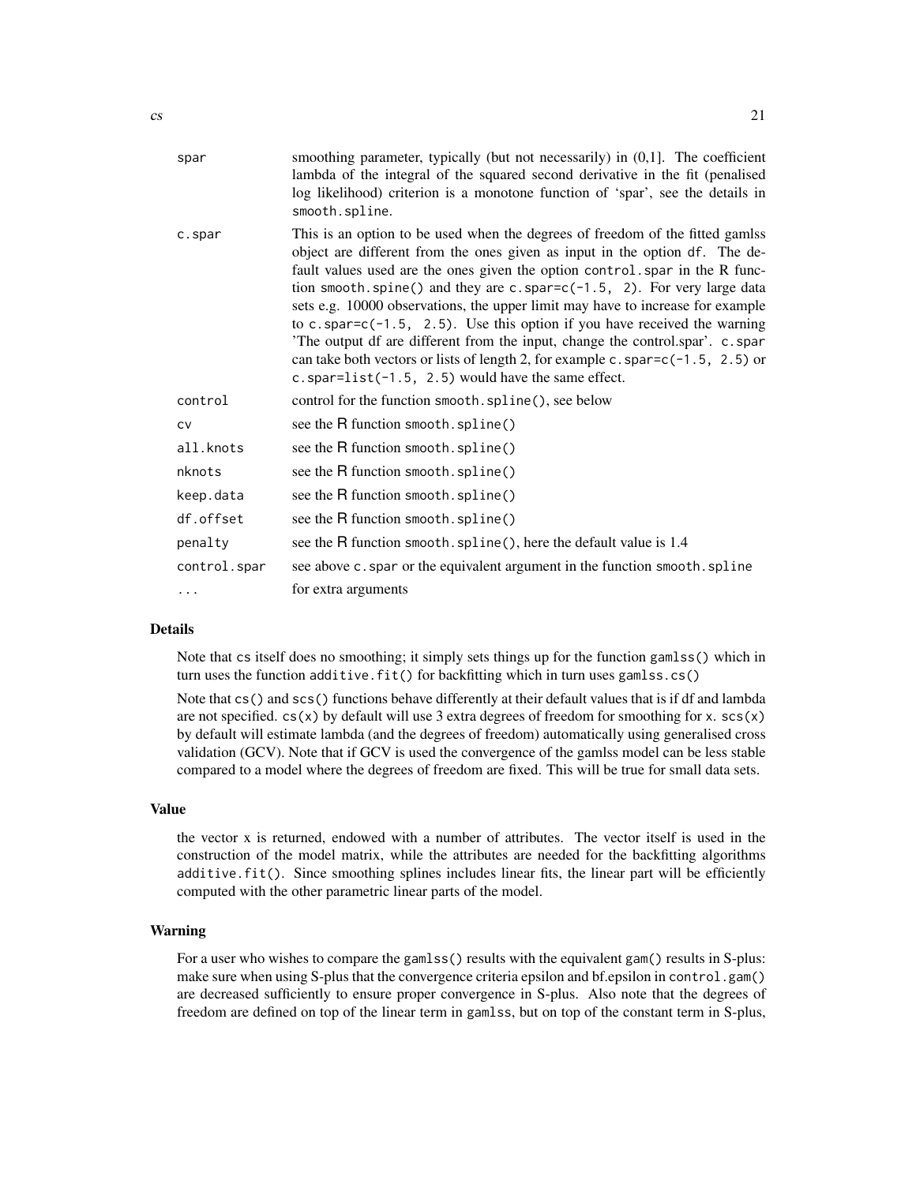| | |
|---|---|
| spar | smoothing parameter, typically (but not necessarily) in (0,1]. The coefficient lambda of the integral of the squared second derivative in the fit (penalised log likelihood) criterion is a monotone function of 'spar', see the details in `smooth.spline`. |
| c.spar | This is an option to be used when the degrees of freedom of the fitted gamlss object are different from the ones given as input in the option `df`. The default values used are the ones given the option `control.spar` in the R function `smooth.spine()` and they are `c.spar=c(-1.5, 2)`. For very large data sets e.g. 10000 observations, the upper limit may have to increase for example to `c.spar=c(-1.5, 2.5)`. Use this option if you have received the warning 'The output df are different from the input, change the control.spar'. `c.spar` can take both vectors or lists of length 2, for example `c.spar=c(-1.5, 2.5)` or `c.spar=list(-1.5, 2.5)` would have the same effect. |
| control | control for the function `smooth.spline()`, see below |
| cv | see the R function `smooth.spline()` |
| all.knots | see the R function `smooth.spline()` |
| nknots | see the R function `smooth.spline()` |
| keep.data | see the R function `smooth.spline()` |
| df.offset | see the R function `smooth.spline()` |
| penalty | see the R function `smooth.spline()`, here the default value is 1.4 |
| control.spar | see above `c.spar` or the equivalent argument in the function `smooth.spline` |
| ... | for extra arguments |

### Details

Note that `cs` itself does no smoothing; it simply sets things up for the function `gamlss()` which in turn uses the function `additive.fit()` for backfitting which in turn uses `gamlss.cs()`

Note that `cs()` and `scs()` functions behave differently at their default values that is if df and lambda are not specified. `cs(x)` by default will use 3 extra degrees of freedom for smoothing for x. `scs(x)` by default will estimate lambda (and the degrees of freedom) automatically using generalised cross validation (GCV). Note that if GCV is used the convergence of the gamlss model can be less stable compared to a model where the degrees of freedom are fixed. This will be true for small data sets.

### Value

the vector x is returned, endowed with a number of attributes. The vector itself is used in the construction of the model matrix, while the attributes are needed for the backfitting algorithms `additive.fit()`. Since smoothing splines includes linear fits, the linear part will be efficiently computed with the other parametric linear parts of the model.

### Warning

For a user who wishes to compare the `gamlss()` results with the equivalent `gam()` results in S-plus: make sure when using S-plus that the convergence criteria epsilon and bf.epsilon in `control.gam()` are decreased sufficiently to ensure proper convergence in S-plus. Also note that the degrees of freedom are defined on top of the linear term in `gamlss`, but on top of the constant term in S-plus,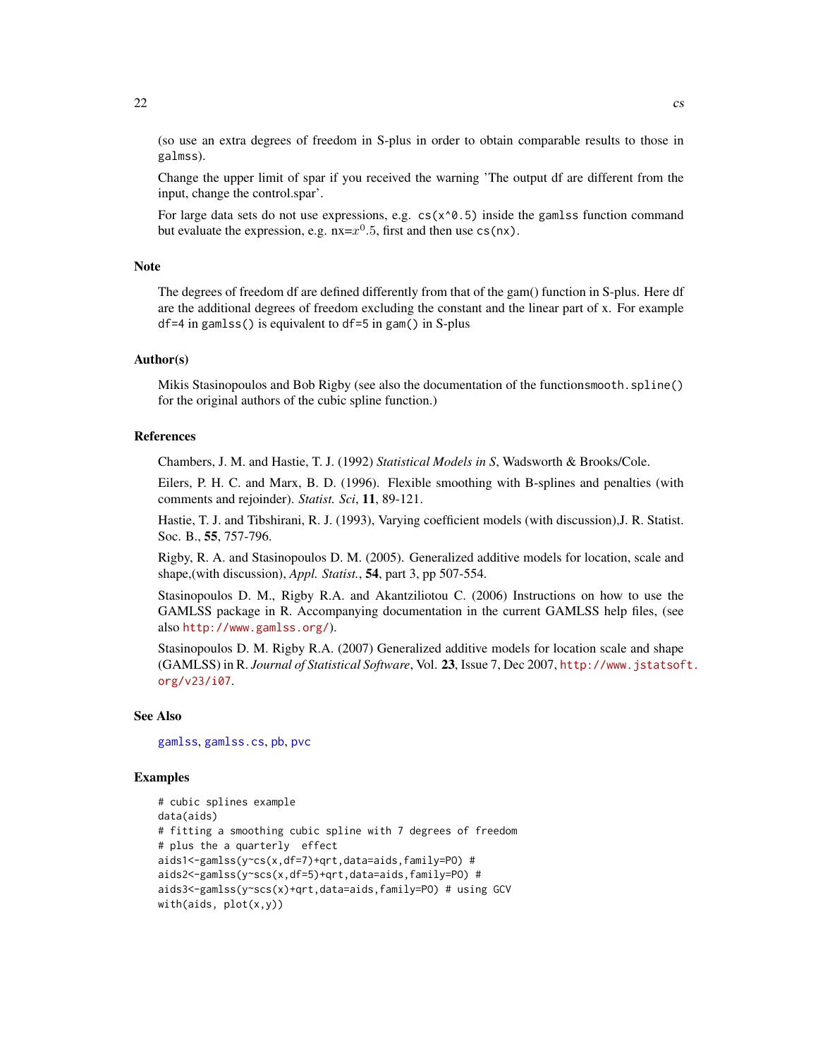(so use an extra degrees of freedom in S-plus in order to obtain comparable results to those in galmss).

Change the upper limit of spar if you received the warning 'The output df are different from the input, change the control.spar'.

For large data sets do not use expressions, e.g. `cs(x^0.5)` inside the `gamlss` function command but evaluate the expression, e.g. nx=$x^0.5$, first and then use `cs(nx)`.

## Note

The degrees of freedom df are defined differently from that of the gam() function in S-plus. Here df are the additional degrees of freedom excluding the constant and the linear part of x. For example `df=4` in `gamlss()` is equivalent to `df=5` in `gam()` in S-plus

## Author(s)

Mikis Stasinopoulos and Bob Rigby (see also the documentation of the function`smooth.spline()` for the original authors of the cubic spline function.)

## References

Chambers, J. M. and Hastie, T. J. (1992) *Statistical Models in S*, Wadsworth & Brooks/Cole.

Eilers, P. H. C. and Marx, B. D. (1996). Flexible smoothing with B-splines and penalties (with comments and rejoinder). *Statist. Sci*, **11**, 89-121.

Hastie, T. J. and Tibshirani, R. J. (1993), Varying coefficient models (with discussion),J. R. Statist. Soc. B., **55**, 757-796.

Rigby, R. A. and Stasinopoulos D. M. (2005). Generalized additive models for location, scale and shape,(with discussion), *Appl. Statist.*, **54**, part 3, pp 507-554.

Stasinopoulos D. M., Rigby R.A. and Akantziliotou C. (2006) Instructions on how to use the GAMLSS package in R. Accompanying documentation in the current GAMLSS help files, (see also http://www.gamlss.org/).

Stasinopoulos D. M. Rigby R.A. (2007) Generalized additive models for location scale and shape (GAMLSS) in R. *Journal of Statistical Software*, Vol. **23**, Issue 7, Dec 2007, http://www.jstatsoft.org/v23/i07.

## See Also

gamlss, gamlss.cs, pb, pvc

## Examples

```
# cubic splines example
data(aids)
# fitting a smoothing cubic spline with 7 degrees of freedom
# plus the a quarterly  effect
aids1<-gamlss(y~cs(x,df=7)+qrt,data=aids,family=PO) #
aids2<-gamlss(y~scs(x,df=5)+qrt,data=aids,family=PO) #
aids3<-gamlss(y~scs(x)+qrt,data=aids,family=PO) # using GCV
with(aids, plot(x,y))
```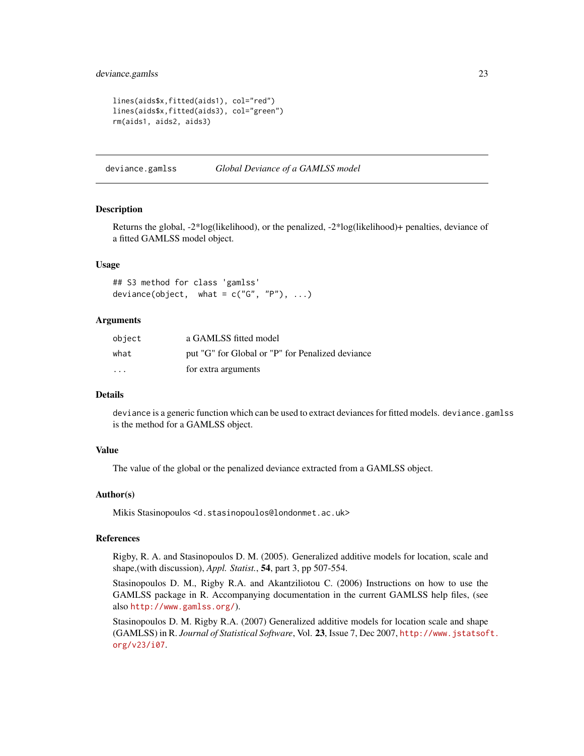```
lines(aids$x,fitted(aids1), col="red")
lines(aids$x,fitted(aids3), col="green")
rm(aids1, aids2, aids3)
```

## deviance.gamlss — *Global Deviance of a GAMLSS model*

### Description

Returns the global, -2*log(likelihood), or the penalized, -2*log(likelihood)+ penalties, deviance of a fitted GAMLSS model object.

### Usage

```
## S3 method for class 'gamlss'
deviance(object,  what = c("G", "P"), ...)
```

### Arguments

| | |
|---|---|
| `object` | a GAMLSS fitted model |
| `what` | put "G" for Global or "P" for Penalized deviance |
| `...` | for extra arguments |

### Details

`deviance` is a generic function which can be used to extract deviances for fitted models. `deviance.gamlss` is the method for a GAMLSS object.

### Value

The value of the global or the penalized deviance extracted from a GAMLSS object.

### Author(s)

Mikis Stasinopoulos <d.stasinopoulos@londonmet.ac.uk>

### References

Rigby, R. A. and Stasinopoulos D. M. (2005). Generalized additive models for location, scale and shape,(with discussion), *Appl. Statist.*, **54**, part 3, pp 507-554.

Stasinopoulos D. M., Rigby R.A. and Akantziliotou C. (2006) Instructions on how to use the GAMLSS package in R. Accompanying documentation in the current GAMLSS help files, (see also http://www.gamlss.org/).

Stasinopoulos D. M. Rigby R.A. (2007) Generalized additive models for location scale and shape (GAMLSS) in R. *Journal of Statistical Software*, Vol. **23**, Issue 7, Dec 2007, http://www.jstatsoft.org/v23/i07.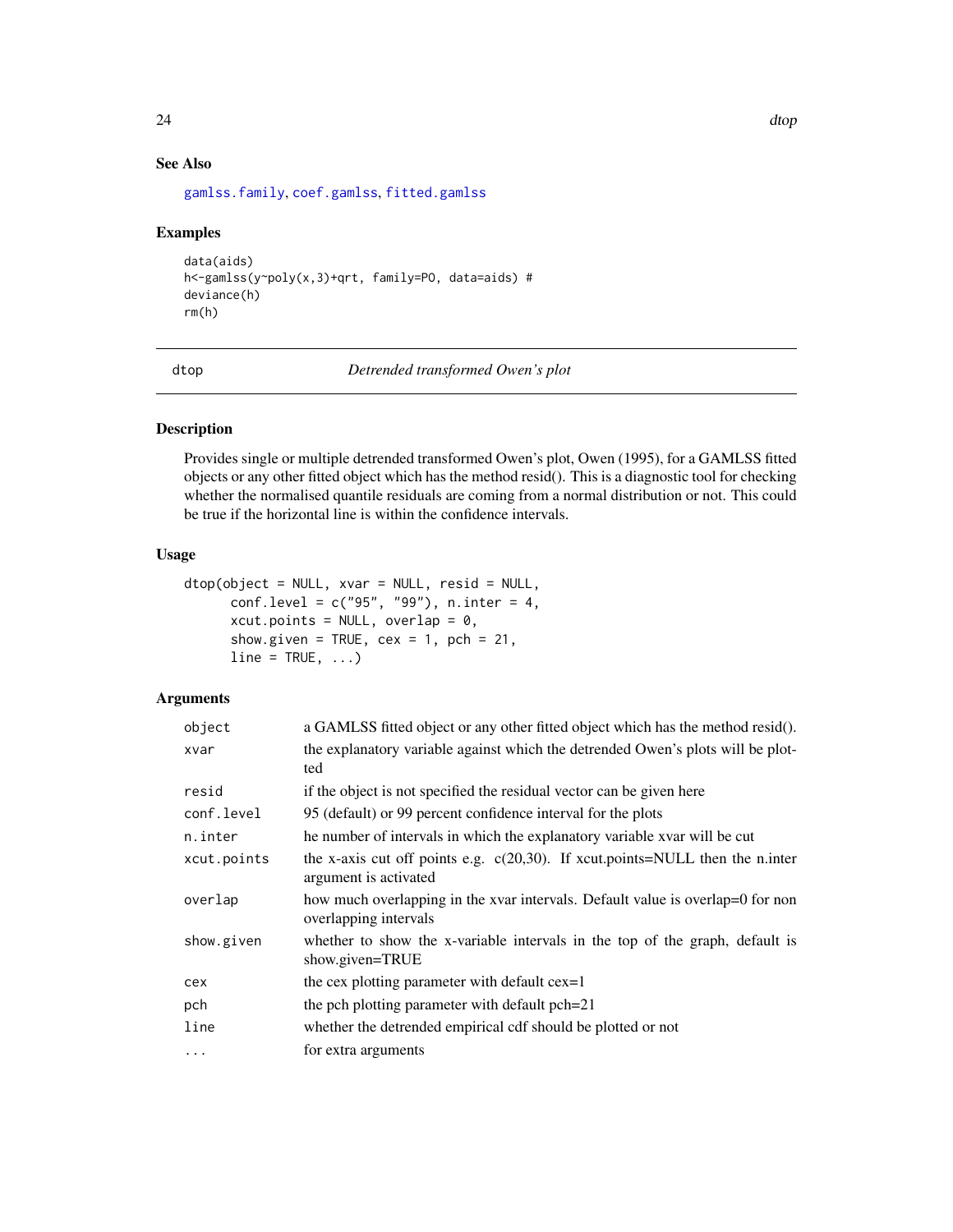## See Also

gamlss.family, coef.gamlss, fitted.gamlss

## Examples

```
data(aids)
h<-gamlss(y~poly(x,3)+qrt, family=PO, data=aids) #
deviance(h)
rm(h)
```

---

# dtop — *Detrended transformed Owen's plot*

## Description

Provides single or multiple detrended transformed Owen's plot, Owen (1995), for a GAMLSS fitted objects or any other fitted object which has the method resid(). This is a diagnostic tool for checking whether the normalised quantile residuals are coming from a normal distribution or not. This could be true if the horizontal line is within the confidence intervals.

## Usage

```
dtop(object = NULL, xvar = NULL, resid = NULL,
      conf.level = c("95", "99"), n.inter = 4,
      xcut.points = NULL, overlap = 0,
      show.given = TRUE, cex = 1, pch = 21,
      line = TRUE, ...)
```

## Arguments

| | |
|---|---|
| `object` | a GAMLSS fitted object or any other fitted object which has the method resid(). |
| `xvar` | the explanatory variable against which the detrended Owen's plots will be plotted |
| `resid` | if the object is not specified the residual vector can be given here |
| `conf.level` | 95 (default) or 99 percent confidence interval for the plots |
| `n.inter` | he number of intervals in which the explanatory variable xvar will be cut |
| `xcut.points` | the x-axis cut off points e.g. c(20,30). If xcut.points=NULL then the n.inter argument is activated |
| `overlap` | how much overlapping in the xvar intervals. Default value is overlap=0 for non overlapping intervals |
| `show.given` | whether to show the x-variable intervals in the top of the graph, default is show.given=TRUE |
| `cex` | the cex plotting parameter with default cex=1 |
| `pch` | the pch plotting parameter with default pch=21 |
| `line` | whether the detrended empirical cdf should be plotted or not |
| `...` | for extra arguments |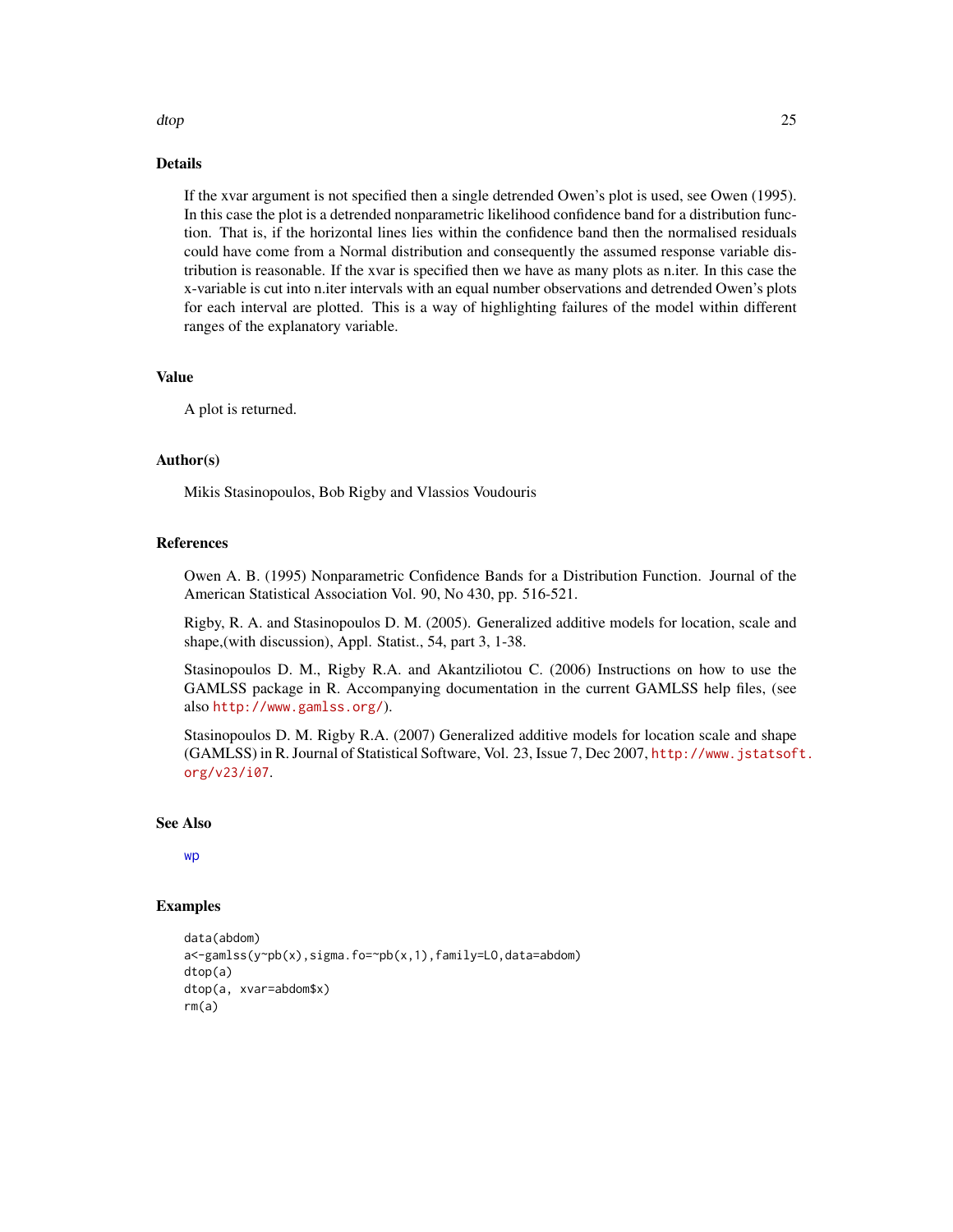## Details

If the xvar argument is not specified then a single detrended Owen's plot is used, see Owen (1995). In this case the plot is a detrended nonparametric likelihood confidence band for a distribution function. That is, if the horizontal lines lies within the confidence band then the normalised residuals could have come from a Normal distribution and consequently the assumed response variable distribution is reasonable. If the xvar is specified then we have as many plots as n.iter. In this case the x-variable is cut into n.iter intervals with an equal number observations and detrended Owen's plots for each interval are plotted. This is a way of highlighting failures of the model within different ranges of the explanatory variable.

## Value

A plot is returned.

## Author(s)

Mikis Stasinopoulos, Bob Rigby and Vlassios Voudouris

## References

Owen A. B. (1995) Nonparametric Confidence Bands for a Distribution Function. Journal of the American Statistical Association Vol. 90, No 430, pp. 516-521.

Rigby, R. A. and Stasinopoulos D. M. (2005). Generalized additive models for location, scale and shape,(with discussion), Appl. Statist., 54, part 3, 1-38.

Stasinopoulos D. M., Rigby R.A. and Akantziliotou C. (2006) Instructions on how to use the GAMLSS package in R. Accompanying documentation in the current GAMLSS help files, (see also http://www.gamlss.org/).

Stasinopoulos D. M. Rigby R.A. (2007) Generalized additive models for location scale and shape (GAMLSS) in R. Journal of Statistical Software, Vol. 23, Issue 7, Dec 2007, http://www.jstatsoft.org/v23/i07.

## See Also

wp

## Examples

```
data(abdom)
a<-gamlss(y~pb(x),sigma.fo=~pb(x,1),family=LO,data=abdom)
dtop(a)
dtop(a, xvar=abdom$x)
rm(a)
```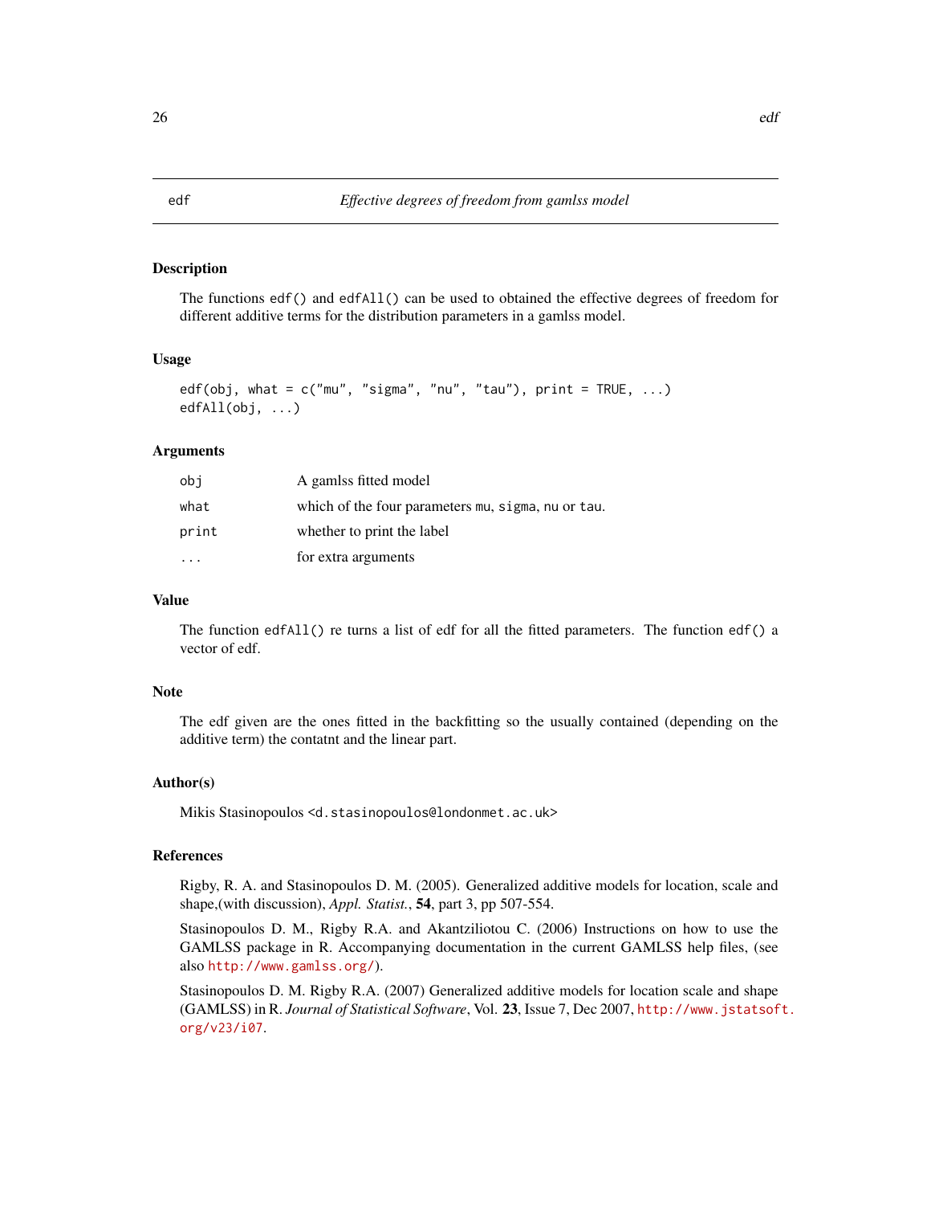# edf — *Effective degrees of freedom from gamlss model*

## Description

The functions `edf()` and `edfAll()` can be used to obtained the effective degrees of freedom for different additive terms for the distribution parameters in a gamlss model.

## Usage

```
edf(obj, what = c("mu", "sigma", "nu", "tau"), print = TRUE, ...)
edfAll(obj, ...)
```

## Arguments

| | |
|---|---|
| `obj` | A gamlss fitted model |
| `what` | which of the four parameters `mu`, `sigma`, `nu` or `tau`. |
| `print` | whether to print the label |
| `...` | for extra arguments |

## Value

The function `edfAll()` re turns a list of edf for all the fitted parameters. The function `edf()` a vector of edf.

## Note

The edf given are the ones fitted in the backfitting so the usually contained (depending on the additive term) the contatnt and the linear part.

## Author(s)

Mikis Stasinopoulos <d.stasinopoulos@londonmet.ac.uk>

## References

Rigby, R. A. and Stasinopoulos D. M. (2005). Generalized additive models for location, scale and shape,(with discussion), *Appl. Statist.*, **54**, part 3, pp 507-554.

Stasinopoulos D. M., Rigby R.A. and Akantziliotou C. (2006) Instructions on how to use the GAMLSS package in R. Accompanying documentation in the current GAMLSS help files, (see also http://www.gamlss.org/).

Stasinopoulos D. M. Rigby R.A. (2007) Generalized additive models for location scale and shape (GAMLSS) in R. *Journal of Statistical Software*, Vol. **23**, Issue 7, Dec 2007, http://www.jstatsoft.org/v23/i07.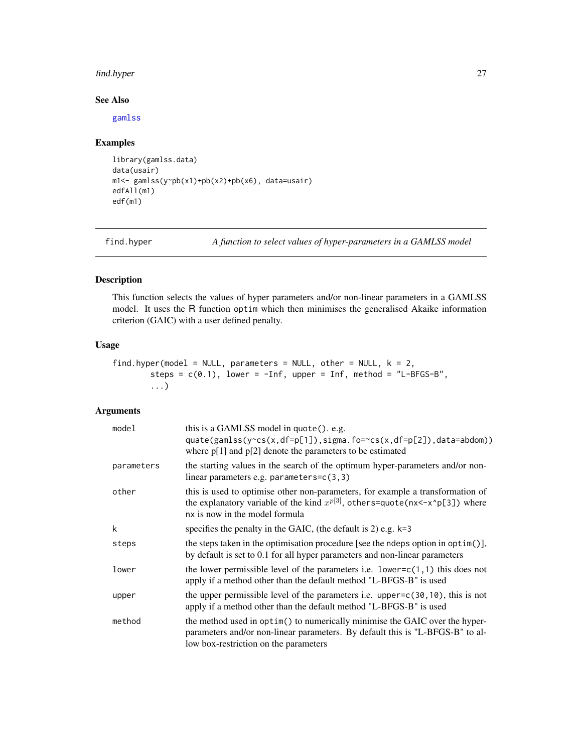## See Also

gamlss

## Examples

```
library(gamlss.data)
data(usair)
m1<- gamlss(y~pb(x1)+pb(x2)+pb(x6), data=usair)
edfAll(m1)
edf(m1)
```

---

# find.hyper *A function to select values of hyper-parameters in a GAMLSS model*

---

## Description

This function selects the values of hyper parameters and/or non-linear parameters in a GAMLSS model. It uses the R function optim which then minimises the generalised Akaike information criterion (GAIC) with a user defined penalty.

## Usage

```
find.hyper(model = NULL, parameters = NULL, other = NULL, k = 2,
        steps = c(0.1), lower = -Inf, upper = Inf, method = "L-BFGS-B",
        ...)
```

## Arguments

| | |
|---|---|
| model | this is a GAMLSS model in quote(). e.g. quote(gamlss(y~cs(x,df=p[1]),sigma.fo=~cs(x,df=p[2]),data=abdom)) where p[1] and p[2] denote the parameters to be estimated |
| parameters | the starting values in the search of the optimum hyper-parameters and/or non-linear parameters e.g. parameters=c(3,3) |
| other | this is used to optimise other non-parameters, for example a transformation of the explanatory variable of the kind $x^{p[3]}$, others=quote(nx<-x^p[3]) where nx is now in the model formula |
| k | specifies the penalty in the GAIC, (the default is 2) e.g. k=3 |
| steps | the steps taken in the optimisation procedure [see the ndeps option in optim()], by default is set to 0.1 for all hyper parameters and non-linear parameters |
| lower | the lower permissible level of the parameters i.e. lower=c(1,1) this does not apply if a method other than the default method "L-BFGS-B" is used |
| upper | the upper permissible level of the parameters i.e. upper=c(30,10), this is not apply if a method other than the default method "L-BFGS-B" is used |
| method | the method used in optim() to numerically minimise the GAIC over the hyper-parameters and/or non-linear parameters. By default this is "L-BFGS-B" to allow box-restriction on the parameters |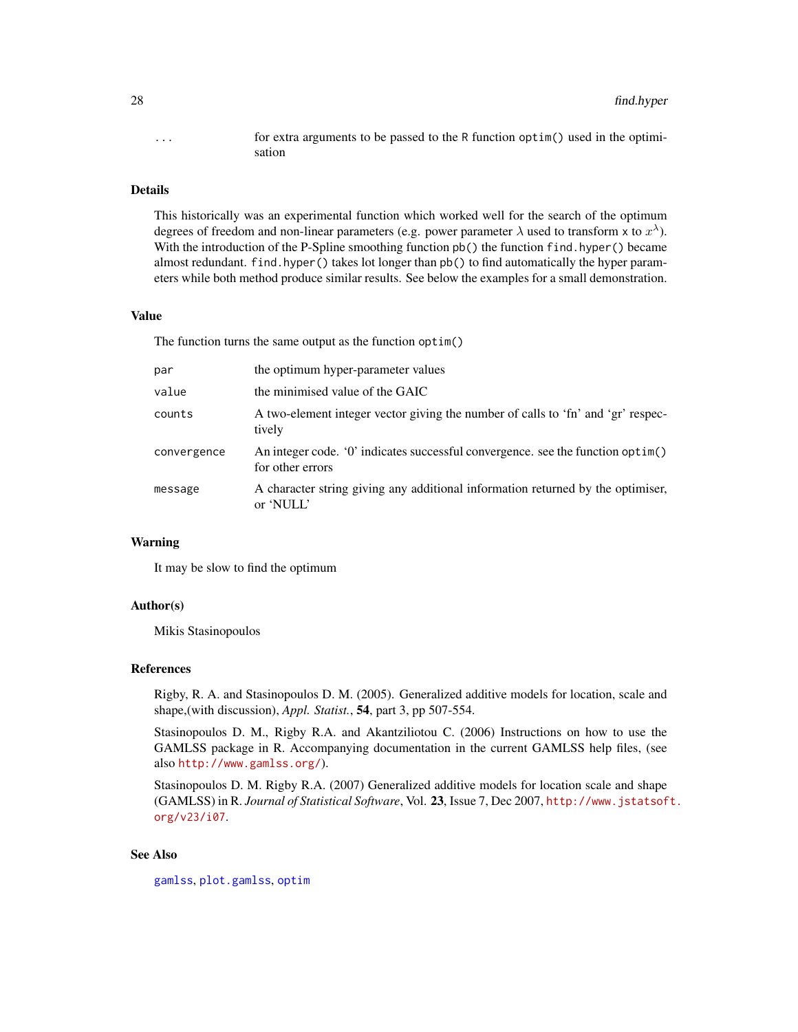| | |
|---|---|
| ... | for extra arguments to be passed to the R function optim() used in the optimisation |

### Details

This historically was an experimental function which worked well for the search of the optimum degrees of freedom and non-linear parameters (e.g. power parameter $\lambda$ used to transform x to $x^{\lambda}$). With the introduction of the P-Spline smoothing function pb() the function find.hyper() became almost redundant. find.hyper() takes lot longer than pb() to find automatically the hyper parameters while both method produce similar results. See below the examples for a small demonstration.

### Value

The function turns the same output as the function optim()

| | |
|---|---|
| par | the optimum hyper-parameter values |
| value | the minimised value of the GAIC |
| counts | A two-element integer vector giving the number of calls to 'fn' and 'gr' respectively |
| convergence | An integer code. '0' indicates successful convergence. see the function optim() for other errors |
| message | A character string giving any additional information returned by the optimiser, or 'NULL' |

### Warning

It may be slow to find the optimum

### Author(s)

Mikis Stasinopoulos

### References

Rigby, R. A. and Stasinopoulos D. M. (2005). Generalized additive models for location, scale and shape,(with discussion), *Appl. Statist.*, **54**, part 3, pp 507-554.

Stasinopoulos D. M., Rigby R.A. and Akantziliotou C. (2006) Instructions on how to use the GAMLSS package in R. Accompanying documentation in the current GAMLSS help files, (see also http://www.gamlss.org/).

Stasinopoulos D. M. Rigby R.A. (2007) Generalized additive models for location scale and shape (GAMLSS) in R. *Journal of Statistical Software*, Vol. **23**, Issue 7, Dec 2007, http://www.jstatsoft.org/v23/i07.

### See Also

gamlss, plot.gamlss, optim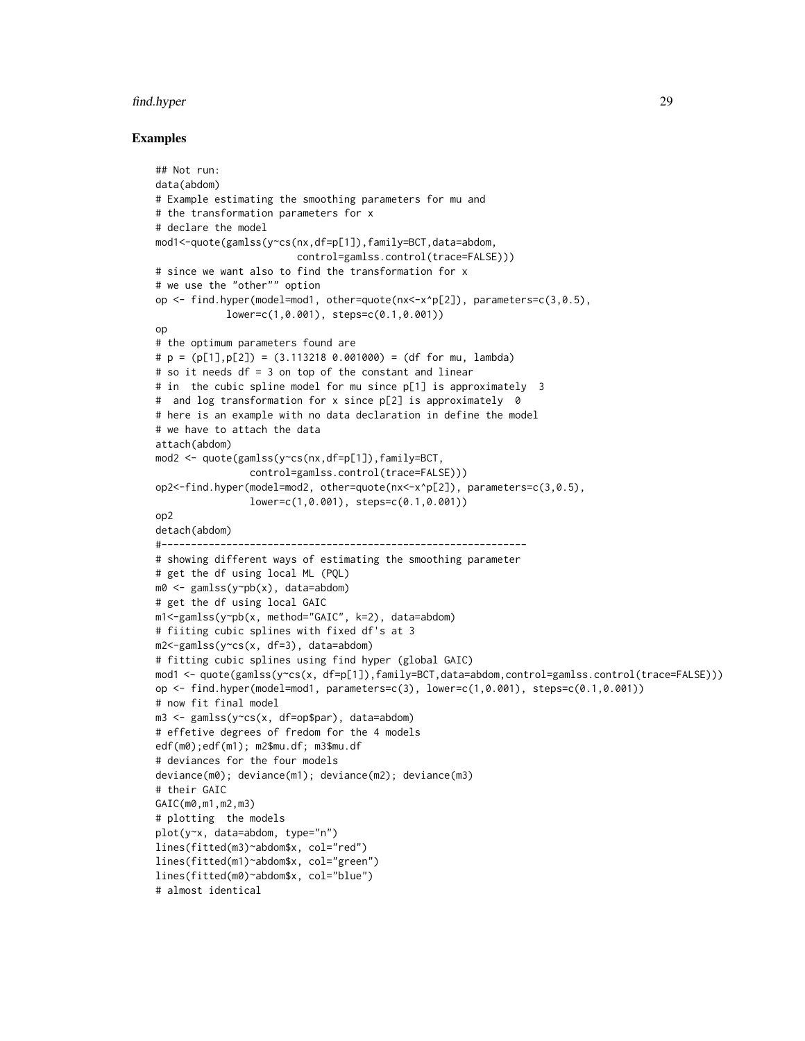## Examples

```
## Not run:
data(abdom)
# Example estimating the smoothing parameters for mu and
# the transformation parameters for x
# declare the model
mod1<-quote(gamlss(y~cs(nx,df=p[1]),family=BCT,data=abdom,
                        control=gamlss.control(trace=FALSE)))
# since we want also to find the transformation for x
# we use the "other"" option
op <- find.hyper(model=mod1, other=quote(nx<-x^p[2]), parameters=c(3,0.5),
            lower=c(1,0.001), steps=c(0.1,0.001))
op
# the optimum parameters found are
# p = (p[1],p[2]) = (3.113218 0.001000) = (df for mu, lambda)
# so it needs df = 3 on top of the constant and linear
# in  the cubic spline model for mu since p[1] is approximately  3
#  and log transformation for x since p[2] is approximately  0
# here is an example with no data declaration in define the model
# we have to attach the data
attach(abdom)
mod2 <- quote(gamlss(y~cs(nx,df=p[1]),family=BCT,
                control=gamlss.control(trace=FALSE)))
op2<-find.hyper(model=mod2, other=quote(nx<-x^p[2]), parameters=c(3,0.5),
                lower=c(1,0.001), steps=c(0.1,0.001))
op2
detach(abdom)
#--------------------------------------------------------------
# showing different ways of estimating the smoothing parameter
# get the df using local ML (PQL)
m0 <- gamlss(y~pb(x), data=abdom)
# get the df using local GAIC
m1<-gamlss(y~pb(x, method="GAIC", k=2), data=abdom)
# fiiting cubic splines with fixed df's at 3
m2<-gamlss(y~cs(x, df=3), data=abdom)
# fitting cubic splines using find hyper (global GAIC)
mod1 <- quote(gamlss(y~cs(x, df=p[1]),family=BCT,data=abdom,control=gamlss.control(trace=FALSE)))
op <- find.hyper(model=mod1, parameters=c(3), lower=c(1,0.001), steps=c(0.1,0.001))
# now fit final model
m3 <- gamlss(y~cs(x, df=op$par), data=abdom)
# effetive degrees of fredom for the 4 models
edf(m0);edf(m1); m2$mu.df; m3$mu.df
# deviances for the four models
deviance(m0); deviance(m1); deviance(m2); deviance(m3)
# their GAIC
GAIC(m0,m1,m2,m3)
# plotting  the models
plot(y~x, data=abdom, type="n")
lines(fitted(m3)~abdom$x, col="red")
lines(fitted(m1)~abdom$x, col="green")
lines(fitted(m0)~abdom$x, col="blue")
# almost identical
```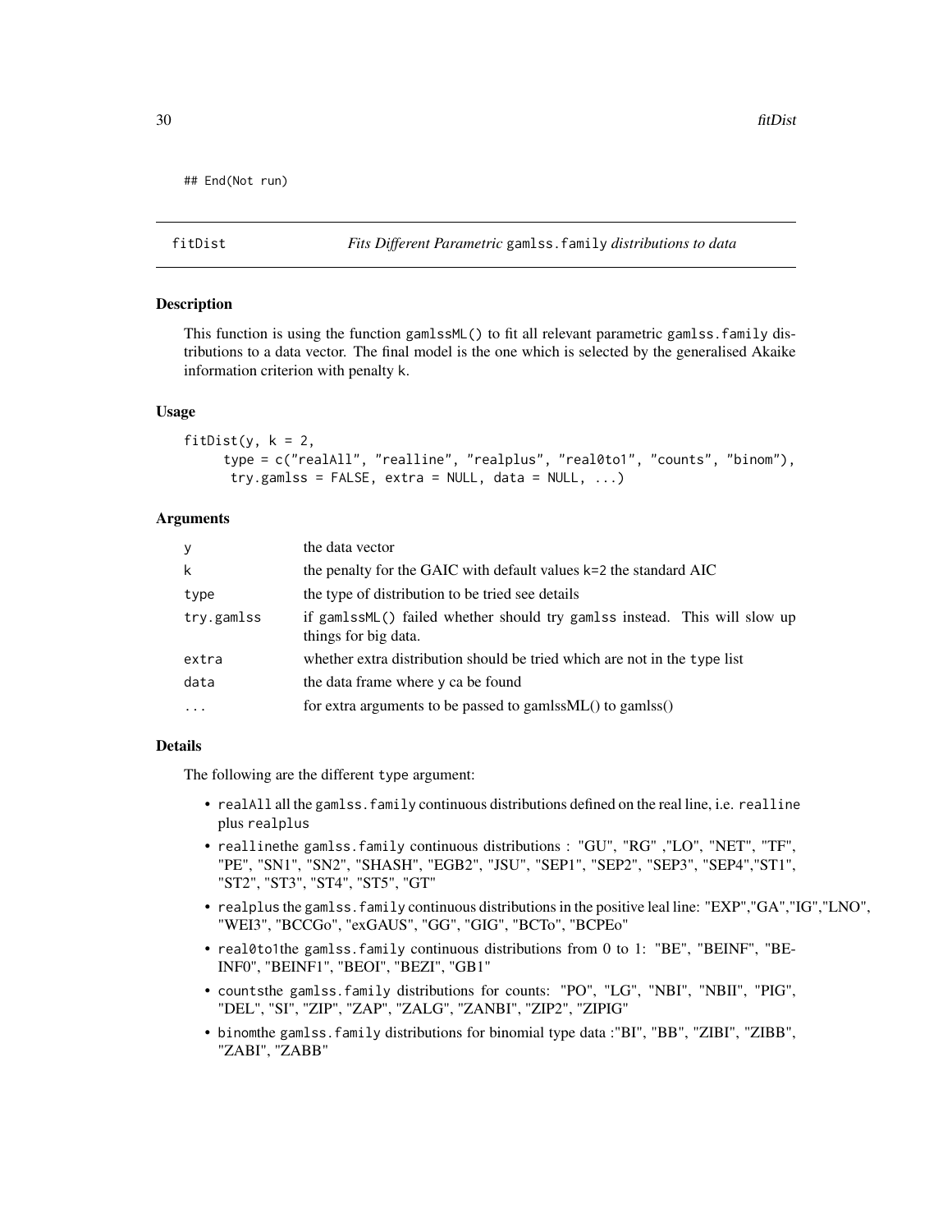```
## End(Not run)
```

---

fitDist *Fits Different Parametric* gamlss.family *distributions to data*

---

## Description

This function is using the function gamlssML() to fit all relevant parametric gamlss.family distributions to a data vector. The final model is the one which is selected by the generalised Akaike information criterion with penalty k.

## Usage

```
fitDist(y, k = 2,
      type = c("realAll", "realline", "realplus", "real0to1", "counts", "binom"),
       try.gamlss = FALSE, extra = NULL, data = NULL, ...)
```

## Arguments

| | |
|---|---|
| y | the data vector |
| k | the penalty for the GAIC with default values k=2 the standard AIC |
| type | the type of distribution to be tried see details |
| try.gamlss | if gamlssML() failed whether should try gamlss instead. This will slow up things for big data. |
| extra | whether extra distribution should be tried which are not in the type list |
| data | the data frame where y ca be found |
| ... | for extra arguments to be passed to gamlssML() to gamlss() |

## Details

The following are the different type argument:

- realAll all the gamlss.family continuous distributions defined on the real line, i.e. realline plus realplus
- reallinethe gamlss.family continuous distributions : "GU", "RG" ,"LO", "NET", "TF", "PE", "SN1", "SN2", "SHASH", "EGB2", "JSU", "SEP1", "SEP2", "SEP3", "SEP4","ST1", "ST2", "ST3", "ST4", "ST5", "GT"
- realplus the gamlss.family continuous distributions in the positive leal line: "EXP","GA","IG","LNO", "WEI3", "BCCGo", "exGAUS", "GG", "GIG", "BCTo", "BCPEo"
- real0to1the gamlss.family continuous distributions from 0 to 1: "BE", "BEINF", "BEINF0", "BEINF1", "BEOI", "BEZI", "GB1"
- countsthe gamlss.family distributions for counts: "PO", "LG", "NBI", "NBII", "PIG", "DEL", "SI", "ZIP", "ZAP", "ZALG", "ZANBI", "ZIP2", "ZIPIG"
- binomthe gamlss.family distributions for binomial type data :"BI", "BB", "ZIBI", "ZIBB", "ZABI", "ZABB"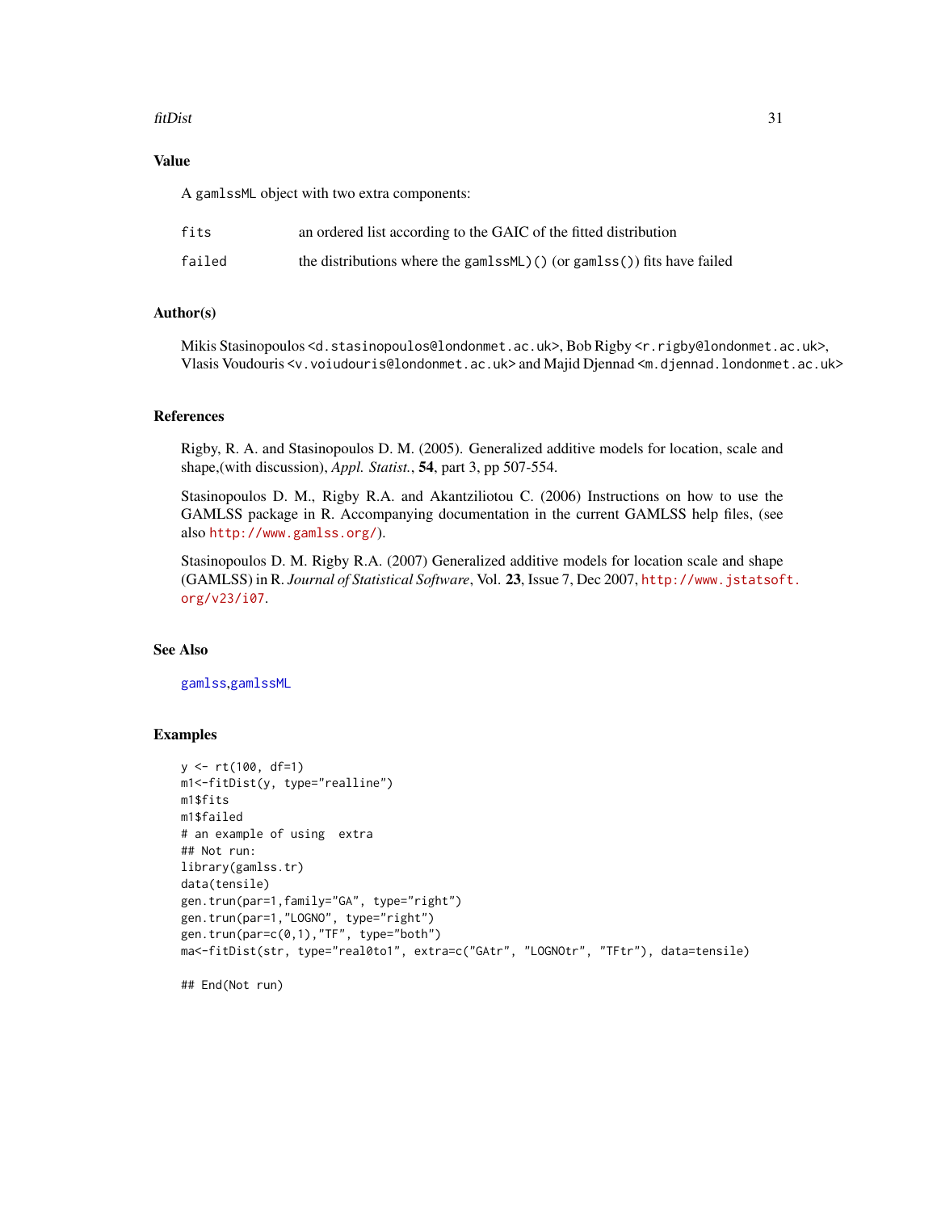## Value

A gamlssML object with two extra components:

| | |
|---|---|
| fits | an ordered list according to the GAIC of the fitted distribution |
| failed | the distributions where the gamlssML)() (or gamlss()) fits have failed |

## Author(s)

Mikis Stasinopoulos <d.stasinopoulos@londonmet.ac.uk>, Bob Rigby <r.rigby@londonmet.ac.uk>, Vlasis Voudouris <v.voiudouris@londonmet.ac.uk> and Majid Djennad <m.djennad.londonmet.ac.uk>

## References

Rigby, R. A. and Stasinopoulos D. M. (2005). Generalized additive models for location, scale and shape,(with discussion), *Appl. Statist.*, **54**, part 3, pp 507-554.

Stasinopoulos D. M., Rigby R.A. and Akantziliotou C. (2006) Instructions on how to use the GAMLSS package in R. Accompanying documentation in the current GAMLSS help files, (see also http://www.gamlss.org/).

Stasinopoulos D. M. Rigby R.A. (2007) Generalized additive models for location scale and shape (GAMLSS) in R. *Journal of Statistical Software*, Vol. **23**, Issue 7, Dec 2007, http://www.jstatsoft.org/v23/i07.

## See Also

gamlss,gamlssML

## Examples

```
y <- rt(100, df=1)
m1<-fitDist(y, type="realline")
m1$fits
m1$failed
# an example of using  extra
## Not run:
library(gamlss.tr)
data(tensile)
gen.trun(par=1,family="GA", type="right")
gen.trun(par=1,"LOGNO", type="right")
gen.trun(par=c(0,1),"TF", type="both")
ma<-fitDist(str, type="real0to1", extra=c("GAtr", "LOGNOtr", "TFtr"), data=tensile)

## End(Not run)
```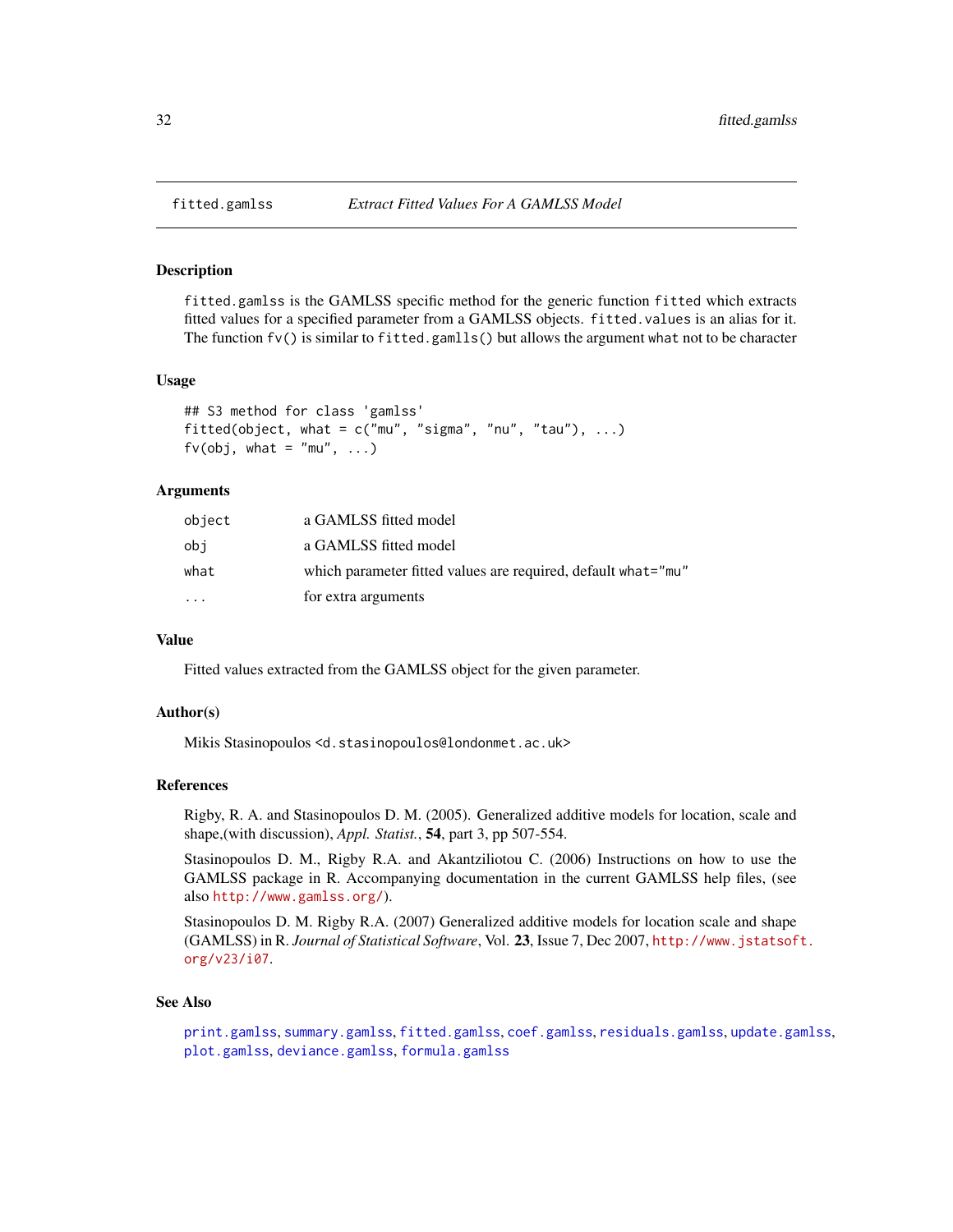fitted.gamlss — *Extract Fitted Values For A GAMLSS Model*

## Description

`fitted.gamlss` is the GAMLSS specific method for the generic function `fitted` which extracts fitted values for a specified parameter from a GAMLSS objects. `fitted.values` is an alias for it. The function `fv()` is similar to `fitted.gamlls()` but allows the argument `what` not to be character

## Usage

```
## S3 method for class 'gamlss'
fitted(object, what = c("mu", "sigma", "nu", "tau"), ...)
fv(obj, what = "mu", ...)
```

## Arguments

| | |
|---|---|
| `object` | a GAMLSS fitted model |
| `obj` | a GAMLSS fitted model |
| `what` | which parameter fitted values are required, default `what="mu"` |
| `...` | for extra arguments |

## Value

Fitted values extracted from the GAMLSS object for the given parameter.

## Author(s)

Mikis Stasinopoulos <d.stasinopoulos@londonmet.ac.uk>

## References

Rigby, R. A. and Stasinopoulos D. M. (2005). Generalized additive models for location, scale and shape,(with discussion), *Appl. Statist.*, **54**, part 3, pp 507-554.

Stasinopoulos D. M., Rigby R.A. and Akantziliotou C. (2006) Instructions on how to use the GAMLSS package in R. Accompanying documentation in the current GAMLSS help files, (see also http://www.gamlss.org/).

Stasinopoulos D. M. Rigby R.A. (2007) Generalized additive models for location scale and shape (GAMLSS) in R. *Journal of Statistical Software*, Vol. **23**, Issue 7, Dec 2007, http://www.jstatsoft.org/v23/i07.

## See Also

`print.gamlss`, `summary.gamlss`, `fitted.gamlss`, `coef.gamlss`, `residuals.gamlss`, `update.gamlss`, `plot.gamlss`, `deviance.gamlss`, `formula.gamlss`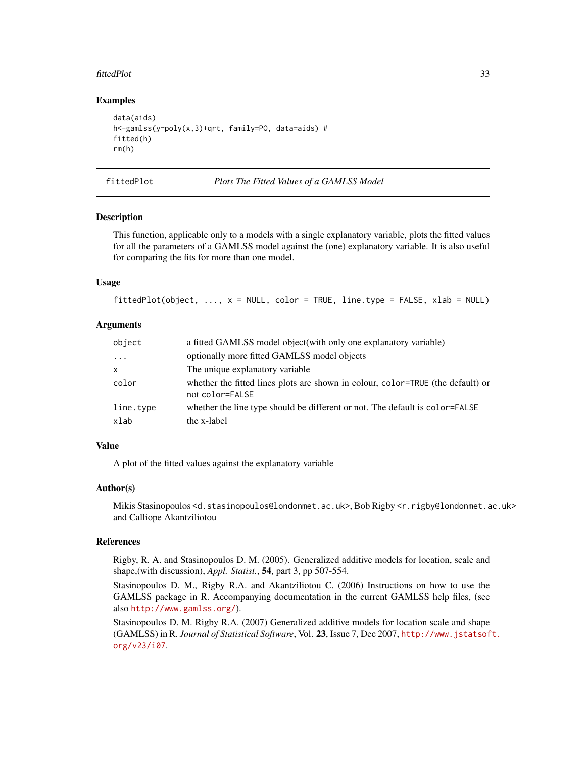## Examples

```
data(aids)
h<-gamlss(y~poly(x,3)+qrt, family=PO, data=aids) #
fitted(h)
rm(h)
```

---

# fittedPlot *Plots The Fitted Values of a GAMLSS Model*

---

## Description

This function, applicable only to a models with a single explanatory variable, plots the fitted values for all the parameters of a GAMLSS model against the (one) explanatory variable. It is also useful for comparing the fits for more than one model.

## Usage

```
fittedPlot(object, ..., x = NULL, color = TRUE, line.type = FALSE, xlab = NULL)
```

## Arguments

| | |
|---|---|
| `object` | a fitted GAMLSS model object(with only one explanatory variable) |
| `...` | optionally more fitted GAMLSS model objects |
| `x` | The unique explanatory variable |
| `color` | whether the fitted lines plots are shown in colour, `color=TRUE` (the default) or not `color=FALSE` |
| `line.type` | whether the line type should be different or not. The default is `color=FALSE` |
| `xlab` | the x-label |

## Value

A plot of the fitted values against the explanatory variable

## Author(s)

Mikis Stasinopoulos <`d.stasinopoulos@londonmet.ac.uk`>, Bob Rigby <`r.rigby@londonmet.ac.uk`> and Calliope Akantziliotou

## References

Rigby, R. A. and Stasinopoulos D. M. (2005). Generalized additive models for location, scale and shape,(with discussion), *Appl. Statist.*, **54**, part 3, pp 507-554.

Stasinopoulos D. M., Rigby R.A. and Akantziliotou C. (2006) Instructions on how to use the GAMLSS package in R. Accompanying documentation in the current GAMLSS help files, (see also `http://www.gamlss.org/`).

Stasinopoulos D. M. Rigby R.A. (2007) Generalized additive models for location scale and shape (GAMLSS) in R. *Journal of Statistical Software*, Vol. **23**, Issue 7, Dec 2007, `http://www.jstatsoft.org/v23/i07`.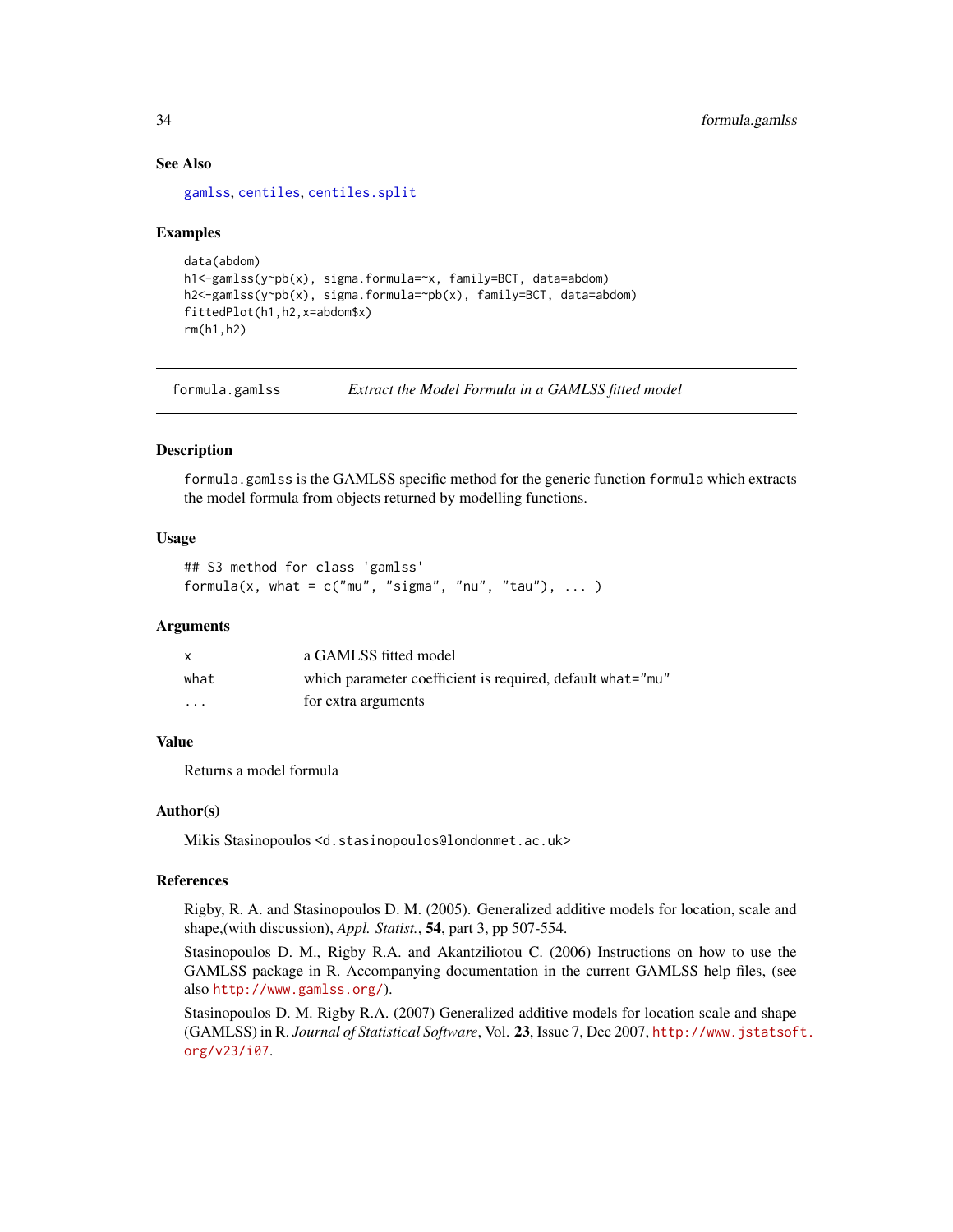### See Also

gamlss, centiles, centiles.split

### Examples

```
data(abdom)
h1<-gamlss(y~pb(x), sigma.formula=~x, family=BCT, data=abdom)
h2<-gamlss(y~pb(x), sigma.formula=~pb(x), family=BCT, data=abdom)
fittedPlot(h1,h2,x=abdom$x)
rm(h1,h2)
```

---

## formula.gamlss — *Extract the Model Formula in a GAMLSS fitted model*

### Description

`formula.gamlss` is the GAMLSS specific method for the generic function `formula` which extracts the model formula from objects returned by modelling functions.

### Usage

```
## S3 method for class 'gamlss'
formula(x, what = c("mu", "sigma", "nu", "tau"), ... )
```

### Arguments

| | |
|---|---|
| `x` | a GAMLSS fitted model |
| `what` | which parameter coefficient is required, default `what="mu"` |
| `...` | for extra arguments |

### Value

Returns a model formula

### Author(s)

Mikis Stasinopoulos <d.stasinopoulos@londonmet.ac.uk>

### References

Rigby, R. A. and Stasinopoulos D. M. (2005). Generalized additive models for location, scale and shape,(with discussion), *Appl. Statist.*, **54**, part 3, pp 507-554.

Stasinopoulos D. M., Rigby R.A. and Akantziliotou C. (2006) Instructions on how to use the GAMLSS package in R. Accompanying documentation in the current GAMLSS help files, (see also http://www.gamlss.org/).

Stasinopoulos D. M. Rigby R.A. (2007) Generalized additive models for location scale and shape (GAMLSS) in R. *Journal of Statistical Software*, Vol. **23**, Issue 7, Dec 2007, http://www.jstatsoft.org/v23/i07.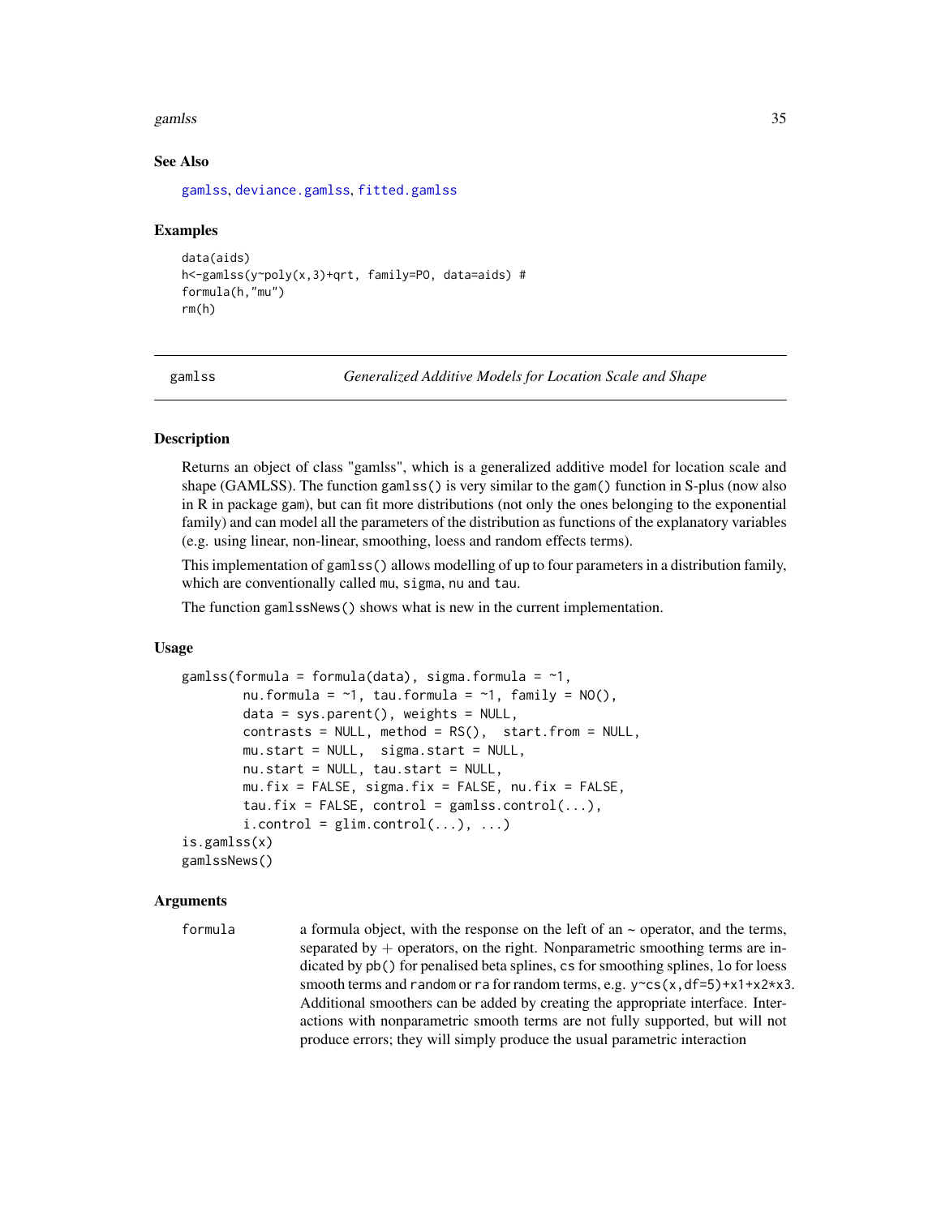## See Also

gamlss, deviance.gamlss, fitted.gamlss

## Examples

```
data(aids)
h<-gamlss(y~poly(x,3)+qrt, family=PO, data=aids) #
formula(h,"mu")
rm(h)
```

---

# gamlss — *Generalized Additive Models for Location Scale and Shape*

---

## Description

Returns an object of class "gamlss", which is a generalized additive model for location scale and shape (GAMLSS). The function `gamlss()` is very similar to the `gam()` function in S-plus (now also in R in package `gam`), but can fit more distributions (not only the ones belonging to the exponential family) and can model all the parameters of the distribution as functions of the explanatory variables (e.g. using linear, non-linear, smoothing, loess and random effects terms).

This implementation of `gamlss()` allows modelling of up to four parameters in a distribution family, which are conventionally called `mu`, `sigma`, `nu` and `tau`.

The function `gamlssNews()` shows what is new in the current implementation.

## Usage

```
gamlss(formula = formula(data), sigma.formula = ~1,
        nu.formula = ~1, tau.formula = ~1, family = NO(),
        data = sys.parent(), weights = NULL,
        contrasts = NULL, method = RS(),  start.from = NULL,
        mu.start = NULL,  sigma.start = NULL,
        nu.start = NULL, tau.start = NULL,
        mu.fix = FALSE, sigma.fix = FALSE, nu.fix = FALSE,
        tau.fix = FALSE, control = gamlss.control(...),
        i.control = glim.control(...), ...)
is.gamlss(x)
gamlssNews()
```

## Arguments

`formula` — a formula object, with the response on the left of an ~ operator, and the terms, separated by + operators, on the right. Nonparametric smoothing terms are indicated by `pb()` for penalised beta splines, `cs` for smoothing splines, `lo` for loess smooth terms and `random` or `ra` for random terms, e.g. `y~cs(x,df=5)+x1+x2*x3`. Additional smoothers can be added by creating the appropriate interface. Interactions with nonparametric smooth terms are not fully supported, but will not produce errors; they will simply produce the usual parametric interaction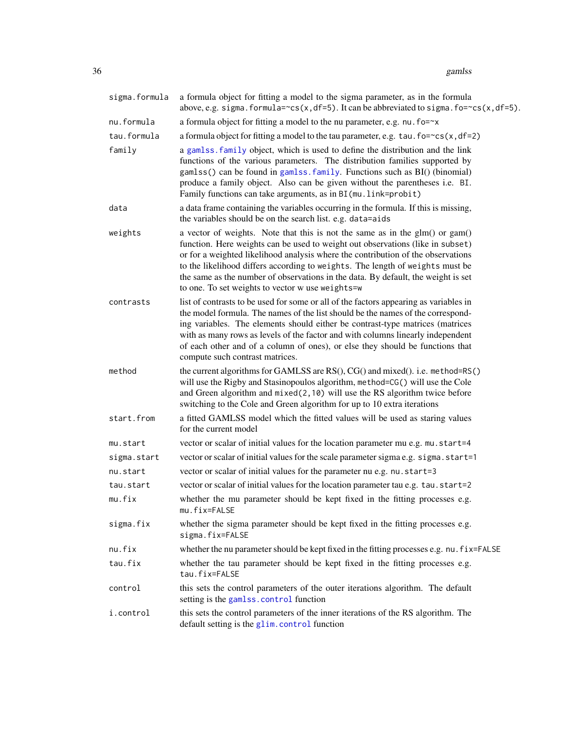| | |
|---|---|
| `sigma.formula` | a formula object for fitting a model to the sigma parameter, as in the formula above, e.g. `sigma.formula=~cs(x,df=5)`. It can be abbreviated to `sigma.fo=~cs(x,df=5)`. |
| `nu.formula` | a formula object for fitting a model to the nu parameter, e.g. `nu.fo=~x` |
| `tau.formula` | a formula object for fitting a model to the tau parameter, e.g. `tau.fo=~cs(x,df=2)` |
| `family` | a `gamlss.family` object, which is used to define the distribution and the link functions of the various parameters. The distribution families supported by `gamlss()` can be found in `gamlss.family`. Functions such as BI() (binomial) produce a family object. Also can be given without the parentheses i.e. `BI`. Family functions can take arguments, as in `BI(mu.link=probit)` |
| `data` | a data frame containing the variables occurring in the formula. If this is missing, the variables should be on the search list. e.g. `data=aids` |
| `weights` | a vector of weights. Note that this is not the same as in the glm() or gam() function. Here weights can be used to weight out observations (like in `subset`) or for a weighted likelihood analysis where the contribution of the observations to the likelihood differs according to `weights`. The length of `weights` must be the same as the number of observations in the data. By default, the weight is set to one. To set weights to vector w use `weights=w` |
| `contrasts` | list of contrasts to be used for some or all of the factors appearing as variables in the model formula. The names of the list should be the names of the corresponding variables. The elements should either be contrast-type matrices (matrices with as many rows as levels of the factor and with columns linearly independent of each other and of a column of ones), or else they should be functions that compute such contrast matrices. |
| `method` | the current algorithms for GAMLSS are RS(), CG() and mixed(). i.e. `method=RS()` will use the Rigby and Stasinopoulos algorithm, `method=CG()` will use the Cole and Green algorithm and `mixed(2,10)` will use the RS algorithm twice before switching to the Cole and Green algorithm for up to 10 extra iterations |
| `start.from` | a fitted GAMLSS model which the fitted values will be used as staring values for the current model |
| `mu.start` | vector or scalar of initial values for the location parameter mu e.g. `mu.start=4` |
| `sigma.start` | vector or scalar of initial values for the scale parameter sigma e.g. `sigma.start=1` |
| `nu.start` | vector or scalar of initial values for the parameter nu e.g. `nu.start=3` |
| `tau.start` | vector or scalar of initial values for the location parameter tau e.g. `tau.start=2` |
| `mu.fix` | whether the mu parameter should be kept fixed in the fitting processes e.g. `mu.fix=FALSE` |
| `sigma.fix` | whether the sigma parameter should be kept fixed in the fitting processes e.g. `sigma.fix=FALSE` |
| `nu.fix` | whether the nu parameter should be kept fixed in the fitting processes e.g. `nu.fix=FALSE` |
| `tau.fix` | whether the tau parameter should be kept fixed in the fitting processes e.g. `tau.fix=FALSE` |
| `control` | this sets the control parameters of the outer iterations algorithm. The default setting is the `gamlss.control` function |
| `i.control` | this sets the control parameters of the inner iterations of the RS algorithm. The default setting is the `glim.control` function |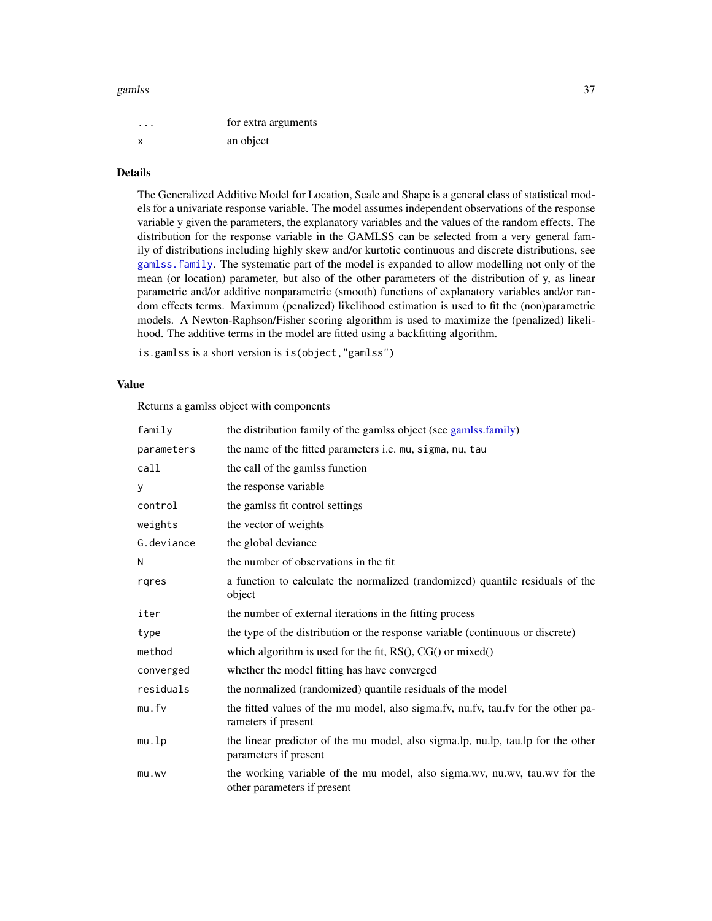| | |
|---|---|
| ... | for extra arguments |
| x | an object |

## Details

The Generalized Additive Model for Location, Scale and Shape is a general class of statistical models for a univariate response variable. The model assumes independent observations of the response variable y given the parameters, the explanatory variables and the values of the random effects. The distribution for the response variable in the GAMLSS can be selected from a very general family of distributions including highly skew and/or kurtotic continuous and discrete distributions, see `gamlss.family`. The systematic part of the model is expanded to allow modelling not only of the mean (or location) parameter, but also of the other parameters of the distribution of y, as linear parametric and/or additive nonparametric (smooth) functions of explanatory variables and/or random effects terms. Maximum (penalized) likelihood estimation is used to fit the (non)parametric models. A Newton-Raphson/Fisher scoring algorithm is used to maximize the (penalized) likelihood. The additive terms in the model are fitted using a backfitting algorithm.

`is.gamlss` is a short version is `is(object,"gamlss")`

## Value

Returns a gamlss object with components

| | |
|---|---|
| `family` | the distribution family of the gamlss object (see gamlss.family) |
| `parameters` | the name of the fitted parameters i.e. `mu`, `sigma`, `nu`, `tau` |
| `call` | the call of the gamlss function |
| `y` | the response variable |
| `control` | the gamlss fit control settings |
| `weights` | the vector of weights |
| `G.deviance` | the global deviance |
| `N` | the number of observations in the fit |
| `rqres` | a function to calculate the normalized (randomized) quantile residuals of the object |
| `iter` | the number of external iterations in the fitting process |
| `type` | the type of the distribution or the response variable (continuous or discrete) |
| `method` | which algorithm is used for the fit, RS(), CG() or mixed() |
| `converged` | whether the model fitting has have converged |
| `residuals` | the normalized (randomized) quantile residuals of the model |
| `mu.fv` | the fitted values of the mu model, also sigma.fv, nu.fv, tau.fv for the other parameters if present |
| `mu.lp` | the linear predictor of the mu model, also sigma.lp, nu.lp, tau.lp for the other parameters if present |
| `mu.wv` | the working variable of the mu model, also sigma.wv, nu.wv, tau.wv for the other parameters if present |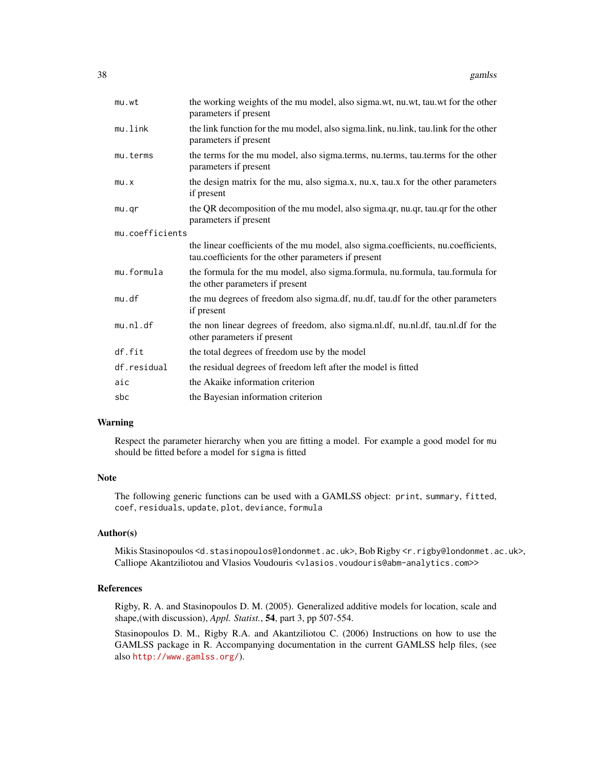| | |
|---|---|
| `mu.wt` | the working weights of the mu model, also sigma.wt, nu.wt, tau.wt for the other parameters if present |
| `mu.link` | the link function for the mu model, also sigma.link, nu.link, tau.link for the other parameters if present |
| `mu.terms` | the terms for the mu model, also sigma.terms, nu.terms, tau.terms for the other parameters if present |
| `mu.x` | the design matrix for the mu, also sigma.x, nu.x, tau.x for the other parameters if present |
| `mu.qr` | the QR decomposition of the mu model, also sigma.qr, nu.qr, tau.qr for the other parameters if present |
| `mu.coefficients` | the linear coefficients of the mu model, also sigma.coefficients, nu.coefficients, tau.coefficients for the other parameters if present |
| `mu.formula` | the formula for the mu model, also sigma.formula, nu.formula, tau.formula for the other parameters if present |
| `mu.df` | the mu degrees of freedom also sigma.df, nu.df, tau.df for the other parameters if present |
| `mu.nl.df` | the non linear degrees of freedom, also sigma.nl.df, nu.nl.df, tau.nl.df for the other parameters if present |
| `df.fit` | the total degrees of freedom use by the model |
| `df.residual` | the residual degrees of freedom left after the model is fitted |
| `aic` | the Akaike information criterion |
| `sbc` | the Bayesian information criterion |

## Warning

Respect the parameter hierarchy when you are fitting a model. For example a good model for `mu` should be fitted before a model for `sigma` is fitted

## Note

The following generic functions can be used with a GAMLSS object: `print`, `summary`, `fitted`, `coef`, `residuals`, `update`, `plot`, `deviance`, `formula`

## Author(s)

Mikis Stasinopoulos <d.stasinopoulos@londonmet.ac.uk>, Bob Rigby <r.rigby@londonmet.ac.uk>, Calliope Akantziliotou and Vlasios Voudouris <vlasios.voudouris@abm-analytics.com>>

## References

Rigby, R. A. and Stasinopoulos D. M. (2005). Generalized additive models for location, scale and shape,(with discussion), *Appl. Statist.*, **54**, part 3, pp 507-554.

Stasinopoulos D. M., Rigby R.A. and Akantziliotou C. (2006) Instructions on how to use the GAMLSS package in R. Accompanying documentation in the current GAMLSS help files, (see also http://www.gamlss.org/).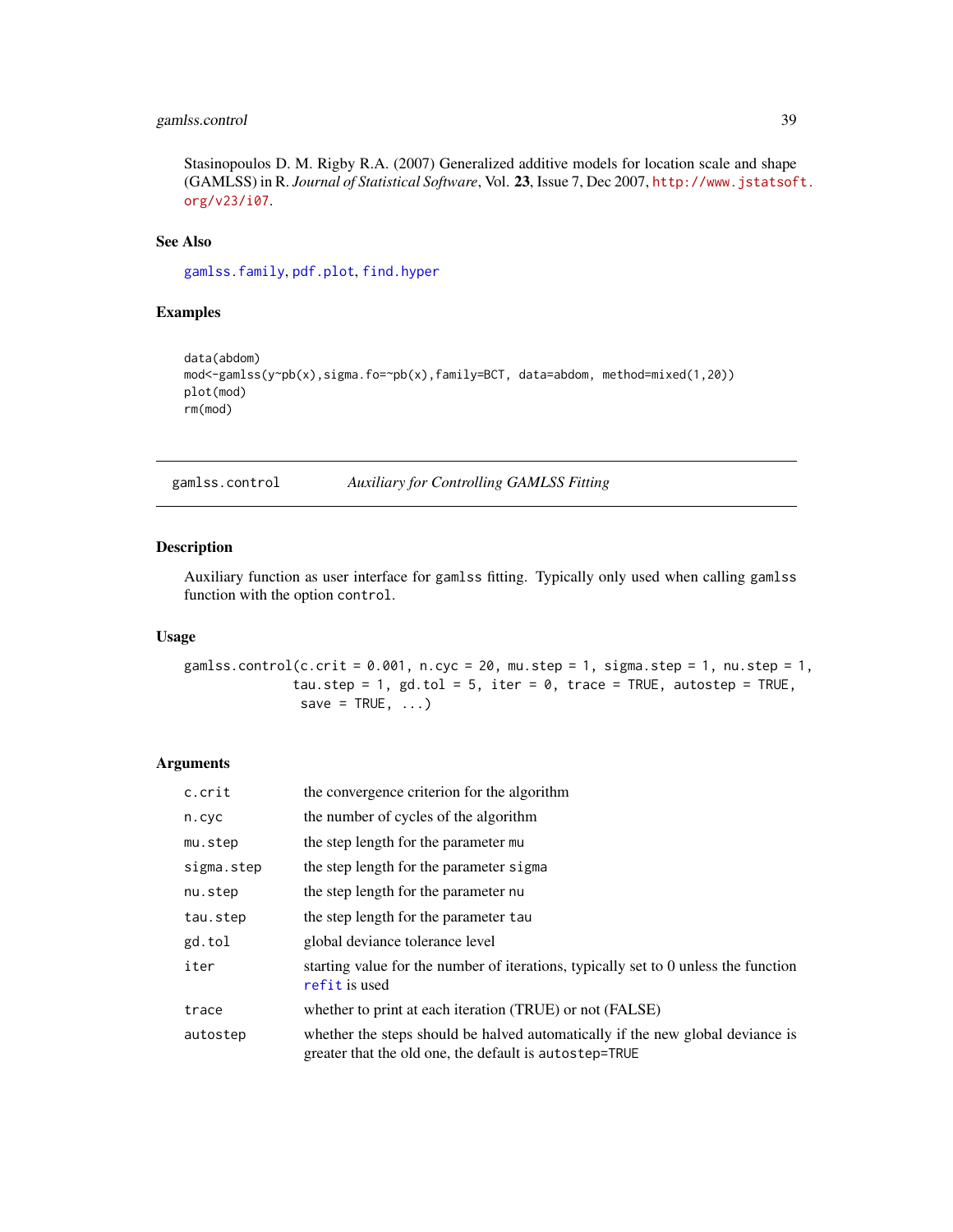Stasinopoulos D. M. Rigby R.A. (2007) Generalized additive models for location scale and shape (GAMLSS) in R. *Journal of Statistical Software*, Vol. **23**, Issue 7, Dec 2007, http://www.jstatsoft.org/v23/i07.

### See Also

gamlss.family, pdf.plot, find.hyper

### Examples

```
data(abdom)
mod<-gamlss(y~pb(x),sigma.fo=~pb(x),family=BCT, data=abdom, method=mixed(1,20))
plot(mod)
rm(mod)
```

---

## gamlss.control *Auxiliary for Controlling GAMLSS Fitting*

---

### Description

Auxiliary function as user interface for gamlss fitting. Typically only used when calling gamlss function with the option control.

### Usage

```
gamlss.control(c.crit = 0.001, n.cyc = 20, mu.step = 1, sigma.step = 1, nu.step = 1,
              tau.step = 1, gd.tol = 5, iter = 0, trace = TRUE, autostep = TRUE,
               save = TRUE, ...)
```

### Arguments

| | |
|---|---|
| c.crit | the convergence criterion for the algorithm |
| n.cyc | the number of cycles of the algorithm |
| mu.step | the step length for the parameter mu |
| sigma.step | the step length for the parameter sigma |
| nu.step | the step length for the parameter nu |
| tau.step | the step length for the parameter tau |
| gd.tol | global deviance tolerance level |
| iter | starting value for the number of iterations, typically set to 0 unless the function refit is used |
| trace | whether to print at each iteration (TRUE) or not (FALSE) |
| autostep | whether the steps should be halved automatically if the new global deviance is greater that the old one, the default is autostep=TRUE |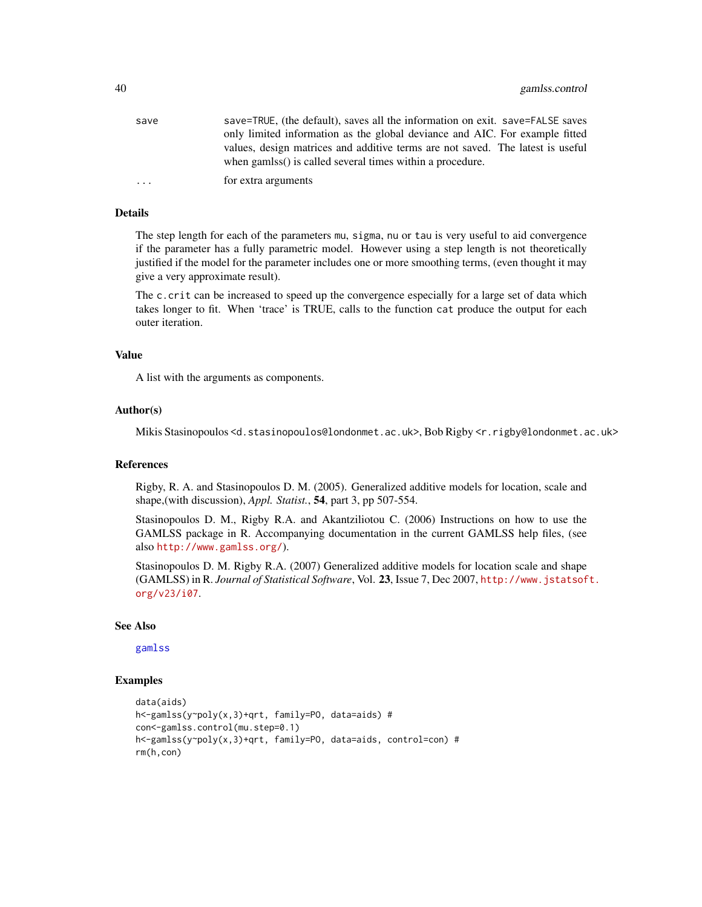| | |
|---|---|
| save | save=TRUE, (the default), saves all the information on exit. save=FALSE saves only limited information as the global deviance and AIC. For example fitted values, design matrices and additive terms are not saved. The latest is useful when gamlss() is called several times within a procedure. |
| ... | for extra arguments |

## Details

The step length for each of the parameters mu, sigma, nu or tau is very useful to aid convergence if the parameter has a fully parametric model. However using a step length is not theoretically justified if the model for the parameter includes one or more smoothing terms, (even thought it may give a very approximate result).

The c.crit can be increased to speed up the convergence especially for a large set of data which takes longer to fit. When 'trace' is TRUE, calls to the function cat produce the output for each outer iteration.

## Value

A list with the arguments as components.

## Author(s)

Mikis Stasinopoulos <d.stasinopoulos@londonmet.ac.uk>, Bob Rigby <r.rigby@londonmet.ac.uk>

## References

Rigby, R. A. and Stasinopoulos D. M. (2005). Generalized additive models for location, scale and shape,(with discussion), *Appl. Statist.*, **54**, part 3, pp 507-554.

Stasinopoulos D. M., Rigby R.A. and Akantziliotou C. (2006) Instructions on how to use the GAMLSS package in R. Accompanying documentation in the current GAMLSS help files, (see also http://www.gamlss.org/).

Stasinopoulos D. M. Rigby R.A. (2007) Generalized additive models for location scale and shape (GAMLSS) in R. *Journal of Statistical Software*, Vol. **23**, Issue 7, Dec 2007, http://www.jstatsoft.org/v23/i07.

## See Also

gamlss

## Examples

```
data(aids)
h<-gamlss(y~poly(x,3)+qrt, family=PO, data=aids) #
con<-gamlss.control(mu.step=0.1)
h<-gamlss(y~poly(x,3)+qrt, family=PO, data=aids, control=con) #
rm(h,con)
```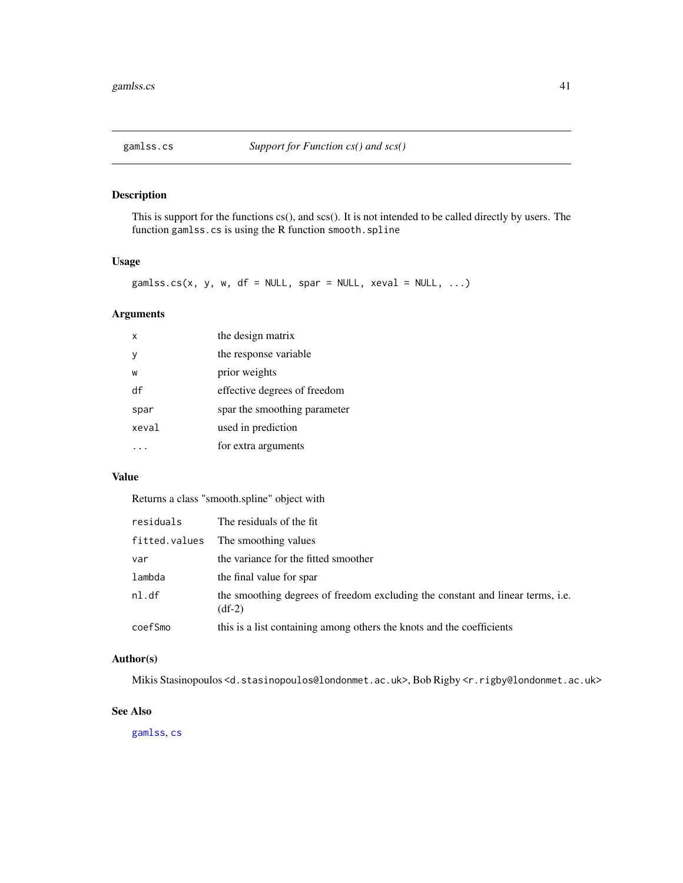# gamlss.cs — *Support for Function cs() and scs()*

## Description

This is support for the functions cs(), and scs(). It is not intended to be called directly by users. The function `gamlss.cs` is using the R function `smooth.spline`

## Usage

```
gamlss.cs(x, y, w, df = NULL, spar = NULL, xeval = NULL, ...)
```

## Arguments

| | |
|---|---|
| `x` | the design matrix |
| `y` | the response variable |
| `w` | prior weights |
| `df` | effective degrees of freedom |
| `spar` | spar the smoothing parameter |
| `xeval` | used in prediction |
| `...` | for extra arguments |

## Value

Returns a class "smooth.spline" object with

| | |
|---|---|
| `residuals` | The residuals of the fit |
| `fitted.values` | The smoothing values |
| `var` | the variance for the fitted smoother |
| `lambda` | the final value for spar |
| `nl.df` | the smoothing degrees of freedom excluding the constant and linear terms, i.e. (df-2) |
| `coefSmo` | this is a list containing among others the knots and the coefficients |

## Author(s)

Mikis Stasinopoulos <`d.stasinopoulos@londonmet.ac.uk`>, Bob Rigby <`r.rigby@londonmet.ac.uk`>

## See Also

`gamlss`, `cs`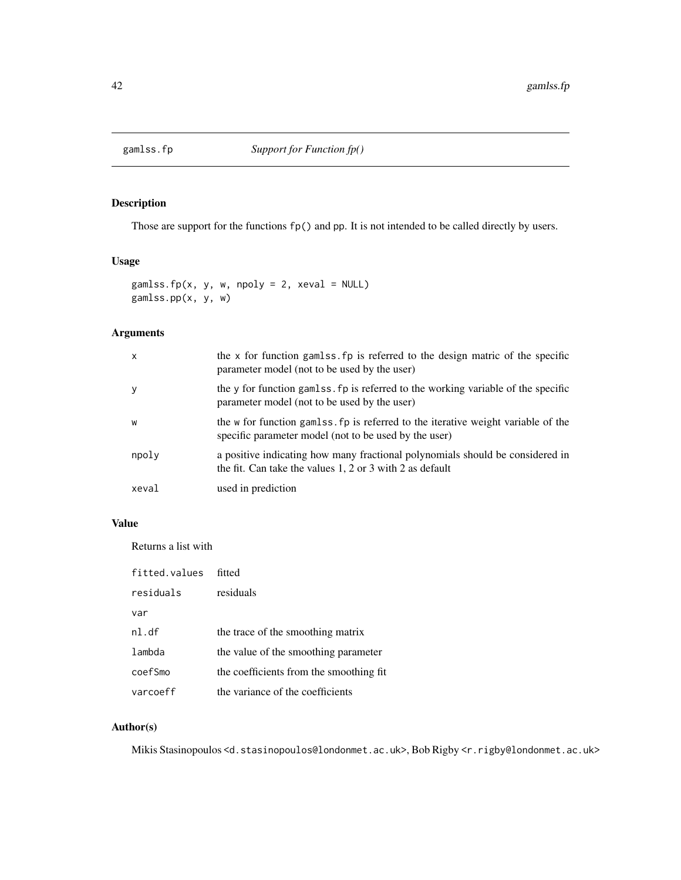gamlss.fp *Support for Function fp()*

## Description

Those are support for the functions `fp()` and `pp`. It is not intended to be called directly by users.

## Usage

```
gamlss.fp(x, y, w, npoly = 2, xeval = NULL)
gamlss.pp(x, y, w)
```

## Arguments

| | |
|---|---|
| `x` | the `x` for function `gamlss.fp` is referred to the design matric of the specific parameter model (not to be used by the user) |
| `y` | the `y` for function `gamlss.fp` is referred to the working variable of the specific parameter model (not to be used by the user) |
| `w` | the `w` for function `gamlss.fp` is referred to the iterative weight variable of the specific parameter model (not to be used by the user) |
| `npoly` | a positive indicating how many fractional polynomials should be considered in the fit. Can take the values 1, 2 or 3 with 2 as default |
| `xeval` | used in prediction |

## Value

Returns a list with

| | |
|---|---|
| `fitted.values` | fitted |
| `residuals` | residuals |
| `var` | |
| `nl.df` | the trace of the smoothing matrix |
| `lambda` | the value of the smoothing parameter |
| `coefSmo` | the coefficients from the smoothing fit |
| `varcoeff` | the variance of the coefficients |

## Author(s)

Mikis Stasinopoulos <d.stasinopoulos@londonmet.ac.uk>, Bob Rigby <r.rigby@londonmet.ac.uk>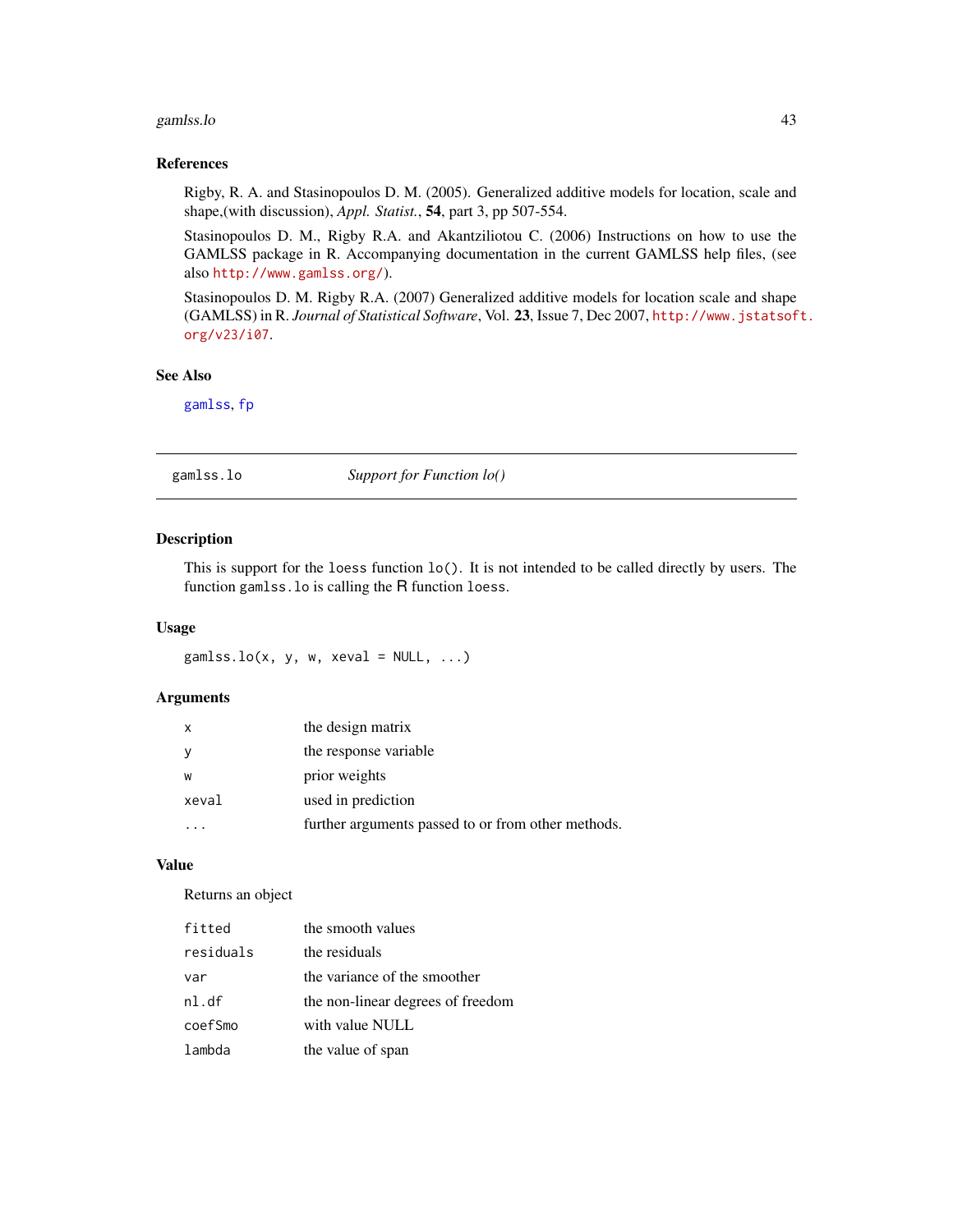### References

Rigby, R. A. and Stasinopoulos D. M. (2005). Generalized additive models for location, scale and shape,(with discussion), *Appl. Statist.*, **54**, part 3, pp 507-554.

Stasinopoulos D. M., Rigby R.A. and Akantziliotou C. (2006) Instructions on how to use the GAMLSS package in R. Accompanying documentation in the current GAMLSS help files, (see also http://www.gamlss.org/).

Stasinopoulos D. M. Rigby R.A. (2007) Generalized additive models for location scale and shape (GAMLSS) in R. *Journal of Statistical Software*, Vol. **23**, Issue 7, Dec 2007, http://www.jstatsoft.org/v23/i07.

### See Also

gamlss, fp

---

## gamlss.lo — *Support for Function lo()*

---

### Description

This is support for the loess function lo(). It is not intended to be called directly by users. The function gamlss.lo is calling the R function loess.

### Usage

```
gamlss.lo(x, y, w, xeval = NULL, ...)
```

### Arguments

| | |
|---|---|
| x | the design matrix |
| y | the response variable |
| w | prior weights |
| xeval | used in prediction |
| ... | further arguments passed to or from other methods. |

### Value

Returns an object

| | |
|---|---|
| fitted | the smooth values |
| residuals | the residuals |
| var | the variance of the smoother |
| nl.df | the non-linear degrees of freedom |
| coefSmo | with value NULL |
| lambda | the value of span |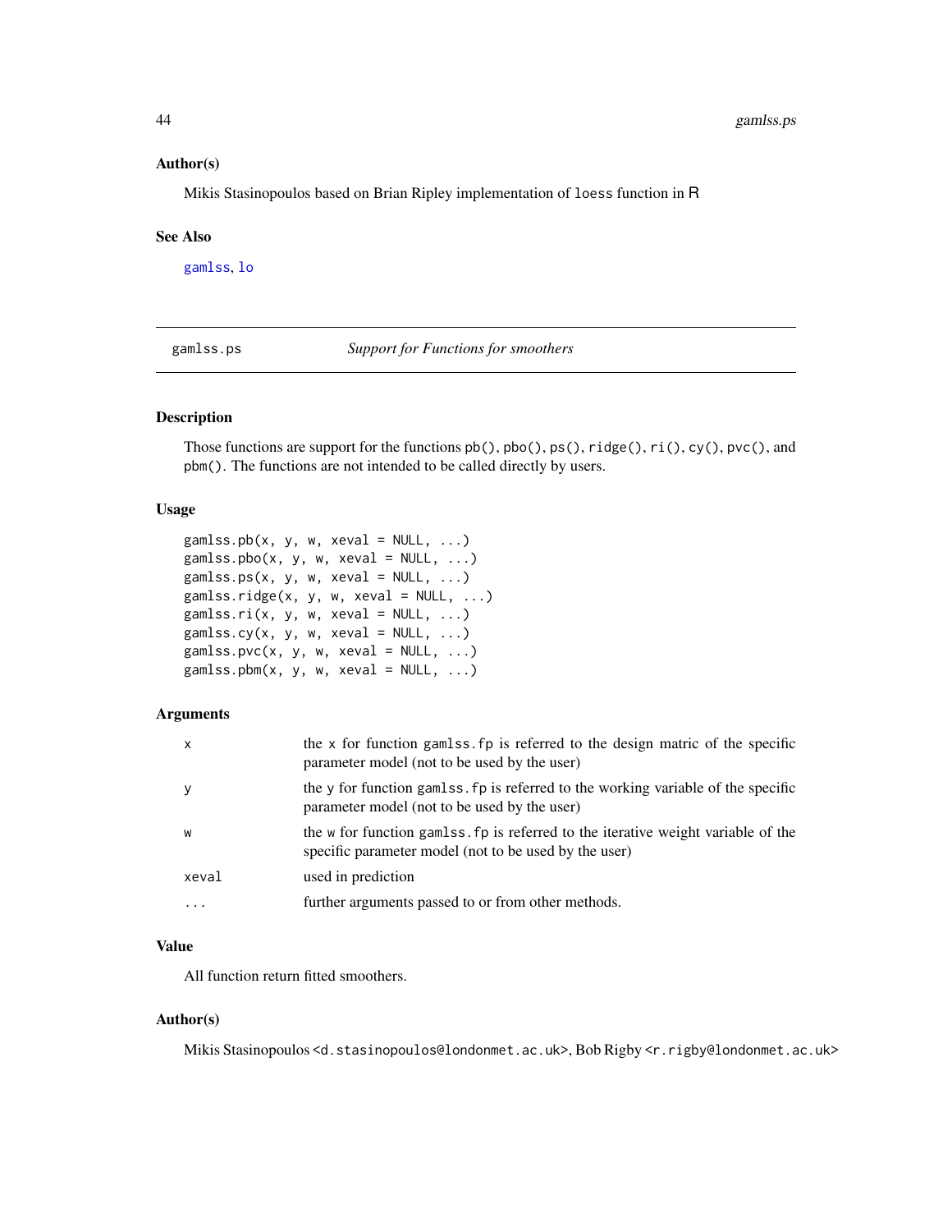### Author(s)

Mikis Stasinopoulos based on Brian Ripley implementation of loess function in R

### See Also

gamlss, lo

---

## gamlss.ps    *Support for Functions for smoothers*

---

### Description

Those functions are support for the functions pb(), pbo(), ps(), ridge(), ri(), cy(), pvc(), and pbm(). The functions are not intended to be called directly by users.

### Usage

```
gamlss.pb(x, y, w, xeval = NULL, ...)
gamlss.pbo(x, y, w, xeval = NULL, ...)
gamlss.ps(x, y, w, xeval = NULL, ...)
gamlss.ridge(x, y, w, xeval = NULL, ...)
gamlss.ri(x, y, w, xeval = NULL, ...)
gamlss.cy(x, y, w, xeval = NULL, ...)
gamlss.pvc(x, y, w, xeval = NULL, ...)
gamlss.pbm(x, y, w, xeval = NULL, ...)
```

### Arguments

| | |
|---|---|
| x | the x for function gamlss.fp is referred to the design matric of the specific parameter model (not to be used by the user) |
| y | the y for function gamlss.fp is referred to the working variable of the specific parameter model (not to be used by the user) |
| w | the w for function gamlss.fp is referred to the iterative weight variable of the specific parameter model (not to be used by the user) |
| xeval | used in prediction |
| ... | further arguments passed to or from other methods. |

### Value

All function return fitted smoothers.

### Author(s)

Mikis Stasinopoulos <d.stasinopoulos@londonmet.ac.uk>, Bob Rigby <r.rigby@londonmet.ac.uk>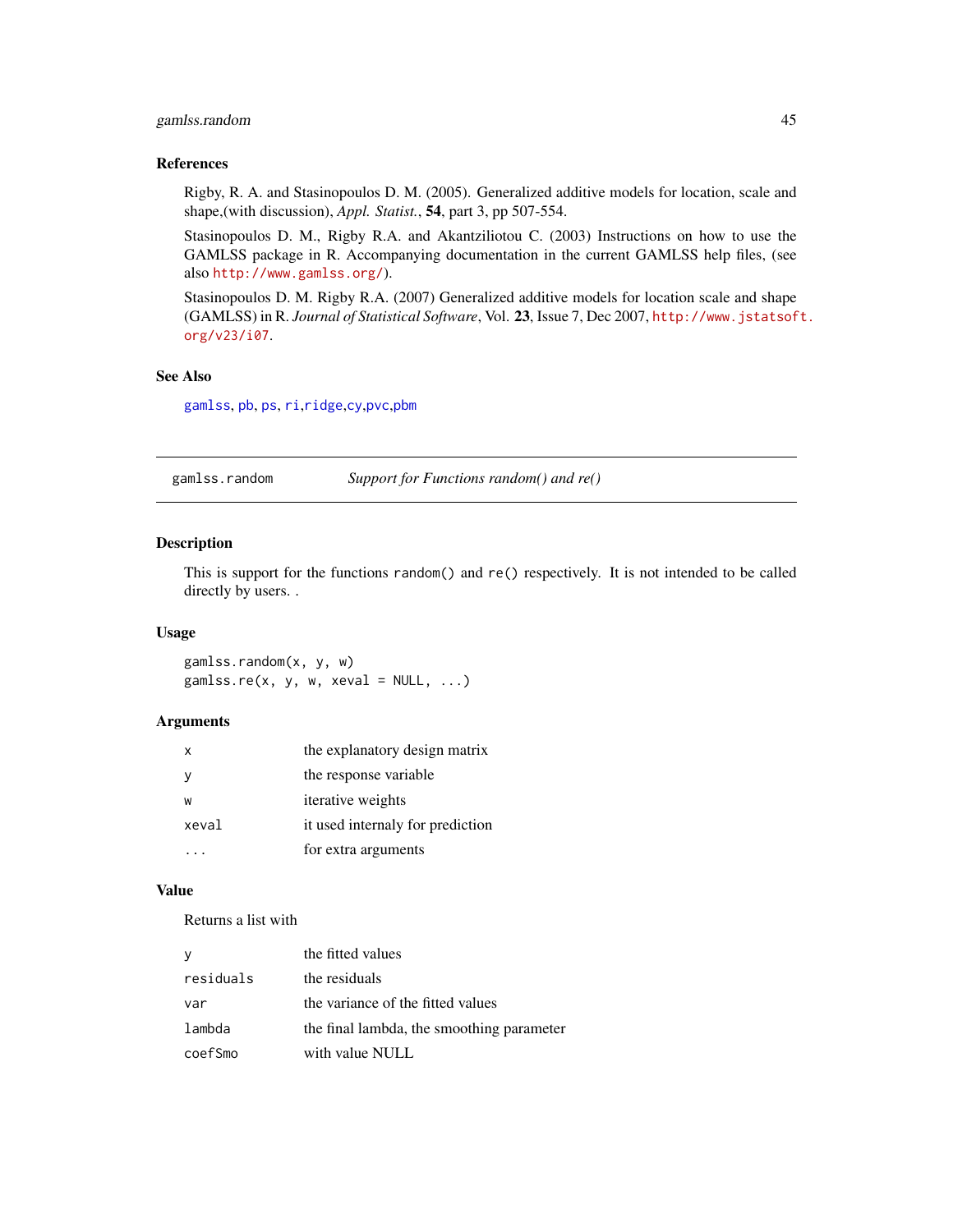## References

Rigby, R. A. and Stasinopoulos D. M. (2005). Generalized additive models for location, scale and shape,(with discussion), *Appl. Statist.*, **54**, part 3, pp 507-554.

Stasinopoulos D. M., Rigby R.A. and Akantziliotou C. (2003) Instructions on how to use the GAMLSS package in R. Accompanying documentation in the current GAMLSS help files, (see also http://www.gamlss.org/).

Stasinopoulos D. M. Rigby R.A. (2007) Generalized additive models for location scale and shape (GAMLSS) in R. *Journal of Statistical Software*, Vol. **23**, Issue 7, Dec 2007, http://www.jstatsoft.org/v23/i07.

## See Also

gamlss, pb, ps, ri,ridge,cy,pvc,pbm

---

# gamlss.random — *Support for Functions random() and re()*

## Description

This is support for the functions `random()` and `re()` respectively. It is not intended to be called directly by users. .

## Usage

```
gamlss.random(x, y, w)
gamlss.re(x, y, w, xeval = NULL, ...)
```

## Arguments

| | |
|---|---|
| `x` | the explanatory design matrix |
| `y` | the response variable |
| `w` | iterative weights |
| `xeval` | it used internaly for prediction |
| `...` | for extra arguments |

## Value

Returns a list with

| | |
|---|---|
| `y` | the fitted values |
| `residuals` | the residuals |
| `var` | the variance of the fitted values |
| `lambda` | the final lambda, the smoothing parameter |
| `coefSmo` | with value NULL |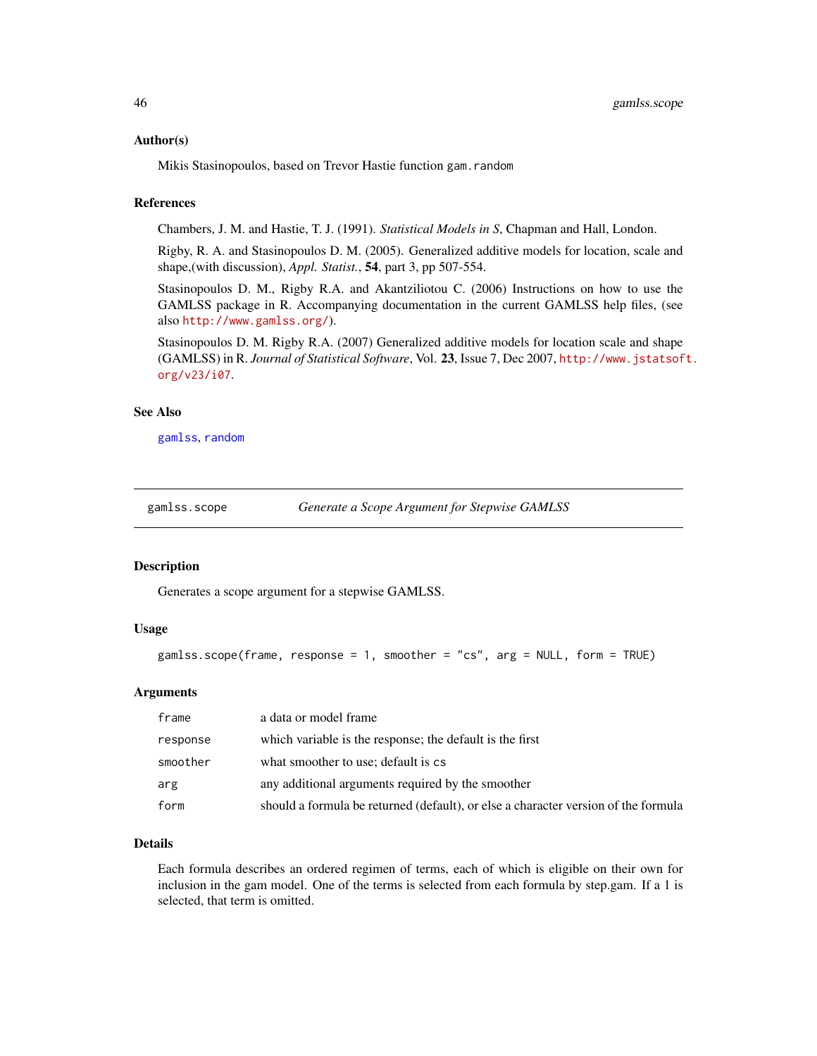### Author(s)

Mikis Stasinopoulos, based on Trevor Hastie function `gam.random`

### References

Chambers, J. M. and Hastie, T. J. (1991). *Statistical Models in S*, Chapman and Hall, London.

Rigby, R. A. and Stasinopoulos D. M. (2005). Generalized additive models for location, scale and shape,(with discussion), *Appl. Statist.*, **54**, part 3, pp 507-554.

Stasinopoulos D. M., Rigby R.A. and Akantziliotou C. (2006) Instructions on how to use the GAMLSS package in R. Accompanying documentation in the current GAMLSS help files, (see also http://www.gamlss.org/).

Stasinopoulos D. M. Rigby R.A. (2007) Generalized additive models for location scale and shape (GAMLSS) in R. *Journal of Statistical Software*, Vol. **23**, Issue 7, Dec 2007, http://www.jstatsoft.org/v23/i07.

### See Also

`gamlss`, `random`

---

## gamlss.scope — *Generate a Scope Argument for Stepwise GAMLSS*

### Description

Generates a scope argument for a stepwise GAMLSS.

### Usage

```
gamlss.scope(frame, response = 1, smoother = "cs", arg = NULL, form = TRUE)
```

### Arguments

| | |
|---|---|
| `frame` | a data or model frame |
| `response` | which variable is the response; the default is the first |
| `smoother` | what smoother to use; default is `cs` |
| `arg` | any additional arguments required by the smoother |
| `form` | should a formula be returned (default), or else a character version of the formula |

### Details

Each formula describes an ordered regimen of terms, each of which is eligible on their own for inclusion in the gam model. One of the terms is selected from each formula by step.gam. If a 1 is selected, that term is omitted.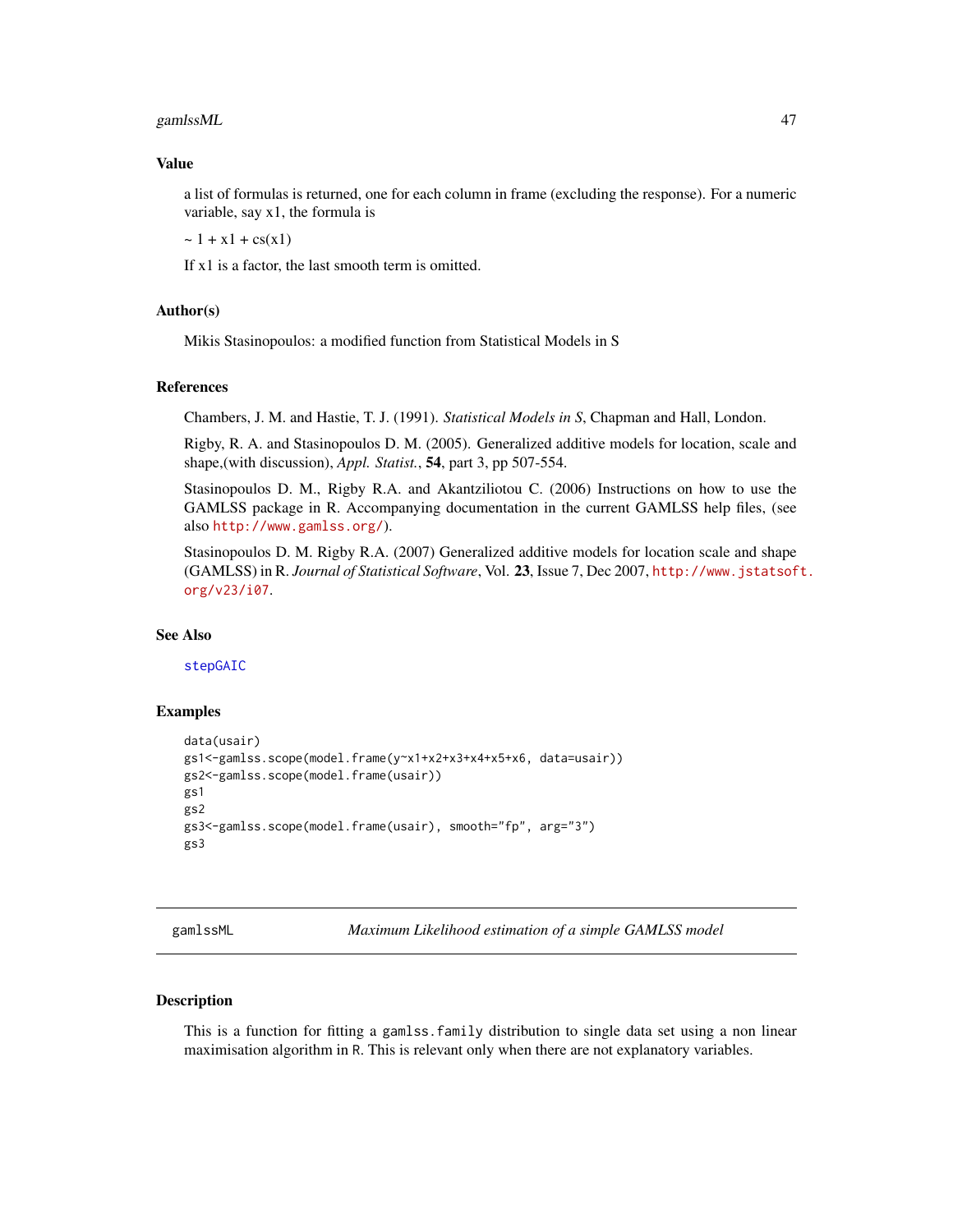### Value

a list of formulas is returned, one for each column in frame (excluding the response). For a numeric variable, say x1, the formula is

~ 1 + x1 + cs(x1)

If x1 is a factor, the last smooth term is omitted.

### Author(s)

Mikis Stasinopoulos: a modified function from Statistical Models in S

### References

Chambers, J. M. and Hastie, T. J. (1991). *Statistical Models in S*, Chapman and Hall, London.

Rigby, R. A. and Stasinopoulos D. M. (2005). Generalized additive models for location, scale and shape,(with discussion), *Appl. Statist.*, **54**, part 3, pp 507-554.

Stasinopoulos D. M., Rigby R.A. and Akantziliotou C. (2006) Instructions on how to use the GAMLSS package in R. Accompanying documentation in the current GAMLSS help files, (see also http://www.gamlss.org/).

Stasinopoulos D. M. Rigby R.A. (2007) Generalized additive models for location scale and shape (GAMLSS) in R. *Journal of Statistical Software*, Vol. **23**, Issue 7, Dec 2007, http://www.jstatsoft.org/v23/i07.

### See Also

stepGAIC

### Examples

```
data(usair)
gs1<-gamlss.scope(model.frame(y~x1+x2+x3+x4+x5+x6, data=usair))
gs2<-gamlss.scope(model.frame(usair))
gs1
gs2
gs3<-gamlss.scope(model.frame(usair), smooth="fp", arg="3")
gs3
```

---

## gamlssML — *Maximum Likelihood estimation of a simple GAMLSS model*

### Description

This is a function for fitting a `gamlss.family` distribution to single data set using a non linear maximisation algorithm in `R`. This is relevant only when there are not explanatory variables.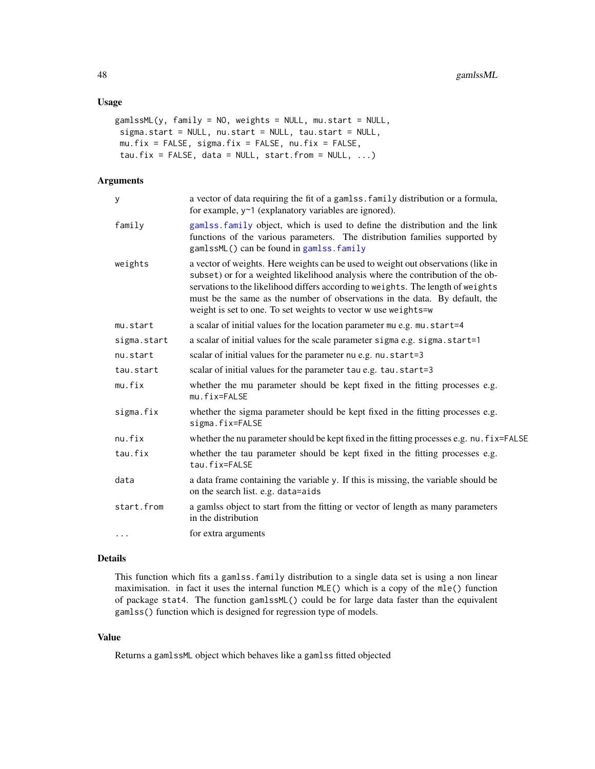### Usage

```
gamlssML(y, family = NO, weights = NULL, mu.start = NULL,
 sigma.start = NULL, nu.start = NULL, tau.start = NULL,
 mu.fix = FALSE, sigma.fix = FALSE, nu.fix = FALSE,
 tau.fix = FALSE, data = NULL, start.from = NULL, ...)
```

### Arguments

| | |
|---|---|
| `y` | a vector of data requiring the fit of a `gamlss.family` distribution or a formula, for example, `y~1` (explanatory variables are ignored). |
| `family` | `gamlss.family` object, which is used to define the distribution and the link functions of the various parameters. The distribution families supported by `gamlssML()` can be found in `gamlss.family` |
| `weights` | a vector of weights. Here weights can be used to weight out observations (like in `subset`) or for a weighted likelihood analysis where the contribution of the observations to the likelihood differs according to `weights`. The length of `weights` must be the same as the number of observations in the data. By default, the weight is set to one. To set weights to vector w use `weights=w` |
| `mu.start` | a scalar of initial values for the location parameter `mu` e.g. `mu.start=4` |
| `sigma.start` | a scalar of initial values for the scale parameter `sigma` e.g. `sigma.start=1` |
| `nu.start` | scalar of initial values for the parameter `nu` e.g. `nu.start=3` |
| `tau.start` | scalar of initial values for the parameter `tau` e.g. `tau.start=3` |
| `mu.fix` | whether the mu parameter should be kept fixed in the fitting processes e.g. `mu.fix=FALSE` |
| `sigma.fix` | whether the sigma parameter should be kept fixed in the fitting processes e.g. `sigma.fix=FALSE` |
| `nu.fix` | whether the nu parameter should be kept fixed in the fitting processes e.g. `nu.fix=FALSE` |
| `tau.fix` | whether the tau parameter should be kept fixed in the fitting processes e.g. `tau.fix=FALSE` |
| `data` | a data frame containing the variable `y`. If this is missing, the variable should be on the search list. e.g. `data=aids` |
| `start.from` | a gamlss object to start from the fitting or vector of length as many parameters in the distribution |
| `...` | for extra arguments |

### Details

This function which fits a `gamlss.family` distribution to a single data set is using a non linear maximisation. in fact it uses the internal function `MLE()` which is a copy of the `mle()` function of package `stat4`. The function `gamlssML()` could be for large data faster than the equivalent `gamlss()` function which is designed for regression type of models.

### Value

Returns a `gamlssML` object which behaves like a `gamlss` fitted objected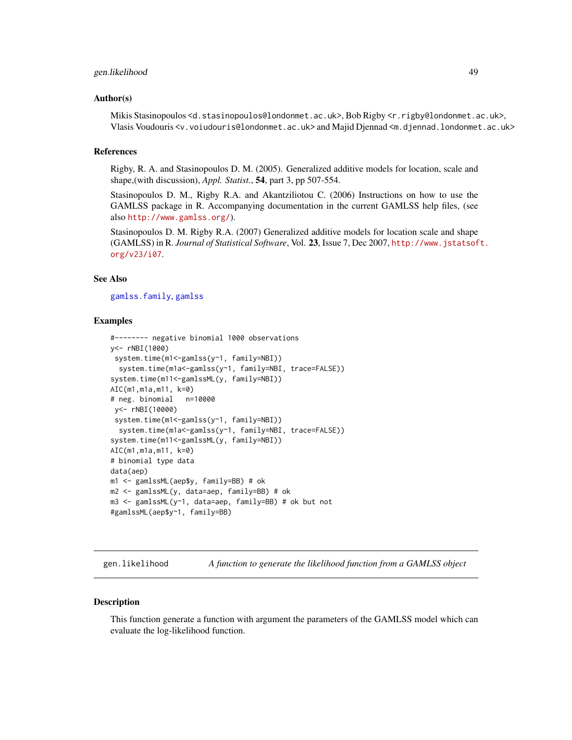### Author(s)

Mikis Stasinopoulos <d.stasinopoulos@londonmet.ac.uk>, Bob Rigby <r.rigby@londonmet.ac.uk>, Vlasis Voudouris <v.voiudouris@londonmet.ac.uk> and Majid Djennad <m.djennad.londonmet.ac.uk>

### References

Rigby, R. A. and Stasinopoulos D. M. (2005). Generalized additive models for location, scale and shape,(with discussion), *Appl. Statist.*, **54**, part 3, pp 507-554.

Stasinopoulos D. M., Rigby R.A. and Akantziliotou C. (2006) Instructions on how to use the GAMLSS package in R. Accompanying documentation in the current GAMLSS help files, (see also http://www.gamlss.org/).

Stasinopoulos D. M. Rigby R.A. (2007) Generalized additive models for location scale and shape (GAMLSS) in R. *Journal of Statistical Software*, Vol. **23**, Issue 7, Dec 2007, http://www.jstatsoft.org/v23/i07.

### See Also

gamlss.family, gamlss

### Examples

```
#-------- negative binomial 1000 observations
y<- rNBI(1000)
 system.time(m1<-gamlss(y~1, family=NBI))
  system.time(m1a<-gamlss(y~1, family=NBI, trace=FALSE))
system.time(m11<-gamlssML(y, family=NBI))
AIC(m1,m1a,m11, k=0)
# neg. binomial   n=10000
 y<- rNBI(10000)
 system.time(m1<-gamlss(y~1, family=NBI))
  system.time(m1a<-gamlss(y~1, family=NBI, trace=FALSE))
system.time(m11<-gamlssML(y, family=NBI))
AIC(m1,m1a,m11, k=0)
# binomial type data
data(aep)
m1 <- gamlssML(aep$y, family=BB) # ok
m2 <- gamlssML(y, data=aep, family=BB) # ok
m3 <- gamlssML(y~1, data=aep, family=BB) # ok but not
#gamlssML(aep$y~1, family=BB)
```

---

## gen.likelihood — *A function to generate the likelihood function from a GAMLSS object*

### Description

This function generate a function with argument the parameters of the GAMLSS model which can evaluate the log-likelihood function.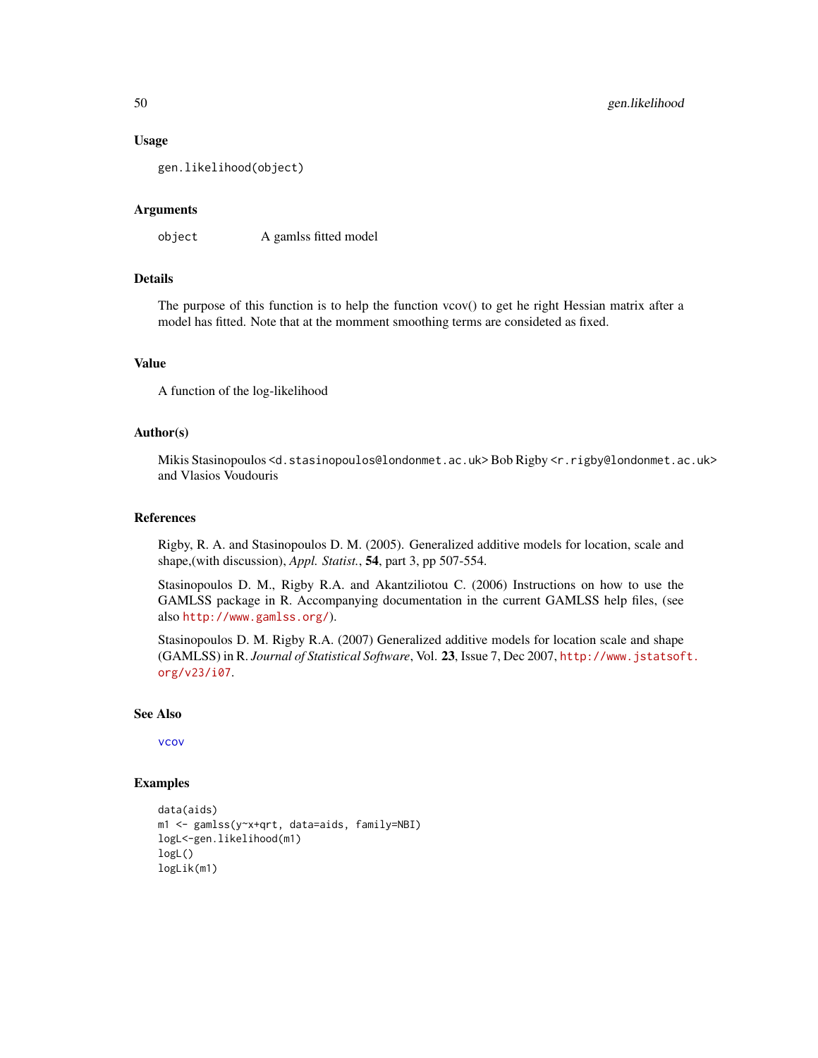## Usage

```
gen.likelihood(object)
```

## Arguments

`object` A gamlss fitted model

## Details

The purpose of this function is to help the function vcov() to get he right Hessian matrix after a model has fitted. Note that at the momment smoothing terms are consideted as fixed.

## Value

A function of the log-likelihood

## Author(s)

Mikis Stasinopoulos <d.stasinopoulos@londonmet.ac.uk> Bob Rigby <r.rigby@londonmet.ac.uk> and Vlasios Voudouris

## References

Rigby, R. A. and Stasinopoulos D. M. (2005). Generalized additive models for location, scale and shape,(with discussion), *Appl. Statist.*, **54**, part 3, pp 507-554.

Stasinopoulos D. M., Rigby R.A. and Akantziliotou C. (2006) Instructions on how to use the GAMLSS package in R. Accompanying documentation in the current GAMLSS help files, (see also http://www.gamlss.org/).

Stasinopoulos D. M. Rigby R.A. (2007) Generalized additive models for location scale and shape (GAMLSS) in R. *Journal of Statistical Software*, Vol. **23**, Issue 7, Dec 2007, http://www.jstatsoft.org/v23/i07.

## See Also

vcov

## Examples

```
data(aids)
m1 <- gamlss(y~x+qrt, data=aids, family=NBI)
logL<-gen.likelihood(m1)
logL()
logLik(m1)
```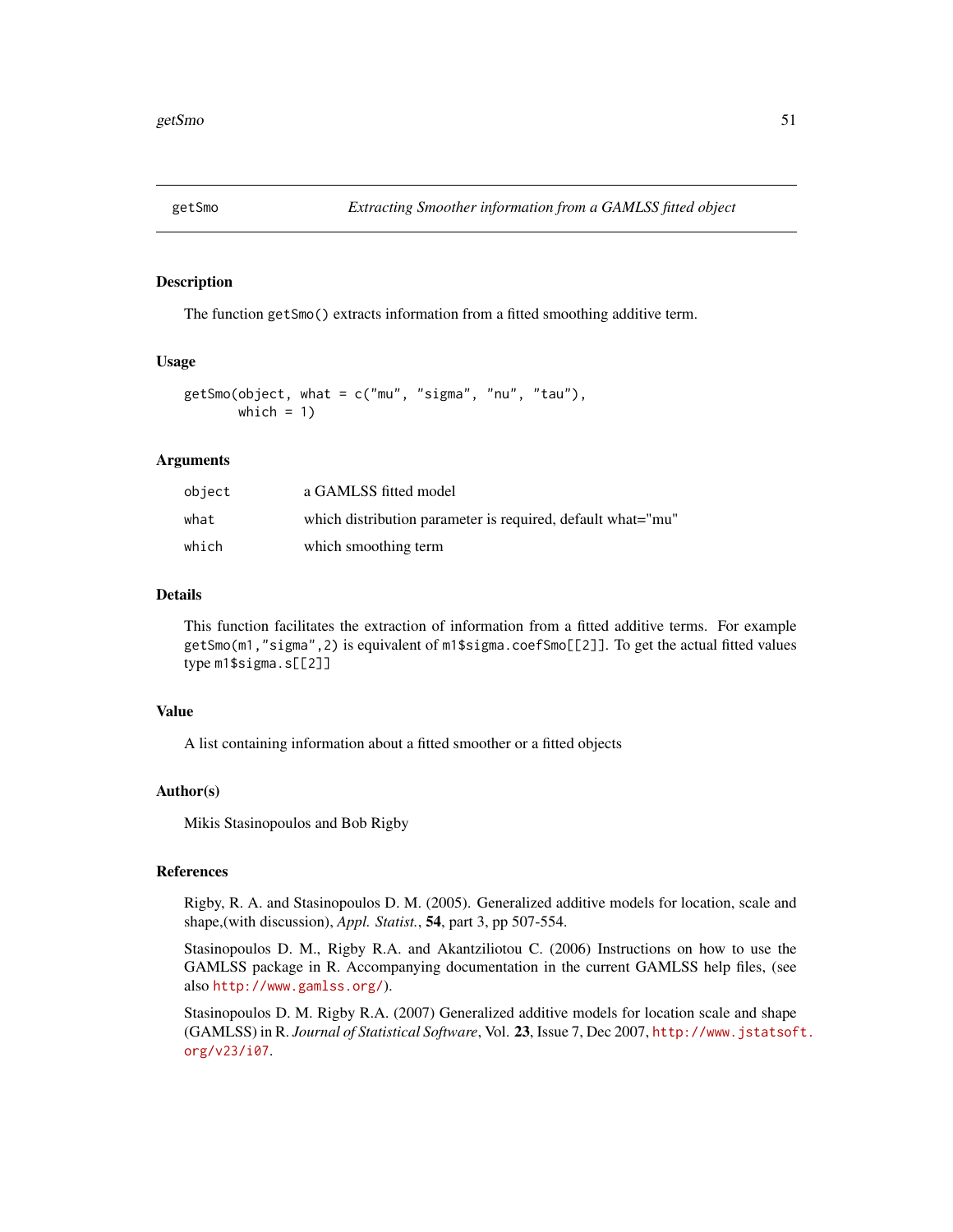# getSmo — *Extracting Smoother information from a GAMLSS fitted object*

## Description

The function `getSmo()` extracts information from a fitted smoothing additive term.

## Usage

```
getSmo(object, what = c("mu", "sigma", "nu", "tau"),
       which = 1)
```

## Arguments

| | |
|---|---|
| `object` | a GAMLSS fitted model |
| `what` | which distribution parameter is required, default what="mu" |
| `which` | which smoothing term |

## Details

This function facilitates the extraction of information from a fitted additive terms. For example `getSmo(m1,"sigma",2)` is equivalent of `m1$sigma.coefSmo[[2]]`. To get the actual fitted values type `m1$sigma.s[[2]]`

## Value

A list containing information about a fitted smoother or a fitted objects

## Author(s)

Mikis Stasinopoulos and Bob Rigby

## References

Rigby, R. A. and Stasinopoulos D. M. (2005). Generalized additive models for location, scale and shape,(with discussion), *Appl. Statist.*, **54**, part 3, pp 507-554.

Stasinopoulos D. M., Rigby R.A. and Akantziliotou C. (2006) Instructions on how to use the GAMLSS package in R. Accompanying documentation in the current GAMLSS help files, (see also http://www.gamlss.org/).

Stasinopoulos D. M. Rigby R.A. (2007) Generalized additive models for location scale and shape (GAMLSS) in R. *Journal of Statistical Software*, Vol. **23**, Issue 7, Dec 2007, http://www.jstatsoft.org/v23/i07.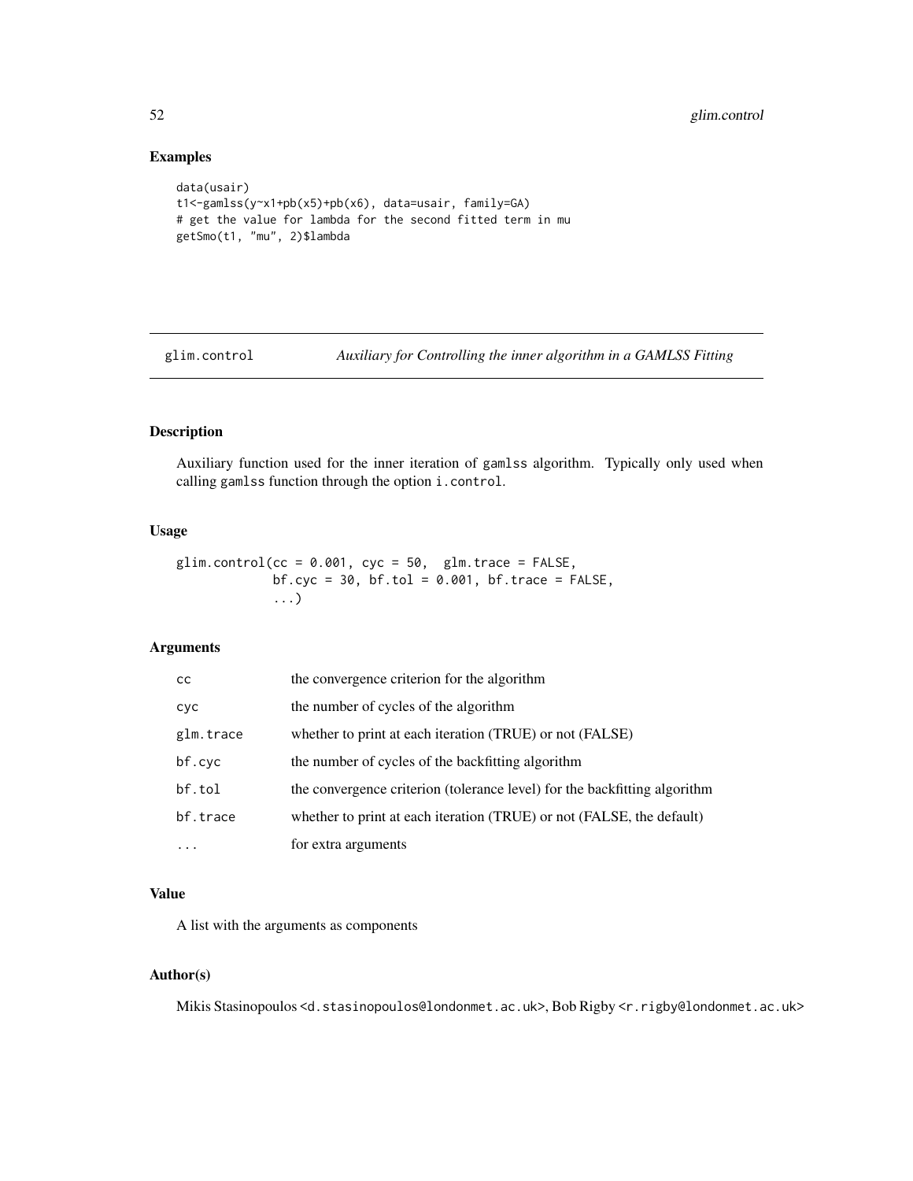## Examples

```
data(usair)
t1<-gamlss(y~x1+pb(x5)+pb(x6), data=usair, family=GA)
# get the value for lambda for the second fitted term in mu
getSmo(t1, "mu", 2)$lambda
```

---

# glim.control *Auxiliary for Controlling the inner algorithm in a GAMLSS Fitting*

---

## Description

Auxiliary function used for the inner iteration of gamlss algorithm. Typically only used when calling gamlss function through the option i.control.

## Usage

```
glim.control(cc = 0.001, cyc = 50,  glm.trace = FALSE,
             bf.cyc = 30, bf.tol = 0.001, bf.trace = FALSE,
             ...)
```

## Arguments

| | |
|---|---|
| cc | the convergence criterion for the algorithm |
| cyc | the number of cycles of the algorithm |
| glm.trace | whether to print at each iteration (TRUE) or not (FALSE) |
| bf.cyc | the number of cycles of the backfitting algorithm |
| bf.tol | the convergence criterion (tolerance level) for the backfitting algorithm |
| bf.trace | whether to print at each iteration (TRUE) or not (FALSE, the default) |
| ... | for extra arguments |

## Value

A list with the arguments as components

## Author(s)

Mikis Stasinopoulos <d.stasinopoulos@londonmet.ac.uk>, Bob Rigby <r.rigby@londonmet.ac.uk>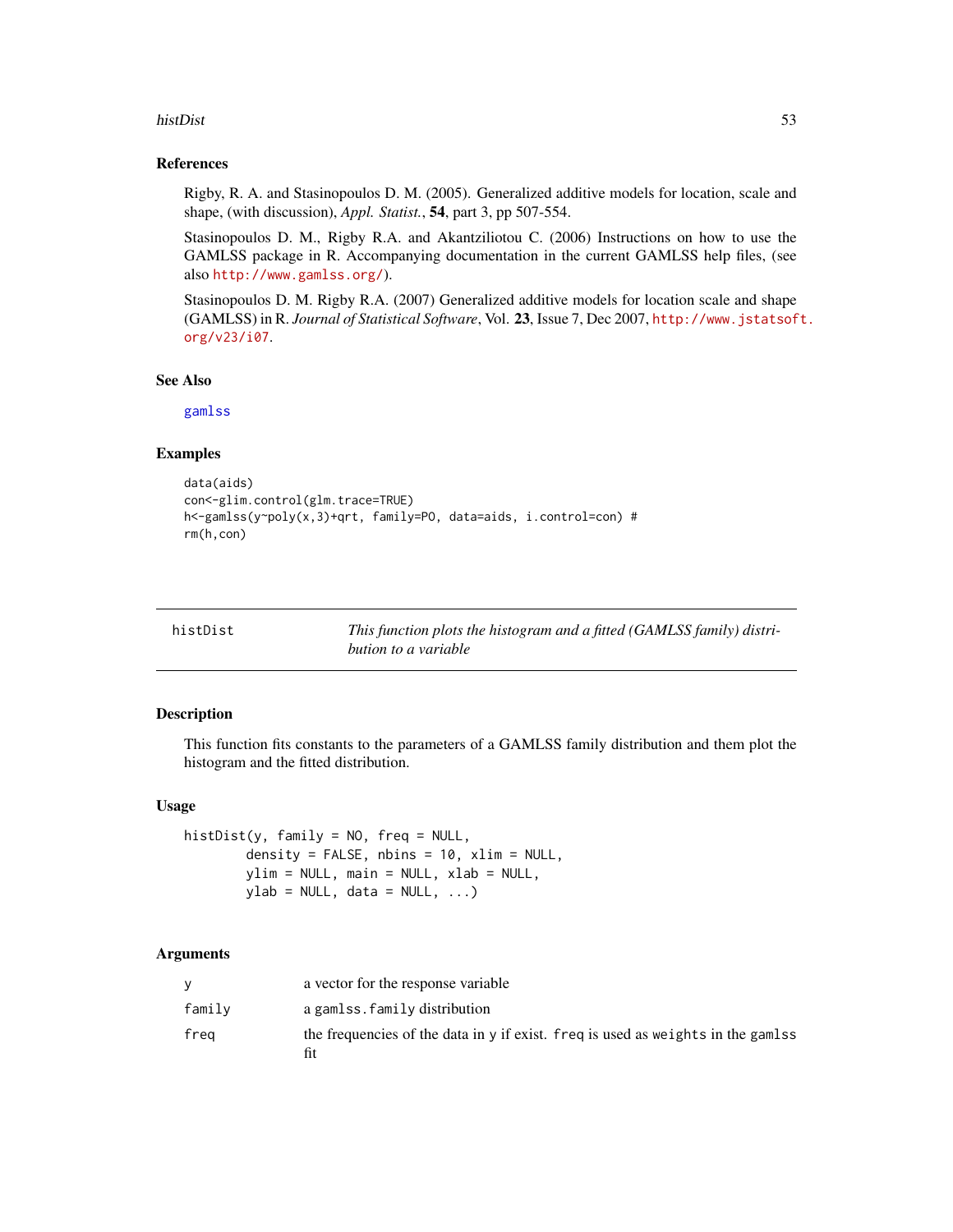## References

Rigby, R. A. and Stasinopoulos D. M. (2005). Generalized additive models for location, scale and shape, (with discussion), *Appl. Statist.*, **54**, part 3, pp 507-554.

Stasinopoulos D. M., Rigby R.A. and Akantziliotou C. (2006) Instructions on how to use the GAMLSS package in R. Accompanying documentation in the current GAMLSS help files, (see also http://www.gamlss.org/).

Stasinopoulos D. M. Rigby R.A. (2007) Generalized additive models for location scale and shape (GAMLSS) in R. *Journal of Statistical Software*, Vol. **23**, Issue 7, Dec 2007, http://www.jstatsoft.org/v23/i07.

## See Also

gamlss

## Examples

```
data(aids)
con<-glim.control(glm.trace=TRUE)
h<-gamlss(y~poly(x,3)+qrt, family=PO, data=aids, i.control=con) #
rm(h,con)
```

---

# histDist — *This function plots the histogram and a fitted (GAMLSS family) distribution to a variable*

---

## Description

This function fits constants to the parameters of a GAMLSS family distribution and them plot the histogram and the fitted distribution.

## Usage

```
histDist(y, family = NO, freq = NULL,
        density = FALSE, nbins = 10, xlim = NULL,
        ylim = NULL, main = NULL, xlab = NULL,
        ylab = NULL, data = NULL, ...)
```

## Arguments

| | |
|---|---|
| `y` | a vector for the response variable |
| `family` | a `gamlss.family` distribution |
| `freq` | the frequencies of the data in `y` if exist. `freq` is used as `weights` in the `gamlss` fit |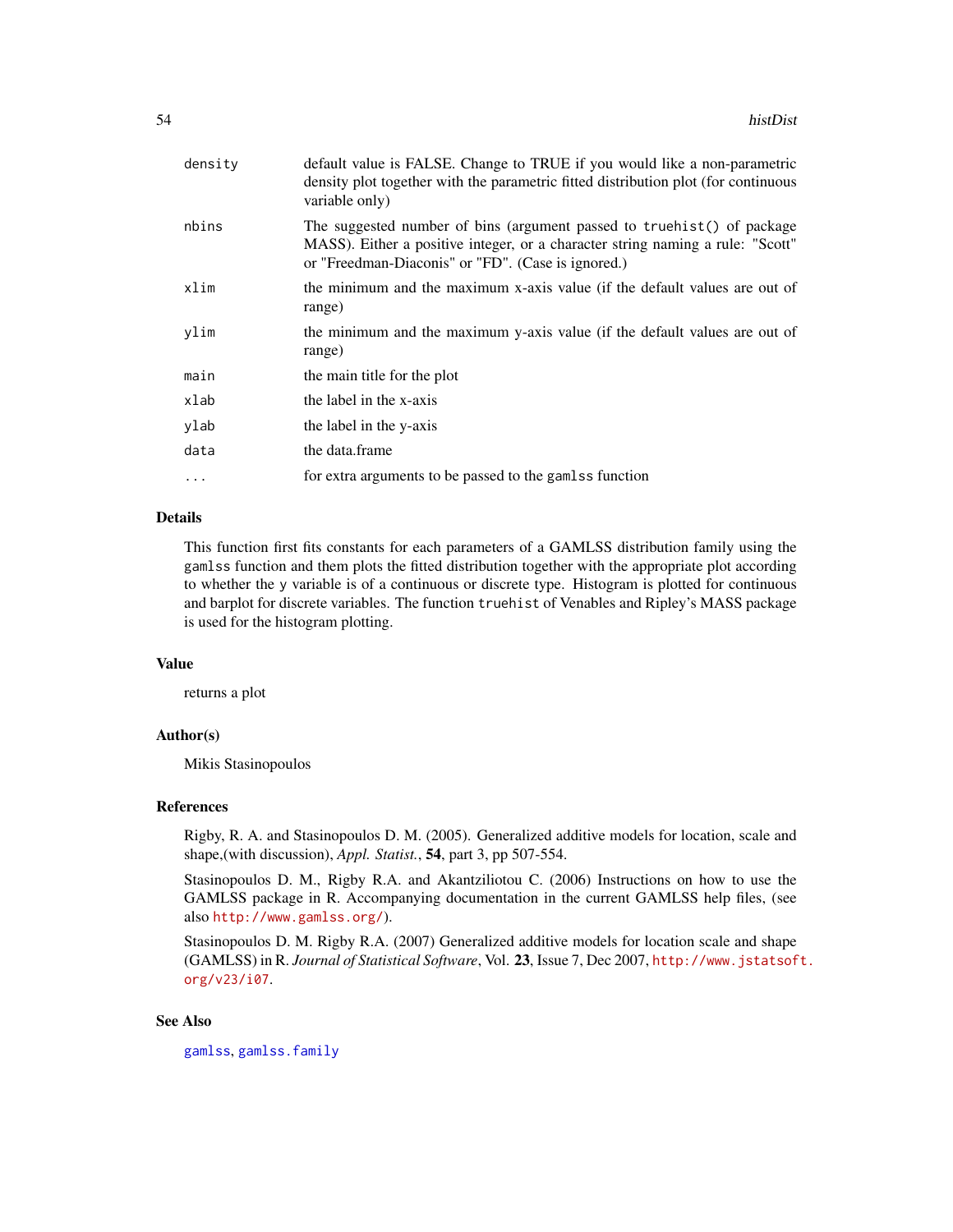| | |
|---|---|
| `density` | default value is FALSE. Change to TRUE if you would like a non-parametric density plot together with the parametric fitted distribution plot (for continuous variable only) |
| `nbins` | The suggested number of bins (argument passed to `truehist()` of package MASS). Either a positive integer, or a character string naming a rule: "Scott" or "Freedman-Diaconis" or "FD". (Case is ignored.) |
| `xlim` | the minimum and the maximum x-axis value (if the default values are out of range) |
| `ylim` | the minimum and the maximum y-axis value (if the default values are out of range) |
| `main` | the main title for the plot |
| `xlab` | the label in the x-axis |
| `ylab` | the label in the y-axis |
| `data` | the data.frame |
| `...` | for extra arguments to be passed to the `gamlss` function |

## Details

This function first fits constants for each parameters of a GAMLSS distribution family using the `gamlss` function and them plots the fitted distribution together with the appropriate plot according to whether the `y` variable is of a continuous or discrete type. Histogram is plotted for continuous and barplot for discrete variables. The function `truehist` of Venables and Ripley's MASS package is used for the histogram plotting.

## Value

returns a plot

## Author(s)

Mikis Stasinopoulos

## References

Rigby, R. A. and Stasinopoulos D. M. (2005). Generalized additive models for location, scale and shape,(with discussion), *Appl. Statist.*, **54**, part 3, pp 507-554.

Stasinopoulos D. M., Rigby R.A. and Akantziliotou C. (2006) Instructions on how to use the GAMLSS package in R. Accompanying documentation in the current GAMLSS help files, (see also http://www.gamlss.org/).

Stasinopoulos D. M. Rigby R.A. (2007) Generalized additive models for location scale and shape (GAMLSS) in R. *Journal of Statistical Software*, Vol. **23**, Issue 7, Dec 2007, http://www.jstatsoft.org/v23/i07.

## See Also

`gamlss`, `gamlss.family`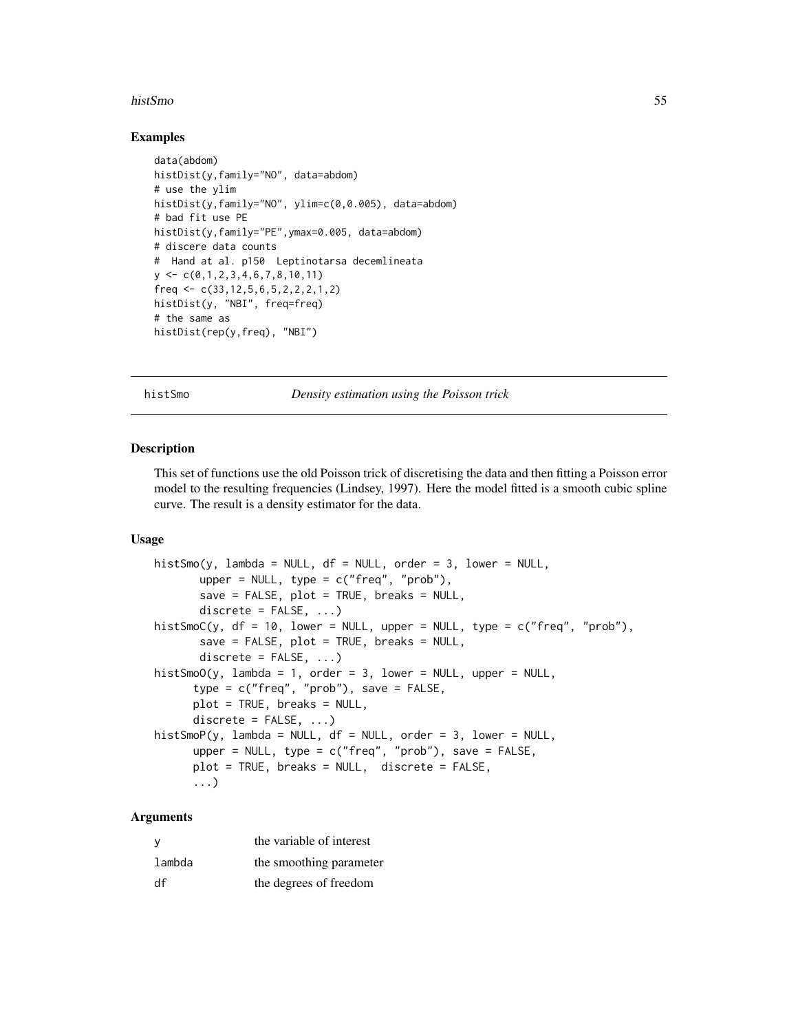## Examples

```
data(abdom)
histDist(y,family="NO", data=abdom)
# use the ylim
histDist(y,family="NO", ylim=c(0,0.005), data=abdom)
# bad fit use PE
histDist(y,family="PE",ymax=0.005, data=abdom)
# discere data counts
#  Hand at al. p150  Leptinotarsa decemlineata
y <- c(0,1,2,3,4,6,7,8,10,11)
freq <- c(33,12,5,6,5,2,2,2,1,2)
histDist(y, "NBI", freq=freq)
# the same as
histDist(rep(y,freq), "NBI")
```

---

# histSmo *Density estimation using the Poisson trick*

## Description

This set of functions use the old Poisson trick of discretising the data and then fitting a Poisson error model to the resulting frequencies (Lindsey, 1997). Here the model fitted is a smooth cubic spline curve. The result is a density estimator for the data.

## Usage

```
histSmo(y, lambda = NULL, df = NULL, order = 3, lower = NULL,
       upper = NULL, type = c("freq", "prob"),
       save = FALSE, plot = TRUE, breaks = NULL,
       discrete = FALSE, ...)
histSmoC(y, df = 10, lower = NULL, upper = NULL, type = c("freq", "prob"),
       save = FALSE, plot = TRUE, breaks = NULL,
       discrete = FALSE, ...)
histSmoO(y, lambda = 1, order = 3, lower = NULL, upper = NULL,
      type = c("freq", "prob"), save = FALSE,
      plot = TRUE, breaks = NULL,
      discrete = FALSE, ...)
histSmoP(y, lambda = NULL, df = NULL, order = 3, lower = NULL,
      upper = NULL, type = c("freq", "prob"), save = FALSE,
      plot = TRUE, breaks = NULL,  discrete = FALSE,
      ...)
```

## Arguments

| | |
|---|---|
| y | the variable of interest |
| lambda | the smoothing parameter |
| df | the degrees of freedom |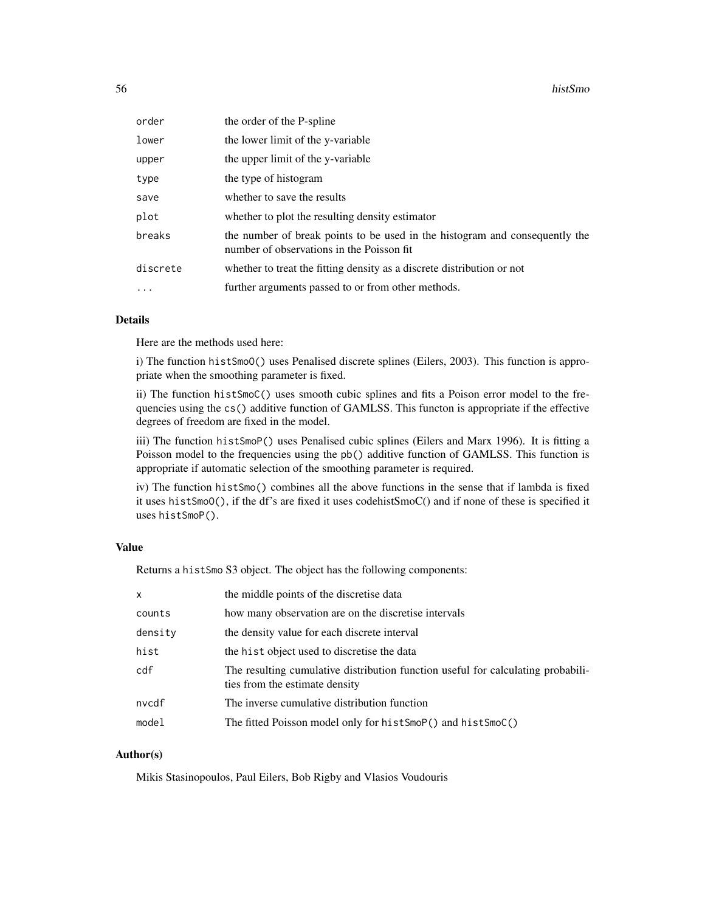| | |
|---|---|
| `order` | the order of the P-spline |
| `lower` | the lower limit of the y-variable |
| `upper` | the upper limit of the y-variable |
| `type` | the type of histogram |
| `save` | whether to save the results |
| `plot` | whether to plot the resulting density estimator |
| `breaks` | the number of break points to be used in the histogram and consequently the number of observations in the Poisson fit |
| `discrete` | whether to treat the fitting density as a discrete distribution or not |
| `...` | further arguments passed to or from other methods. |

## Details

Here are the methods used here:

i) The function `histSmoO()` uses Penalised discrete splines (Eilers, 2003). This function is appropriate when the smoothing parameter is fixed.

ii) The function `histSmoC()` uses smooth cubic splines and fits a Poison error model to the frequencies using the `cs()` additive function of GAMLSS. This functon is appropriate if the effective degrees of freedom are fixed in the model.

iii) The function `histSmoP()` uses Penalised cubic splines (Eilers and Marx 1996). It is fitting a Poisson model to the frequencies using the `pb()` additive function of GAMLSS. This function is appropriate if automatic selection of the smoothing parameter is required.

iv) The function `histSmo()` combines all the above functions in the sense that if lambda is fixed it uses `histSmoO()`, if the df's are fixed it uses codehistSmoC() and if none of these is specified it uses `histSmoP()`.

## Value

Returns a `histSmo` S3 object. The object has the following components:

| | |
|---|---|
| `x` | the middle points of the discretise data |
| `counts` | how many observation are on the discretise intervals |
| `density` | the density value for each discrete interval |
| `hist` | the `hist` object used to discretise the data |
| `cdf` | The resulting cumulative distribution function useful for calculating probabilities from the estimate density |
| `nvcdf` | The inverse cumulative distribution function |
| `model` | The fitted Poisson model only for `histSmoP()` and `histSmoC()` |

## Author(s)

Mikis Stasinopoulos, Paul Eilers, Bob Rigby and Vlasios Voudouris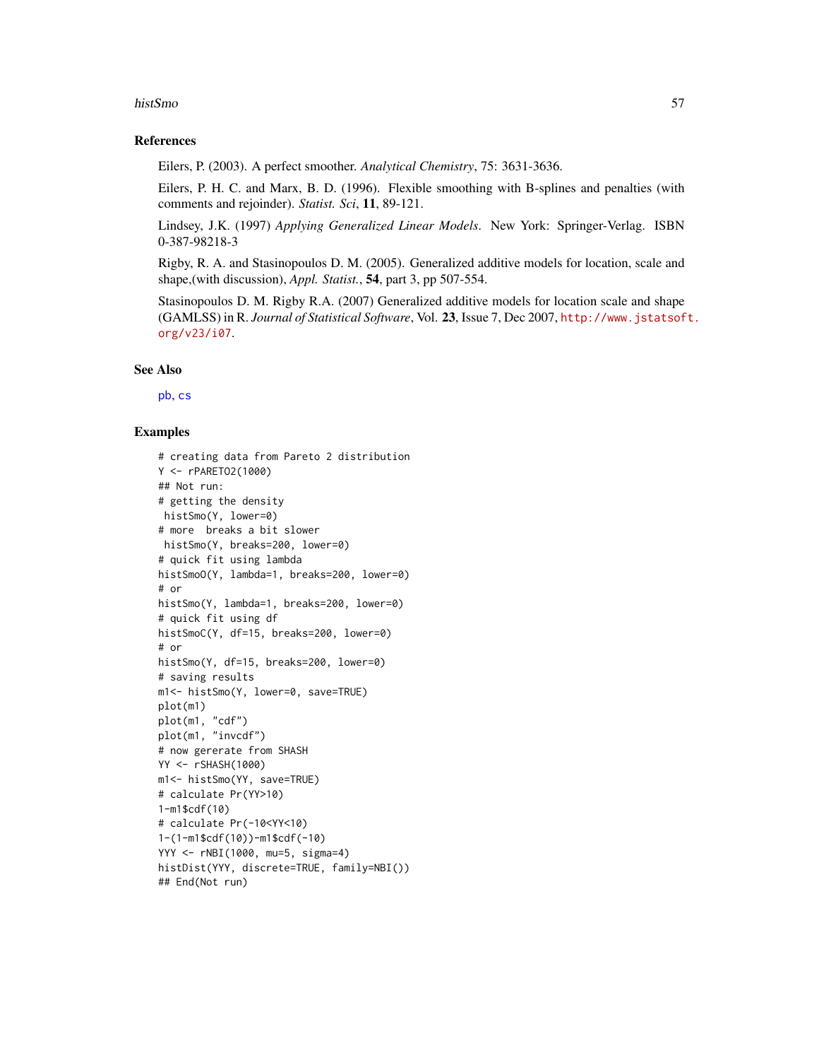## References

Eilers, P. (2003). A perfect smoother. *Analytical Chemistry*, 75: 3631-3636.

Eilers, P. H. C. and Marx, B. D. (1996). Flexible smoothing with B-splines and penalties (with comments and rejoinder). *Statist. Sci*, **11**, 89-121.

Lindsey, J.K. (1997) *Applying Generalized Linear Models*. New York: Springer-Verlag. ISBN 0-387-98218-3

Rigby, R. A. and Stasinopoulos D. M. (2005). Generalized additive models for location, scale and shape,(with discussion), *Appl. Statist.*, **54**, part 3, pp 507-554.

Stasinopoulos D. M. Rigby R.A. (2007) Generalized additive models for location scale and shape (GAMLSS) in R. *Journal of Statistical Software*, Vol. **23**, Issue 7, Dec 2007, http://www.jstatsoft.org/v23/i07.

## See Also

pb, cs

## Examples

```
# creating data from Pareto 2 distribution
Y <- rPARETO2(1000)
## Not run:
# getting the density
 histSmo(Y, lower=0)
# more  breaks a bit slower
 histSmo(Y, breaks=200, lower=0)
# quick fit using lambda
histSmoO(Y, lambda=1, breaks=200, lower=0)
# or
histSmo(Y, lambda=1, breaks=200, lower=0)
# quick fit using df
histSmoC(Y, df=15, breaks=200, lower=0)
# or
histSmo(Y, df=15, breaks=200, lower=0)
# saving results
m1<- histSmo(Y, lower=0, save=TRUE)
plot(m1)
plot(m1, "cdf")
plot(m1, "invcdf")
# now gererate from SHASH
YY <- rSHASH(1000)
m1<- histSmo(YY, save=TRUE)
# calculate Pr(YY>10)
1-m1$cdf(10)
# calculate Pr(-10<YY<10)
1-(1-m1$cdf(10))-m1$cdf(-10)
YYY <- rNBI(1000, mu=5, sigma=4)
histDist(YYY, discrete=TRUE, family=NBI())
## End(Not run)
```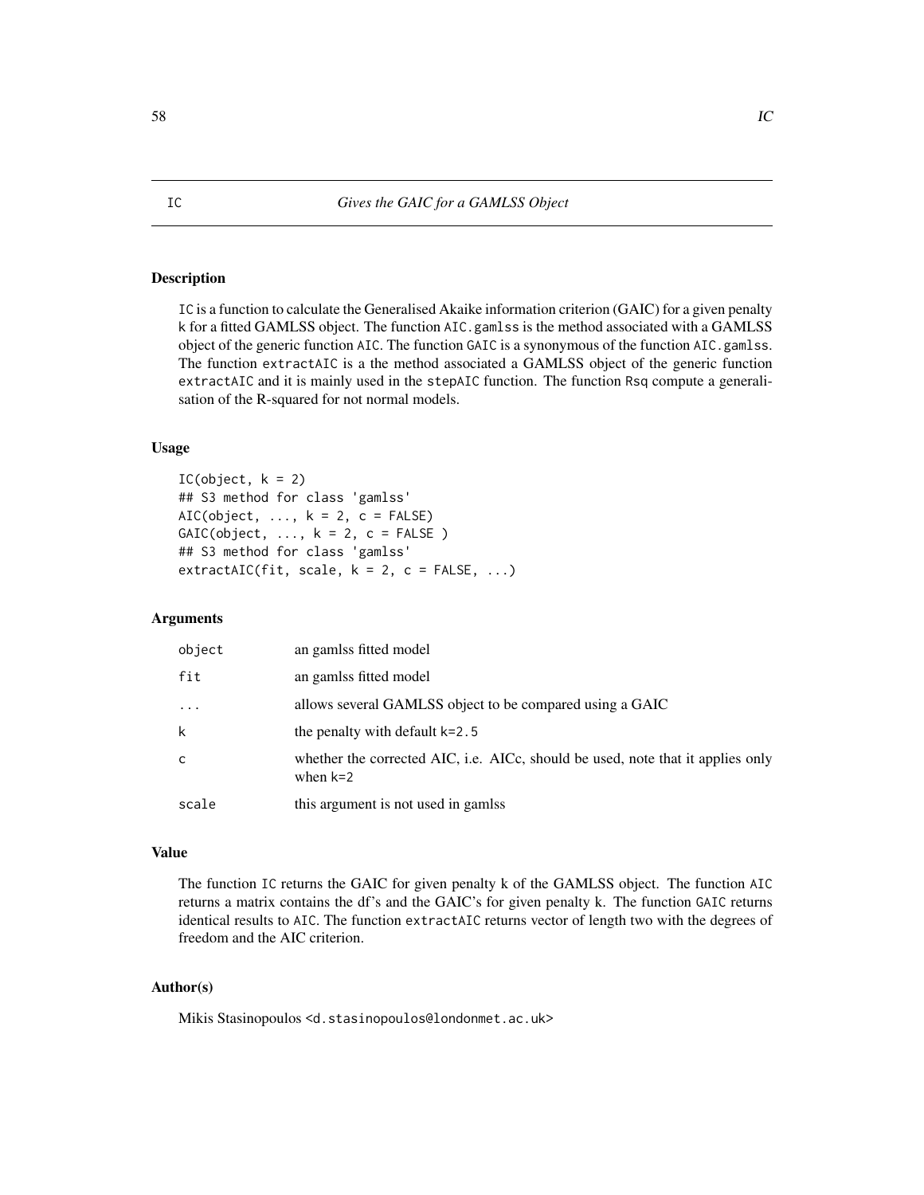IC *Gives the GAIC for a GAMLSS Object*

## Description

IC is a function to calculate the Generalised Akaike information criterion (GAIC) for a given penalty k for a fitted GAMLSS object. The function AIC.gamlss is the method associated with a GAMLSS object of the generic function AIC. The function GAIC is a synonymous of the function AIC.gamlss. The function extractAIC is a the method associated a GAMLSS object of the generic function extractAIC and it is mainly used in the stepAIC function. The function Rsq compute a generalisation of the R-squared for not normal models.

## Usage

```
IC(object, k = 2)
## S3 method for class 'gamlss'
AIC(object, ..., k = 2, c = FALSE)
GAIC(object, ..., k = 2, c = FALSE )
## S3 method for class 'gamlss'
extractAIC(fit, scale, k = 2, c = FALSE, ...)
```

## Arguments

| | |
|---|---|
| object | an gamlss fitted model |
| fit | an gamlss fitted model |
| ... | allows several GAMLSS object to be compared using a GAIC |
| k | the penalty with default k=2.5 |
| c | whether the corrected AIC, i.e. AICc, should be used, note that it applies only when k=2 |
| scale | this argument is not used in gamlss |

## Value

The function IC returns the GAIC for given penalty k of the GAMLSS object. The function AIC returns a matrix contains the df's and the GAIC's for given penalty k. The function GAIC returns identical results to AIC. The function extractAIC returns vector of length two with the degrees of freedom and the AIC criterion.

## Author(s)

Mikis Stasinopoulos <d.stasinopoulos@londonmet.ac.uk>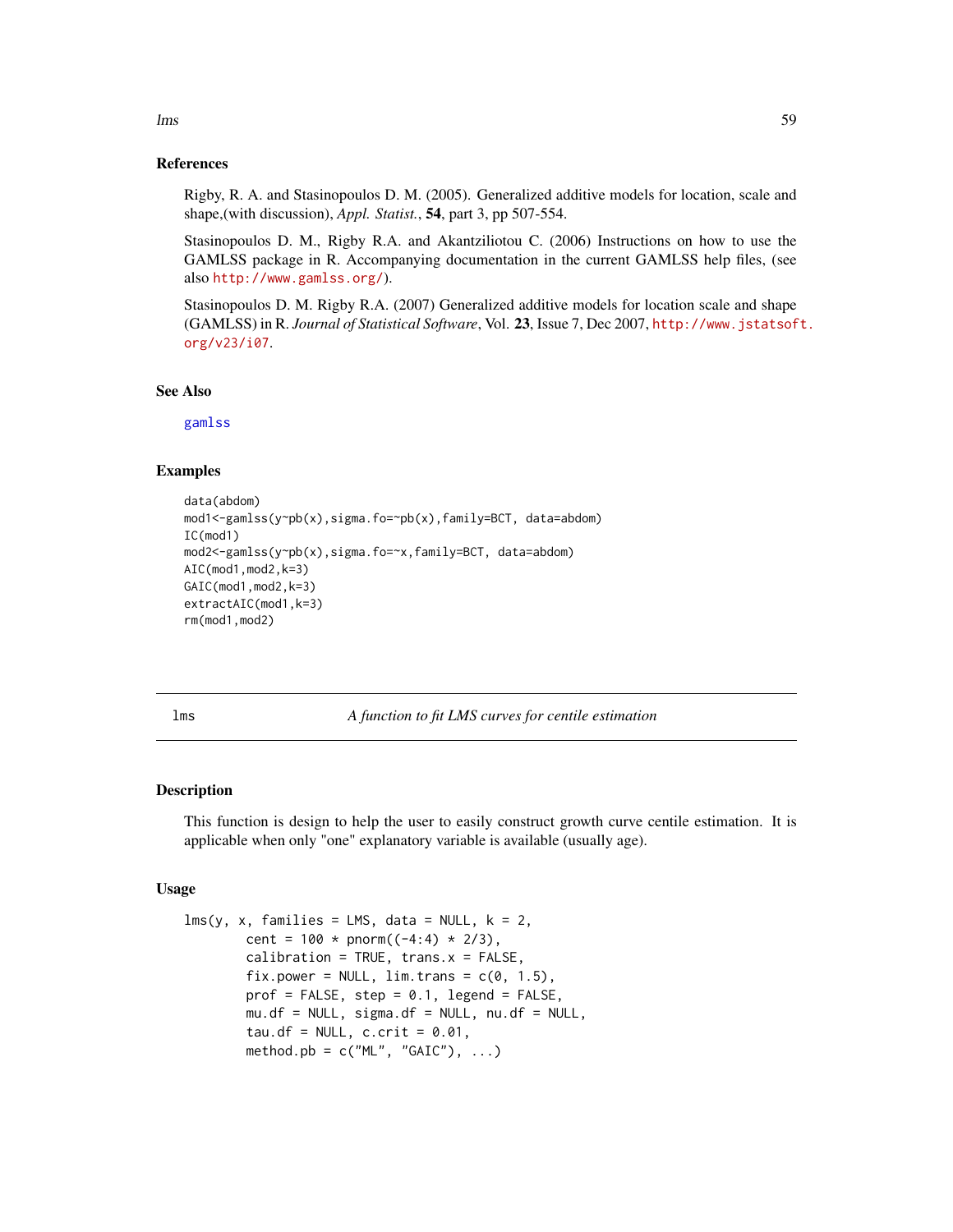## References

Rigby, R. A. and Stasinopoulos D. M. (2005). Generalized additive models for location, scale and shape,(with discussion), *Appl. Statist.*, **54**, part 3, pp 507-554.

Stasinopoulos D. M., Rigby R.A. and Akantziliotou C. (2006) Instructions on how to use the GAMLSS package in R. Accompanying documentation in the current GAMLSS help files, (see also http://www.gamlss.org/).

Stasinopoulos D. M. Rigby R.A. (2007) Generalized additive models for location scale and shape (GAMLSS) in R. *Journal of Statistical Software*, Vol. **23**, Issue 7, Dec 2007, http://www.jstatsoft.org/v23/i07.

## See Also

gamlss

## Examples

```
data(abdom)
mod1<-gamlss(y~pb(x),sigma.fo=~pb(x),family=BCT, data=abdom)
IC(mod1)
mod2<-gamlss(y~pb(x),sigma.fo=~x,family=BCT, data=abdom)
AIC(mod1,mod2,k=3)
GAIC(mod1,mod2,k=3)
extractAIC(mod1,k=3)
rm(mod1,mod2)
```

---

# lms — *A function to fit LMS curves for centile estimation*

## Description

This function is design to help the user to easily construct growth curve centile estimation. It is applicable when only "one" explanatory variable is available (usually age).

## Usage

```
lms(y, x, families = LMS, data = NULL, k = 2,
        cent = 100 * pnorm((-4:4) * 2/3),
        calibration = TRUE, trans.x = FALSE,
        fix.power = NULL, lim.trans = c(0, 1.5),
        prof = FALSE, step = 0.1, legend = FALSE,
        mu.df = NULL, sigma.df = NULL, nu.df = NULL,
        tau.df = NULL, c.crit = 0.01,
        method.pb = c("ML", "GAIC"), ...)
```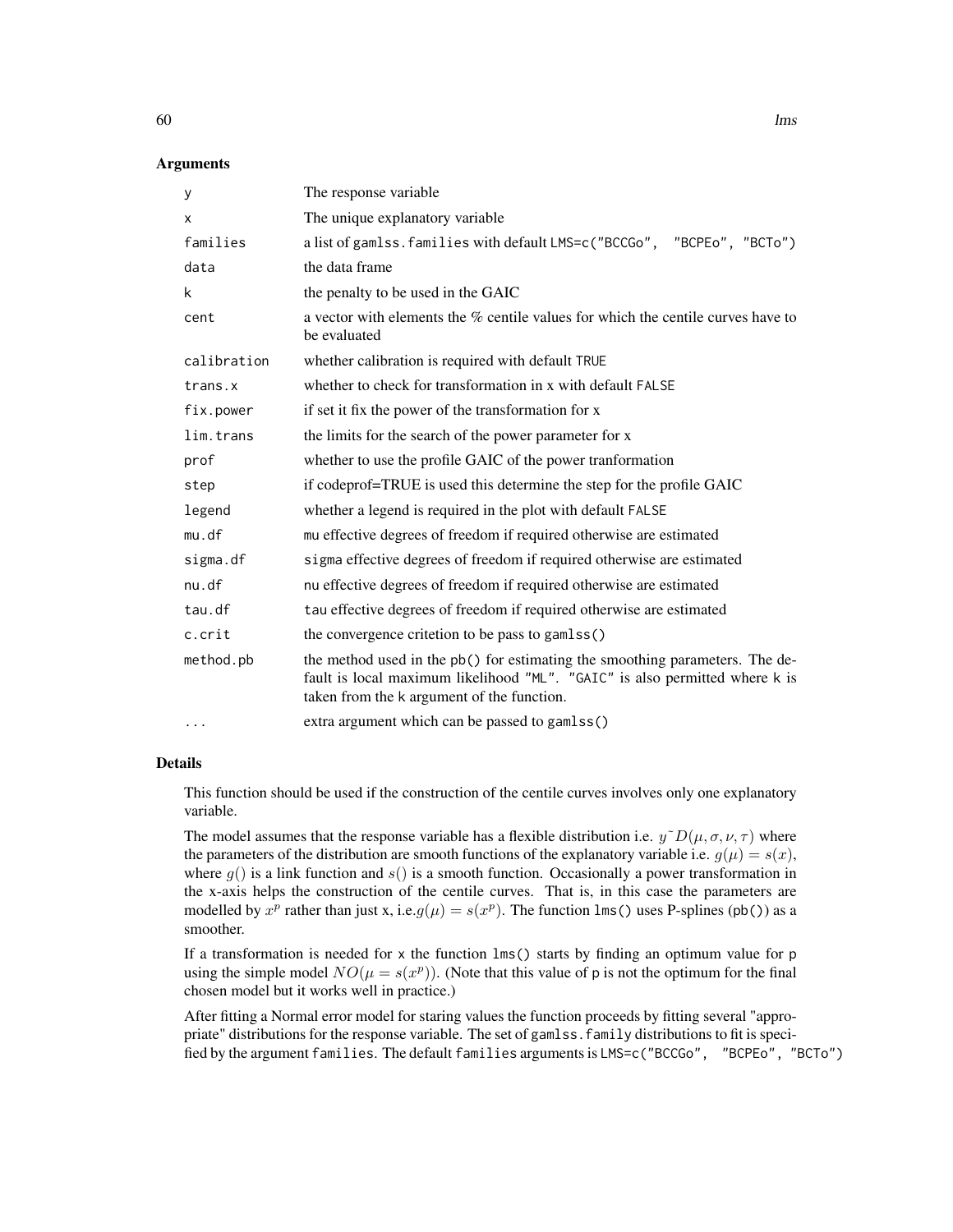## Arguments

| | |
|---|---|
| `y` | The response variable |
| `x` | The unique explanatory variable |
| `families` | a list of `gamlss.families` with default `LMS=c("BCCGo", "BCPEo", "BCTo")` |
| `data` | the data frame |
| `k` | the penalty to be used in the GAIC |
| `cent` | a vector with elements the % centile values for which the centile curves have to be evaluated |
| `calibration` | whether calibration is required with default `TRUE` |
| `trans.x` | whether to check for transformation in x with default `FALSE` |
| `fix.power` | if set it fix the power of the transformation for x |
| `lim.trans` | the limits for the search of the power parameter for x |
| `prof` | whether to use the profile GAIC of the power tranformation |
| `step` | if codeprof=TRUE is used this determine the step for the profile GAIC |
| `legend` | whether a legend is required in the plot with default `FALSE` |
| `mu.df` | `mu` effective degrees of freedom if required otherwise are estimated |
| `sigma.df` | `sigma` effective degrees of freedom if required otherwise are estimated |
| `nu.df` | `nu` effective degrees of freedom if required otherwise are estimated |
| `tau.df` | `tau` effective degrees of freedom if required otherwise are estimated |
| `c.crit` | the convergence critetion to be pass to `gamlss()` |
| `method.pb` | the method used in the `pb()` for estimating the smoothing parameters. The default is local maximum likelihood `"ML"`. `"GAIC"` is also permitted where `k` is taken from the `k` argument of the function. |
| `...` | extra argument which can be passed to `gamlss()` |

## Details

This function should be used if the construction of the centile curves involves only one explanatory variable.

The model assumes that the response variable has a flexible distribution i.e. $y \tilde{} D(\mu, \sigma, \nu, \tau)$ where the parameters of the distribution are smooth functions of the explanatory variable i.e. $g(\mu) = s(x)$, where $g()$ is a link function and $s()$ is a smooth function. Occasionally a power transformation in the x-axis helps the construction of the centile curves. That is, in this case the parameters are modelled by $x^p$ rather than just x, i.e.$g(\mu) = s(x^p)$. The function `lms()` uses P-splines (`pb()`) as a smoother.

If a transformation is needed for `x` the function `lms()` starts by finding an optimum value for `p` using the simple model $NO(\mu = s(x^p))$. (Note that this value of `p` is not the optimum for the final chosen model but it works well in practice.)

After fitting a Normal error model for staring values the function proceeds by fitting several "appropriate" distributions for the response variable. The set of `gamlss.family` distributions to fit is specified by the argument `families`. The default `families` arguments is `LMS=c("BCCGo", "BCPEo", "BCTo")`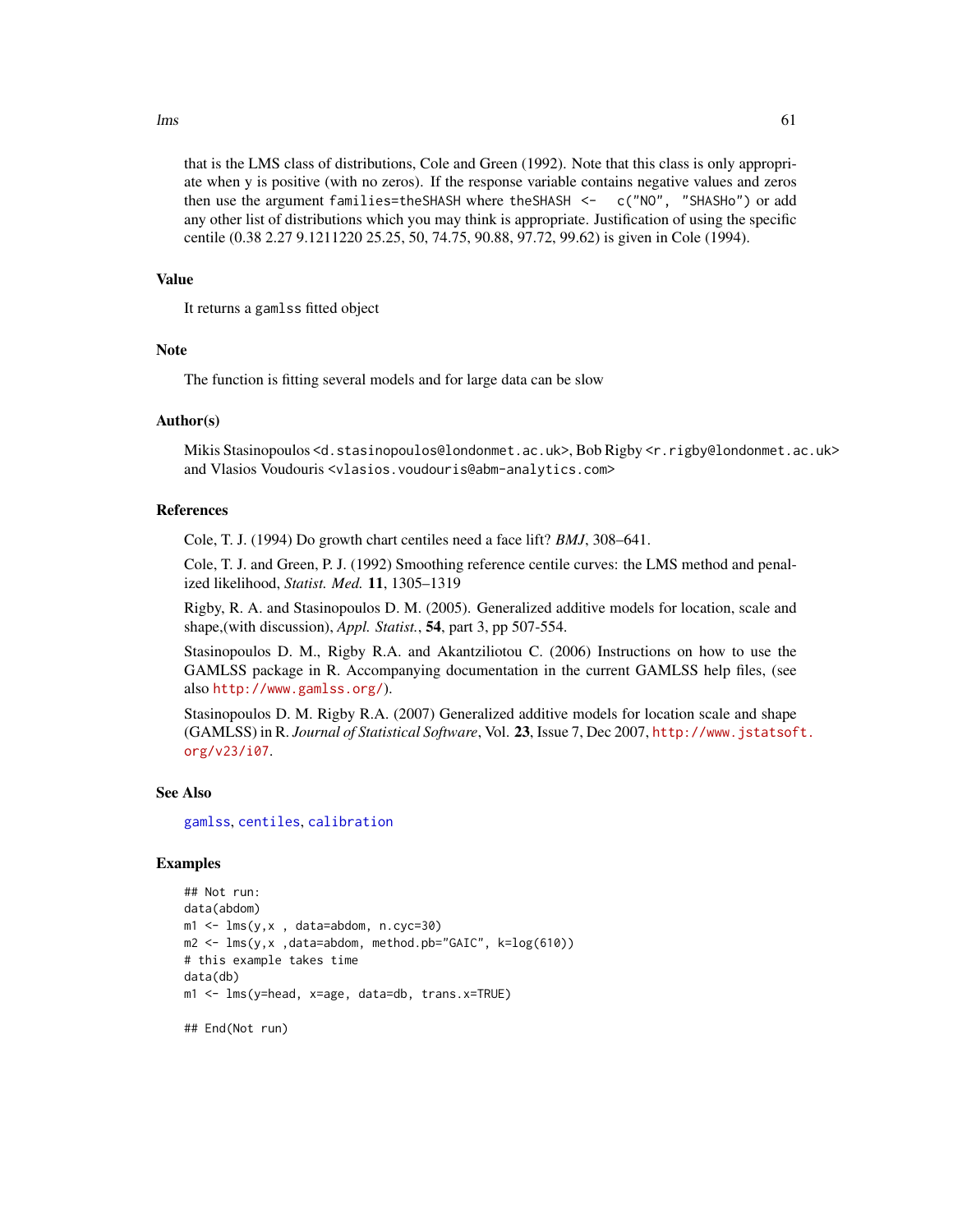that is the LMS class of distributions, Cole and Green (1992). Note that this class is only appropriate when y is positive (with no zeros). If the response variable contains negative values and zeros then use the argument `families=theSHASH` where `theSHASH <- c("NO", "SHASHo")` or add any other list of distributions which you may think is appropriate. Justification of using the specific centile (0.38 2.27 9.1211220 25.25, 50, 74.75, 90.88, 97.72, 99.62) is given in Cole (1994).

## Value

It returns a `gamlss` fitted object

## Note

The function is fitting several models and for large data can be slow

## Author(s)

Mikis Stasinopoulos <d.stasinopoulos@londonmet.ac.uk>, Bob Rigby <r.rigby@londonmet.ac.uk> and Vlasios Voudouris <vlasios.voudouris@abm-analytics.com>

## References

Cole, T. J. (1994) Do growth chart centiles need a face lift? *BMJ*, 308–641.

Cole, T. J. and Green, P. J. (1992) Smoothing reference centile curves: the LMS method and penalized likelihood, *Statist. Med.* **11**, 1305–1319

Rigby, R. A. and Stasinopoulos D. M. (2005). Generalized additive models for location, scale and shape,(with discussion), *Appl. Statist.*, **54**, part 3, pp 507-554.

Stasinopoulos D. M., Rigby R.A. and Akantziliotou C. (2006) Instructions on how to use the GAMLSS package in R. Accompanying documentation in the current GAMLSS help files, (see also http://www.gamlss.org/).

Stasinopoulos D. M. Rigby R.A. (2007) Generalized additive models for location scale and shape (GAMLSS) in R. *Journal of Statistical Software*, Vol. **23**, Issue 7, Dec 2007, http://www.jstatsoft.org/v23/i07.

## See Also

`gamlss`, `centiles`, `calibration`

## Examples

```
## Not run:
data(abdom)
m1 <- lms(y,x , data=abdom, n.cyc=30)
m2 <- lms(y,x ,data=abdom, method.pb="GAIC", k=log(610))
# this example takes time
data(db)
m1 <- lms(y=head, x=age, data=db, trans.x=TRUE)

## End(Not run)
```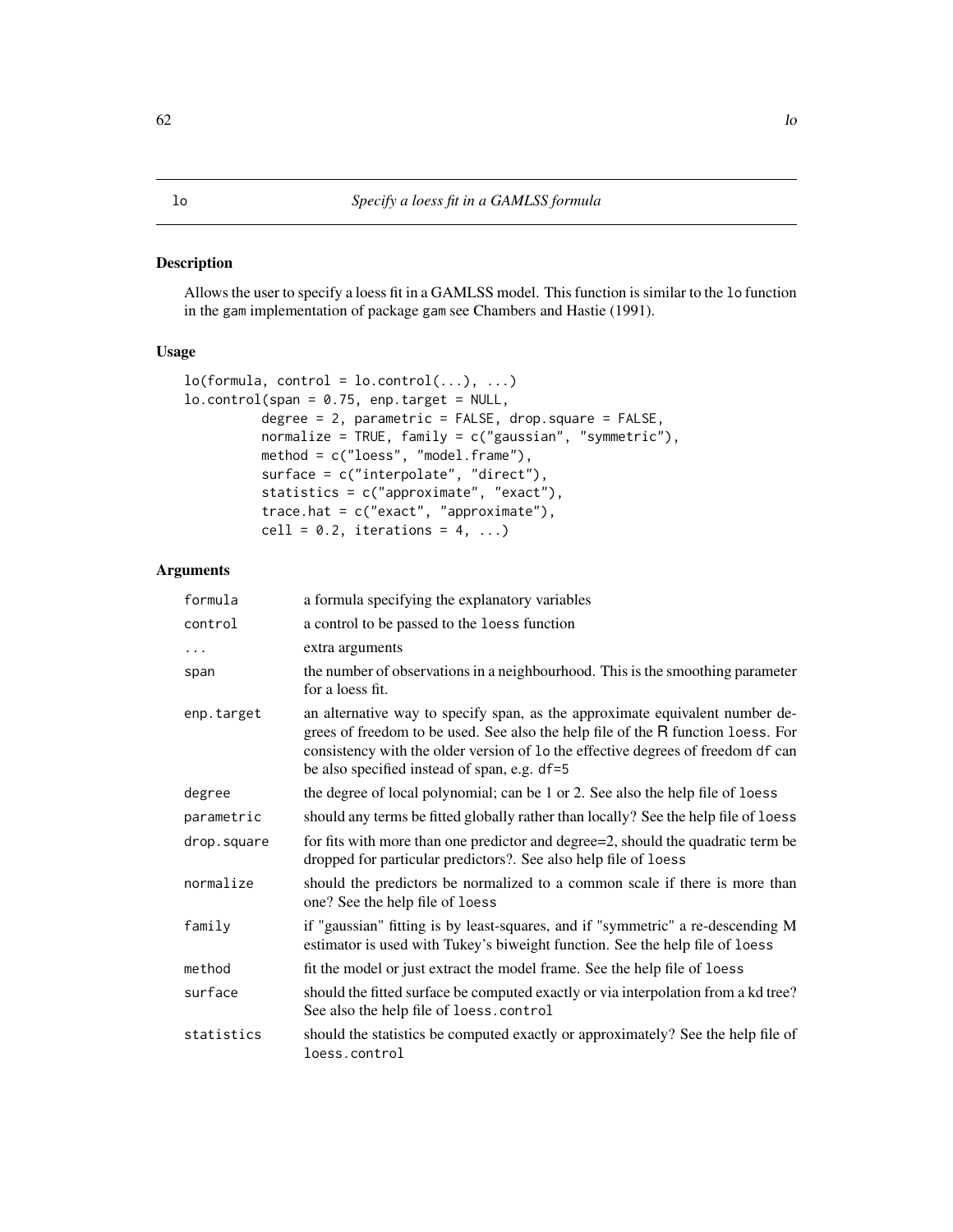# lo — *Specify a loess fit in a GAMLSS formula*

## Description

Allows the user to specify a loess fit in a GAMLSS model. This function is similar to the `lo` function in the `gam` implementation of package `gam` see Chambers and Hastie (1991).

## Usage

```
lo(formula, control = lo.control(...), ...)
lo.control(span = 0.75, enp.target = NULL,
          degree = 2, parametric = FALSE, drop.square = FALSE,
          normalize = TRUE, family = c("gaussian", "symmetric"),
          method = c("loess", "model.frame"),
          surface = c("interpolate", "direct"),
          statistics = c("approximate", "exact"),
          trace.hat = c("exact", "approximate"),
          cell = 0.2, iterations = 4, ...)
```

## Arguments

| Argument | Description |
|---|---|
| `formula` | a formula specifying the explanatory variables |
| `control` | a control to be passed to the `loess` function |
| `...` | extra arguments |
| `span` | the number of observations in a neighbourhood. This is the smoothing parameter for a loess fit. |
| `enp.target` | an alternative way to specify span, as the approximate equivalent number degrees of freedom to be used. See also the help file of the R function `loess`. For consistency with the older version of `lo` the effective degrees of freedom `df` can be also specified instead of span, e.g. `df=5` |
| `degree` | the degree of local polynomial; can be 1 or 2. See also the help file of `loess` |
| `parametric` | should any terms be fitted globally rather than locally? See the help file of `loess` |
| `drop.square` | for fits with more than one predictor and degree=2, should the quadratic term be dropped for particular predictors?. See also help file of `loess` |
| `normalize` | should the predictors be normalized to a common scale if there is more than one? See the help file of `loess` |
| `family` | if "gaussian" fitting is by least-squares, and if "symmetric" a re-descending M estimator is used with Tukey's biweight function. See the help file of `loess` |
| `method` | fit the model or just extract the model frame. See the help file of `loess` |
| `surface` | should the fitted surface be computed exactly or via interpolation from a kd tree? See also the help file of `loess.control` |
| `statistics` | should the statistics be computed exactly or approximately? See the help file of `loess.control` |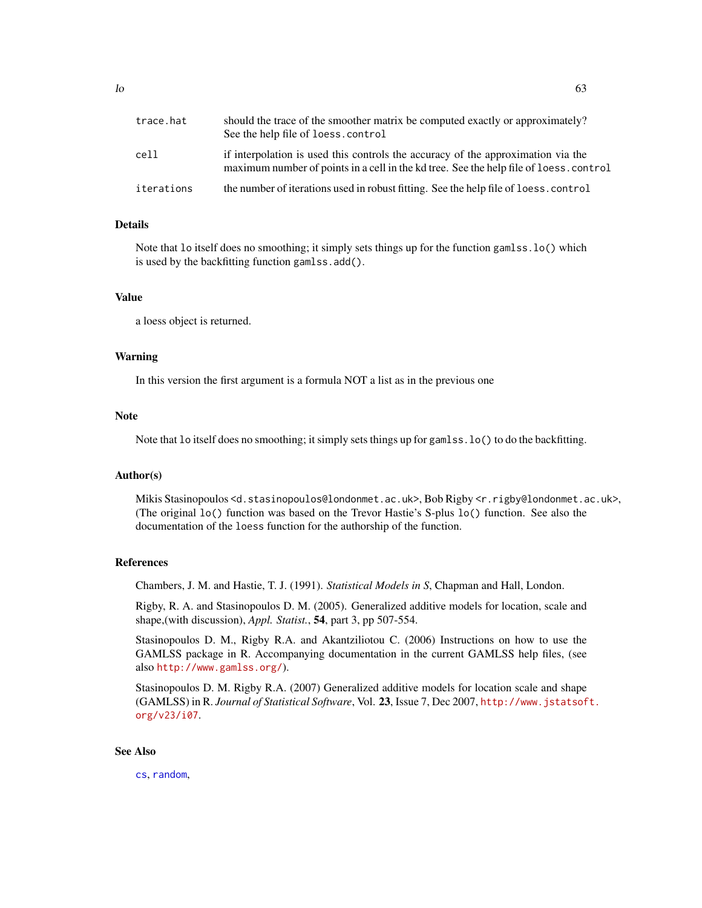| | |
|---|---|
| `trace.hat` | should the trace of the smoother matrix be computed exactly or approximately? See the help file of `loess.control` |
| `cell` | if interpolation is used this controls the accuracy of the approximation via the maximum number of points in a cell in the kd tree. See the help file of `loess.control` |
| `iterations` | the number of iterations used in robust fitting. See the help file of `loess.control` |

### Details

Note that `lo` itself does no smoothing; it simply sets things up for the function `gamlss.lo()` which is used by the backfitting function `gamlss.add()`.

### Value

a loess object is returned.

### Warning

In this version the first argument is a formula NOT a list as in the previous one

### Note

Note that `lo` itself does no smoothing; it simply sets things up for `gamlss.lo()` to do the backfitting.

### Author(s)

Mikis Stasinopoulos <d.stasinopoulos@londonmet.ac.uk>, Bob Rigby <r.rigby@londonmet.ac.uk>, (The original `lo()` function was based on the Trevor Hastie's S-plus `lo()` function. See also the documentation of the `loess` function for the authorship of the function.

### References

Chambers, J. M. and Hastie, T. J. (1991). *Statistical Models in S*, Chapman and Hall, London.

Rigby, R. A. and Stasinopoulos D. M. (2005). Generalized additive models for location, scale and shape,(with discussion), *Appl. Statist.*, **54**, part 3, pp 507-554.

Stasinopoulos D. M., Rigby R.A. and Akantziliotou C. (2006) Instructions on how to use the GAMLSS package in R. Accompanying documentation in the current GAMLSS help files, (see also http://www.gamlss.org/).

Stasinopoulos D. M. Rigby R.A. (2007) Generalized additive models for location scale and shape (GAMLSS) in R. *Journal of Statistical Software*, Vol. **23**, Issue 7, Dec 2007, http://www.jstatsoft.org/v23/i07.

### See Also

`cs`, `random`,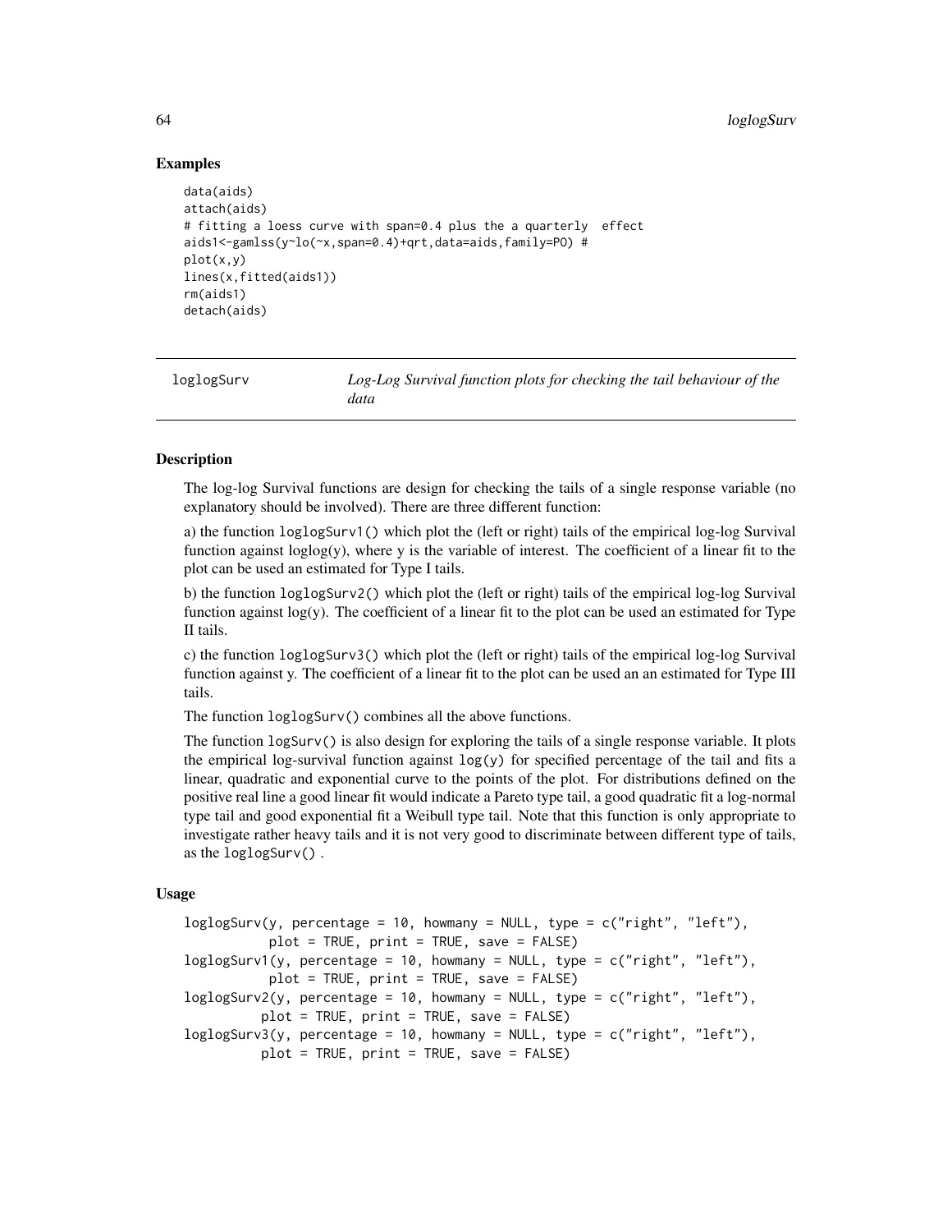## Examples

```
data(aids)
attach(aids)
# fitting a loess curve with span=0.4 plus the a quarterly  effect
aids1<-gamlss(y~lo(~x,span=0.4)+qrt,data=aids,family=PO) #
plot(x,y)
lines(x,fitted(aids1))
rm(aids1)
detach(aids)
```

---

# loglogSurv — *Log-Log Survival function plots for checking the tail behaviour of the data*

---

## Description

The log-log Survival functions are design for checking the tails of a single response variable (no explanatory should be involved). There are three different function:

a) the function `loglogSurv1()` which plot the (left or right) tails of the empirical log-log Survival function against loglog(y), where y is the variable of interest. The coefficient of a linear fit to the plot can be used an estimated for Type I tails.

b) the function `loglogSurv2()` which plot the (left or right) tails of the empirical log-log Survival function against log(y). The coefficient of a linear fit to the plot can be used an estimated for Type II tails.

c) the function `loglogSurv3()` which plot the (left or right) tails of the empirical log-log Survival function against y. The coefficient of a linear fit to the plot can be used an an estimated for Type III tails.

The function `loglogSurv()` combines all the above functions.

The function `logSurv()` is also design for exploring the tails of a single response variable. It plots the empirical log-survival function against `log(y)` for specified percentage of the tail and fits a linear, quadratic and exponential curve to the points of the plot. For distributions defined on the positive real line a good linear fit would indicate a Pareto type tail, a good quadratic fit a log-normal type tail and good exponential fit a Weibull type tail. Note that this function is only appropriate to investigate rather heavy tails and it is not very good to discriminate between different type of tails, as the `loglogSurv()` .

## Usage

```
loglogSurv(y, percentage = 10, howmany = NULL, type = c("right", "left"),
           plot = TRUE, print = TRUE, save = FALSE)
loglogSurv1(y, percentage = 10, howmany = NULL, type = c("right", "left"),
           plot = TRUE, print = TRUE, save = FALSE)
loglogSurv2(y, percentage = 10, howmany = NULL, type = c("right", "left"),
          plot = TRUE, print = TRUE, save = FALSE)
loglogSurv3(y, percentage = 10, howmany = NULL, type = c("right", "left"),
          plot = TRUE, print = TRUE, save = FALSE)
```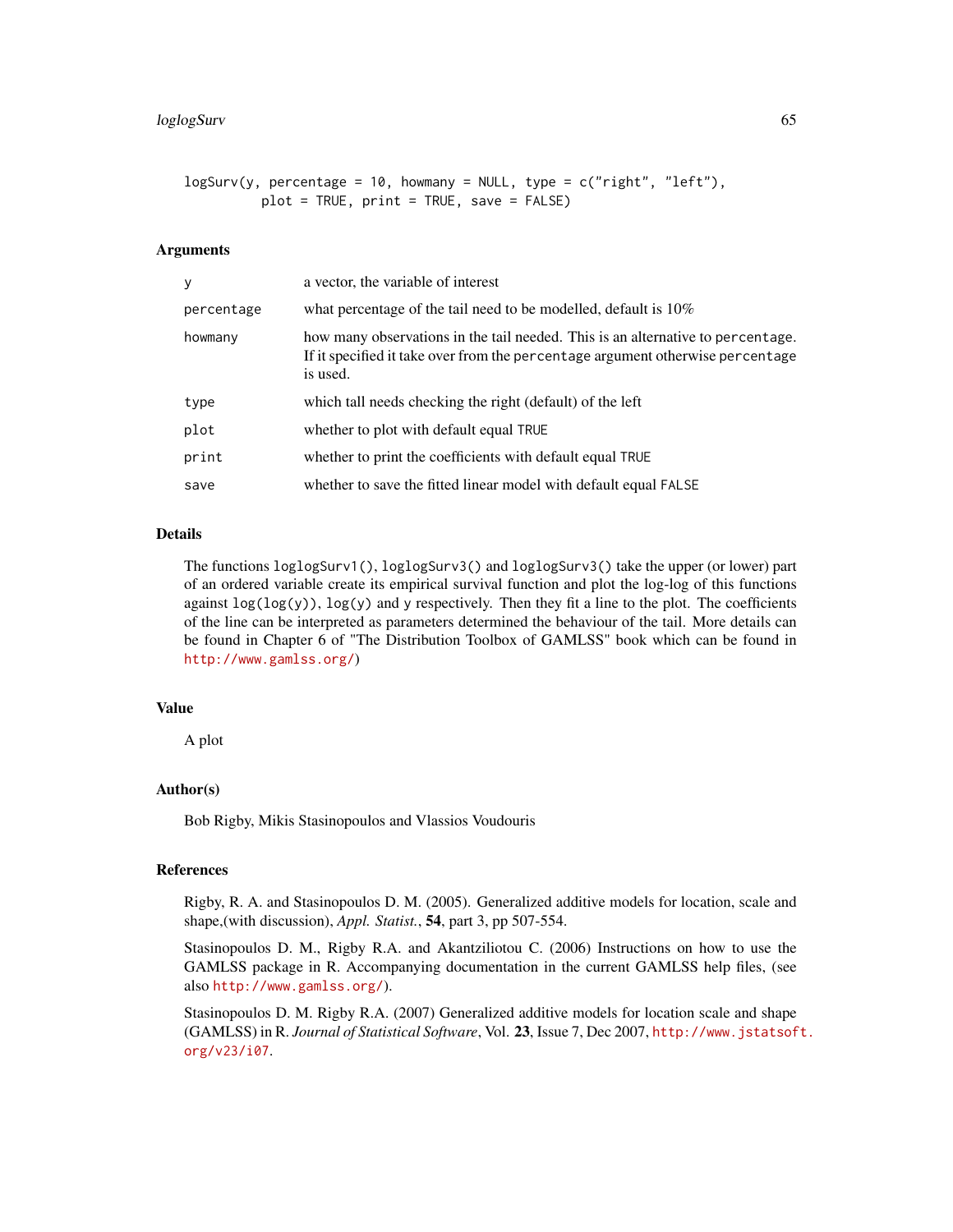```
logSurv(y, percentage = 10, howmany = NULL, type = c("right", "left"),
        plot = TRUE, print = TRUE, save = FALSE)
```

## Arguments

| | |
|---|---|
| `y` | a vector, the variable of interest |
| `percentage` | what percentage of the tail need to be modelled, default is 10% |
| `howmany` | how many observations in the tail needed. This is an alternative to `percentage`. If it specified it take over from the `percentage` argument otherwise `percentage` is used. |
| `type` | which tall needs checking the right (default) of the left |
| `plot` | whether to plot with default equal `TRUE` |
| `print` | whether to print the coefficients with default equal `TRUE` |
| `save` | whether to save the fitted linear model with default equal `FALSE` |

## Details

The functions `loglogSurv1()`, `loglogSurv3()` and `loglogSurv3()` take the upper (or lower) part of an ordered variable create its empirical survival function and plot the log-log of this functions against `log(log(y))`, `log(y)` and `y` respectively. Then they fit a line to the plot. The coefficients of the line can be interpreted as parameters determined the behaviour of the tail. More details can be found in Chapter 6 of "The Distribution Toolbox of GAMLSS" book which can be found in http://www.gamlss.org/)

## Value

A plot

## Author(s)

Bob Rigby, Mikis Stasinopoulos and Vlassios Voudouris

## References

Rigby, R. A. and Stasinopoulos D. M. (2005). Generalized additive models for location, scale and shape,(with discussion), *Appl. Statist.*, **54**, part 3, pp 507-554.

Stasinopoulos D. M., Rigby R.A. and Akantziliotou C. (2006) Instructions on how to use the GAMLSS package in R. Accompanying documentation in the current GAMLSS help files, (see also http://www.gamlss.org/).

Stasinopoulos D. M. Rigby R.A. (2007) Generalized additive models for location scale and shape (GAMLSS) in R. *Journal of Statistical Software*, Vol. **23**, Issue 7, Dec 2007, http://www.jstatsoft.org/v23/i07.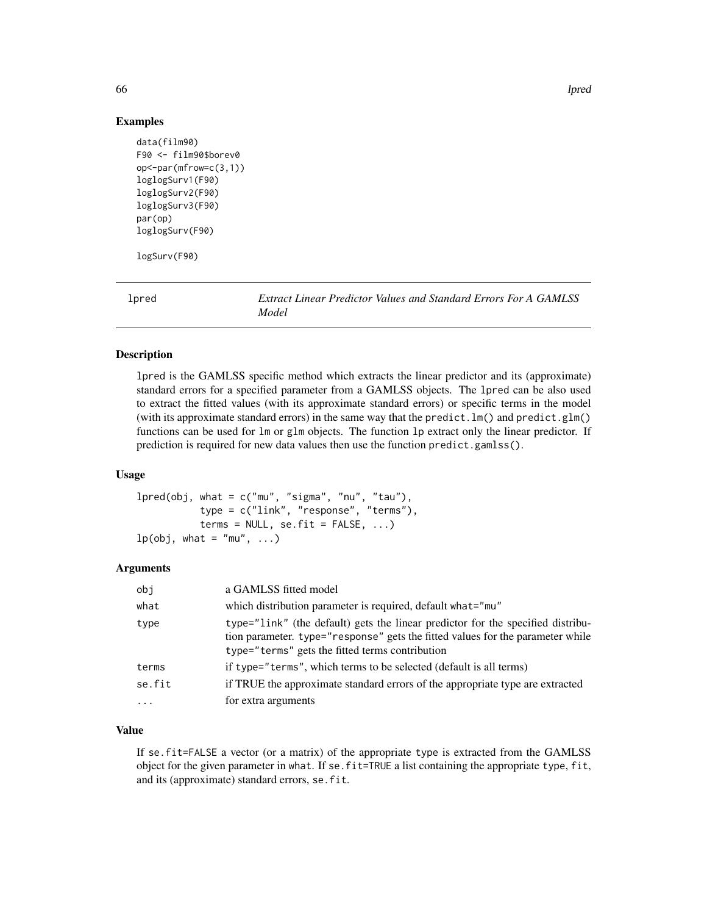## Examples

```
data(film90)
F90 <- film90$borev0
op<-par(mfrow=c(3,1))
loglogSurv1(F90)
loglogSurv2(F90)
loglogSurv3(F90)
par(op)
loglogSurv(F90)

logSurv(F90)
```

---

# lpred — *Extract Linear Predictor Values and Standard Errors For A GAMLSS Model*

## Description

lpred is the GAMLSS specific method which extracts the linear predictor and its (approximate) standard errors for a specified parameter from a GAMLSS objects. The lpred can be also used to extract the fitted values (with its approximate standard errors) or specific terms in the model (with its approximate standard errors) in the same way that the `predict.lm()` and `predict.glm()` functions can be used for `lm` or `glm` objects. The function `lp` extract only the linear predictor. If prediction is required for new data values then use the function `predict.gamlss()`.

## Usage

```
lpred(obj, what = c("mu", "sigma", "nu", "tau"),
          type = c("link", "response", "terms"),
          terms = NULL, se.fit = FALSE, ...)
lp(obj, what = "mu", ...)
```

## Arguments

| | |
|---|---|
| obj | a GAMLSS fitted model |
| what | which distribution parameter is required, default what="mu" |
| type | type="link" (the default) gets the linear predictor for the specified distribution parameter. type="response" gets the fitted values for the parameter while type="terms" gets the fitted terms contribution |
| terms | if type="terms", which terms to be selected (default is all terms) |
| se.fit | if TRUE the approximate standard errors of the appropriate type are extracted |
| ... | for extra arguments |

## Value

If se.fit=FALSE a vector (or a matrix) of the appropriate type is extracted from the GAMLSS object for the given parameter in what. If se.fit=TRUE a list containing the appropriate type, fit, and its (approximate) standard errors, se.fit.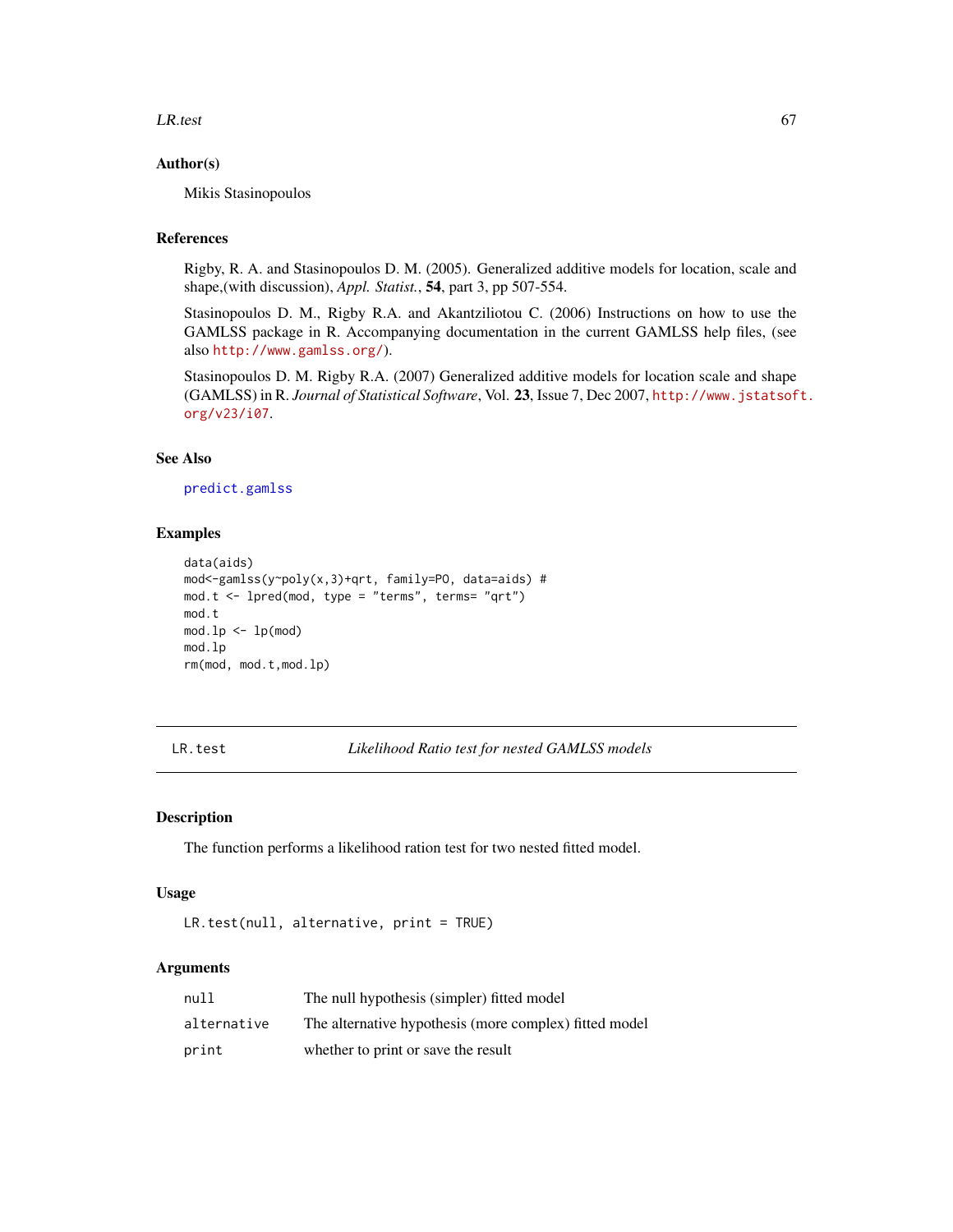### Author(s)

Mikis Stasinopoulos

### References

Rigby, R. A. and Stasinopoulos D. M. (2005). Generalized additive models for location, scale and shape,(with discussion), *Appl. Statist.*, **54**, part 3, pp 507-554.

Stasinopoulos D. M., Rigby R.A. and Akantziliotou C. (2006) Instructions on how to use the GAMLSS package in R. Accompanying documentation in the current GAMLSS help files, (see also http://www.gamlss.org/).

Stasinopoulos D. M. Rigby R.A. (2007) Generalized additive models for location scale and shape (GAMLSS) in R. *Journal of Statistical Software*, Vol. **23**, Issue 7, Dec 2007, http://www.jstatsoft.org/v23/i07.

### See Also

predict.gamlss

### Examples

```
data(aids)
mod<-gamlss(y~poly(x,3)+qrt, family=PO, data=aids) #
mod.t <- lpred(mod, type = "terms", terms= "qrt")
mod.t
mod.lp <- lp(mod)
mod.lp
rm(mod, mod.t,mod.lp)
```

---

## LR.test — *Likelihood Ratio test for nested GAMLSS models*

### Description

The function performs a likelihood ration test for two nested fitted model.

### Usage

```
LR.test(null, alternative, print = TRUE)
```

### Arguments

| | |
|---|---|
| null | The null hypothesis (simpler) fitted model |
| alternative | The alternative hypothesis (more complex) fitted model |
| print | whether to print or save the result |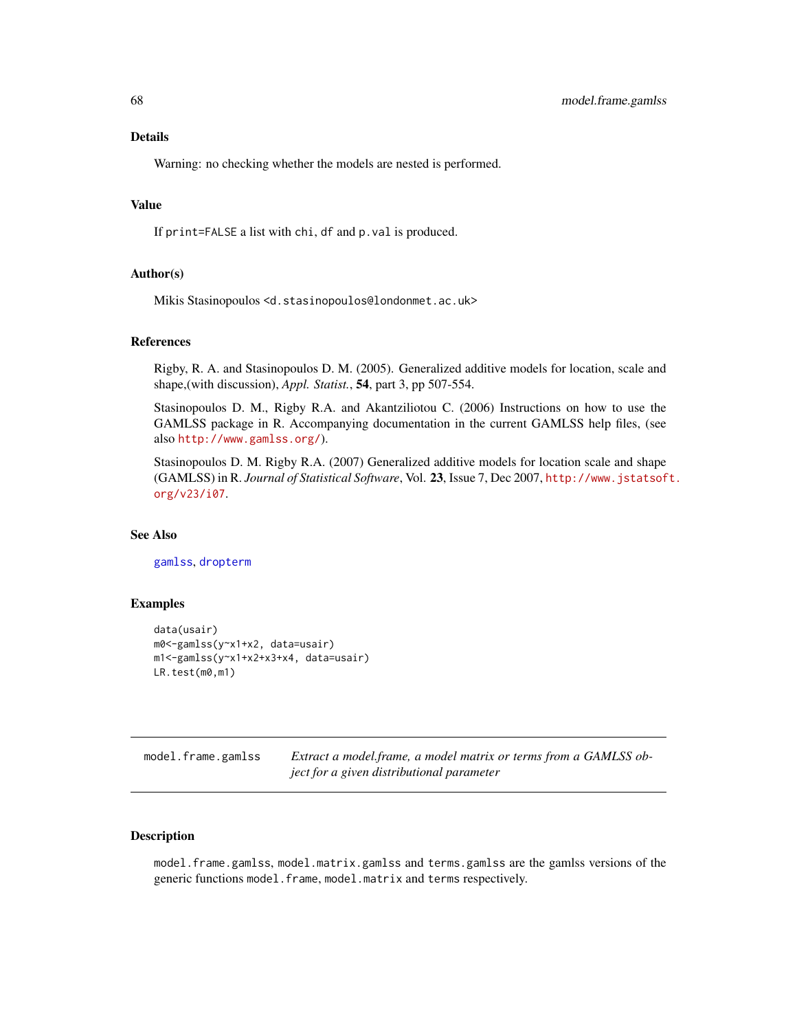## Details

Warning: no checking whether the models are nested is performed.

## Value

If `print=FALSE` a list with `chi`, `df` and `p.val` is produced.

## Author(s)

Mikis Stasinopoulos <d.stasinopoulos@londonmet.ac.uk>

## References

Rigby, R. A. and Stasinopoulos D. M. (2005). Generalized additive models for location, scale and shape,(with discussion), *Appl. Statist.*, **54**, part 3, pp 507-554.

Stasinopoulos D. M., Rigby R.A. and Akantziliotou C. (2006) Instructions on how to use the GAMLSS package in R. Accompanying documentation in the current GAMLSS help files, (see also http://www.gamlss.org/).

Stasinopoulos D. M. Rigby R.A. (2007) Generalized additive models for location scale and shape (GAMLSS) in R. *Journal of Statistical Software*, Vol. **23**, Issue 7, Dec 2007, http://www.jstatsoft.org/v23/i07.

## See Also

`gamlss`, `dropterm`

## Examples

```
data(usair)
m0<-gamlss(y~x1+x2, data=usair)
m1<-gamlss(y~x1+x2+x3+x4, data=usair)
LR.test(m0,m1)
```

---

# model.frame.gamlss — *Extract a model.frame, a model matrix or terms from a GAMLSS object for a given distributional parameter*

## Description

`model.frame.gamlss`, `model.matrix.gamlss` and `terms.gamlss` are the gamlss versions of the generic functions `model.frame`, `model.matrix` and `terms` respectively.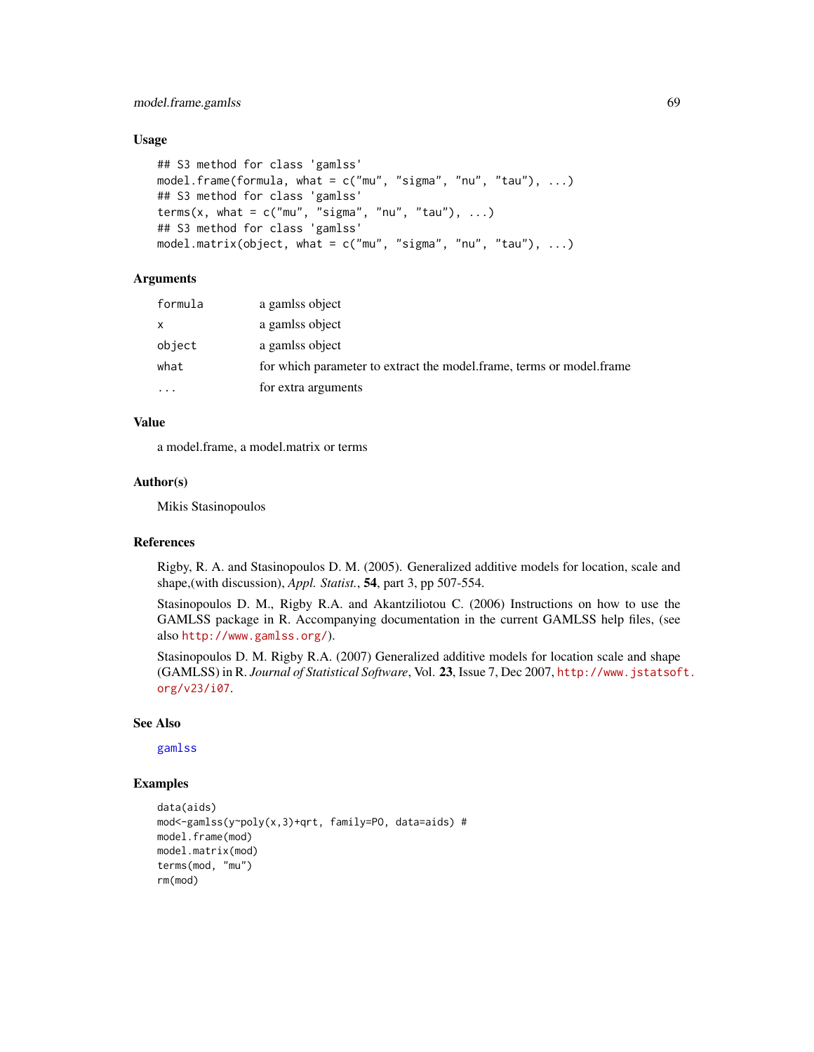### Usage

```
## S3 method for class 'gamlss'
model.frame(formula, what = c("mu", "sigma", "nu", "tau"), ...)
## S3 method for class 'gamlss'
terms(x, what = c("mu", "sigma", "nu", "tau"), ...)
## S3 method for class 'gamlss'
model.matrix(object, what = c("mu", "sigma", "nu", "tau"), ...)
```

### Arguments

| | |
|---|---|
| `formula` | a gamlss object |
| `x` | a gamlss object |
| `object` | a gamlss object |
| `what` | for which parameter to extract the model.frame, terms or model.frame |
| `...` | for extra arguments |

### Value

a model.frame, a model.matrix or terms

### Author(s)

Mikis Stasinopoulos

### References

Rigby, R. A. and Stasinopoulos D. M. (2005). Generalized additive models for location, scale and shape,(with discussion), *Appl. Statist.*, **54**, part 3, pp 507-554.

Stasinopoulos D. M., Rigby R.A. and Akantziliotou C. (2006) Instructions on how to use the GAMLSS package in R. Accompanying documentation in the current GAMLSS help files, (see also http://www.gamlss.org/).

Stasinopoulos D. M. Rigby R.A. (2007) Generalized additive models for location scale and shape (GAMLSS) in R. *Journal of Statistical Software*, Vol. **23**, Issue 7, Dec 2007, http://www.jstatsoft.org/v23/i07.

### See Also

`gamlss`

### Examples

```
data(aids)
mod<-gamlss(y~poly(x,3)+qrt, family=PO, data=aids) #
model.frame(mod)
model.matrix(mod)
terms(mod, "mu")
rm(mod)
```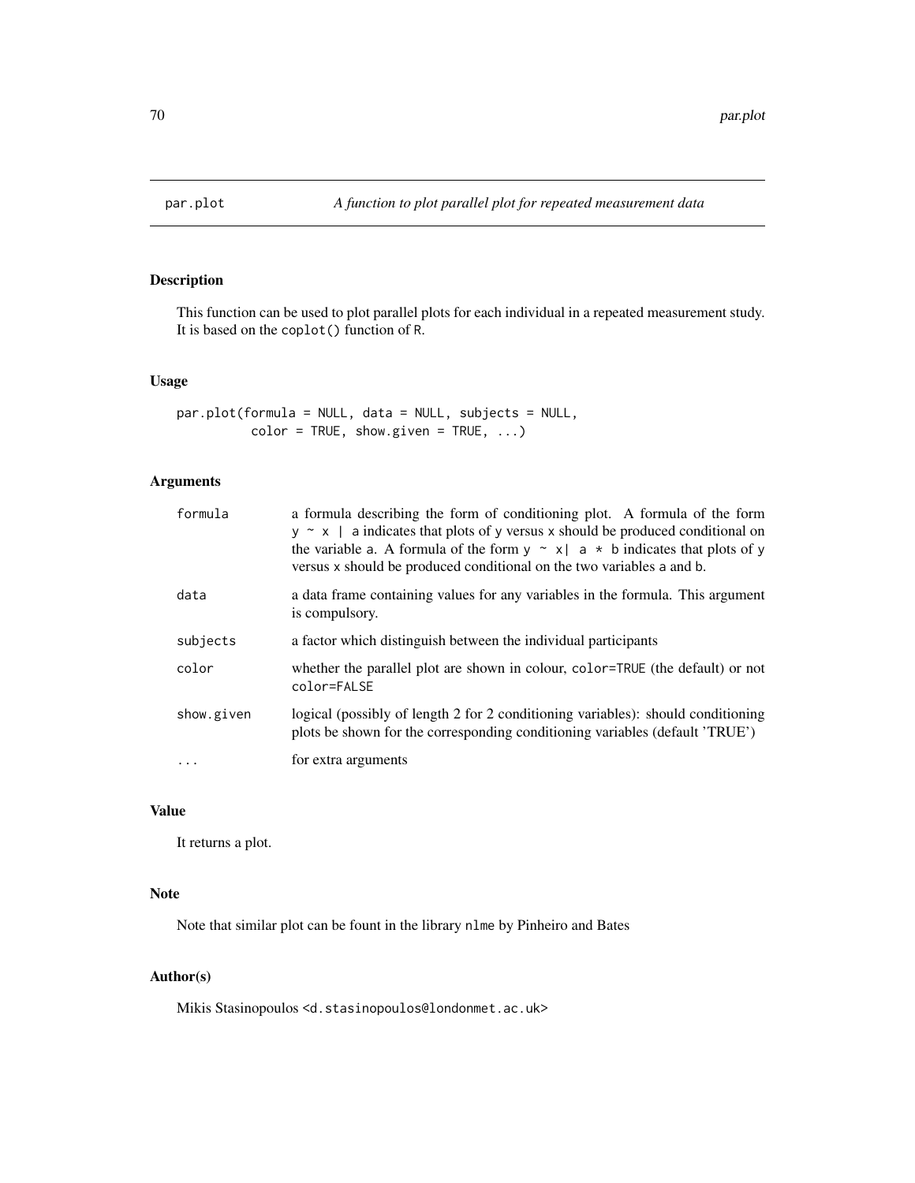par.plot — *A function to plot parallel plot for repeated measurement data*

## Description

This function can be used to plot parallel plots for each individual in a repeated measurement study. It is based on the `coplot()` function of R.

## Usage

```
par.plot(formula = NULL, data = NULL, subjects = NULL,
         color = TRUE, show.given = TRUE, ...)
```

## Arguments

| | |
|---|---|
| `formula` | a formula describing the form of conditioning plot. A formula of the form `y ~ x | a` indicates that plots of `y` versus `x` should be produced conditional on the variable `a`. A formula of the form `y ~ x| a * b` indicates that plots of `y` versus `x` should be produced conditional on the two variables `a` and `b`. |
| `data` | a data frame containing values for any variables in the formula. This argument is compulsory. |
| `subjects` | a factor which distinguish between the individual participants |
| `color` | whether the parallel plot are shown in colour, `color=TRUE` (the default) or not `color=FALSE` |
| `show.given` | logical (possibly of length 2 for 2 conditioning variables): should conditioning plots be shown for the corresponding conditioning variables (default 'TRUE') |
| `...` | for extra arguments |

## Value

It returns a plot.

## Note

Note that similar plot can be fount in the library `nlme` by Pinheiro and Bates

## Author(s)

Mikis Stasinopoulos <`d.stasinopoulos@londonmet.ac.uk`>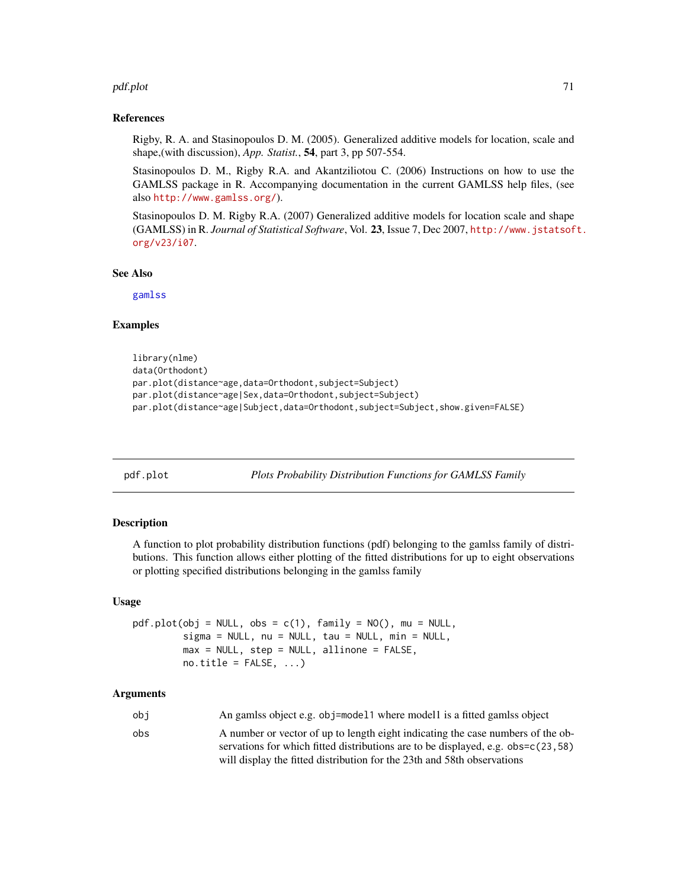### References

Rigby, R. A. and Stasinopoulos D. M. (2005). Generalized additive models for location, scale and shape,(with discussion), *App. Statist.*, **54**, part 3, pp 507-554.

Stasinopoulos D. M., Rigby R.A. and Akantziliotou C. (2006) Instructions on how to use the GAMLSS package in R. Accompanying documentation in the current GAMLSS help files, (see also http://www.gamlss.org/).

Stasinopoulos D. M. Rigby R.A. (2007) Generalized additive models for location scale and shape (GAMLSS) in R. *Journal of Statistical Software*, Vol. **23**, Issue 7, Dec 2007, http://www.jstatsoft.org/v23/i07.

### See Also

gamlss

### Examples

```
library(nlme)
data(Orthodont)
par.plot(distance~age,data=Orthodont,subject=Subject)
par.plot(distance~age|Sex,data=Orthodont,subject=Subject)
par.plot(distance~age|Subject,data=Orthodont,subject=Subject,show.given=FALSE)
```

---

## pdf.plot *Plots Probability Distribution Functions for GAMLSS Family*

### Description

A function to plot probability distribution functions (pdf) belonging to the gamlss family of distributions. This function allows either plotting of the fitted distributions for up to eight observations or plotting specified distributions belonging in the gamlss family

### Usage

```
pdf.plot(obj = NULL, obs = c(1), family = NO(), mu = NULL,
         sigma = NULL, nu = NULL, tau = NULL, min = NULL,
         max = NULL, step = NULL, allinone = FALSE,
         no.title = FALSE, ...)
```

### Arguments

| | |
|---|---|
| obj | An gamlss object e.g. obj=model1 where model1 is a fitted gamlss object |
| obs | A number or vector of up to length eight indicating the case numbers of the observations for which fitted distributions are to be displayed, e.g. obs=c(23,58) will display the fitted distribution for the 23th and 58th observations |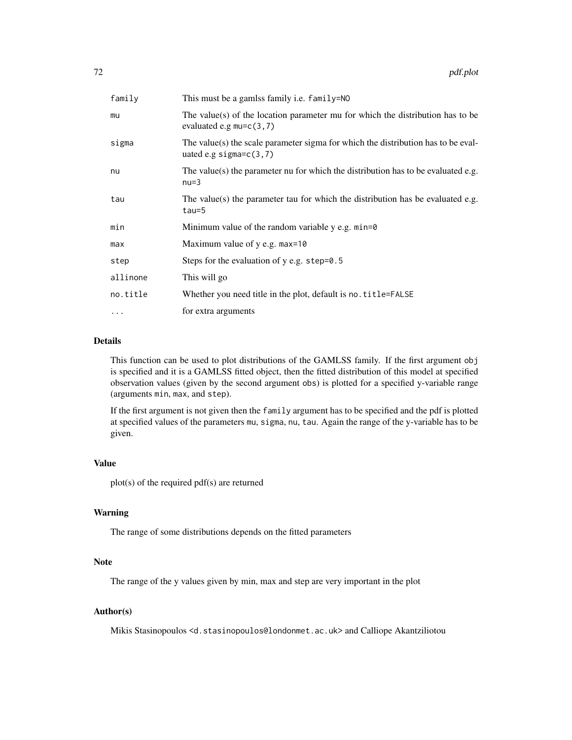| | |
|---|---|
| family | This must be a gamlss family i.e. `family=NO` |
| mu | The value(s) of the location parameter mu for which the distribution has to be evaluated e.g `mu=c(3,7)` |
| sigma | The value(s) the scale parameter sigma for which the distribution has to be evaluated e.g `sigma=c(3,7)` |
| nu | The value(s) the parameter nu for which the distribution has to be evaluated e.g. `nu=3` |
| tau | The value(s) the parameter tau for which the distribution has be evaluated e.g. `tau=5` |
| min | Minimum value of the random variable y e.g. `min=0` |
| max | Maximum value of y e.g. `max=10` |
| step | Steps for the evaluation of y e.g. `step=0.5` |
| allinone | This will go |
| no.title | Whether you need title in the plot, default is `no.title=FALSE` |
| ... | for extra arguments |

## Details

This function can be used to plot distributions of the GAMLSS family. If the first argument `obj` is specified and it is a GAMLSS fitted object, then the fitted distribution of this model at specified observation values (given by the second argument `obs`) is plotted for a specified y-variable range (arguments `min`, `max`, and `step`).

If the first argument is not given then the `family` argument has to be specified and the pdf is plotted at specified values of the parameters `mu`, `sigma`, `nu`, `tau`. Again the range of the y-variable has to be given.

## Value

plot(s) of the required pdf(s) are returned

## Warning

The range of some distributions depends on the fitted parameters

## Note

The range of the y values given by min, max and step are very important in the plot

## Author(s)

Mikis Stasinopoulos <d.stasinopoulos@londonmet.ac.uk> and Calliope Akantziliotou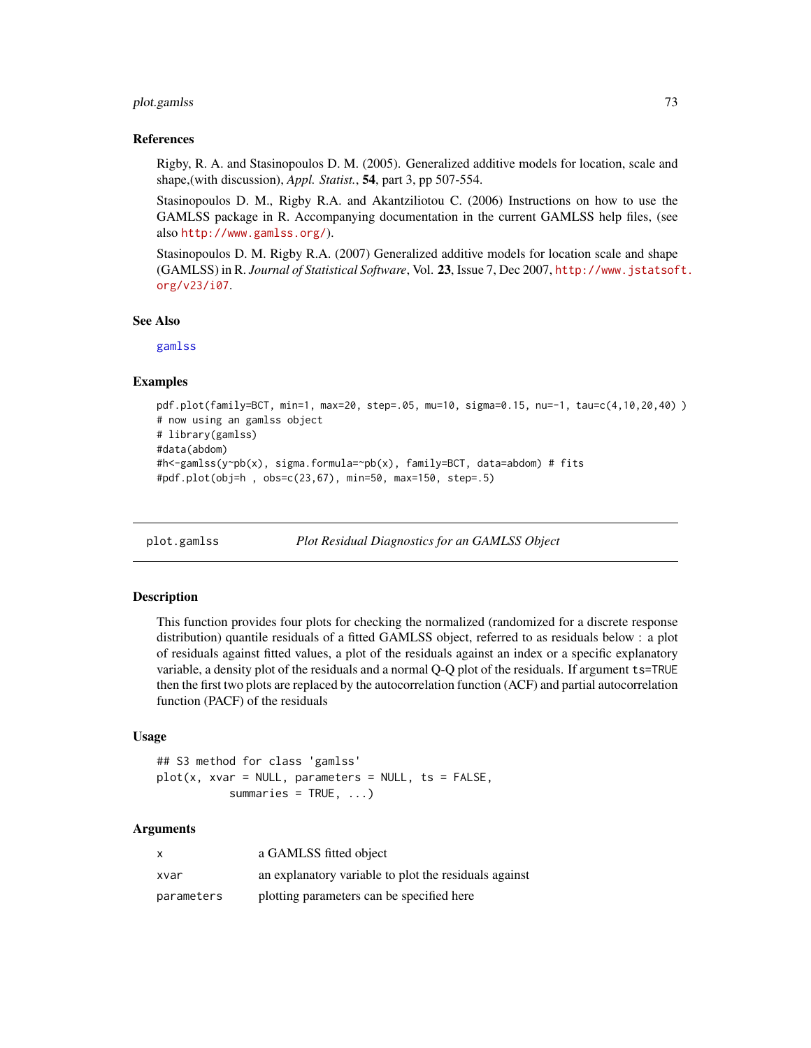### References

Rigby, R. A. and Stasinopoulos D. M. (2005). Generalized additive models for location, scale and shape,(with discussion), *Appl. Statist.*, **54**, part 3, pp 507-554.

Stasinopoulos D. M., Rigby R.A. and Akantziliotou C. (2006) Instructions on how to use the GAMLSS package in R. Accompanying documentation in the current GAMLSS help files, (see also http://www.gamlss.org/).

Stasinopoulos D. M. Rigby R.A. (2007) Generalized additive models for location scale and shape (GAMLSS) in R. *Journal of Statistical Software*, Vol. **23**, Issue 7, Dec 2007, http://www.jstatsoft.org/v23/i07.

### See Also

gamlss

### Examples

```
pdf.plot(family=BCT, min=1, max=20, step=.05, mu=10, sigma=0.15, nu=-1, tau=c(4,10,20,40) )
# now using an gamlss object
# library(gamlss)
#data(abdom)
#h<-gamlss(y~pb(x), sigma.formula=~pb(x), family=BCT, data=abdom) # fits
#pdf.plot(obj=h , obs=c(23,67), min=50, max=150, step=.5)
```

---

## plot.gamlss — *Plot Residual Diagnostics for an GAMLSS Object*

### Description

This function provides four plots for checking the normalized (randomized for a discrete response distribution) quantile residuals of a fitted GAMLSS object, referred to as residuals below : a plot of residuals against fitted values, a plot of the residuals against an index or a specific explanatory variable, a density plot of the residuals and a normal Q-Q plot of the residuals. If argument `ts=TRUE` then the first two plots are replaced by the autocorrelation function (ACF) and partial autocorrelation function (PACF) of the residuals

### Usage

```
## S3 method for class 'gamlss'
plot(x, xvar = NULL, parameters = NULL, ts = FALSE,
          summaries = TRUE, ...)
```

### Arguments

| | |
|---|---|
| `x` | a GAMLSS fitted object |
| `xvar` | an explanatory variable to plot the residuals against |
| `parameters` | plotting parameters can be specified here |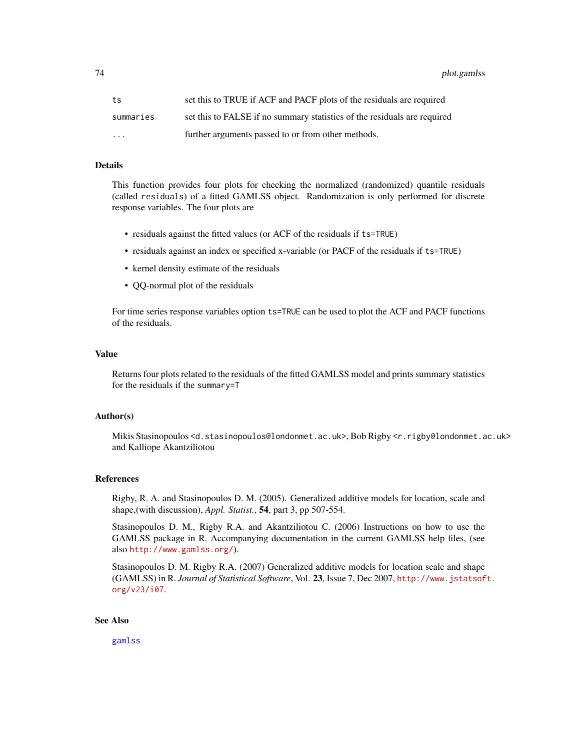| | |
|---|---|
| `ts` | set this to TRUE if ACF and PACF plots of the residuals are required |
| `summaries` | set this to FALSE if no summary statistics of the residuals are required |
| `...` | further arguments passed to or from other methods. |

## Details

This function provides four plots for checking the normalized (randomized) quantile residuals (called `residuals`) of a fitted GAMLSS object. Randomization is only performed for discrete response variables. The four plots are

- residuals against the fitted values (or ACF of the residuals if `ts=TRUE`)
- residuals against an index or specified x-variable (or PACF of the residuals if `ts=TRUE`)
- kernel density estimate of the residuals
- QQ-normal plot of the residuals

For time series response variables option `ts=TRUE` can be used to plot the ACF and PACF functions of the residuals.

## Value

Returns four plots related to the residuals of the fitted GAMLSS model and prints summary statistics for the residuals if the `summary=T`

## Author(s)

Mikis Stasinopoulos <`d.stasinopoulos@londonmet.ac.uk`>, Bob Rigby <`r.rigby@londonmet.ac.uk`> and Kalliope Akantziliotou

## References

Rigby, R. A. and Stasinopoulos D. M. (2005). Generalized additive models for location, scale and shape,(with discussion), *Appl. Statist.*, **54**, part 3, pp 507-554.

Stasinopoulos D. M., Rigby R.A. and Akantziliotou C. (2006) Instructions on how to use the GAMLSS package in R. Accompanying documentation in the current GAMLSS help files, (see also `http://www.gamlss.org/`).

Stasinopoulos D. M. Rigby R.A. (2007) Generalized additive models for location scale and shape (GAMLSS) in R. *Journal of Statistical Software*, Vol. **23**, Issue 7, Dec 2007, `http://www.jstatsoft.org/v23/i07`.

## See Also

`gamlss`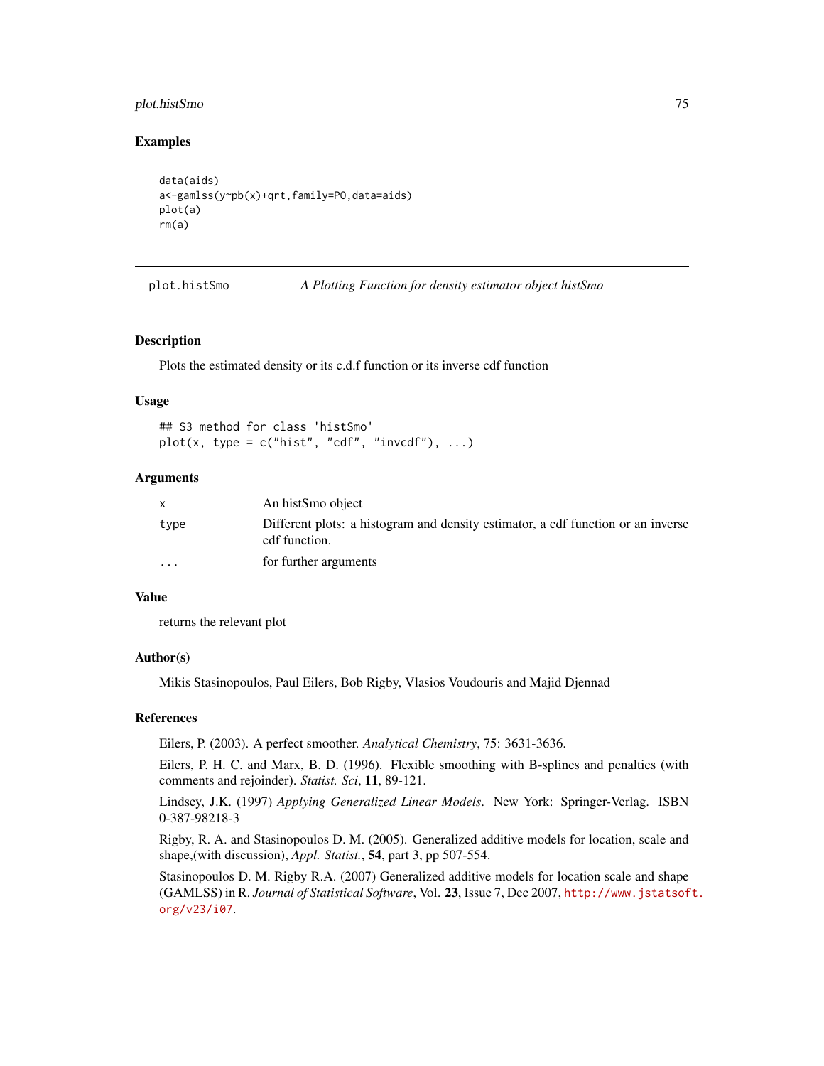### Examples

```
data(aids)
a<-gamlss(y~pb(x)+qrt,family=PO,data=aids)
plot(a)
rm(a)
```

---

## plot.histSmo — *A Plotting Function for density estimator object histSmo*

### Description

Plots the estimated density or its c.d.f function or its inverse cdf function

### Usage

```
## S3 method for class 'histSmo'
plot(x, type = c("hist", "cdf", "invcdf"), ...)
```

### Arguments

| | |
|---|---|
| x | An histSmo object |
| type | Different plots: a histogram and density estimator, a cdf function or an inverse cdf function. |
| ... | for further arguments |

### Value

returns the relevant plot

### Author(s)

Mikis Stasinopoulos, Paul Eilers, Bob Rigby, Vlasios Voudouris and Majid Djennad

### References

Eilers, P. (2003). A perfect smoother. *Analytical Chemistry*, 75: 3631-3636.

Eilers, P. H. C. and Marx, B. D. (1996). Flexible smoothing with B-splines and penalties (with comments and rejoinder). *Statist. Sci*, **11**, 89-121.

Lindsey, J.K. (1997) *Applying Generalized Linear Models*. New York: Springer-Verlag. ISBN 0-387-98218-3

Rigby, R. A. and Stasinopoulos D. M. (2005). Generalized additive models for location, scale and shape,(with discussion), *Appl. Statist.*, **54**, part 3, pp 507-554.

Stasinopoulos D. M. Rigby R.A. (2007) Generalized additive models for location scale and shape (GAMLSS) in R. *Journal of Statistical Software*, Vol. **23**, Issue 7, Dec 2007, http://www.jstatsoft.org/v23/i07.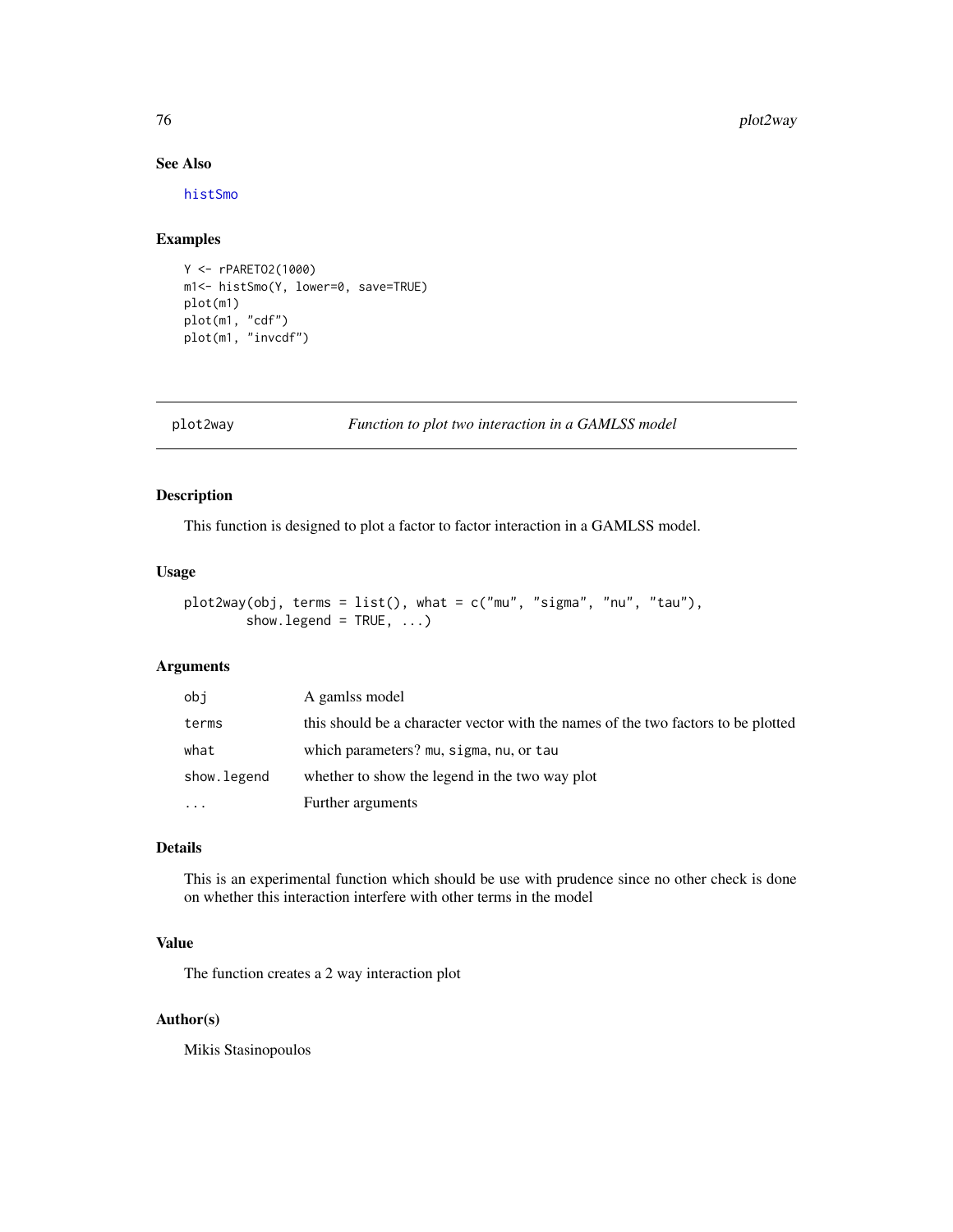## See Also

histSmo

## Examples

```
Y <- rPARETO2(1000)
m1<- histSmo(Y, lower=0, save=TRUE)
plot(m1)
plot(m1, "cdf")
plot(m1, "invcdf")
```

---

# plot2way *Function to plot two interaction in a GAMLSS model*

---

## Description

This function is designed to plot a factor to factor interaction in a GAMLSS model.

## Usage

```
plot2way(obj, terms = list(), what = c("mu", "sigma", "nu", "tau"),
        show.legend = TRUE, ...)
```

## Arguments

| | |
|---|---|
| `obj` | A gamlss model |
| `terms` | this should be a character vector with the names of the two factors to be plotted |
| `what` | which parameters? `mu`, `sigma`, `nu`, or `tau` |
| `show.legend` | whether to show the legend in the two way plot |
| `...` | Further arguments |

## Details

This is an experimental function which should be use with prudence since no other check is done on whether this interaction interfere with other terms in the model

## Value

The function creates a 2 way interaction plot

## Author(s)

Mikis Stasinopoulos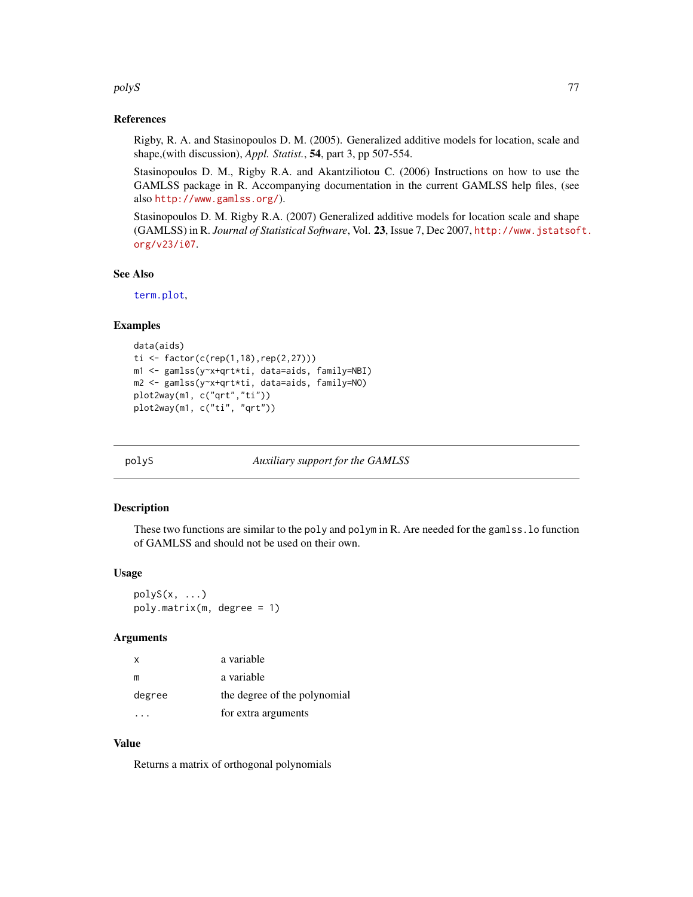### References

Rigby, R. A. and Stasinopoulos D. M. (2005). Generalized additive models for location, scale and shape,(with discussion), *Appl. Statist.*, **54**, part 3, pp 507-554.

Stasinopoulos D. M., Rigby R.A. and Akantziliotou C. (2006) Instructions on how to use the GAMLSS package in R. Accompanying documentation in the current GAMLSS help files, (see also http://www.gamlss.org/).

Stasinopoulos D. M. Rigby R.A. (2007) Generalized additive models for location scale and shape (GAMLSS) in R. *Journal of Statistical Software*, Vol. **23**, Issue 7, Dec 2007, http://www.jstatsoft.org/v23/i07.

### See Also

term.plot,

### Examples

```
data(aids)
ti <- factor(c(rep(1,18),rep(2,27)))
m1 <- gamlss(y~x+qrt*ti, data=aids, family=NBI)
m2 <- gamlss(y~x+qrt*ti, data=aids, family=NO)
plot2way(m1, c("qrt","ti"))
plot2way(m1, c("ti", "qrt"))
```

---

## polyS — *Auxiliary support for the GAMLSS*

### Description

These two functions are similar to the `poly` and `polym` in R. Are needed for the `gamlss.lo` function of GAMLSS and should not be used on their own.

### Usage

```
polyS(x, ...)
poly.matrix(m, degree = 1)
```

### Arguments

| | |
|---|---|
| x | a variable |
| m | a variable |
| degree | the degree of the polynomial |
| ... | for extra arguments |

### Value

Returns a matrix of orthogonal polynomials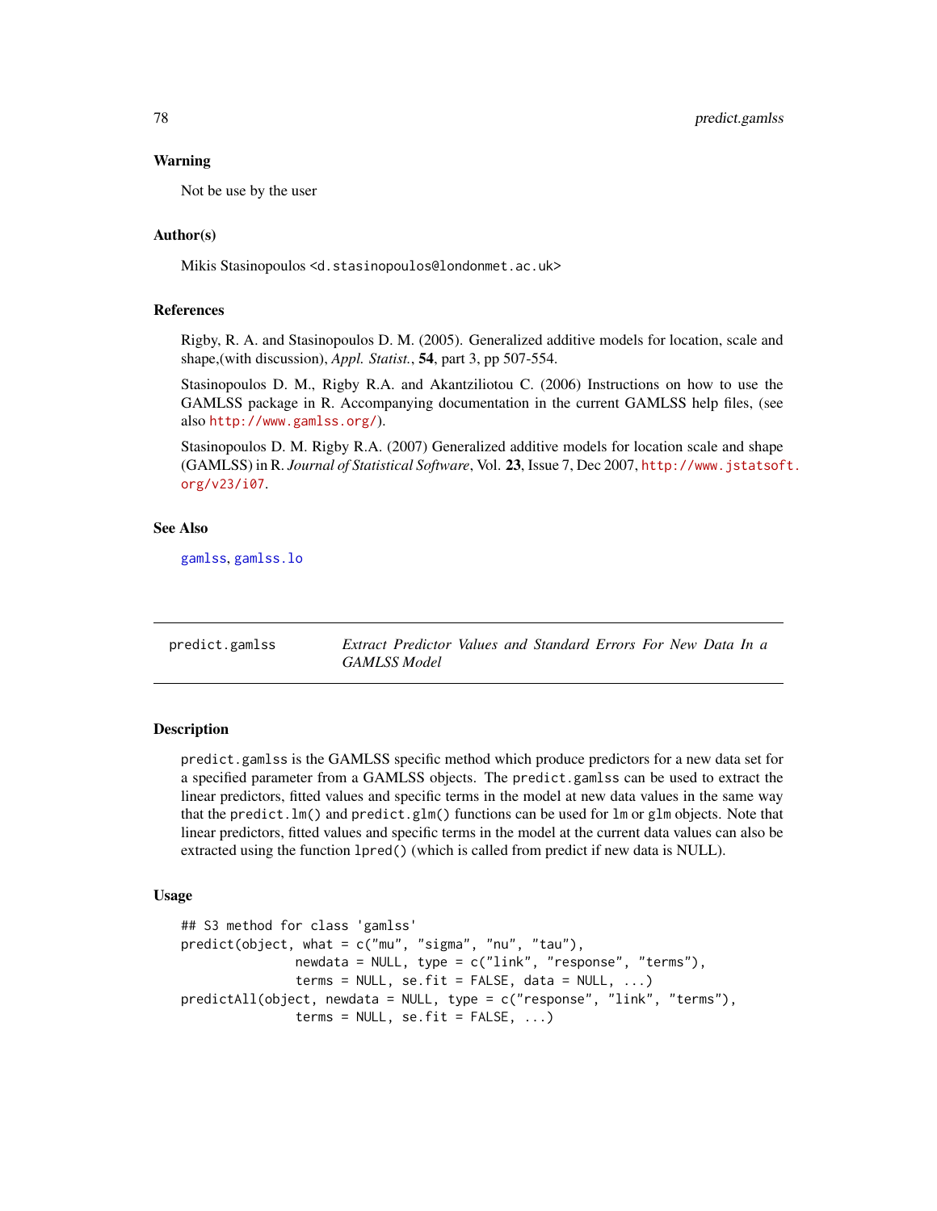### Warning

Not be use by the user

### Author(s)

Mikis Stasinopoulos <d.stasinopoulos@londonmet.ac.uk>

### References

Rigby, R. A. and Stasinopoulos D. M. (2005). Generalized additive models for location, scale and shape,(with discussion), *Appl. Statist.*, **54**, part 3, pp 507-554.

Stasinopoulos D. M., Rigby R.A. and Akantziliotou C. (2006) Instructions on how to use the GAMLSS package in R. Accompanying documentation in the current GAMLSS help files, (see also http://www.gamlss.org/).

Stasinopoulos D. M. Rigby R.A. (2007) Generalized additive models for location scale and shape (GAMLSS) in R. *Journal of Statistical Software*, Vol. **23**, Issue 7, Dec 2007, http://www.jstatsoft.org/v23/i07.

### See Also

gamlss, gamlss.lo

---

## predict.gamlss — *Extract Predictor Values and Standard Errors For New Data In a GAMLSS Model*

---

### Description

predict.gamlss is the GAMLSS specific method which produce predictors for a new data set for a specified parameter from a GAMLSS objects. The predict.gamlss can be used to extract the linear predictors, fitted values and specific terms in the model at new data values in the same way that the predict.lm() and predict.glm() functions can be used for lm or glm objects. Note that linear predictors, fitted values and specific terms in the model at the current data values can also be extracted using the function lpred() (which is called from predict if new data is NULL).

### Usage

```
## S3 method for class 'gamlss'
predict(object, what = c("mu", "sigma", "nu", "tau"),
               newdata = NULL, type = c("link", "response", "terms"),
               terms = NULL, se.fit = FALSE, data = NULL, ...)
predictAll(object, newdata = NULL, type = c("response", "link", "terms"),
               terms = NULL, se.fit = FALSE, ...)
```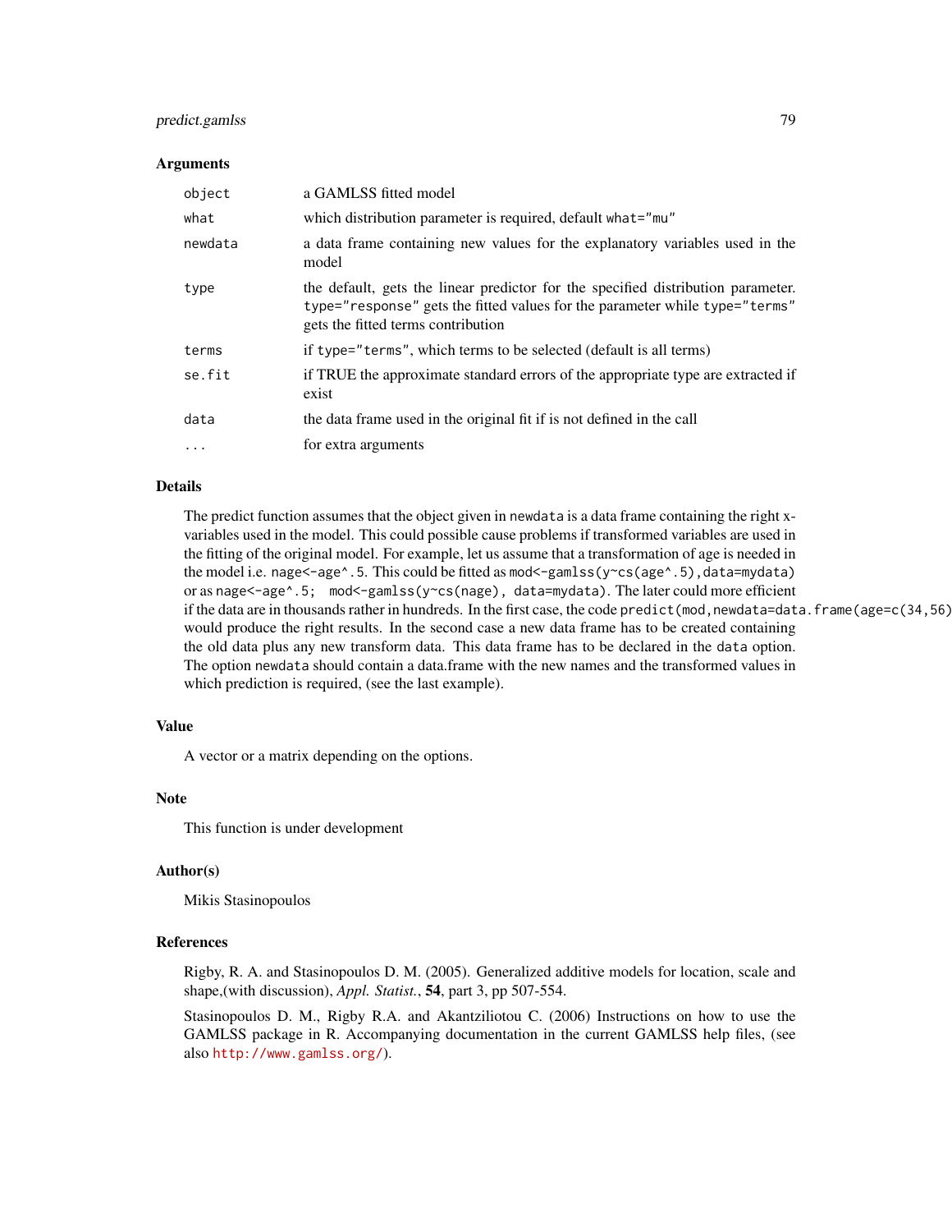## Arguments

| | |
|---|---|
| `object` | a GAMLSS fitted model |
| `what` | which distribution parameter is required, default `what="mu"` |
| `newdata` | a data frame containing new values for the explanatory variables used in the model |
| `type` | the default, gets the linear predictor for the specified distribution parameter. `type="response"` gets the fitted values for the parameter while `type="terms"` gets the fitted terms contribution |
| `terms` | if `type="terms"`, which terms to be selected (default is all terms) |
| `se.fit` | if TRUE the approximate standard errors of the appropriate type are extracted if exist |
| `data` | the data frame used in the original fit if is not defined in the call |
| `...` | for extra arguments |

## Details

The predict function assumes that the object given in `newdata` is a data frame containing the right x-variables used in the model. This could possible cause problems if transformed variables are used in the fitting of the original model. For example, let us assume that a transformation of age is needed in the model i.e. `nage<-age^.5`. This could be fitted as `mod<-gamlss(y~cs(age^.5),data=mydata)` or as `nage<-age^.5; mod<-gamlss(y~cs(nage), data=mydata)`. The later could more efficient if the data are in thousands rather in hundreds. In the first case, the code `predict(mod,newdata=data.frame(age=c(34,56)))` would produce the right results. In the second case a new data frame has to be created containing the old data plus any new transform data. This data frame has to be declared in the `data` option. The option `newdata` should contain a data.frame with the new names and the transformed values in which prediction is required, (see the last example).

## Value

A vector or a matrix depending on the options.

## Note

This function is under development

## Author(s)

Mikis Stasinopoulos

## References

Rigby, R. A. and Stasinopoulos D. M. (2005). Generalized additive models for location, scale and shape,(with discussion), *Appl. Statist.*, **54**, part 3, pp 507-554.

Stasinopoulos D. M., Rigby R.A. and Akantziliotou C. (2006) Instructions on how to use the GAMLSS package in R. Accompanying documentation in the current GAMLSS help files, (see also http://www.gamlss.org/).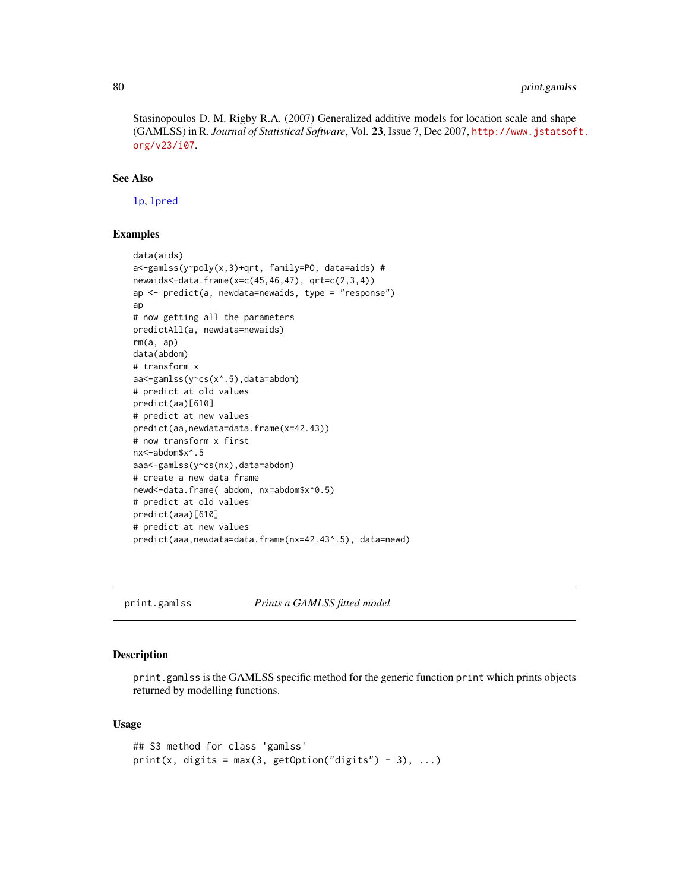Stasinopoulos D. M. Rigby R.A. (2007) Generalized additive models for location scale and shape (GAMLSS) in R. *Journal of Statistical Software*, Vol. **23**, Issue 7, Dec 2007, http://www.jstatsoft.org/v23/i07.

## See Also

lp, lpred

## Examples

```
data(aids)
a<-gamlss(y~poly(x,3)+qrt, family=PO, data=aids) #
newaids<-data.frame(x=c(45,46,47), qrt=c(2,3,4))
ap <- predict(a, newdata=newaids, type = "response")
ap
# now getting all the parameters
predictAll(a, newdata=newaids)
rm(a, ap)
data(abdom)
# transform x
aa<-gamlss(y~cs(x^.5),data=abdom)
# predict at old values
predict(aa)[610]
# predict at new values
predict(aa,newdata=data.frame(x=42.43))
# now transform x first
nx<-abdom$x^.5
aaa<-gamlss(y~cs(nx),data=abdom)
# create a new data frame
newd<-data.frame( abdom, nx=abdom$x^0.5)
# predict at old values
predict(aaa)[610]
# predict at new values
predict(aaa,newdata=data.frame(nx=42.43^.5), data=newd)
```

---

# print.gamlss *Prints a GAMLSS fitted model*

## Description

print.gamlss is the GAMLSS specific method for the generic function print which prints objects returned by modelling functions.

## Usage

```
## S3 method for class 'gamlss'
print(x, digits = max(3, getOption("digits") - 3), ...)
```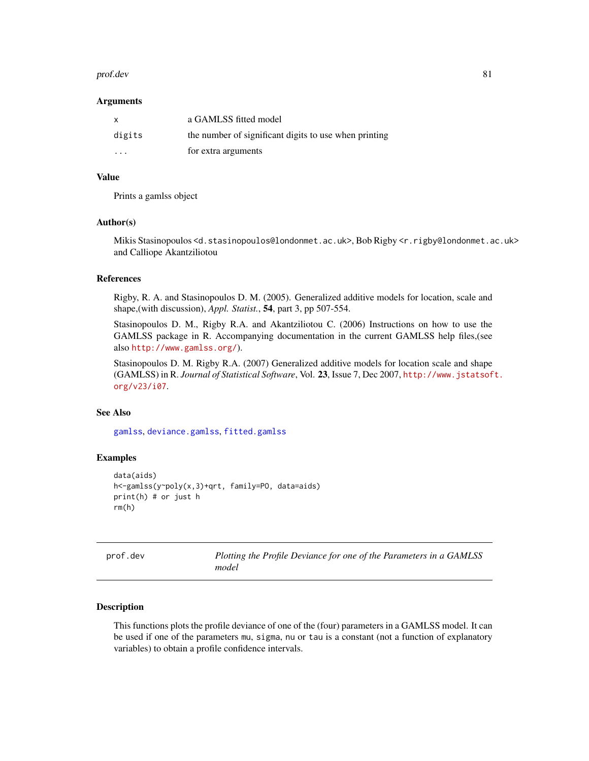### Arguments

| | |
|---|---|
| `x` | a GAMLSS fitted model |
| `digits` | the number of significant digits to use when printing |
| `...` | for extra arguments |

### Value

Prints a gamlss object

### Author(s)

Mikis Stasinopoulos <d.stasinopoulos@londonmet.ac.uk>, Bob Rigby <r.rigby@londonmet.ac.uk> and Calliope Akantziliotou

### References

Rigby, R. A. and Stasinopoulos D. M. (2005). Generalized additive models for location, scale and shape,(with discussion), *Appl. Statist.*, **54**, part 3, pp 507-554.

Stasinopoulos D. M., Rigby R.A. and Akantziliotou C. (2006) Instructions on how to use the GAMLSS package in R. Accompanying documentation in the current GAMLSS help files,(see also http://www.gamlss.org/).

Stasinopoulos D. M. Rigby R.A. (2007) Generalized additive models for location scale and shape (GAMLSS) in R. *Journal of Statistical Software*, Vol. **23**, Issue 7, Dec 2007, http://www.jstatsoft.org/v23/i07.

### See Also

gamlss, deviance.gamlss, fitted.gamlss

### Examples

```
data(aids)
h<-gamlss(y~poly(x,3)+qrt, family=PO, data=aids)
print(h) # or just h
rm(h)
```

---

## prof.dev — *Plotting the Profile Deviance for one of the Parameters in a GAMLSS model*

---

### Description

This functions plots the profile deviance of one of the (four) parameters in a GAMLSS model. It can be used if one of the parameters `mu`, `sigma`, `nu` or `tau` is a constant (not a function of explanatory variables) to obtain a profile confidence intervals.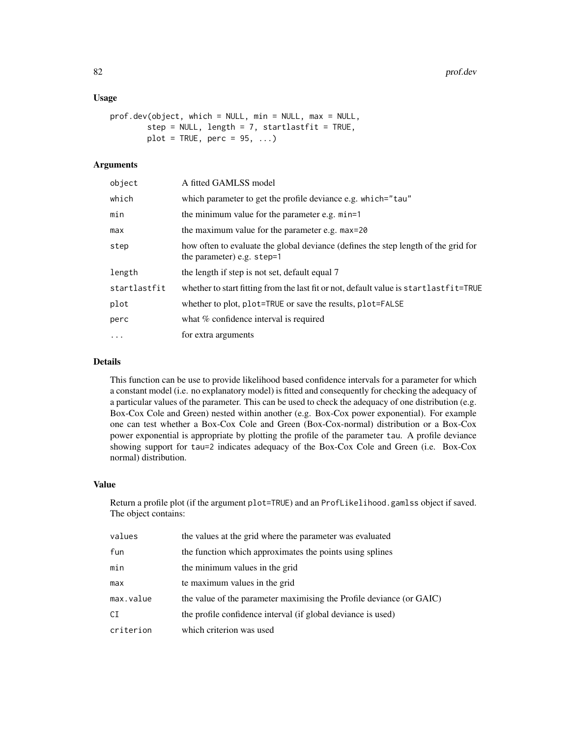## Usage

```
prof.dev(object, which = NULL, min = NULL, max = NULL,
        step = NULL, length = 7, startlastfit = TRUE,
        plot = TRUE, perc = 95, ...)
```

## Arguments

| | |
|---|---|
| `object` | A fitted GAMLSS model |
| `which` | which parameter to get the profile deviance e.g. `which="tau"` |
| `min` | the minimum value for the parameter e.g. `min=1` |
| `max` | the maximum value for the parameter e.g. `max=20` |
| `step` | how often to evaluate the global deviance (defines the step length of the grid for the parameter) e.g. `step=1` |
| `length` | the length if step is not set, default equal 7 |
| `startlastfit` | whether to start fitting from the last fit or not, default value is `startlastfit=TRUE` |
| `plot` | whether to plot, `plot=TRUE` or save the results, `plot=FALSE` |
| `perc` | what % confidence interval is required |
| `...` | for extra arguments |

## Details

This function can be use to provide likelihood based confidence intervals for a parameter for which a constant model (i.e. no explanatory model) is fitted and consequently for checking the adequacy of a particular values of the parameter. This can be used to check the adequacy of one distribution (e.g. Box-Cox Cole and Green) nested within another (e.g. Box-Cox power exponential). For example one can test whether a Box-Cox Cole and Green (Box-Cox-normal) distribution or a Box-Cox power exponential is appropriate by plotting the profile of the parameter `tau`. A profile deviance showing support for `tau=2` indicates adequacy of the Box-Cox Cole and Green (i.e. Box-Cox normal) distribution.

## Value

Return a profile plot (if the argument `plot=TRUE`) and an `ProfLikelihood.gamlss` object if saved. The object contains:

| | |
|---|---|
| `values` | the values at the grid where the parameter was evaluated |
| `fun` | the function which approximates the points using splines |
| `min` | the minimum values in the grid |
| `max` | te maximum values in the grid |
| `max.value` | the value of the parameter maximising the Profile deviance (or GAIC) |
| `CI` | the profile confidence interval (if global deviance is used) |
| `criterion` | which criterion was used |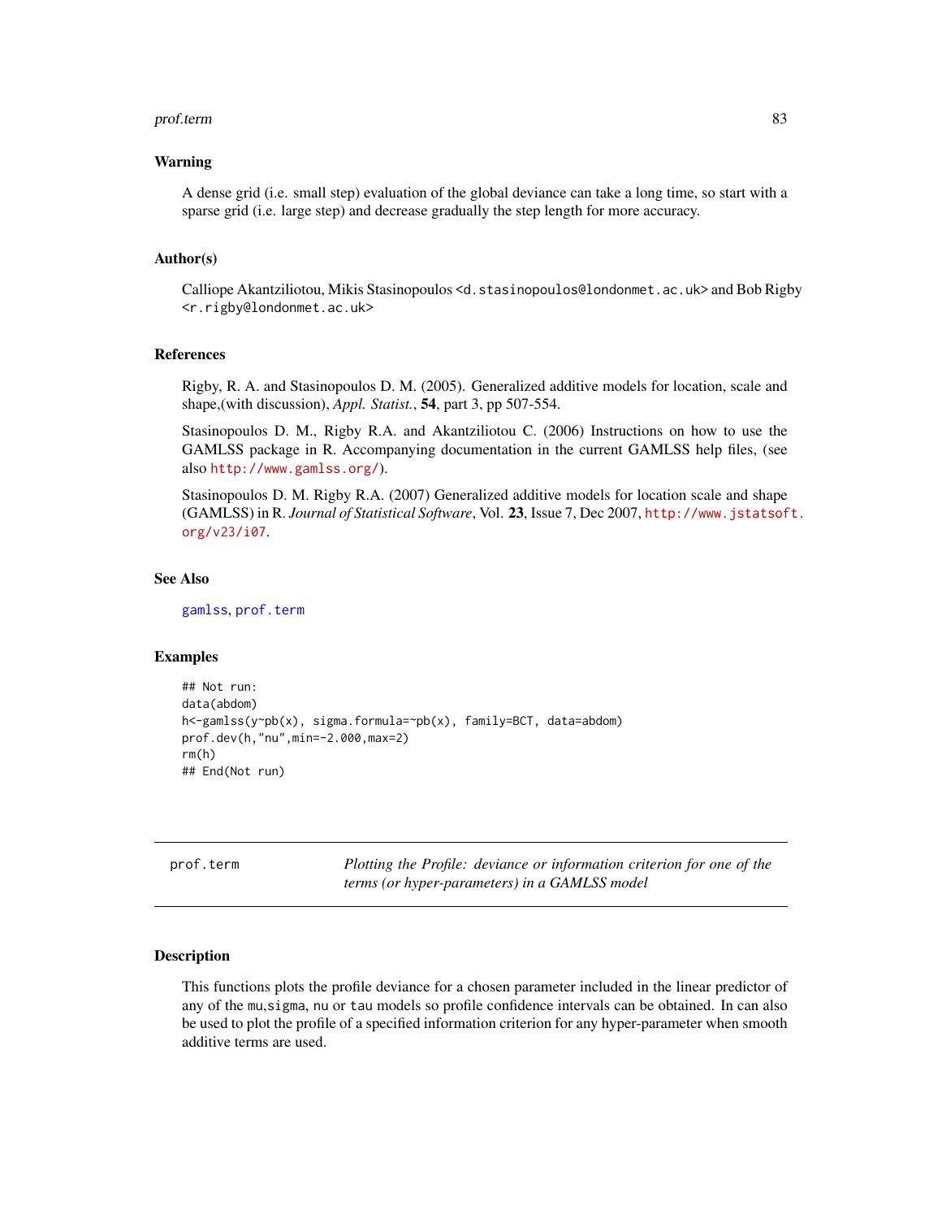## Warning

A dense grid (i.e. small step) evaluation of the global deviance can take a long time, so start with a sparse grid (i.e. large step) and decrease gradually the step length for more accuracy.

## Author(s)

Calliope Akantziliotou, Mikis Stasinopoulos <d.stasinopoulos@londonmet.ac.uk> and Bob Rigby <r.rigby@londonmet.ac.uk>

## References

Rigby, R. A. and Stasinopoulos D. M. (2005). Generalized additive models for location, scale and shape,(with discussion), *Appl. Statist.*, **54**, part 3, pp 507-554.

Stasinopoulos D. M., Rigby R.A. and Akantziliotou C. (2006) Instructions on how to use the GAMLSS package in R. Accompanying documentation in the current GAMLSS help files, (see also http://www.gamlss.org/).

Stasinopoulos D. M. Rigby R.A. (2007) Generalized additive models for location scale and shape (GAMLSS) in R. *Journal of Statistical Software*, Vol. **23**, Issue 7, Dec 2007, http://www.jstatsoft.org/v23/i07.

## See Also

gamlss, prof.term

## Examples

```
## Not run:
data(abdom)
h<-gamlss(y~pb(x), sigma.formula=~pb(x), family=BCT, data=abdom)
prof.dev(h,"nu",min=-2.000,max=2)
rm(h)
## End(Not run)
```

---

# prof.term — *Plotting the Profile: deviance or information criterion for one of the terms (or hyper-parameters) in a GAMLSS model*

## Description

This functions plots the profile deviance for a chosen parameter included in the linear predictor of any of the mu,sigma, nu or tau models so profile confidence intervals can be obtained. In can also be used to plot the profile of a specified information criterion for any hyper-parameter when smooth additive terms are used.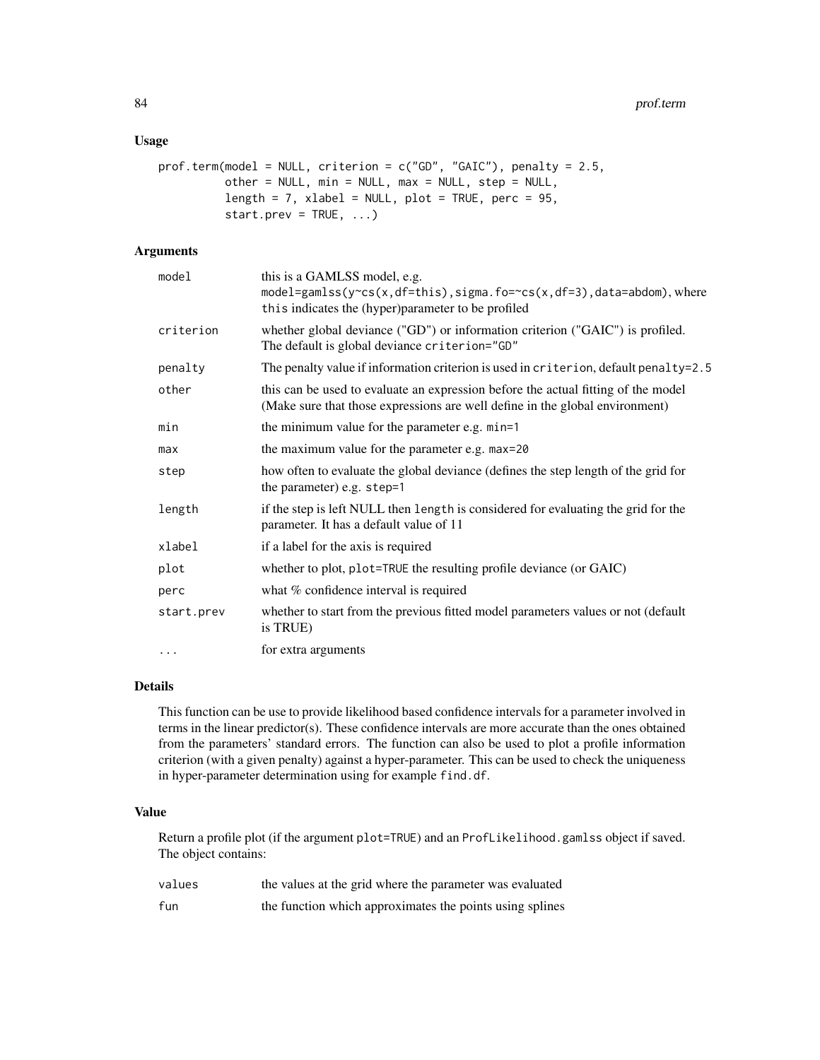## Usage

```
prof.term(model = NULL, criterion = c("GD", "GAIC"), penalty = 2.5,
          other = NULL, min = NULL, max = NULL, step = NULL,
          length = 7, xlabel = NULL, plot = TRUE, perc = 95,
          start.prev = TRUE, ...)
```

## Arguments

| | |
|---|---|
| `model` | this is a GAMLSS model, e.g. `model=gamlss(y~cs(x,df=this),sigma.fo=~cs(x,df=3),data=abdom)`, where `this` indicates the (hyper)parameter to be profiled |
| `criterion` | whether global deviance ("GD") or information criterion ("GAIC") is profiled. The default is global deviance `criterion="GD"` |
| `penalty` | The penalty value if information criterion is used in `criterion`, default `penalty=2.5` |
| `other` | this can be used to evaluate an expression before the actual fitting of the model (Make sure that those expressions are well define in the global environment) |
| `min` | the minimum value for the parameter e.g. `min=1` |
| `max` | the maximum value for the parameter e.g. `max=20` |
| `step` | how often to evaluate the global deviance (defines the step length of the grid for the parameter) e.g. `step=1` |
| `length` | if the step is left NULL then `length` is considered for evaluating the grid for the parameter. It has a default value of 11 |
| `xlabel` | if a label for the axis is required |
| `plot` | whether to plot, `plot=TRUE` the resulting profile deviance (or GAIC) |
| `perc` | what % confidence interval is required |
| `start.prev` | whether to start from the previous fitted model parameters values or not (default is TRUE) |
| `...` | for extra arguments |

## Details

This function can be use to provide likelihood based confidence intervals for a parameter involved in terms in the linear predictor(s). These confidence intervals are more accurate than the ones obtained from the parameters' standard errors. The function can also be used to plot a profile information criterion (with a given penalty) against a hyper-parameter. This can be used to check the uniqueness in hyper-parameter determination using for example `find.df`.

## Value

Return a profile plot (if the argument `plot=TRUE`) and an `ProfLikelihood.gamlss` object if saved. The object contains:

| | |
|---|---|
| `values` | the values at the grid where the parameter was evaluated |
| `fun` | the function which approximates the points using splines |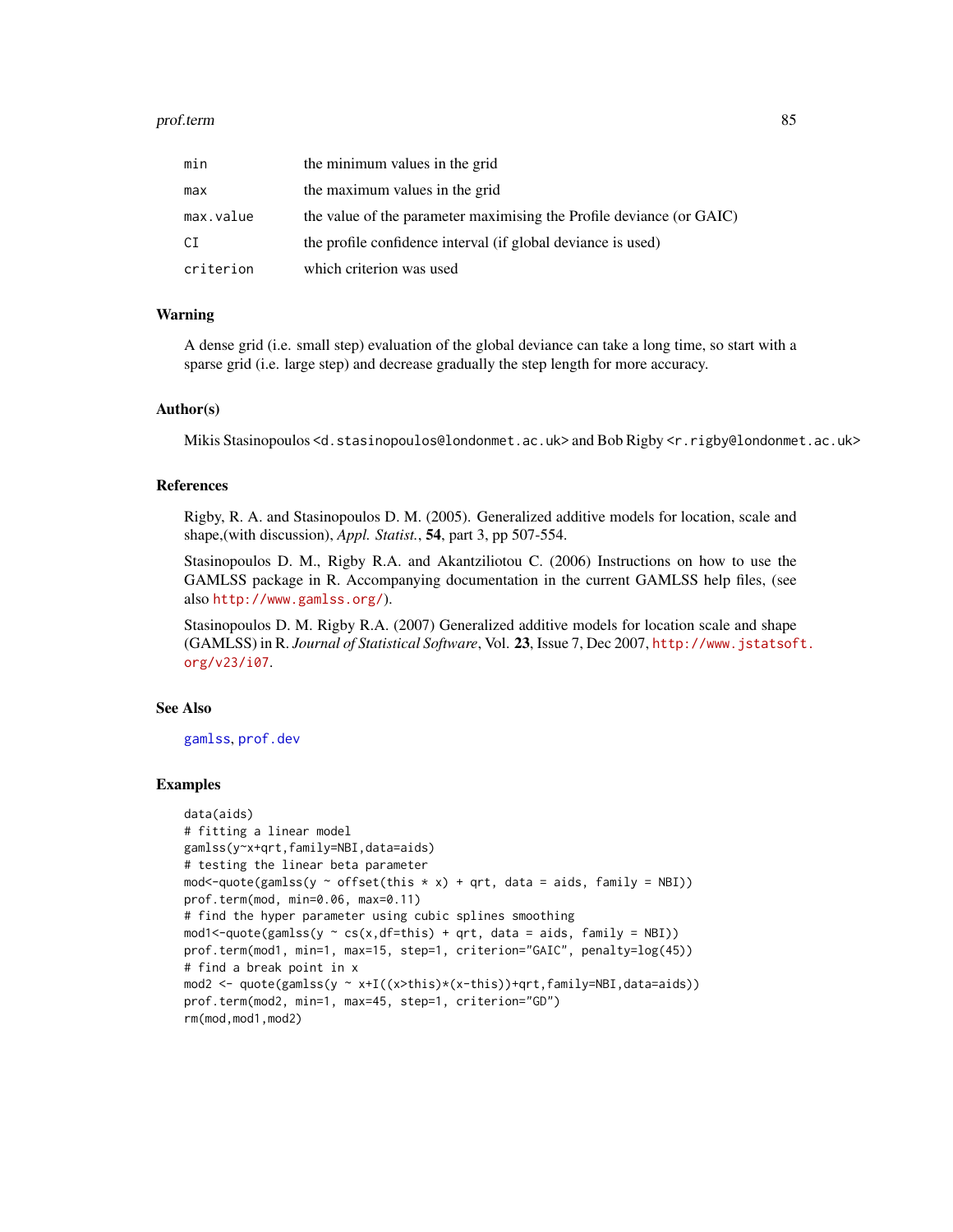| | |
|---|---|
| min | the minimum values in the grid |
| max | the maximum values in the grid |
| max.value | the value of the parameter maximising the Profile deviance (or GAIC) |
| CI | the profile confidence interval (if global deviance is used) |
| criterion | which criterion was used |

## Warning

A dense grid (i.e. small step) evaluation of the global deviance can take a long time, so start with a sparse grid (i.e. large step) and decrease gradually the step length for more accuracy.

## Author(s)

Mikis Stasinopoulos <d.stasinopoulos@londonmet.ac.uk> and Bob Rigby <r.rigby@londonmet.ac.uk>

## References

Rigby, R. A. and Stasinopoulos D. M. (2005). Generalized additive models for location, scale and shape,(with discussion), *Appl. Statist.*, **54**, part 3, pp 507-554.

Stasinopoulos D. M., Rigby R.A. and Akantziliotou C. (2006) Instructions on how to use the GAMLSS package in R. Accompanying documentation in the current GAMLSS help files, (see also http://www.gamlss.org/).

Stasinopoulos D. M. Rigby R.A. (2007) Generalized additive models for location scale and shape (GAMLSS) in R. *Journal of Statistical Software*, Vol. **23**, Issue 7, Dec 2007, http://www.jstatsoft.org/v23/i07.

## See Also

gamlss, prof.dev

## Examples

```
data(aids)
# fitting a linear model
gamlss(y~x+qrt,family=NBI,data=aids)
# testing the linear beta parameter
mod<-quote(gamlss(y ~ offset(this * x) + qrt, data = aids, family = NBI))
prof.term(mod, min=0.06, max=0.11)
# find the hyper parameter using cubic splines smoothing
mod1<-quote(gamlss(y ~ cs(x,df=this) + qrt, data = aids, family = NBI))
prof.term(mod1, min=1, max=15, step=1, criterion="GAIC", penalty=log(45))
# find a break point in x
mod2 <- quote(gamlss(y ~ x+I((x>this)*(x-this))+qrt,family=NBI,data=aids))
prof.term(mod2, min=1, max=45, step=1, criterion="GD")
rm(mod,mod1,mod2)
```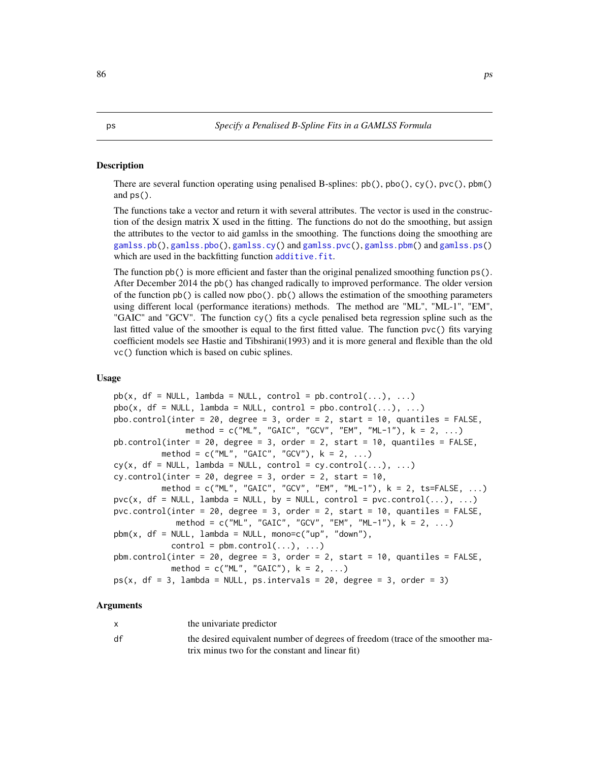ps *Specify a Penalised B-Spline Fits in a GAMLSS Formula*

## Description

There are several function operating using penalised B-splines: `pb()`, `pbo()`, `cy()`, `pvc()`, `pbm()` and `ps()`.

The functions take a vector and return it with several attributes. The vector is used in the construction of the design matrix X used in the fitting. The functions do not do the smoothing, but assign the attributes to the vector to aid gamlss in the smoothing. The functions doing the smoothing are `gamlss.pb()`, `gamlss.pbo()`, `gamlss.cy()` and `gamlss.pvc()`, `gamlss.pbm()` and `gamlss.ps()` which are used in the backfitting function `additive.fit`.

The function `pb()` is more efficient and faster than the original penalized smoothing function `ps()`. After December 2014 the `pb()` has changed radically to improved performance. The older version of the function `pb()` is called now `pbo()`. `pb()` allows the estimation of the smoothing parameters using different local (performance iterations) methods. The method are "ML", "ML-1", "EM", "GAIC" and "GCV". The function `cy()` fits a cycle penalised beta regression spline such as the last fitted value of the smoother is equal to the first fitted value. The function `pvc()` fits varying coefficient models see Hastie and Tibshirani(1993) and it is more general and flexible than the old `vc()` function which is based on cubic splines.

## Usage

```
pb(x, df = NULL, lambda = NULL, control = pb.control(...), ...)
pbo(x, df = NULL, lambda = NULL, control = pbo.control(...), ...)
pbo.control(inter = 20, degree = 3, order = 2, start = 10, quantiles = FALSE,
               method = c("ML", "GAIC", "GCV", "EM", "ML-1"), k = 2, ...)
pb.control(inter = 20, degree = 3, order = 2, start = 10, quantiles = FALSE,
          method = c("ML", "GAIC", "GCV"), k = 2, ...)
cy(x, df = NULL, lambda = NULL, control = cy.control(...), ...)
cy.control(inter = 20, degree = 3, order = 2, start = 10,
          method = c("ML", "GAIC", "GCV", "EM", "ML-1"), k = 2, ts=FALSE, ...)
pvc(x, df = NULL, lambda = NULL, by = NULL, control = pvc.control(...), ...)
pvc.control(inter = 20, degree = 3, order = 2, start = 10, quantiles = FALSE,
             method = c("ML", "GAIC", "GCV", "EM", "ML-1"), k = 2, ...)
pbm(x, df = NULL, lambda = NULL, mono=c("up", "down"),
            control = pbm.control(...), ...)
pbm.control(inter = 20, degree = 3, order = 2, start = 10, quantiles = FALSE,
            method = c("ML", "GAIC"), k = 2, ...)
ps(x, df = 3, lambda = NULL, ps.intervals = 20, degree = 3, order = 3)
```

## Arguments

| | |
|---|---|
| x | the univariate predictor |
| df | the desired equivalent number of degrees of freedom (trace of the smoother matrix minus two for the constant and linear fit) |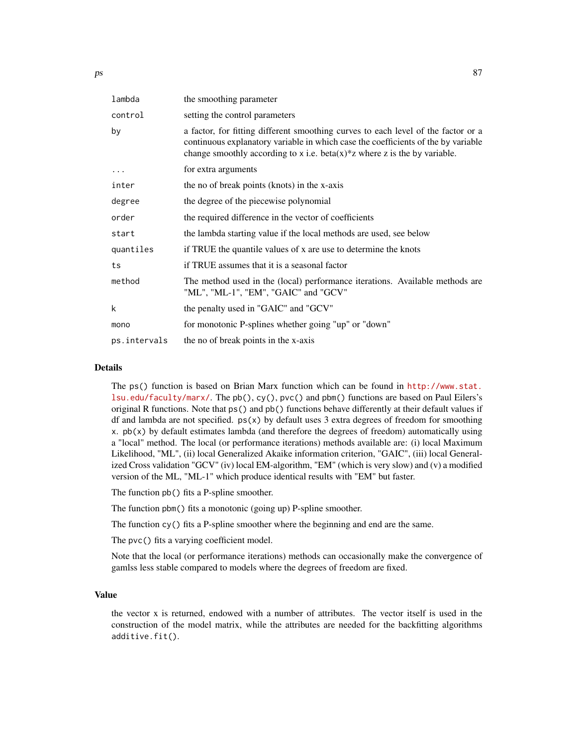| | |
|---|---|
| `lambda` | the smoothing parameter |
| `control` | setting the control parameters |
| `by` | a factor, for fitting different smoothing curves to each level of the factor or a continuous explanatory variable in which case the coefficients of the by variable change smoothly according to x i.e. beta(x)*z where z is the by variable. |
| `...` | for extra arguments |
| `inter` | the no of break points (knots) in the x-axis |
| `degree` | the degree of the piecewise polynomial |
| `order` | the required difference in the vector of coefficients |
| `start` | the lambda starting value if the local methods are used, see below |
| `quantiles` | if TRUE the quantile values of x are use to determine the knots |
| `ts` | if TRUE assumes that it is a seasonal factor |
| `method` | The method used in the (local) performance iterations. Available methods are "ML", "ML-1", "EM", "GAIC" and "GCV" |
| `k` | the penalty used in "GAIC" and "GCV" |
| `mono` | for monotonic P-splines whether going "up" or "down" |
| `ps.intervals` | the no of break points in the x-axis |

## Details

The `ps()` function is based on Brian Marx function which can be found in http://www.stat.lsu.edu/faculty/marx/. The `pb()`, `cy()`, `pvc()` and `pbm()` functions are based on Paul Eilers's original R functions. Note that `ps()` and `pb()` functions behave differently at their default values if df and lambda are not specified. `ps(x)` by default uses 3 extra degrees of freedom for smoothing `x`. `pb(x)` by default estimates lambda (and therefore the degrees of freedom) automatically using a "local" method. The local (or performance iterations) methods available are: (i) local Maximum Likelihood, "ML", (ii) local Generalized Akaike information criterion, "GAIC", (iii) local Generalized Cross validation "GCV" (iv) local EM-algorithm, "EM" (which is very slow) and (v) a modified version of the ML, "ML-1" which produce identical results with "EM" but faster.

The function `pb()` fits a P-spline smoother.

The function `pbm()` fits a monotonic (going up) P-spline smoother.

The function `cy()` fits a P-spline smoother where the beginning and end are the same.

The `pvc()` fits a varying coefficient model.

Note that the local (or performance iterations) methods can occasionally make the convergence of gamlss less stable compared to models where the degrees of freedom are fixed.

## Value

the vector x is returned, endowed with a number of attributes. The vector itself is used in the construction of the model matrix, while the attributes are needed for the backfitting algorithms `additive.fit()`.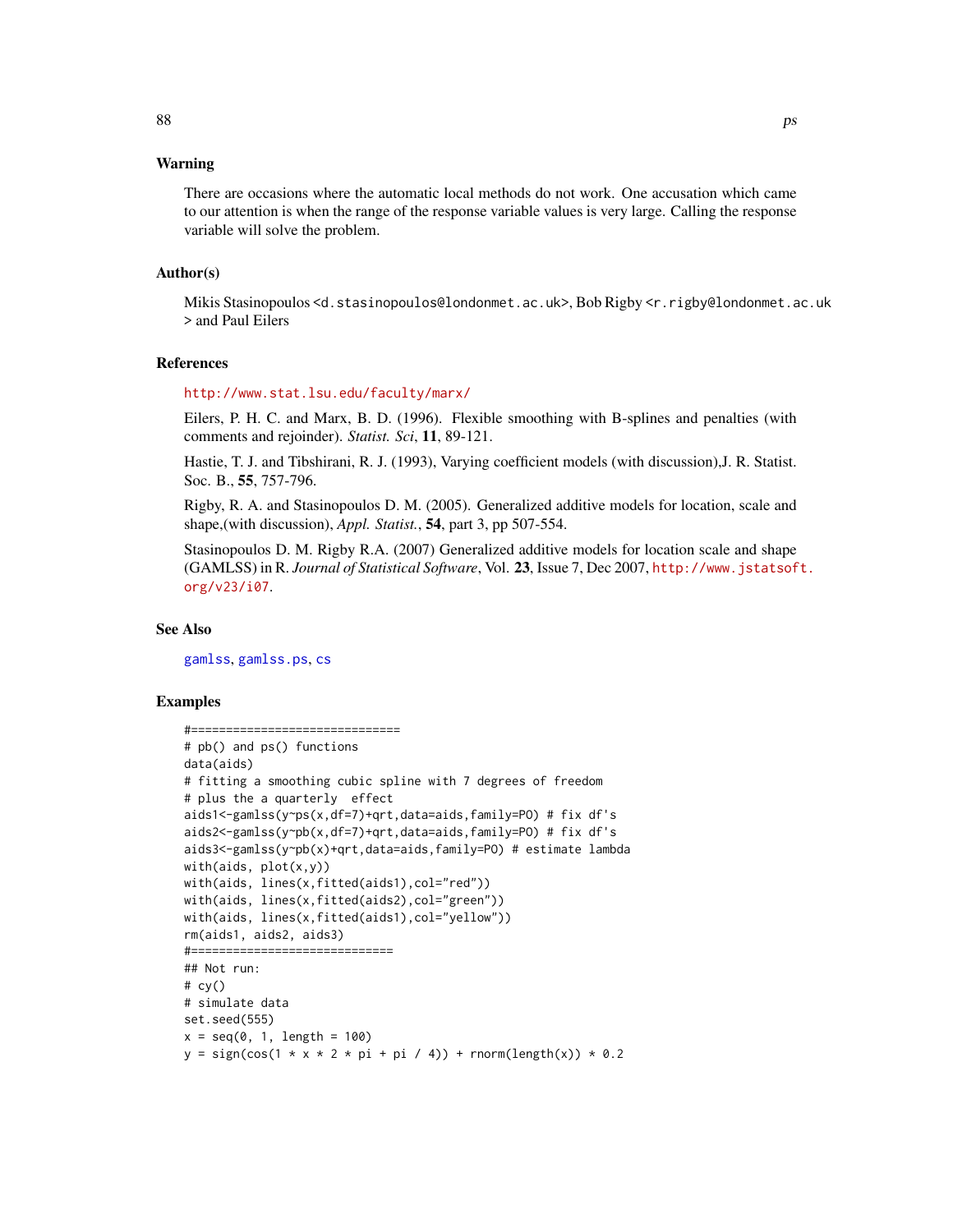## Warning

There are occasions where the automatic local methods do not work. One accusation which came to our attention is when the range of the response variable values is very large. Calling the response variable will solve the problem.

## Author(s)

Mikis Stasinopoulos <d.stasinopoulos@londonmet.ac.uk>, Bob Rigby <r.rigby@londonmet.ac.uk > and Paul Eilers

## References

http://www.stat.lsu.edu/faculty/marx/

Eilers, P. H. C. and Marx, B. D. (1996). Flexible smoothing with B-splines and penalties (with comments and rejoinder). *Statist. Sci*, **11**, 89-121.

Hastie, T. J. and Tibshirani, R. J. (1993), Varying coefficient models (with discussion),J. R. Statist. Soc. B., **55**, 757-796.

Rigby, R. A. and Stasinopoulos D. M. (2005). Generalized additive models for location, scale and shape,(with discussion), *Appl. Statist.*, **54**, part 3, pp 507-554.

Stasinopoulos D. M. Rigby R.A. (2007) Generalized additive models for location scale and shape (GAMLSS) in R. *Journal of Statistical Software*, Vol. **23**, Issue 7, Dec 2007, http://www.jstatsoft.org/v23/i07.

## See Also

gamlss, gamlss.ps, cs

## Examples

```
#==============================
# pb() and ps() functions
data(aids)
# fitting a smoothing cubic spline with 7 degrees of freedom
# plus the a quarterly  effect
aids1<-gamlss(y~ps(x,df=7)+qrt,data=aids,family=PO) # fix df's
aids2<-gamlss(y~pb(x,df=7)+qrt,data=aids,family=PO) # fix df's
aids3<-gamlss(y~pb(x)+qrt,data=aids,family=PO) # estimate lambda
with(aids, plot(x,y))
with(aids, lines(x,fitted(aids1),col="red"))
with(aids, lines(x,fitted(aids2),col="green"))
with(aids, lines(x,fitted(aids1),col="yellow"))
rm(aids1, aids2, aids3)
#=============================
## Not run:
# cy()
# simulate data
set.seed(555)
x = seq(0, 1, length = 100)
y = sign(cos(1 * x * 2 * pi + pi / 4)) + rnorm(length(x)) * 0.2
```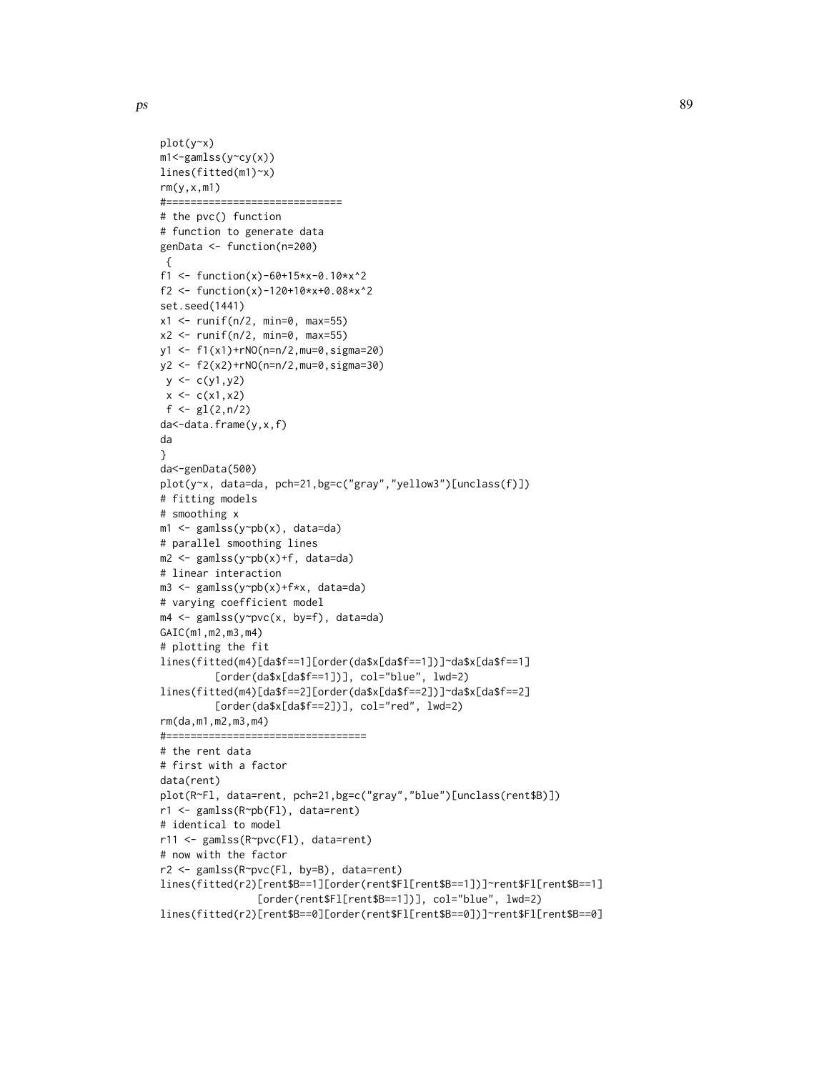```
plot(y~x)
m1<-gamlss(y~cy(x))
lines(fitted(m1)~x)
rm(y,x,m1)
#=============================
# the pvc() function
# function to generate data
genData <- function(n=200)
 {
f1 <- function(x)-60+15*x-0.10*x^2
f2 <- function(x)-120+10*x+0.08*x^2
set.seed(1441)
x1 <- runif(n/2, min=0, max=55)
x2 <- runif(n/2, min=0, max=55)
y1 <- f1(x1)+rNO(n=n/2,mu=0,sigma=20)
y2 <- f2(x2)+rNO(n=n/2,mu=0,sigma=30)
 y <- c(y1,y2)
 x <- c(x1,x2)
 f <- gl(2,n/2)
da<-data.frame(y,x,f)
da
}
da<-genData(500)
plot(y~x, data=da, pch=21,bg=c("gray","yellow3")[unclass(f)])
# fitting models
# smoothing x
m1 <- gamlss(y~pb(x), data=da)
# parallel smoothing lines
m2 <- gamlss(y~pb(x)+f, data=da)
# linear interaction
m3 <- gamlss(y~pb(x)+f*x, data=da)
# varying coefficient model
m4 <- gamlss(y~pvc(x, by=f), data=da)
GAIC(m1,m2,m3,m4)
# plotting the fit
lines(fitted(m4)[da$f==1][order(da$x[da$f==1])]~da$x[da$f==1]
         [order(da$x[da$f==1])], col="blue", lwd=2)
lines(fitted(m4)[da$f==2][order(da$x[da$f==2])]~da$x[da$f==2]
         [order(da$x[da$f==2])], col="red", lwd=2)
rm(da,m1,m2,m3,m4)
#=================================
# the rent data
# first with a factor
data(rent)
plot(R~Fl, data=rent, pch=21,bg=c("gray","blue")[unclass(rent$B)])
r1 <- gamlss(R~pb(Fl), data=rent)
# identical to model
r11 <- gamlss(R~pvc(Fl), data=rent)
# now with the factor
r2 <- gamlss(R~pvc(Fl, by=B), data=rent)
lines(fitted(r2)[rent$B==1][order(rent$Fl[rent$B==1])]~rent$Fl[rent$B==1]
                [order(rent$Fl[rent$B==1])], col="blue", lwd=2)
lines(fitted(r2)[rent$B==0][order(rent$Fl[rent$B==0])]~rent$Fl[rent$B==0]
```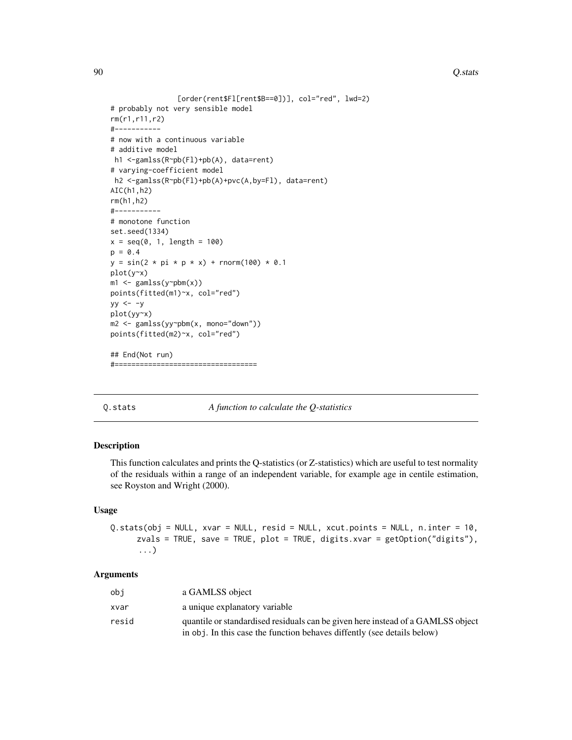```
                [order(rent$Fl[rent$B==0])], col="red", lwd=2)
# probably not very sensible model
rm(r1,r11,r2)
#-----------
# now with a continuous variable
# additive model
 h1 <-gamlss(R~pb(Fl)+pb(A), data=rent)
# varying-coefficient model
 h2 <-gamlss(R~pb(Fl)+pb(A)+pvc(A,by=Fl), data=rent)
AIC(h1,h2)
rm(h1,h2)
#-----------
# monotone function
set.seed(1334)
x = seq(0, 1, length = 100)
p = 0.4
y = sin(2 * pi * p * x) + rnorm(100) * 0.1
plot(y~x)
m1 <- gamlss(y~pbm(x))
points(fitted(m1)~x, col="red")
yy <- -y
plot(yy~x)
m2 <- gamlss(yy~pbm(x, mono="down"))
points(fitted(m2)~x, col="red")

## End(Not run)
#==================================
```

---

## Q.stats — *A function to calculate the Q-statistics*

### Description

This function calculates and prints the Q-statistics (or Z-statistics) which are useful to test normality of the residuals within a range of an independent variable, for example age in centile estimation, see Royston and Wright (2000).

### Usage

```
Q.stats(obj = NULL, xvar = NULL, resid = NULL, xcut.points = NULL, n.inter = 10,
      zvals = TRUE, save = TRUE, plot = TRUE, digits.xvar = getOption("digits"),
      ...)
```

### Arguments

| | |
|---|---|
| `obj` | a GAMLSS object |
| `xvar` | a unique explanatory variable |
| `resid` | quantile or standardised residuals can be given here instead of a GAMLSS object in `obj`. In this case the function behaves diffently (see details below) |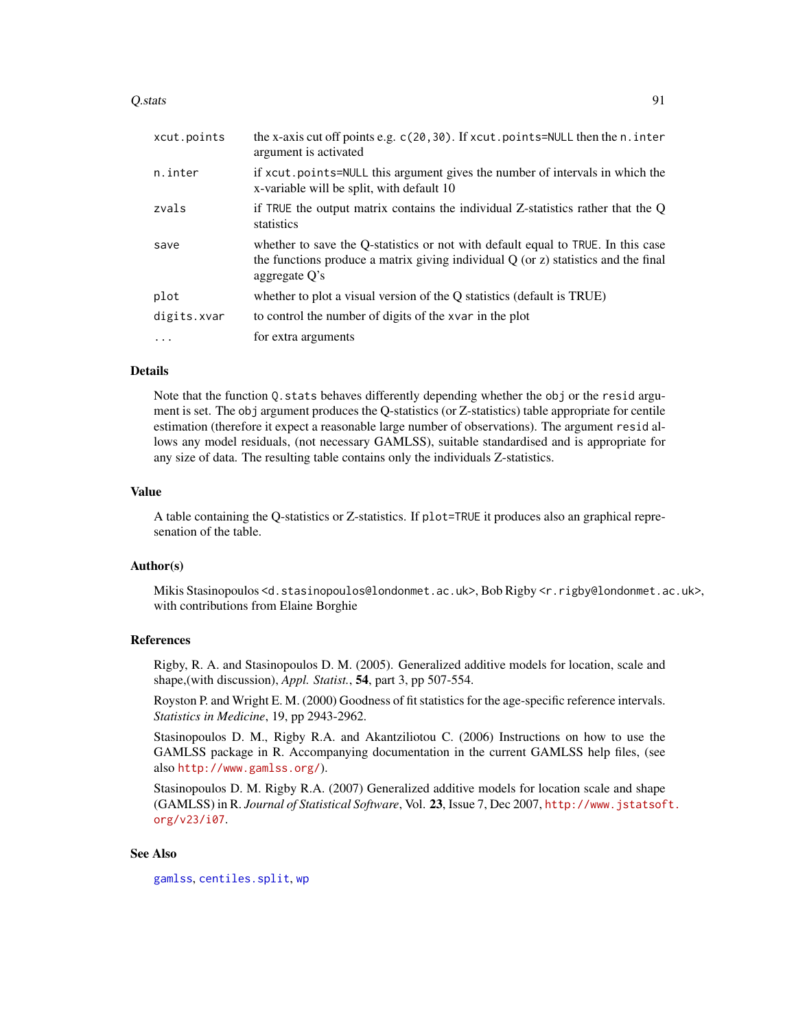| | |
|---|---|
| `xcut.points` | the x-axis cut off points e.g. `c(20,30)`. If `xcut.points=NULL` then the `n.inter` argument is activated |
| `n.inter` | if `xcut.points=NULL` this argument gives the number of intervals in which the x-variable will be split, with default 10 |
| `zvals` | if `TRUE` the output matrix contains the individual Z-statistics rather that the Q statistics |
| `save` | whether to save the Q-statistics or not with default equal to `TRUE`. In this case the functions produce a matrix giving individual Q (or z) statistics and the final aggregate Q's |
| `plot` | whether to plot a visual version of the Q statistics (default is TRUE) |
| `digits.xvar` | to control the number of digits of the `xvar` in the plot |
| `...` | for extra arguments |

## Details

Note that the function `Q.stats` behaves differently depending whether the `obj` or the `resid` argument is set. The `obj` argument produces the Q-statistics (or Z-statistics) table appropriate for centile estimation (therefore it expect a reasonable large number of observations). The argument `resid` allows any model residuals, (not necessary GAMLSS), suitable standardised and is appropriate for any size of data. The resulting table contains only the individuals Z-statistics.

## Value

A table containing the Q-statistics or Z-statistics. If `plot=TRUE` it produces also an graphical representation of the table.

## Author(s)

Mikis Stasinopoulos <`d.stasinopoulos@londonmet.ac.uk`>, Bob Rigby <`r.rigby@londonmet.ac.uk`>, with contributions from Elaine Borghie

## References

Rigby, R. A. and Stasinopoulos D. M. (2005). Generalized additive models for location, scale and shape,(with discussion), *Appl. Statist.*, **54**, part 3, pp 507-554.

Royston P. and Wright E. M. (2000) Goodness of fit statistics for the age-specific reference intervals. *Statistics in Medicine*, 19, pp 2943-2962.

Stasinopoulos D. M., Rigby R.A. and Akantziliotou C. (2006) Instructions on how to use the GAMLSS package in R. Accompanying documentation in the current GAMLSS help files, (see also `http://www.gamlss.org/`).

Stasinopoulos D. M. Rigby R.A. (2007) Generalized additive models for location scale and shape (GAMLSS) in R. *Journal of Statistical Software*, Vol. **23**, Issue 7, Dec 2007, `http://www.jstatsoft.org/v23/i07`.

## See Also

`gamlss`, `centiles.split`, `wp`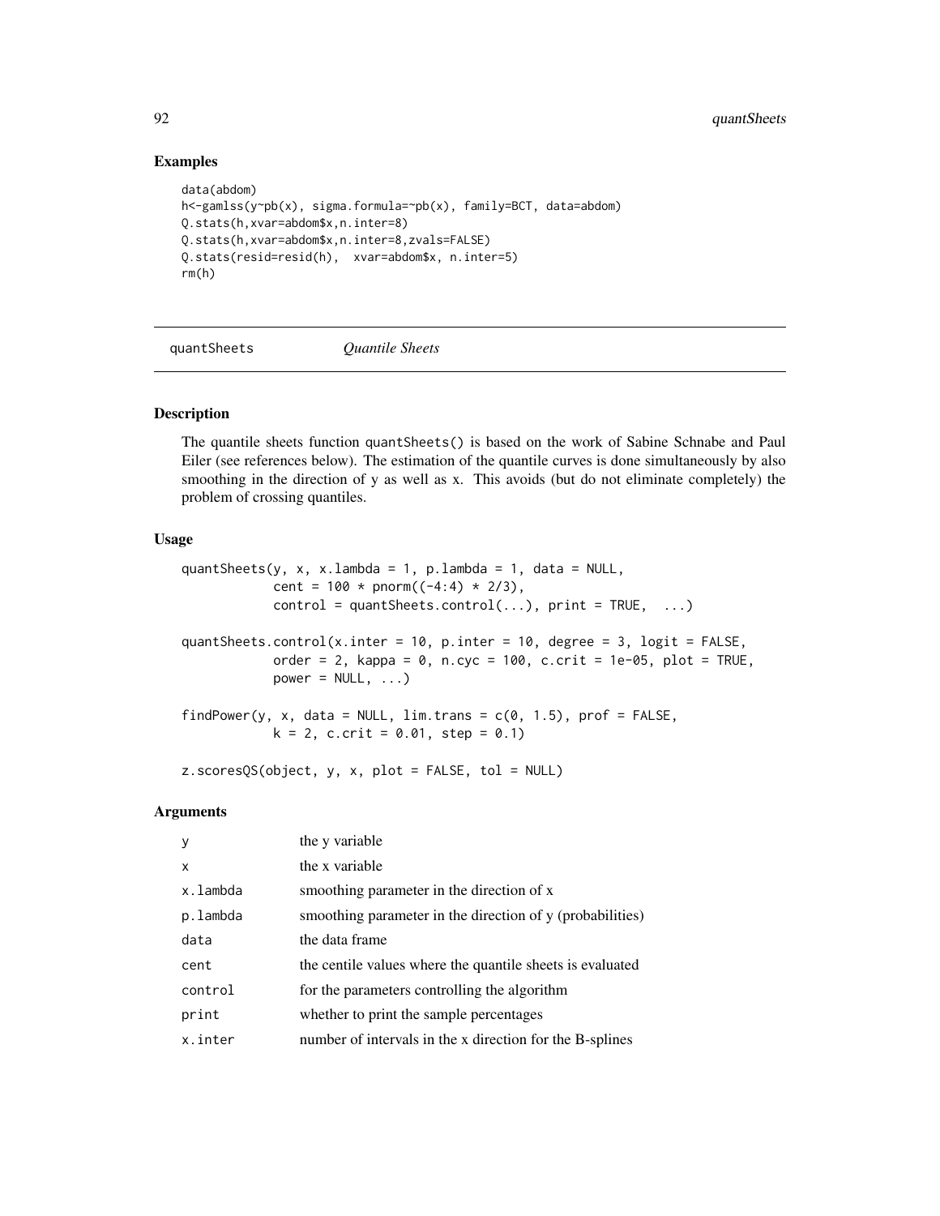## Examples

```
data(abdom)
h<-gamlss(y~pb(x), sigma.formula=~pb(x), family=BCT, data=abdom)
Q.stats(h,xvar=abdom$x,n.inter=8)
Q.stats(h,xvar=abdom$x,n.inter=8,zvals=FALSE)
Q.stats(resid=resid(h),  xvar=abdom$x, n.inter=5)
rm(h)
```

---

# quantSheets — *Quantile Sheets*

## Description

The quantile sheets function quantSheets() is based on the work of Sabine Schnabe and Paul Eiler (see references below). The estimation of the quantile curves is done simultaneously by also smoothing in the direction of y as well as x. This avoids (but do not eliminate completely) the problem of crossing quantiles.

## Usage

```
quantSheets(y, x, x.lambda = 1, p.lambda = 1, data = NULL,
            cent = 100 * pnorm((-4:4) * 2/3),
            control = quantSheets.control(...), print = TRUE,  ...)

quantSheets.control(x.inter = 10, p.inter = 10, degree = 3, logit = FALSE,
            order = 2, kappa = 0, n.cyc = 100, c.crit = 1e-05, plot = TRUE,
            power = NULL, ...)

findPower(y, x, data = NULL, lim.trans = c(0, 1.5), prof = FALSE,
            k = 2, c.crit = 0.01, step = 0.1)

z.scoresQS(object, y, x, plot = FALSE, tol = NULL)
```

## Arguments

| | |
|---|---|
| y | the y variable |
| x | the x variable |
| x.lambda | smoothing parameter in the direction of x |
| p.lambda | smoothing parameter in the direction of y (probabilities) |
| data | the data frame |
| cent | the centile values where the quantile sheets is evaluated |
| control | for the parameters controlling the algorithm |
| print | whether to print the sample percentages |
| x.inter | number of intervals in the x direction for the B-splines |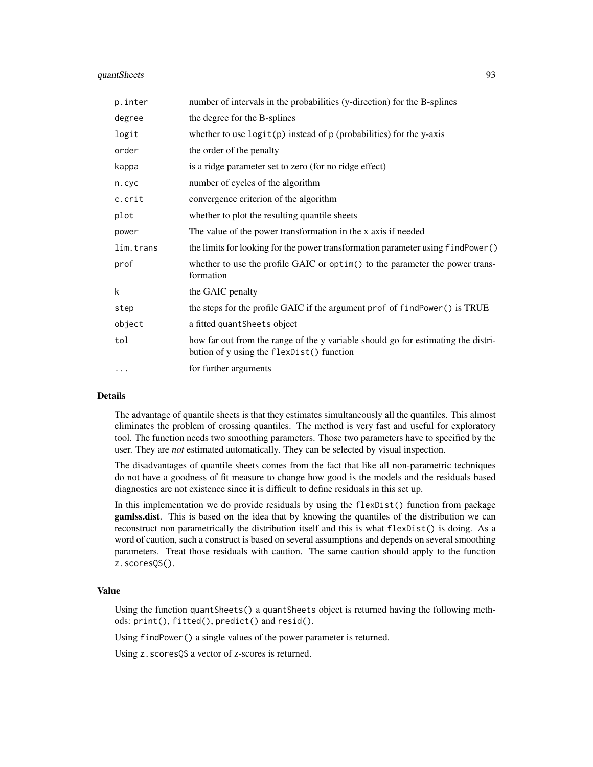| | |
|---|---|
| `p.inter` | number of intervals in the probabilities (y-direction) for the B-splines |
| `degree` | the degree for the B-splines |
| `logit` | whether to use `logit(p)` instead of `p` (probabilities) for the y-axis |
| `order` | the order of the penalty |
| `kappa` | is a ridge parameter set to zero (for no ridge effect) |
| `n.cyc` | number of cycles of the algorithm |
| `c.crit` | convergence criterion of the algorithm |
| `plot` | whether to plot the resulting quantile sheets |
| `power` | The value of the power transformation in the x axis if needed |
| `lim.trans` | the limits for looking for the power transformation parameter using `findPower()` |
| `prof` | whether to use the profile GAIC or `optim()` to the parameter the power transformation |
| `k` | the GAIC penalty |
| `step` | the steps for the profile GAIC if the argument `prof` of `findPower()` is TRUE |
| `object` | a fitted `quantSheets` object |
| `tol` | how far out from the range of the y variable should go for estimating the distribution of y using the `flexDist()` function |
| `...` | for further arguments |

## Details

The advantage of quantile sheets is that they estimates simultaneously all the quantiles. This almost eliminates the problem of crossing quantiles. The method is very fast and useful for exploratory tool. The function needs two smoothing parameters. Those two parameters have to specified by the user. They are *not* estimated automatically. They can be selected by visual inspection.

The disadvantages of quantile sheets comes from the fact that like all non-parametric techniques do not have a goodness of fit measure to change how good is the models and the residuals based diagnostics are not existence since it is difficult to define residuals in this set up.

In this implementation we do provide residuals by using the `flexDist()` function from package **gamlss.dist**. This is based on the idea that by knowing the quantiles of the distribution we can reconstruct non parametrically the distribution itself and this is what `flexDist()` is doing. As a word of caution, such a construct is based on several assumptions and depends on several smoothing parameters. Treat those residuals with caution. The same caution should apply to the function `z.scoresQS()`.

## Value

Using the function `quantSheets()` a `quantSheets` object is returned having the following methods: `print()`, `fitted()`, `predict()` and `resid()`.

Using `findPower()` a single values of the power parameter is returned.

Using `z.scoresQS` a vector of z-scores is returned.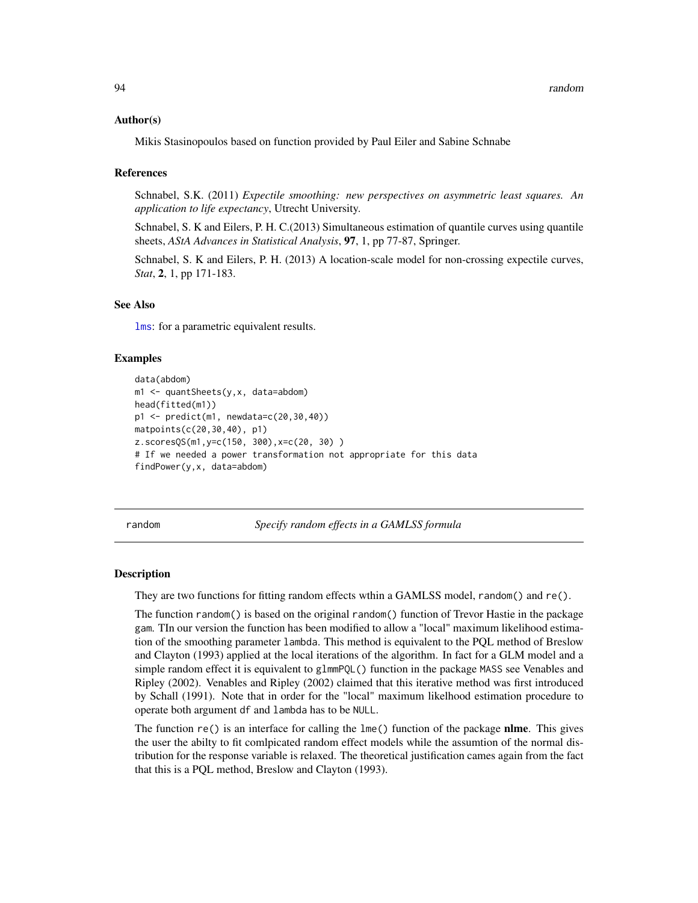### Author(s)

Mikis Stasinopoulos based on function provided by Paul Eiler and Sabine Schnabe

### References

Schnabel, S.K. (2011) *Expectile smoothing: new perspectives on asymmetric least squares. An application to life expectancy*, Utrecht University.

Schnabel, S. K and Eilers, P. H. C.(2013) Simultaneous estimation of quantile curves using quantile sheets, *AStA Advances in Statistical Analysis*, **97**, 1, pp 77-87, Springer.

Schnabel, S. K and Eilers, P. H. (2013) A location-scale model for non-crossing expectile curves, *Stat*, **2**, 1, pp 171-183.

### See Also

lms: for a parametric equivalent results.

### Examples

```
data(abdom)
m1 <- quantSheets(y,x, data=abdom)
head(fitted(m1))
p1 <- predict(m1, newdata=c(20,30,40))
matpoints(c(20,30,40), p1)
z.scoresQS(m1,y=c(150, 300),x=c(20, 30) )
# If we needed a power transformation not appropriate for this data
findPower(y,x, data=abdom)
```

---

## random — *Specify random effects in a GAMLSS formula*

### Description

They are two functions for fitting random effects wthin a GAMLSS model, `random()` and `re()`.

The function `random()` is based on the original `random()` function of Trevor Hastie in the package `gam`. TIn our version the function has been modified to allow a "local" maximum likelihood estimation of the smoothing parameter `lambda`. This method is equivalent to the PQL method of Breslow and Clayton (1993) applied at the local iterations of the algorithm. In fact for a GLM model and a simple random effect it is equivalent to `glmmPQL()` function in the package `MASS` see Venables and Ripley (2002). Venables and Ripley (2002) claimed that this iterative method was first introduced by Schall (1991). Note that in order for the "local" maximum likelhood estimation procedure to operate both argument `df` and `lambda` has to be `NULL`.

The function `re()` is an interface for calling the `lme()` function of the package **nlme**. This gives the user the abilty to fit comlpicated random effect models while the assumtion of the normal distribution for the response variable is relaxed. The theoretical justification cames again from the fact that this is a PQL method, Breslow and Clayton (1993).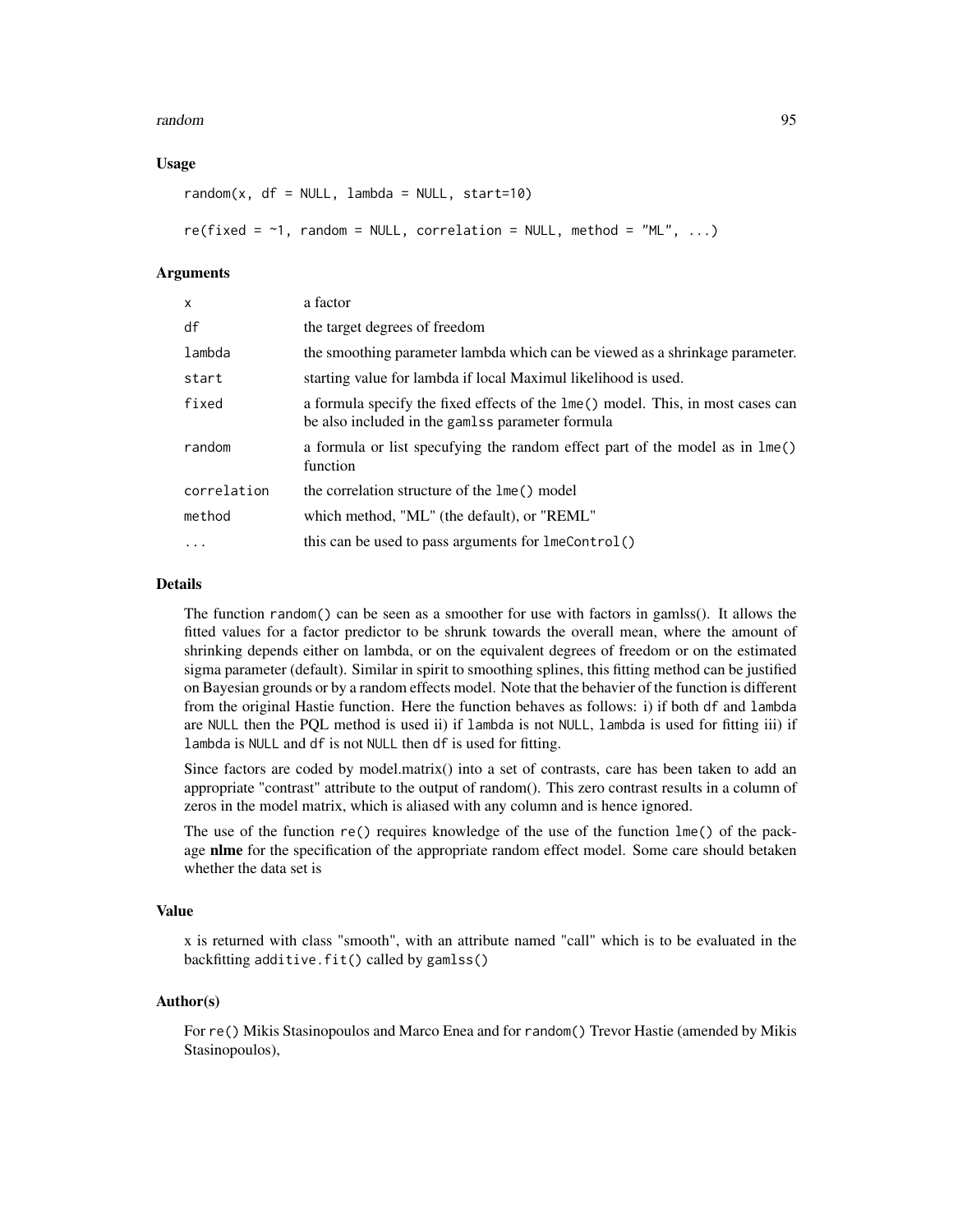### Usage

```
random(x, df = NULL, lambda = NULL, start=10)

re(fixed = ~1, random = NULL, correlation = NULL, method = "ML", ...)
```

### Arguments

| | |
|---|---|
| x | a factor |
| df | the target degrees of freedom |
| lambda | the smoothing parameter lambda which can be viewed as a shrinkage parameter. |
| start | starting value for lambda if local Maximul likelihood is used. |
| fixed | a formula specify the fixed effects of the lme() model. This, in most cases can be also included in the gamlss parameter formula |
| random | a formula or list specufying the random effect part of the model as in lme() function |
| correlation | the correlation structure of the lme() model |
| method | which method, "ML" (the default), or "REML" |
| ... | this can be used to pass arguments for lmeControl() |

### Details

The function random() can be seen as a smoother for use with factors in gamlss(). It allows the fitted values for a factor predictor to be shrunk towards the overall mean, where the amount of shrinking depends either on lambda, or on the equivalent degrees of freedom or on the estimated sigma parameter (default). Similar in spirit to smoothing splines, this fitting method can be justified on Bayesian grounds or by a random effects model. Note that the behavier of the function is different from the original Hastie function. Here the function behaves as follows: i) if both df and lambda are NULL then the PQL method is used ii) if lambda is not NULL, lambda is used for fitting iii) if lambda is NULL and df is not NULL then df is used for fitting.

Since factors are coded by model.matrix() into a set of contrasts, care has been taken to add an appropriate "contrast" attribute to the output of random(). This zero contrast results in a column of zeros in the model matrix, which is aliased with any column and is hence ignored.

The use of the function re() requires knowledge of the use of the function lme() of the package **nlme** for the specification of the appropriate random effect model. Some care should betaken whether the data set is

### Value

x is returned with class "smooth", with an attribute named "call" which is to be evaluated in the backfitting additive.fit() called by gamlss()

### Author(s)

For re() Mikis Stasinopoulos and Marco Enea and for random() Trevor Hastie (amended by Mikis Stasinopoulos),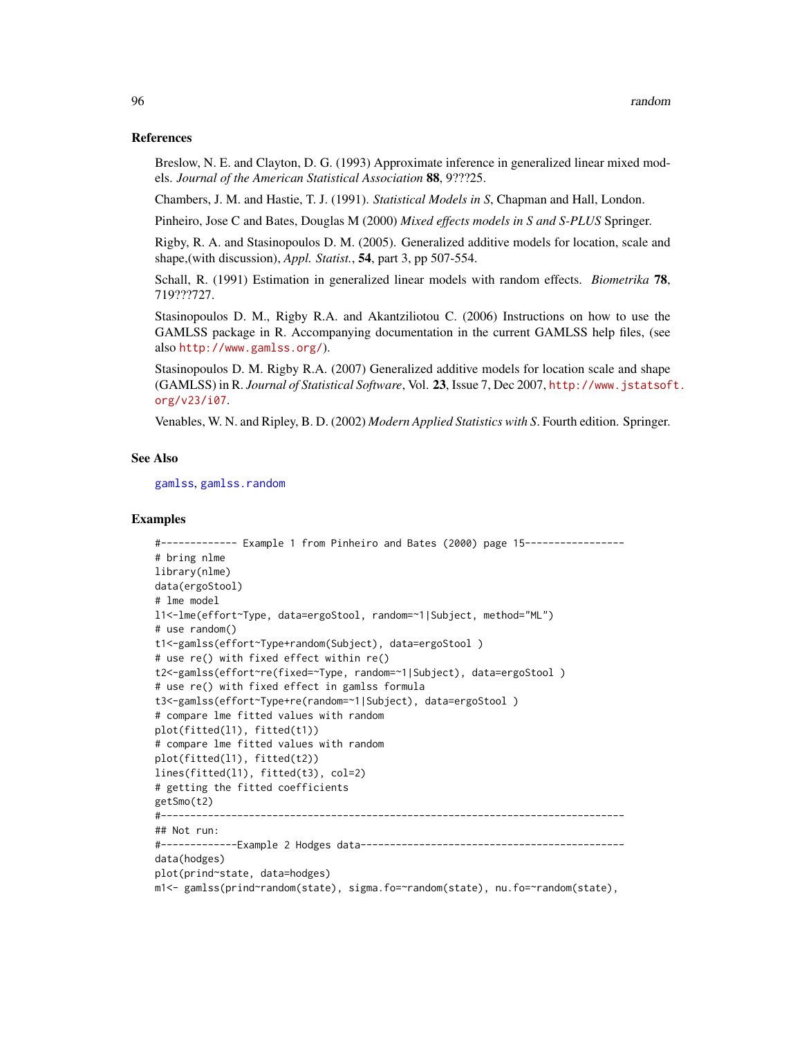### References

Breslow, N. E. and Clayton, D. G. (1993) Approximate inference in generalized linear mixed models. *Journal of the American Statistical Association* **88**, 9???25.

Chambers, J. M. and Hastie, T. J. (1991). *Statistical Models in S*, Chapman and Hall, London.

Pinheiro, Jose C and Bates, Douglas M (2000) *Mixed effects models in S and S-PLUS* Springer.

Rigby, R. A. and Stasinopoulos D. M. (2005). Generalized additive models for location, scale and shape,(with discussion), *Appl. Statist.*, **54**, part 3, pp 507-554.

Schall, R. (1991) Estimation in generalized linear models with random effects. *Biometrika* **78**, 719???727.

Stasinopoulos D. M., Rigby R.A. and Akantziliotou C. (2006) Instructions on how to use the GAMLSS package in R. Accompanying documentation in the current GAMLSS help files, (see also http://www.gamlss.org/).

Stasinopoulos D. M. Rigby R.A. (2007) Generalized additive models for location scale and shape (GAMLSS) in R. *Journal of Statistical Software*, Vol. **23**, Issue 7, Dec 2007, http://www.jstatsoft.org/v23/i07.

Venables, W. N. and Ripley, B. D. (2002) *Modern Applied Statistics with S*. Fourth edition. Springer.

### See Also

gamlss, gamlss.random

### Examples

```
#------------- Example 1 from Pinheiro and Bates (2000) page 15-----------------
# bring nlme
library(nlme)
data(ergoStool)
# lme model
l1<-lme(effort~Type, data=ergoStool, random=~1|Subject, method="ML")
# use random()
t1<-gamlss(effort~Type+random(Subject), data=ergoStool )
# use re() with fixed effect within re()
t2<-gamlss(effort~re(fixed=~Type, random=~1|Subject), data=ergoStool )
# use re() with fixed effect in gamlss formula
t3<-gamlss(effort~Type+re(random=~1|Subject), data=ergoStool )
# compare lme fitted values with random
plot(fitted(l1), fitted(t1))
# compare lme fitted values with random
plot(fitted(l1), fitted(t2))
lines(fitted(l1), fitted(t3), col=2)
# getting the fitted coefficients
getSmo(t2)
#-------------------------------------------------------------------------------
## Not run:
#-------------Example 2 Hodges data---------------------------------------------
data(hodges)
plot(prind~state, data=hodges)
m1<- gamlss(prind~random(state), sigma.fo=~random(state), nu.fo=~random(state),
```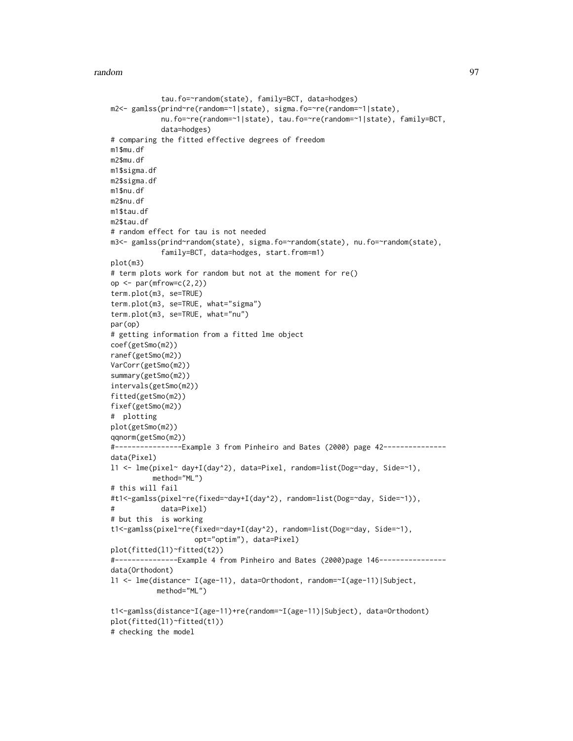```
            tau.fo=~random(state), family=BCT, data=hodges)
m2<- gamlss(prind~re(random=~1|state), sigma.fo=~re(random=~1|state),
            nu.fo=~re(random=~1|state), tau.fo=~re(random=~1|state), family=BCT,
            data=hodges)
# comparing the fitted effective degrees of freedom
m1$mu.df
m2$mu.df
m1$sigma.df
m2$sigma.df
m1$nu.df
m2$nu.df
m1$tau.df
m2$tau.df
# random effect for tau is not needed
m3<- gamlss(prind~random(state), sigma.fo=~random(state), nu.fo=~random(state),
            family=BCT, data=hodges, start.from=m1)
plot(m3)
# term plots work for random but not at the moment for re()
op <- par(mfrow=c(2,2))
term.plot(m3, se=TRUE)
term.plot(m3, se=TRUE, what="sigma")
term.plot(m3, se=TRUE, what="nu")
par(op)
# getting information from a fitted lme object
coef(getSmo(m2))
ranef(getSmo(m2))
VarCorr(getSmo(m2))
summary(getSmo(m2))
intervals(getSmo(m2))
fitted(getSmo(m2))
fixef(getSmo(m2))
#  plotting
plot(getSmo(m2))
qqnorm(getSmo(m2))
#----------------Example 3 from Pinheiro and Bates (2000) page 42---------------
data(Pixel)
l1 <- lme(pixel~ day+I(day^2), data=Pixel, random=list(Dog=~day, Side=~1),
          method="ML")
# this will fail
#t1<-gamlss(pixel~re(fixed=~day+I(day^2), random=list(Dog=~day, Side=~1)),
#           data=Pixel)
# but this  is working
t1<-gamlss(pixel~re(fixed=~day+I(day^2), random=list(Dog=~day, Side=~1),
                    opt="optim"), data=Pixel)
plot(fitted(l1)~fitted(t2))
#---------------Example 4 from Pinheiro and Bates (2000)page 146----------------
data(Orthodont)
l1 <- lme(distance~ I(age-11), data=Orthodont, random=~I(age-11)|Subject,
           method="ML")

t1<-gamlss(distance~I(age-11)+re(random=~I(age-11)|Subject), data=Orthodont)
plot(fitted(l1)~fitted(t1))
# checking the model
```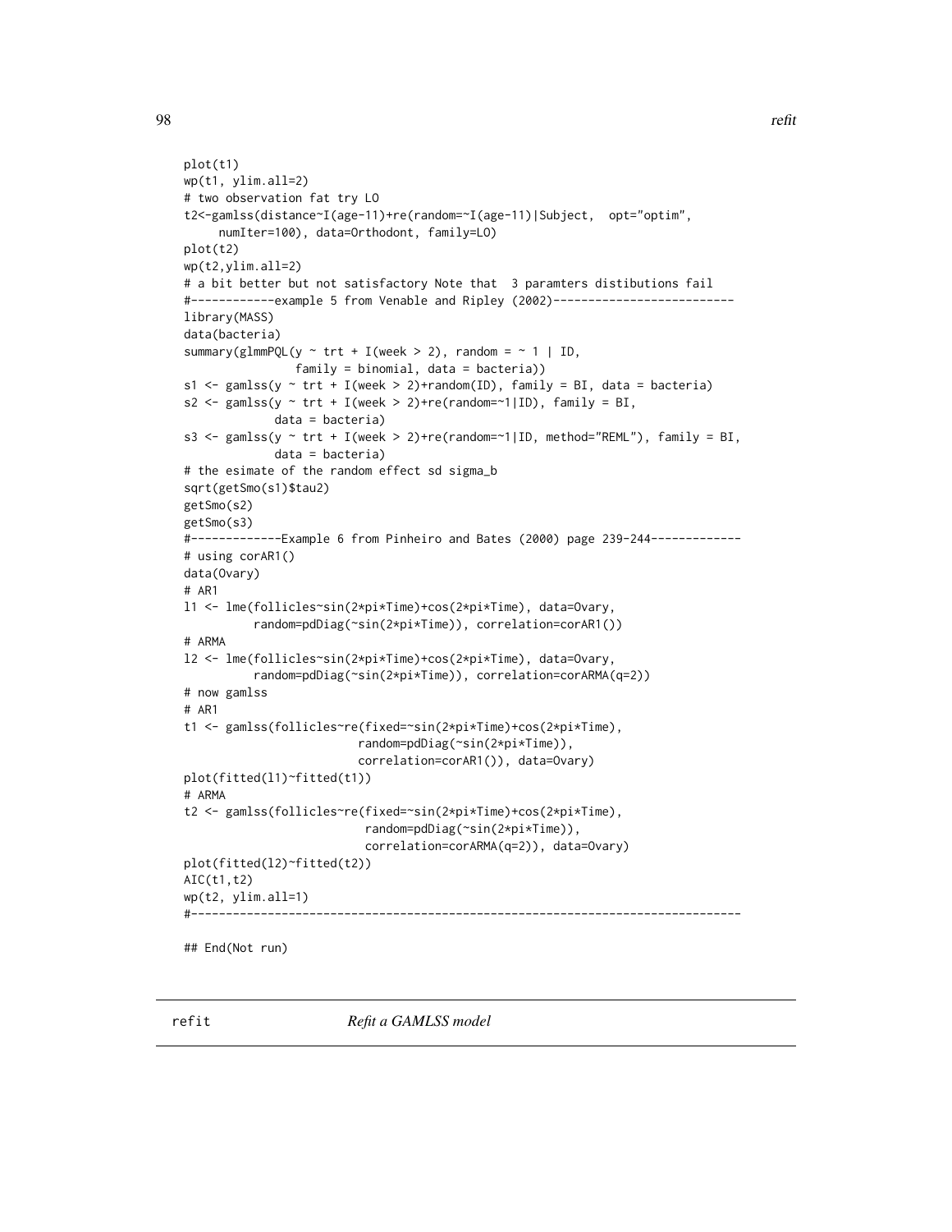```
plot(t1)
wp(t1, ylim.all=2)
# two observation fat try LO
t2<-gamlss(distance~I(age-11)+re(random=~I(age-11)|Subject,  opt="optim",
     numIter=100), data=Orthodont, family=LO)
plot(t2)
wp(t2,ylim.all=2)
# a bit better but not satisfactory Note that  3 paramters distibutions fail
#------------example 5 from Venable and Ripley (2002)--------------------------
library(MASS)
data(bacteria)
summary(glmmPQL(y ~ trt + I(week > 2), random = ~ 1 | ID,
                family = binomial, data = bacteria))
s1 <- gamlss(y ~ trt + I(week > 2)+random(ID), family = BI, data = bacteria)
s2 <- gamlss(y ~ trt + I(week > 2)+re(random=~1|ID), family = BI,
             data = bacteria)
s3 <- gamlss(y ~ trt + I(week > 2)+re(random=~1|ID, method="REML"), family = BI,
             data = bacteria)
# the esimate of the random effect sd sigma_b
sqrt(getSmo(s1)$tau2)
getSmo(s2)
getSmo(s3)
#-------------Example 6 from Pinheiro and Bates (2000) page 239-244-------------
# using corAR1()
data(Ovary)
# AR1
l1 <- lme(follicles~sin(2*pi*Time)+cos(2*pi*Time), data=Ovary,
          random=pdDiag(~sin(2*pi*Time)), correlation=corAR1())
# ARMA
l2 <- lme(follicles~sin(2*pi*Time)+cos(2*pi*Time), data=Ovary,
          random=pdDiag(~sin(2*pi*Time)), correlation=corARMA(q=2))
# now gamlss
# AR1
t1 <- gamlss(follicles~re(fixed=~sin(2*pi*Time)+cos(2*pi*Time),
                         random=pdDiag(~sin(2*pi*Time)),
                         correlation=corAR1()), data=Ovary)
plot(fitted(l1)~fitted(t1))
# ARMA
t2 <- gamlss(follicles~re(fixed=~sin(2*pi*Time)+cos(2*pi*Time),
                          random=pdDiag(~sin(2*pi*Time)),
                          correlation=corARMA(q=2)), data=Ovary)
plot(fitted(l2)~fitted(t2))
AIC(t1,t2)
wp(t2, ylim.all=1)
#-------------------------------------------------------------------------------

## End(Not run)
```

---

refit *Refit a GAMLSS model*

---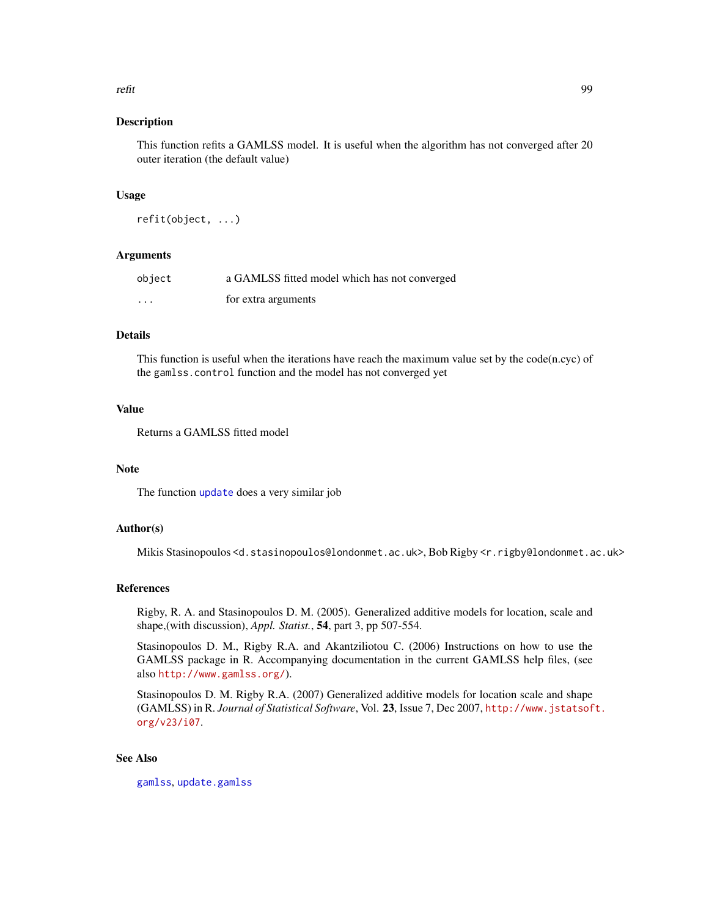## Description

This function refits a GAMLSS model. It is useful when the algorithm has not converged after 20 outer iteration (the default value)

## Usage

```
refit(object, ...)
```

## Arguments

| | |
|---|---|
| `object` | a GAMLSS fitted model which has not converged |
| `...` | for extra arguments |

## Details

This function is useful when the iterations have reach the maximum value set by the code(n.cyc) of the `gamlss.control` function and the model has not converged yet

## Value

Returns a GAMLSS fitted model

## Note

The function `update` does a very similar job

## Author(s)

Mikis Stasinopoulos <`d.stasinopoulos@londonmet.ac.uk`>, Bob Rigby <`r.rigby@londonmet.ac.uk`>

## References

Rigby, R. A. and Stasinopoulos D. M. (2005). Generalized additive models for location, scale and shape,(with discussion), *Appl. Statist.*, **54**, part 3, pp 507-554.

Stasinopoulos D. M., Rigby R.A. and Akantziliotou C. (2006) Instructions on how to use the GAMLSS package in R. Accompanying documentation in the current GAMLSS help files, (see also `http://www.gamlss.org/`).

Stasinopoulos D. M. Rigby R.A. (2007) Generalized additive models for location scale and shape (GAMLSS) in R. *Journal of Statistical Software*, Vol. **23**, Issue 7, Dec 2007, `http://www.jstatsoft.org/v23/i07`.

## See Also

`gamlss`, `update.gamlss`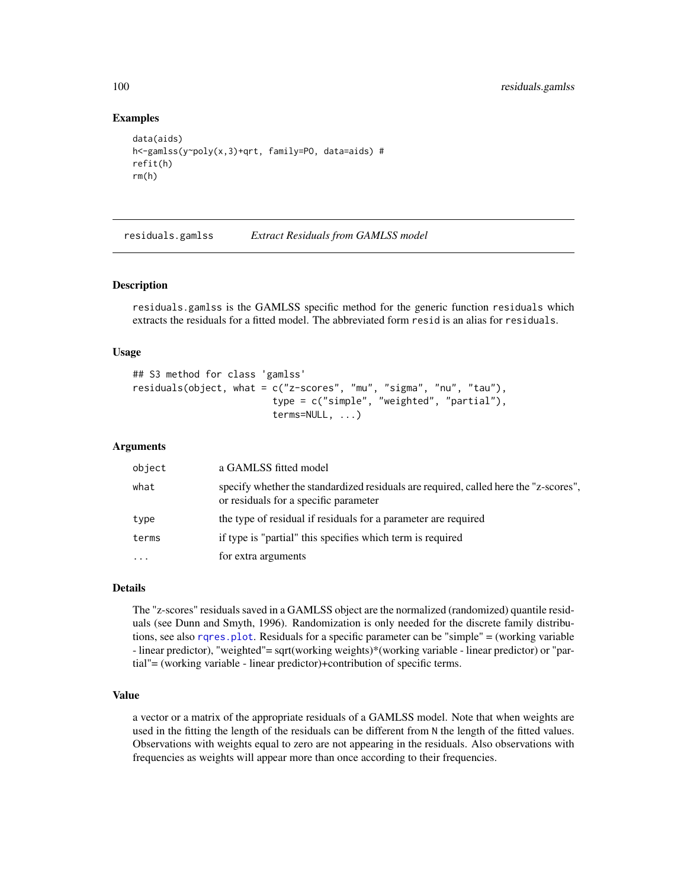## Examples

```
data(aids)
h<-gamlss(y~poly(x,3)+qrt, family=PO, data=aids) #
refit(h)
rm(h)
```

---

# residuals.gamlss *Extract Residuals from GAMLSS model*

---

## Description

residuals.gamlss is the GAMLSS specific method for the generic function residuals which extracts the residuals for a fitted model. The abbreviated form resid is an alias for residuals.

## Usage

```
## S3 method for class 'gamlss'
residuals(object, what = c("z-scores", "mu", "sigma", "nu", "tau"),
                          type = c("simple", "weighted", "partial"),
                          terms=NULL, ...)
```

## Arguments

| | |
|---|---|
| object | a GAMLSS fitted model |
| what | specify whether the standardized residuals are required, called here the "z-scores", or residuals for a specific parameter |
| type | the type of residual if residuals for a parameter are required |
| terms | if type is "partial" this specifies which term is required |
| ... | for extra arguments |

## Details

The "z-scores" residuals saved in a GAMLSS object are the normalized (randomized) quantile residuals (see Dunn and Smyth, 1996). Randomization is only needed for the discrete family distributions, see also rqres.plot. Residuals for a specific parameter can be "simple" = (working variable - linear predictor), "weighted"= sqrt(working weights)*(working variable - linear predictor) or "partial"= (working variable - linear predictor)+contribution of specific terms.

## Value

a vector or a matrix of the appropriate residuals of a GAMLSS model. Note that when weights are used in the fitting the length of the residuals can be different from N the length of the fitted values. Observations with weights equal to zero are not appearing in the residuals. Also observations with frequencies as weights will appear more than once according to their frequencies.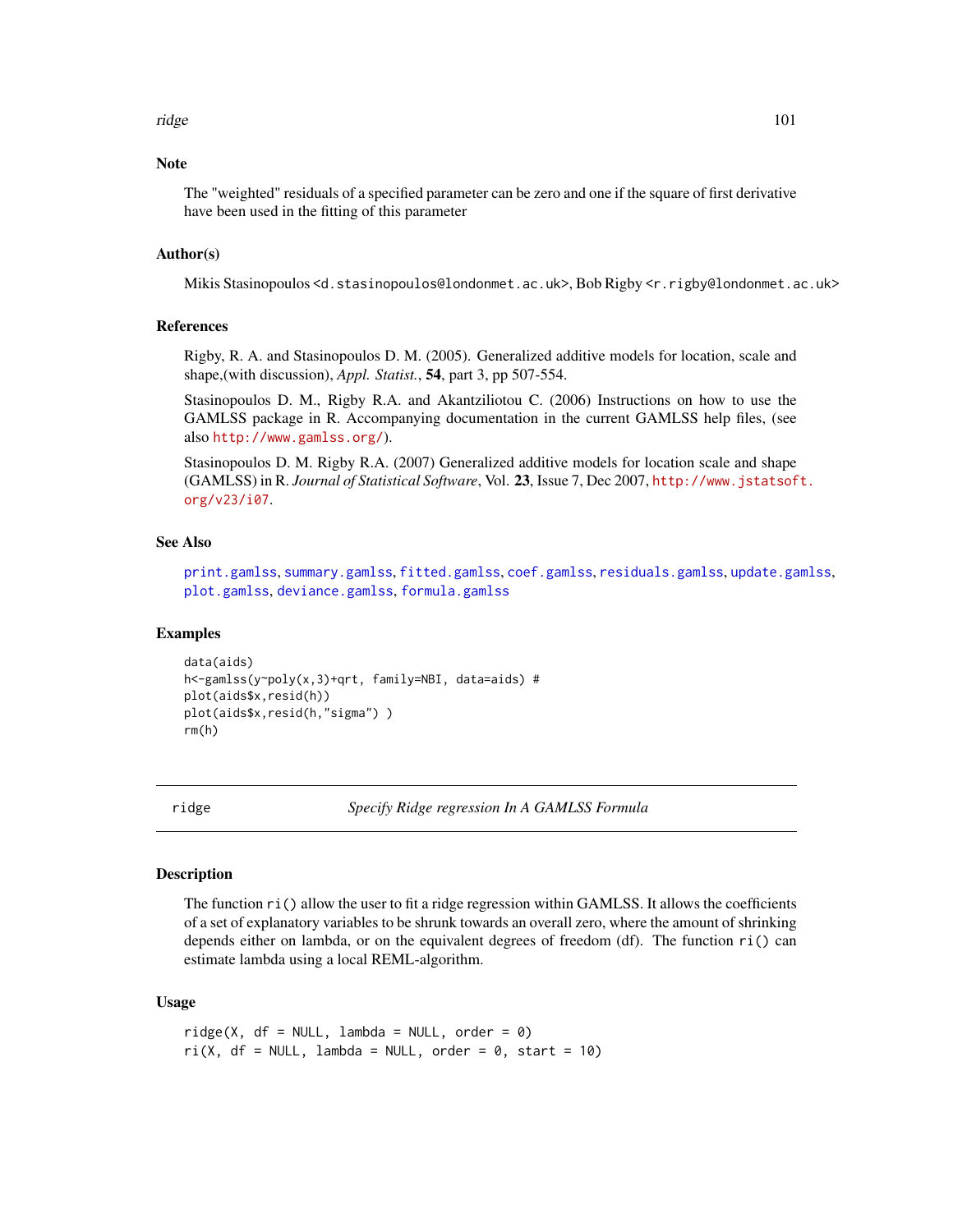### Note

The "weighted" residuals of a specified parameter can be zero and one if the square of first derivative have been used in the fitting of this parameter

### Author(s)

Mikis Stasinopoulos <d.stasinopoulos@londonmet.ac.uk>, Bob Rigby <r.rigby@londonmet.ac.uk>

### References

Rigby, R. A. and Stasinopoulos D. M. (2005). Generalized additive models for location, scale and shape,(with discussion), *Appl. Statist.*, **54**, part 3, pp 507-554.

Stasinopoulos D. M., Rigby R.A. and Akantziliotou C. (2006) Instructions on how to use the GAMLSS package in R. Accompanying documentation in the current GAMLSS help files, (see also http://www.gamlss.org/).

Stasinopoulos D. M. Rigby R.A. (2007) Generalized additive models for location scale and shape (GAMLSS) in R. *Journal of Statistical Software*, Vol. **23**, Issue 7, Dec 2007, http://www.jstatsoft.org/v23/i07.

### See Also

print.gamlss, summary.gamlss, fitted.gamlss, coef.gamlss, residuals.gamlss, update.gamlss, plot.gamlss, deviance.gamlss, formula.gamlss

### Examples

```
data(aids)
h<-gamlss(y~poly(x,3)+qrt, family=NBI, data=aids) #
plot(aids$x,resid(h))
plot(aids$x,resid(h,"sigma") )
rm(h)
```

---

## ridge — *Specify Ridge regression In A GAMLSS Formula*

### Description

The function ri() allow the user to fit a ridge regression within GAMLSS. It allows the coefficients of a set of explanatory variables to be shrunk towards an overall zero, where the amount of shrinking depends either on lambda, or on the equivalent degrees of freedom (df). The function ri() can estimate lambda using a local REML-algorithm.

### Usage

```
ridge(X, df = NULL, lambda = NULL, order = 0)
ri(X, df = NULL, lambda = NULL, order = 0, start = 10)
```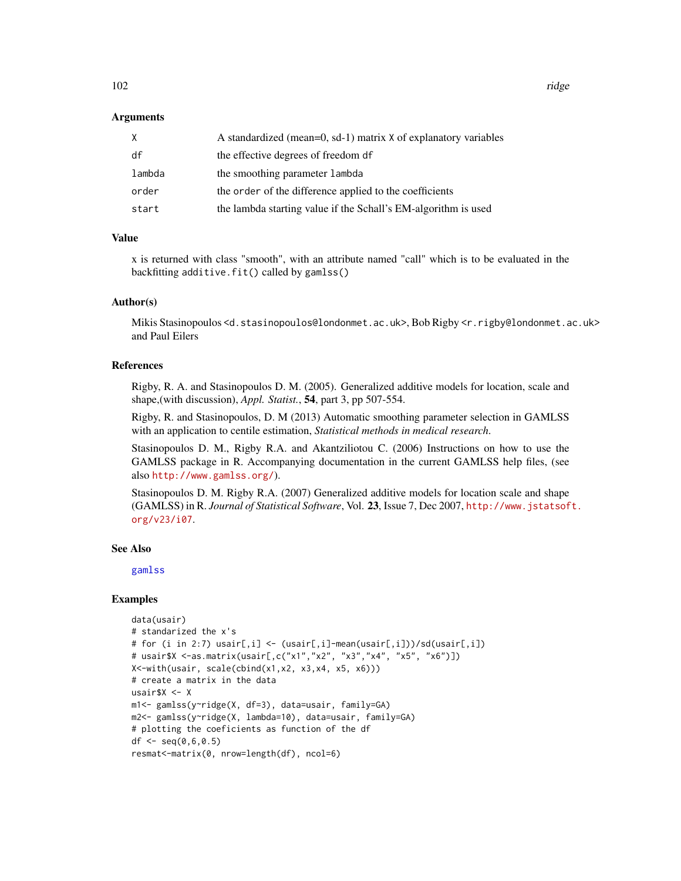## Arguments

| | |
|---|---|
| X | A standardized (mean=0, sd-1) matrix X of explanatory variables |
| df | the effective degrees of freedom df |
| lambda | the smoothing parameter lambda |
| order | the order of the difference applied to the coefficients |
| start | the lambda starting value if the Schall's EM-algorithm is used |

## Value

x is returned with class "smooth", with an attribute named "call" which is to be evaluated in the backfitting `additive.fit()` called by `gamlss()`

## Author(s)

Mikis Stasinopoulos <d.stasinopoulos@londonmet.ac.uk>, Bob Rigby <r.rigby@londonmet.ac.uk> and Paul Eilers

## References

Rigby, R. A. and Stasinopoulos D. M. (2005). Generalized additive models for location, scale and shape,(with discussion), *Appl. Statist.*, **54**, part 3, pp 507-554.

Rigby, R. and Stasinopoulos, D. M (2013) Automatic smoothing parameter selection in GAMLSS with an application to centile estimation, *Statistical methods in medical research*.

Stasinopoulos D. M., Rigby R.A. and Akantziliotou C. (2006) Instructions on how to use the GAMLSS package in R. Accompanying documentation in the current GAMLSS help files, (see also http://www.gamlss.org/).

Stasinopoulos D. M. Rigby R.A. (2007) Generalized additive models for location scale and shape (GAMLSS) in R. *Journal of Statistical Software*, Vol. **23**, Issue 7, Dec 2007, http://www.jstatsoft.org/v23/i07.

## See Also

gamlss

## Examples

```
data(usair)
# standarized the x's
# for (i in 2:7) usair[,i] <- (usair[,i]-mean(usair[,i]))/sd(usair[,i])
# usair$X <-as.matrix(usair[,c("x1","x2", "x3","x4", "x5", "x6")])
X<-with(usair, scale(cbind(x1,x2, x3,x4, x5, x6)))
# create a matrix in the data
usair$X <- X
m1<- gamlss(y~ridge(X, df=3), data=usair, family=GA)
m2<- gamlss(y~ridge(X, lambda=10), data=usair, family=GA)
# plotting the coeficients as function of the df
df <- seq(0,6,0.5)
resmat<-matrix(0, nrow=length(df), ncol=6)
```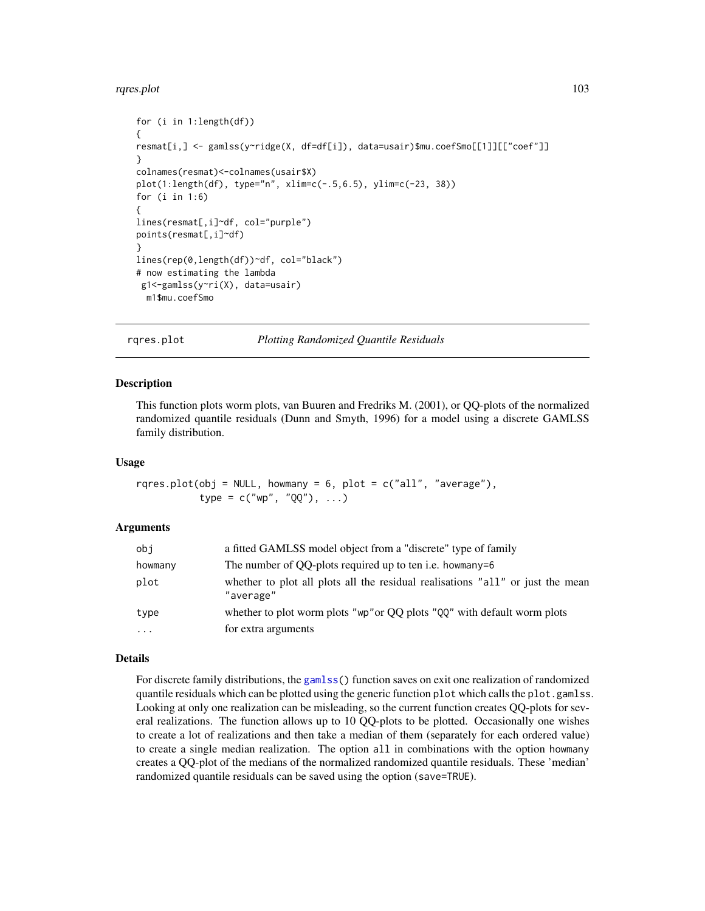```
for (i in 1:length(df))
{
resmat[i,] <- gamlss(y~ridge(X, df=df[i]), data=usair)$mu.coefSmo[[1]][["coef"]]
}
colnames(resmat)<-colnames(usair$X)
plot(1:length(df), type="n", xlim=c(-.5,6.5), ylim=c(-23, 38))
for (i in 1:6)
{
lines(resmat[,i]~df, col="purple")
points(resmat[,i]~df)
}
lines(rep(0,length(df))~df, col="black")
# now estimating the lambda
 g1<-gamlss(y~ri(X), data=usair)
  m1$mu.coefSmo
```

---

## rqres.plot — *Plotting Randomized Quantile Residuals*

### Description

This function plots worm plots, van Buuren and Fredriks M. (2001), or QQ-plots of the normalized randomized quantile residuals (Dunn and Smyth, 1996) for a model using a discrete GAMLSS family distribution.

### Usage

```
rqres.plot(obj = NULL, howmany = 6, plot = c("all", "average"),
           type = c("wp", "QQ"), ...)
```

### Arguments

| | |
|---|---|
| `obj` | a fitted GAMLSS model object from a "discrete" type of family |
| `howmany` | The number of QQ-plots required up to ten i.e. `howmany=6` |
| `plot` | whether to plot all plots all the residual realisations `"all"` or just the mean `"average"` |
| `type` | whether to plot worm plots `"wp"`or QQ plots `"QQ"` with default worm plots |
| `...` | for extra arguments |

### Details

For discrete family distributions, the `gamlss()` function saves on exit one realization of randomized quantile residuals which can be plotted using the generic function `plot` which calls the `plot.gamlss`. Looking at only one realization can be misleading, so the current function creates QQ-plots for several realizations. The function allows up to 10 QQ-plots to be plotted. Occasionally one wishes to create a lot of realizations and then take a median of them (separately for each ordered value) to create a single median realization. The option `all` in combinations with the option `howmany` creates a QQ-plot of the medians of the normalized randomized quantile residuals. These 'median' randomized quantile residuals can be saved using the option (`save=TRUE`).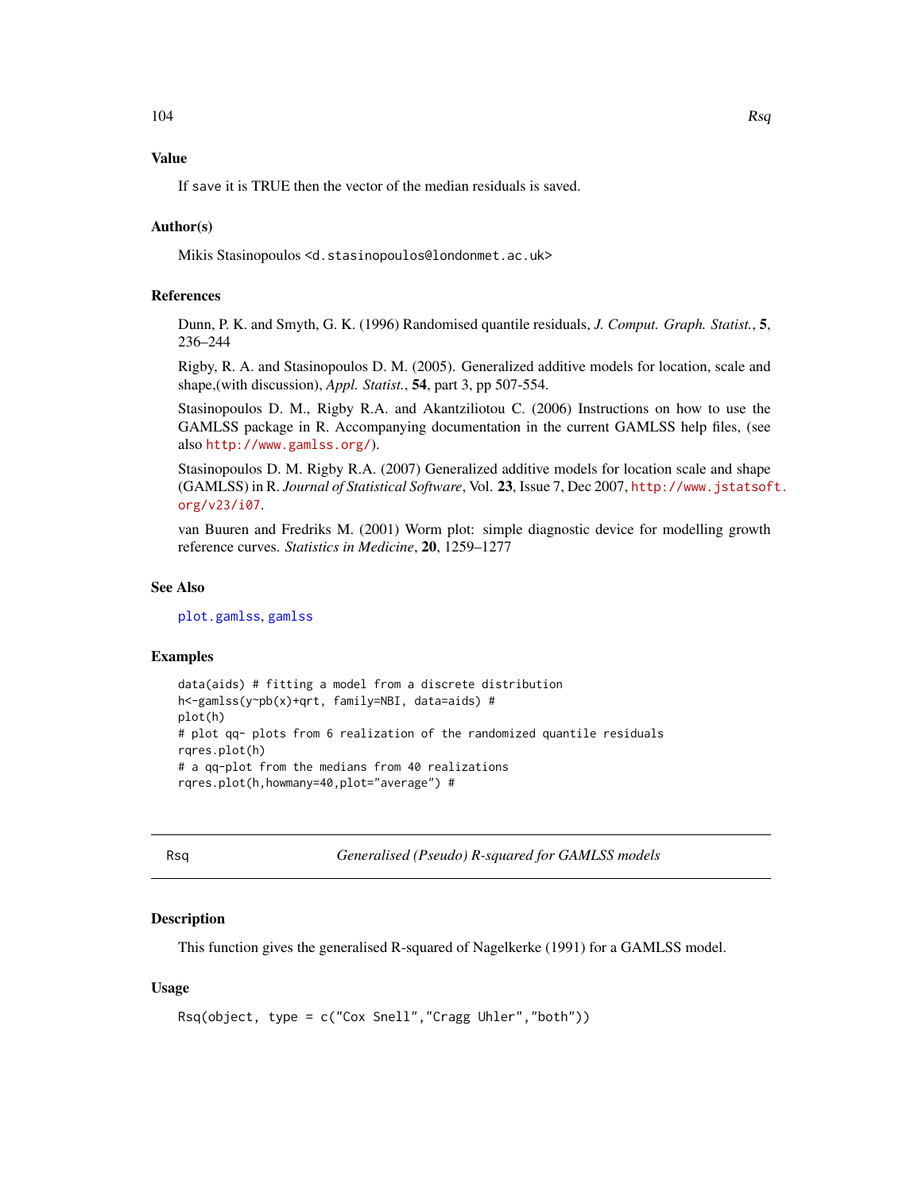## Value

If save it is TRUE then the vector of the median residuals is saved.

## Author(s)

Mikis Stasinopoulos <d.stasinopoulos@londonmet.ac.uk>

## References

Dunn, P. K. and Smyth, G. K. (1996) Randomised quantile residuals, *J. Comput. Graph. Statist.*, **5**, 236–244

Rigby, R. A. and Stasinopoulos D. M. (2005). Generalized additive models for location, scale and shape,(with discussion), *Appl. Statist.*, **54**, part 3, pp 507-554.

Stasinopoulos D. M., Rigby R.A. and Akantziliotou C. (2006) Instructions on how to use the GAMLSS package in R. Accompanying documentation in the current GAMLSS help files, (see also http://www.gamlss.org/).

Stasinopoulos D. M. Rigby R.A. (2007) Generalized additive models for location scale and shape (GAMLSS) in R. *Journal of Statistical Software*, Vol. **23**, Issue 7, Dec 2007, http://www.jstatsoft.org/v23/i07.

van Buuren and Fredriks M. (2001) Worm plot: simple diagnostic device for modelling growth reference curves. *Statistics in Medicine*, **20**, 1259–1277

## See Also

plot.gamlss, gamlss

## Examples

```
data(aids) # fitting a model from a discrete distribution
h<-gamlss(y~pb(x)+qrt, family=NBI, data=aids) #
plot(h)
# plot qq- plots from 6 realization of the randomized quantile residuals
rqres.plot(h)
# a qq-plot from the medians from 40 realizations
rqres.plot(h,howmany=40,plot="average") #
```

---

# Rsq — *Generalised (Pseudo) R-squared for GAMLSS models*

## Description

This function gives the generalised R-squared of Nagelkerke (1991) for a GAMLSS model.

## Usage

```
Rsq(object, type = c("Cox Snell","Cragg Uhler","both"))
```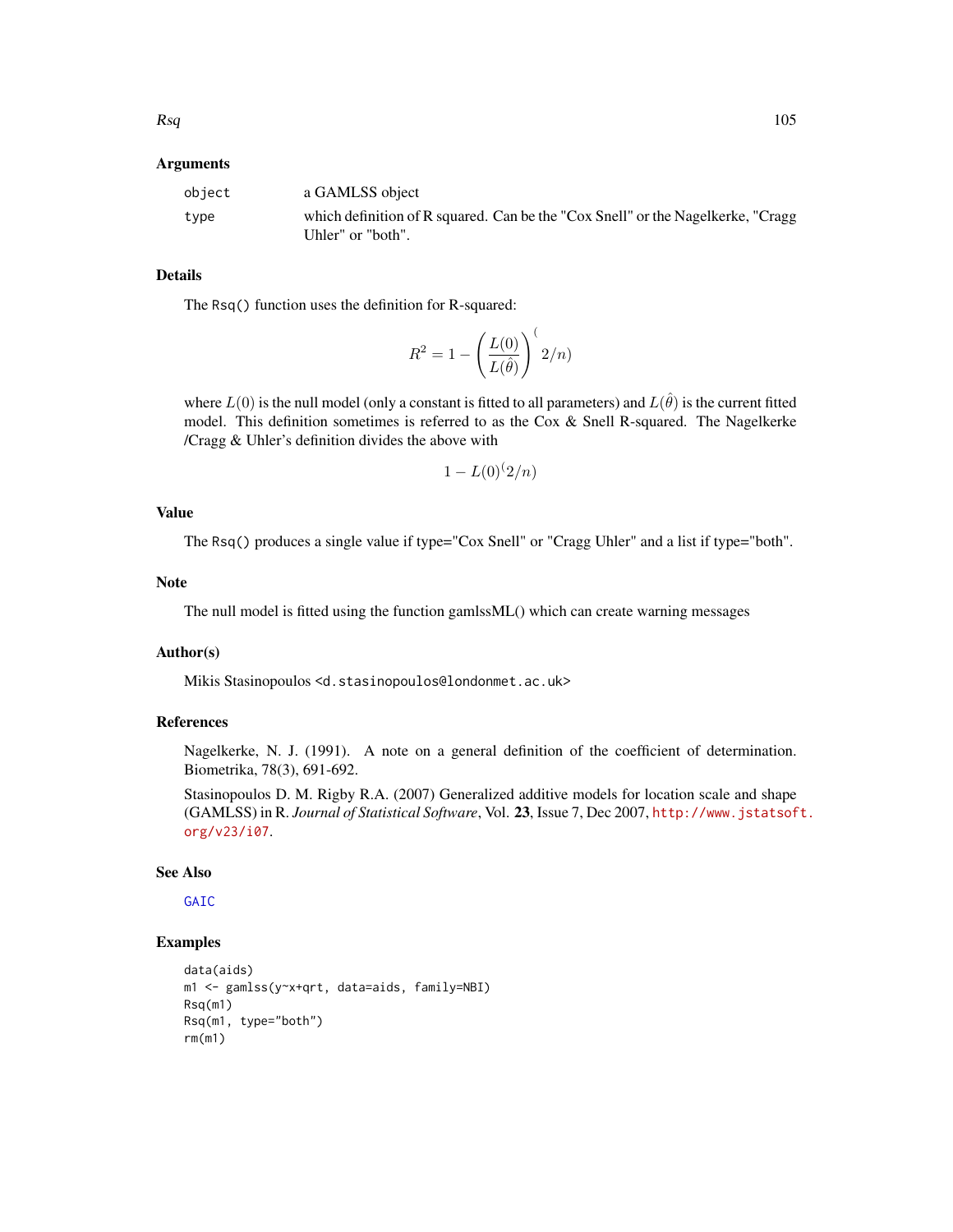## Arguments

| | |
|---|---|
| object | a GAMLSS object |
| type | which definition of R squared. Can be the "Cox Snell" or the Nagelkerke, "Cragg Uhler" or "both". |

## Details

The `Rsq()` function uses the definition for R-squared:

$$R^2 = 1 - \left(\frac{L(0)}{L(\hat{\theta})}\right)^(2/n)$$

where $L(0)$ is the null model (only a constant is fitted to all parameters) and $L(\hat{\theta})$ is the current fitted model. This definition sometimes is referred to as the Cox & Snell R-squared. The Nagelkerke /Cragg & Uhler's definition divides the above with

$$1 - L(0)^(2/n)$$

## Value

The `Rsq()` produces a single value if type="Cox Snell" or "Cragg Uhler" and a list if type="both".

## Note

The null model is fitted using the function gamlssML() which can create warning messages

## Author(s)

Mikis Stasinopoulos <d.stasinopoulos@londonmet.ac.uk>

## References

Nagelkerke, N. J. (1991). A note on a general definition of the coefficient of determination. Biometrika, 78(3), 691-692.

Stasinopoulos D. M. Rigby R.A. (2007) Generalized additive models for location scale and shape (GAMLSS) in R. *Journal of Statistical Software*, Vol. **23**, Issue 7, Dec 2007, http://www.jstatsoft.org/v23/i07.

## See Also

GAIC

## Examples

```
data(aids)
m1 <- gamlss(y~x+qrt, data=aids, family=NBI)
Rsq(m1)
Rsq(m1, type="both")
rm(m1)
```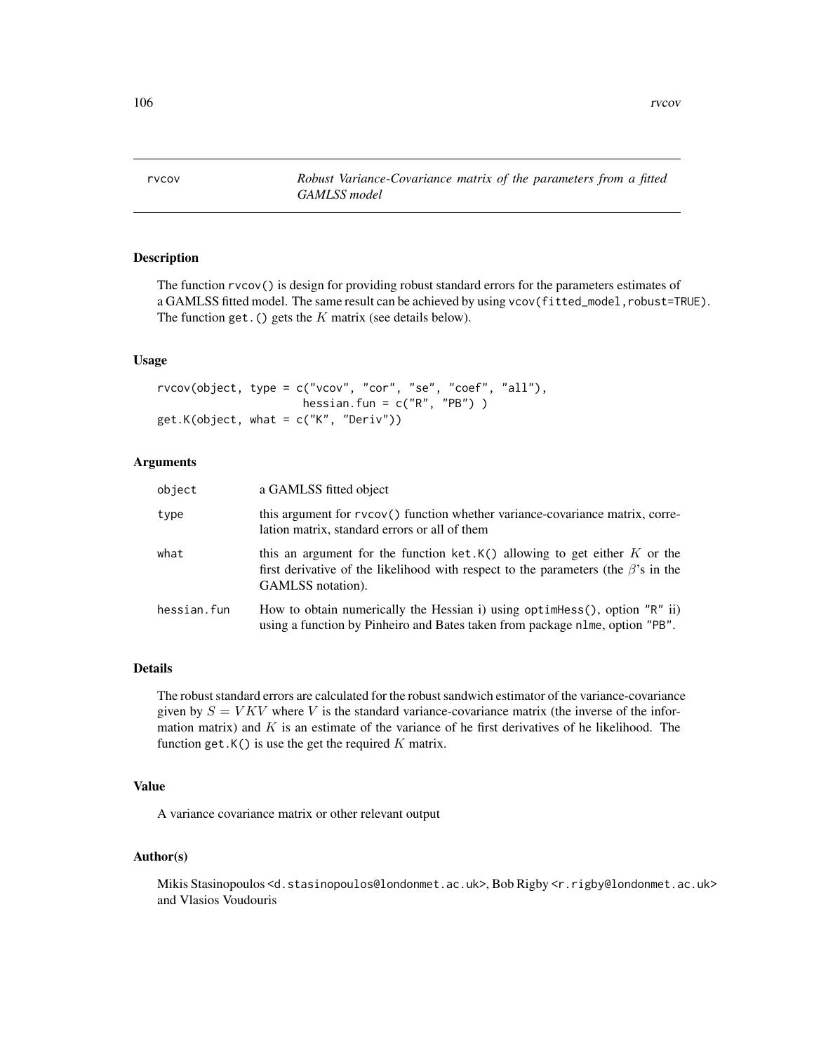# rvcov — *Robust Variance-Covariance matrix of the parameters from a fitted GAMLSS model*

## Description

The function rvcov() is design for providing robust standard errors for the parameters estimates of a GAMLSS fitted model. The same result can be achieved by using vcov(fitted_model,robust=TRUE). The function get.() gets the $K$ matrix (see details below).

## Usage

```
rvcov(object, type = c("vcov", "cor", "se", "coef", "all"),
                  hessian.fun = c("R", "PB") )
get.K(object, what = c("K", "Deriv"))
```

## Arguments

| | |
|---|---|
| object | a GAMLSS fitted object |
| type | this argument for rvcov() function whether variance-covariance matrix, correlation matrix, standard errors or all of them |
| what | this an argument for the function ket.K() allowing to get either $K$ or the first derivative of the likelihood with respect to the parameters (the $\beta$'s in the GAMLSS notation). |
| hessian.fun | How to obtain numerically the Hessian i) using optimHess(), option "R" ii) using a function by Pinheiro and Bates taken from package nlme, option "PB". |

## Details

The robust standard errors are calculated for the robust sandwich estimator of the variance-covariance given by $S = VKV$ where $V$ is the standard variance-covariance matrix (the inverse of the information matrix) and $K$ is an estimate of the variance of he first derivatives of he likelihood. The function get.K() is use the get the required $K$ matrix.

## Value

A variance covariance matrix or other relevant output

## Author(s)

Mikis Stasinopoulos <d.stasinopoulos@londonmet.ac.uk>, Bob Rigby <r.rigby@londonmet.ac.uk> and Vlasios Voudouris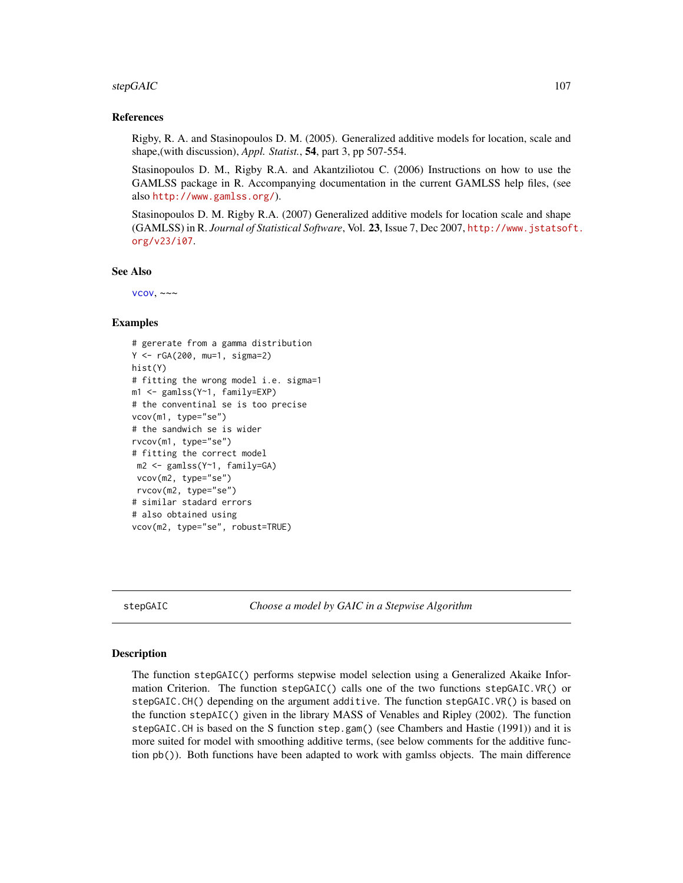## References

Rigby, R. A. and Stasinopoulos D. M. (2005). Generalized additive models for location, scale and shape,(with discussion), *Appl. Statist.*, **54**, part 3, pp 507-554.

Stasinopoulos D. M., Rigby R.A. and Akantziliotou C. (2006) Instructions on how to use the GAMLSS package in R. Accompanying documentation in the current GAMLSS help files, (see also http://www.gamlss.org/).

Stasinopoulos D. M. Rigby R.A. (2007) Generalized additive models for location scale and shape (GAMLSS) in R. *Journal of Statistical Software*, Vol. **23**, Issue 7, Dec 2007, http://www.jstatsoft.org/v23/i07.

## See Also

vcov, ~~~

## Examples

```
# gererate from a gamma distribution
Y <- rGA(200, mu=1, sigma=2)
hist(Y)
# fitting the wrong model i.e. sigma=1
m1 <- gamlss(Y~1, family=EXP)
# the conventinal se is too precise
vcov(m1, type="se")
# the sandwich se is wider
rvcov(m1, type="se")
# fitting the correct model
 m2 <- gamlss(Y~1, family=GA)
 vcov(m2, type="se")
 rvcov(m2, type="se")
# similar stadard errors
# also obtained using
vcov(m2, type="se", robust=TRUE)
```

---

stepGAIC *Choose a model by GAIC in a Stepwise Algorithm*

---

## Description

The function stepGAIC() performs stepwise model selection using a Generalized Akaike Information Criterion. The function stepGAIC() calls one of the two functions stepGAIC.VR() or stepGAIC.CH() depending on the argument additive. The function stepGAIC.VR() is based on the function stepAIC() given in the library MASS of Venables and Ripley (2002). The function stepGAIC.CH is based on the S function step.gam() (see Chambers and Hastie (1991)) and it is more suited for model with smoothing additive terms, (see below comments for the additive function pb()). Both functions have been adapted to work with gamlss objects. The main difference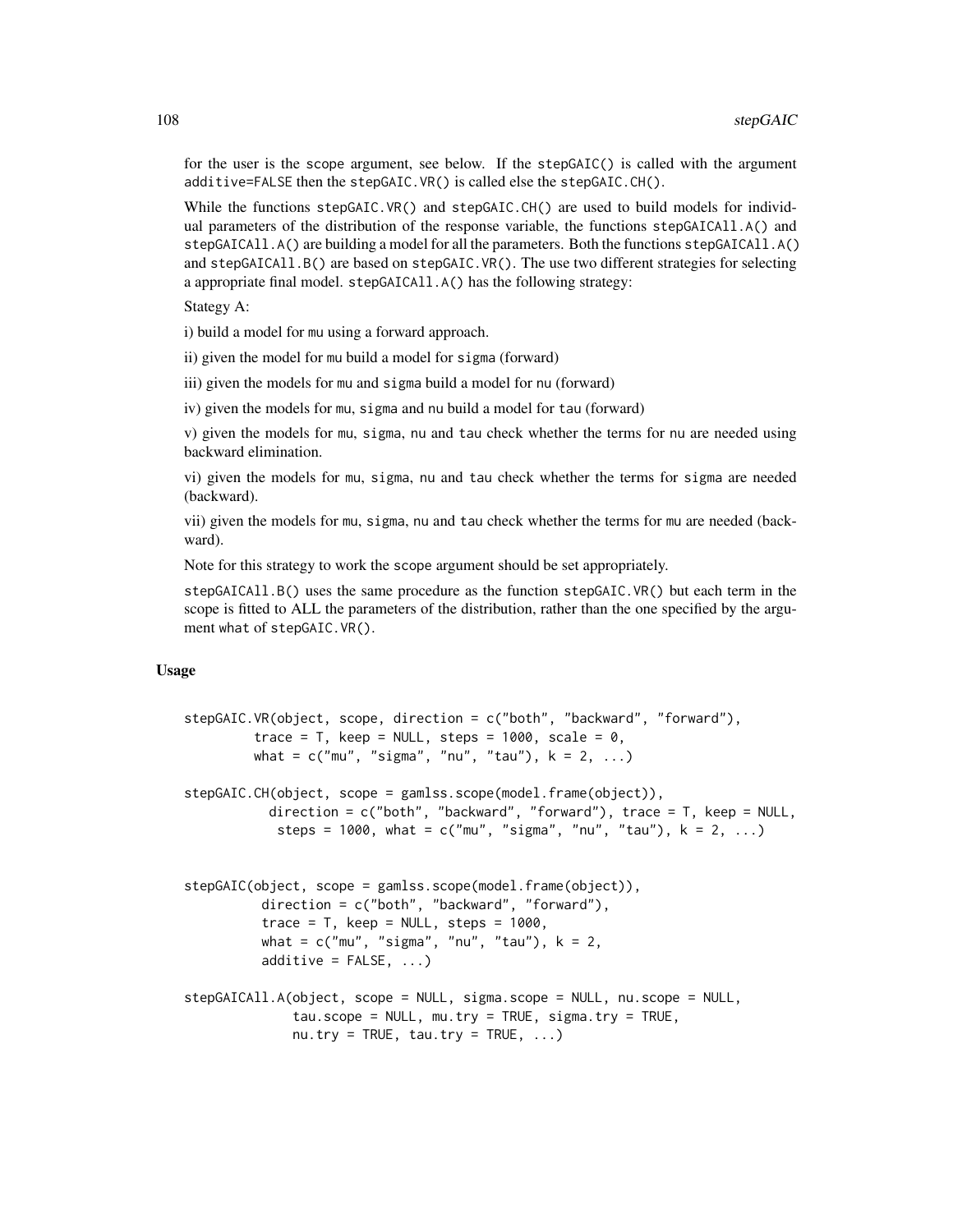for the user is the scope argument, see below. If the stepGAIC() is called with the argument additive=FALSE then the stepGAIC.VR() is called else the stepGAIC.CH().

While the functions stepGAIC.VR() and stepGAIC.CH() are used to build models for individual parameters of the distribution of the response variable, the functions stepGAICAll.A() and stepGAICAll.A() are building a model for all the parameters. Both the functions stepGAICAll.A() and stepGAICAll.B() are based on stepGAIC.VR(). The use two different strategies for selecting a appropriate final model. stepGAICAll.A() has the following strategy:

Stategy A:

i) build a model for mu using a forward approach.

ii) given the model for mu build a model for sigma (forward)

iii) given the models for mu and sigma build a model for nu (forward)

iv) given the models for mu, sigma and nu build a model for tau (forward)

v) given the models for mu, sigma, nu and tau check whether the terms for nu are needed using backward elimination.

vi) given the models for mu, sigma, nu and tau check whether the terms for sigma are needed (backward).

vii) given the models for mu, sigma, nu and tau check whether the terms for mu are needed (backward).

Note for this strategy to work the scope argument should be set appropriately.

stepGAICAll.B() uses the same procedure as the function stepGAIC.VR() but each term in the scope is fitted to ALL the parameters of the distribution, rather than the one specified by the argument what of stepGAIC.VR().

## Usage

```
stepGAIC.VR(object, scope, direction = c("both", "backward", "forward"),
         trace = T, keep = NULL, steps = 1000, scale = 0,
         what = c("mu", "sigma", "nu", "tau"), k = 2, ...)

stepGAIC.CH(object, scope = gamlss.scope(model.frame(object)),
           direction = c("both", "backward", "forward"), trace = T, keep = NULL,
            steps = 1000, what = c("mu", "sigma", "nu", "tau"), k = 2, ...)


stepGAIC(object, scope = gamlss.scope(model.frame(object)),
          direction = c("both", "backward", "forward"),
          trace = T, keep = NULL, steps = 1000,
          what = c("mu", "sigma", "nu", "tau"), k = 2,
          additive = FALSE, ...)

stepGAICAll.A(object, scope = NULL, sigma.scope = NULL, nu.scope = NULL,
              tau.scope = NULL, mu.try = TRUE, sigma.try = TRUE,
              nu.try = TRUE, tau.try = TRUE, ...)
```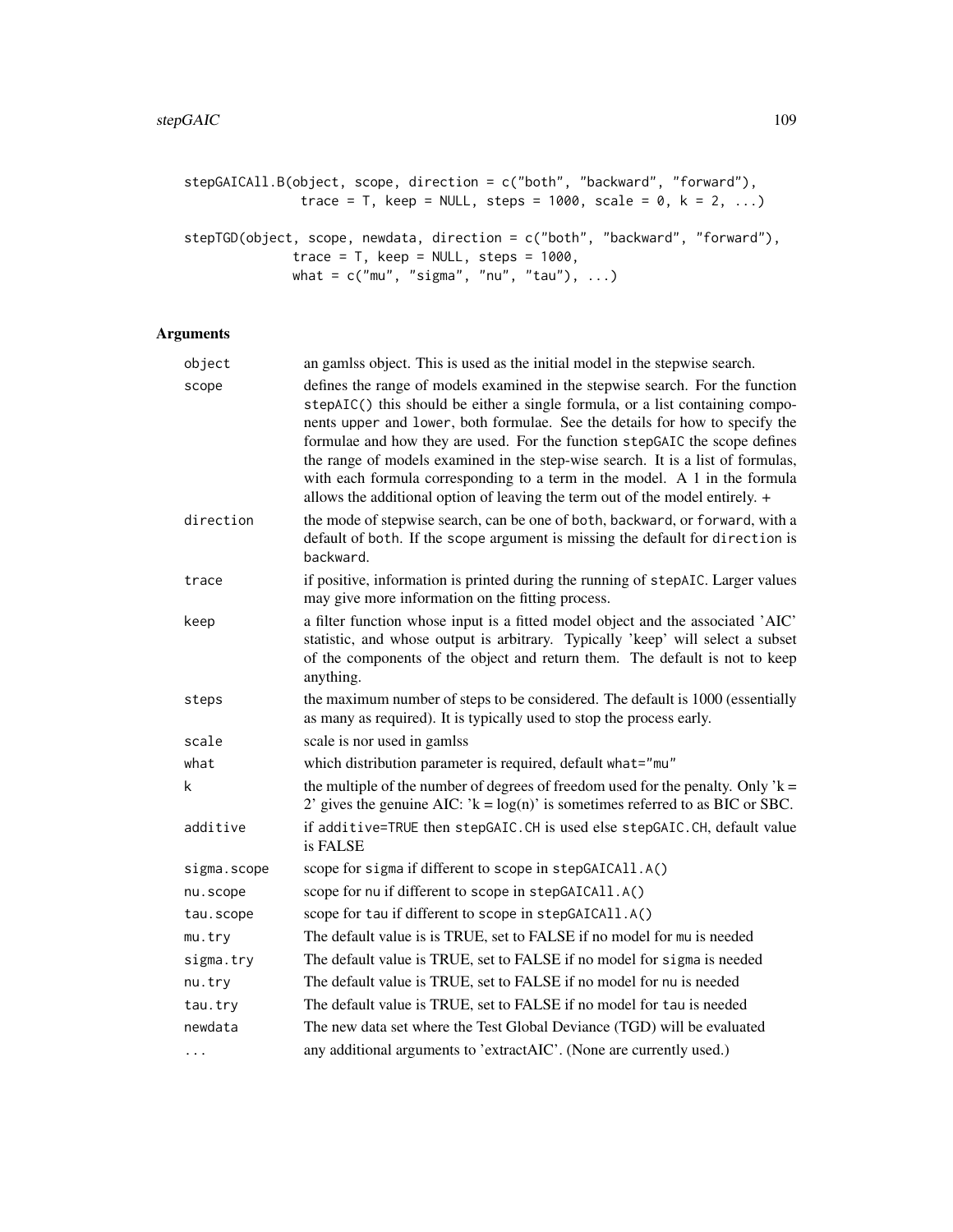```
stepGAICAll.B(object, scope, direction = c("both", "backward", "forward"),
              trace = T, keep = NULL, steps = 1000, scale = 0, k = 2, ...)

stepTGD(object, scope, newdata, direction = c("both", "backward", "forward"),
             trace = T, keep = NULL, steps = 1000,
             what = c("mu", "sigma", "nu", "tau"), ...)
```

## Arguments

| | |
|---|---|
| `object` | an gamlss object. This is used as the initial model in the stepwise search. |
| `scope` | defines the range of models examined in the stepwise search. For the function `stepAIC()` this should be either a single formula, or a list containing components `upper` and `lower`, both formulae. See the details for how to specify the formulae and how they are used. For the function `stepGAIC` the scope defines the range of models examined in the step-wise search. It is a list of formulas, with each formula corresponding to a term in the model. A 1 in the formula allows the additional option of leaving the term out of the model entirely. + |
| `direction` | the mode of stepwise search, can be one of `both`, `backward`, or `forward`, with a default of `both`. If the `scope` argument is missing the default for `direction` is `backward`. |
| `trace` | if positive, information is printed during the running of `stepAIC`. Larger values may give more information on the fitting process. |
| `keep` | a filter function whose input is a fitted model object and the associated 'AIC' statistic, and whose output is arbitrary. Typically 'keep' will select a subset of the components of the object and return them. The default is not to keep anything. |
| `steps` | the maximum number of steps to be considered. The default is 1000 (essentially as many as required). It is typically used to stop the process early. |
| `scale` | scale is nor used in gamlss |
| `what` | which distribution parameter is required, default `what="mu"` |
| `k` | the multiple of the number of degrees of freedom used for the penalty. Only 'k = 2' gives the genuine AIC: 'k = log(n)' is sometimes referred to as BIC or SBC. |
| `additive` | if `additive=TRUE` then `stepGAIC.CH` is used else `stepGAIC.CH`, default value is FALSE |
| `sigma.scope` | scope for `sigma` if different to `scope` in `stepGAICAll.A()` |
| `nu.scope` | scope for `nu` if different to `scope` in `stepGAICAll.A()` |
| `tau.scope` | scope for `tau` if different to `scope` in `stepGAICAll.A()` |
| `mu.try` | The default value is is TRUE, set to FALSE if no model for `mu` is needed |
| `sigma.try` | The default value is TRUE, set to FALSE if no model for `sigma` is needed |
| `nu.try` | The default value is TRUE, set to FALSE if no model for `nu` is needed |
| `tau.try` | The default value is TRUE, set to FALSE if no model for `tau` is needed |
| `newdata` | The new data set where the Test Global Deviance (TGD) will be evaluated |
| `...` | any additional arguments to 'extractAIC'. (None are currently used.) |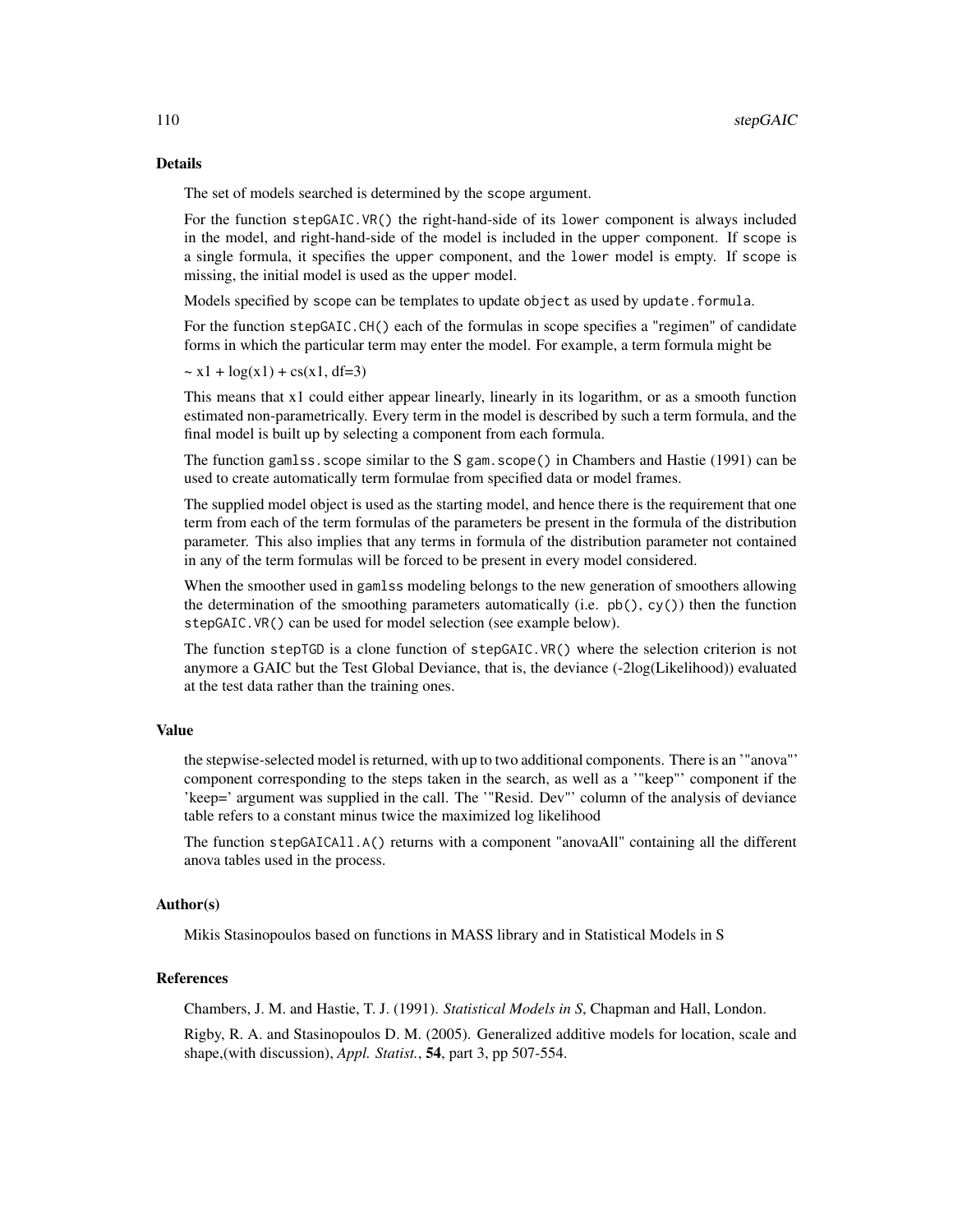## Details

The set of models searched is determined by the `scope` argument.

For the function `stepGAIC.VR()` the right-hand-side of its `lower` component is always included in the model, and right-hand-side of the model is included in the `upper` component. If `scope` is a single formula, it specifies the `upper` component, and the `lower` model is empty. If `scope` is missing, the initial model is used as the `upper` model.

Models specified by `scope` can be templates to update `object` as used by `update.formula`.

For the function `stepGAIC.CH()` each of the formulas in scope specifies a "regimen" of candidate forms in which the particular term may enter the model. For example, a term formula might be

~ x1 + log(x1) + cs(x1, df=3)

This means that x1 could either appear linearly, linearly in its logarithm, or as a smooth function estimated non-parametrically. Every term in the model is described by such a term formula, and the final model is built up by selecting a component from each formula.

The function `gamlss.scope` similar to the S `gam.scope()` in Chambers and Hastie (1991) can be used to create automatically term formulae from specified data or model frames.

The supplied model object is used as the starting model, and hence there is the requirement that one term from each of the term formulas of the parameters be present in the formula of the distribution parameter. This also implies that any terms in formula of the distribution parameter not contained in any of the term formulas will be forced to be present in every model considered.

When the smoother used in `gamlss` modeling belongs to the new generation of smoothers allowing the determination of the smoothing parameters automatically (i.e. `pb()`, `cy()`) then the function `stepGAIC.VR()` can be used for model selection (see example below).

The function `stepTGD` is a clone function of `stepGAIC.VR()` where the selection criterion is not anymore a GAIC but the Test Global Deviance, that is, the deviance (-2log(Likelihood)) evaluated at the test data rather than the training ones.

## Value

the stepwise-selected model is returned, with up to two additional components. There is an '"anova"' component corresponding to the steps taken in the search, as well as a '"keep"' component if the 'keep=' argument was supplied in the call. The '"Resid. Dev"' column of the analysis of deviance table refers to a constant minus twice the maximized log likelihood

The function `stepGAICAll.A()` returns with a component "anovaAll" containing all the different anova tables used in the process.

## Author(s)

Mikis Stasinopoulos based on functions in MASS library and in Statistical Models in S

## References

Chambers, J. M. and Hastie, T. J. (1991). *Statistical Models in S*, Chapman and Hall, London.

Rigby, R. A. and Stasinopoulos D. M. (2005). Generalized additive models for location, scale and shape,(with discussion), *Appl. Statist.*, **54**, part 3, pp 507-554.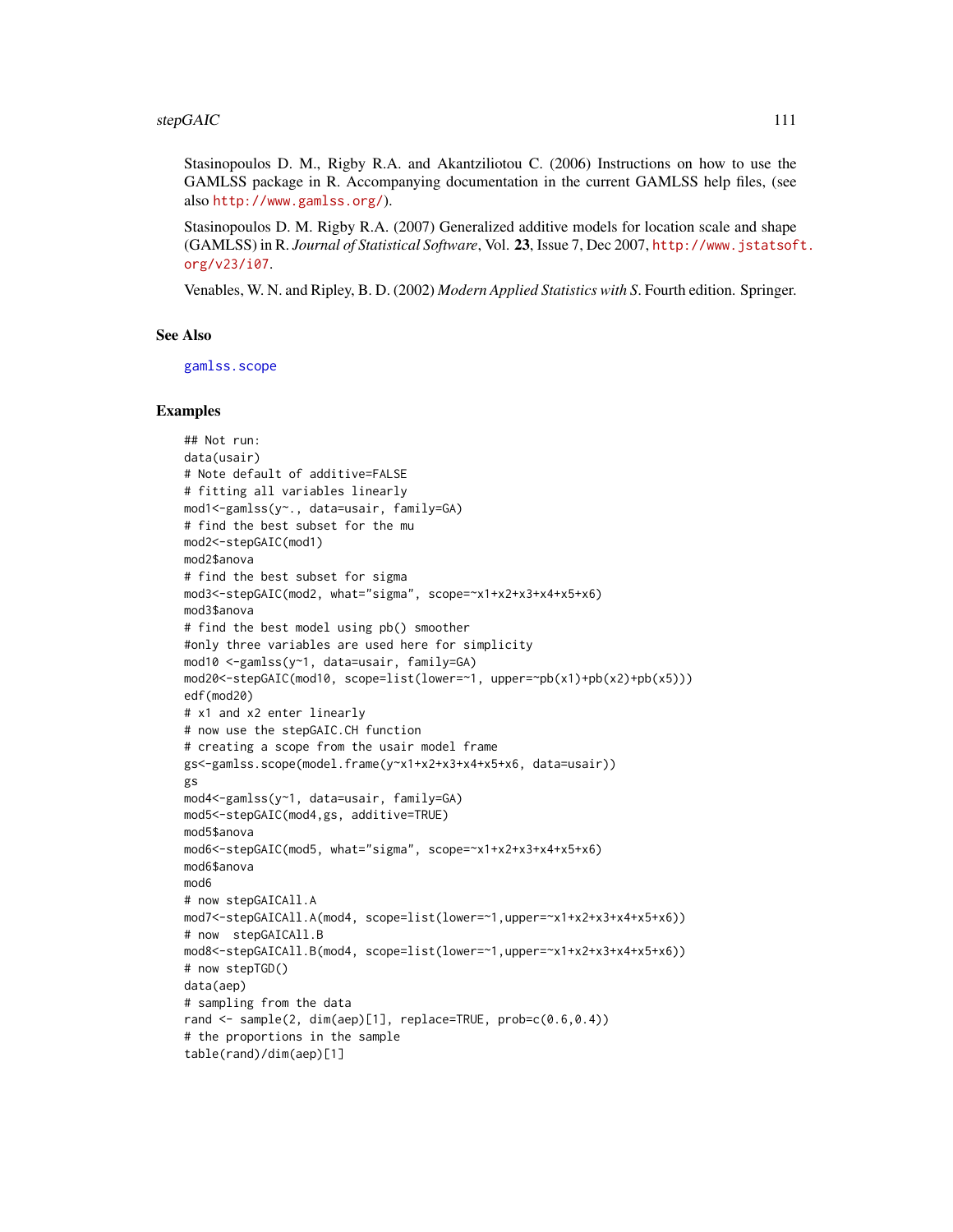Stasinopoulos D. M., Rigby R.A. and Akantziliotou C. (2006) Instructions on how to use the GAMLSS package in R. Accompanying documentation in the current GAMLSS help files, (see also http://www.gamlss.org/).

Stasinopoulos D. M. Rigby R.A. (2007) Generalized additive models for location scale and shape (GAMLSS) in R. *Journal of Statistical Software*, Vol. **23**, Issue 7, Dec 2007, http://www.jstatsoft.org/v23/i07.

Venables, W. N. and Ripley, B. D. (2002) *Modern Applied Statistics with S*. Fourth edition. Springer.

## See Also

gamlss.scope

## Examples

```
## Not run:
data(usair)
# Note default of additive=FALSE
# fitting all variables linearly
mod1<-gamlss(y~., data=usair, family=GA)
# find the best subset for the mu
mod2<-stepGAIC(mod1)
mod2$anova
# find the best subset for sigma
mod3<-stepGAIC(mod2, what="sigma", scope=~x1+x2+x3+x4+x5+x6)
mod3$anova
# find the best model using pb() smoother
#only three variables are used here for simplicity
mod10 <-gamlss(y~1, data=usair, family=GA)
mod20<-stepGAIC(mod10, scope=list(lower=~1, upper=~pb(x1)+pb(x2)+pb(x5)))
edf(mod20)
# x1 and x2 enter linearly
# now use the stepGAIC.CH function
# creating a scope from the usair model frame
gs<-gamlss.scope(model.frame(y~x1+x2+x3+x4+x5+x6, data=usair))
gs
mod4<-gamlss(y~1, data=usair, family=GA)
mod5<-stepGAIC(mod4,gs, additive=TRUE)
mod5$anova
mod6<-stepGAIC(mod5, what="sigma", scope=~x1+x2+x3+x4+x5+x6)
mod6$anova
mod6
# now stepGAICAll.A
mod7<-stepGAICAll.A(mod4, scope=list(lower=~1,upper=~x1+x2+x3+x4+x5+x6))
# now  stepGAICAll.B
mod8<-stepGAICAll.B(mod4, scope=list(lower=~1,upper=~x1+x2+x3+x4+x5+x6))
# now stepTGD()
data(aep)
# sampling from the data
rand <- sample(2, dim(aep)[1], replace=TRUE, prob=c(0.6,0.4))
# the proportions in the sample
table(rand)/dim(aep)[1]
```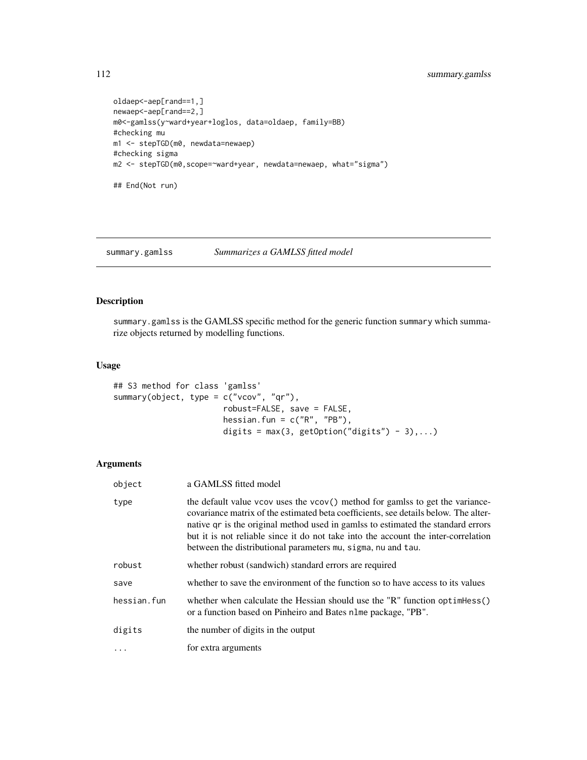```
oldaep<-aep[rand==1,]
newaep<-aep[rand==2,]
m0<-gamlss(y~ward+year+loglos, data=oldaep, family=BB)
#checking mu
m1 <- stepTGD(m0, newdata=newaep)
#checking sigma
m2 <- stepTGD(m0,scope=~ward+year, newdata=newaep, what="sigma")

## End(Not run)
```

---

## summary.gamlss *Summarizes a GAMLSS fitted model*

---

### Description

summary.gamlss is the GAMLSS specific method for the generic function summary which summarize objects returned by modelling functions.

### Usage

```
## S3 method for class 'gamlss'
summary(object, type = c("vcov", "qr"),
                      robust=FALSE, save = FALSE,
                      hessian.fun = c("R", "PB"),
                      digits = max(3, getOption("digits") - 3),...)
```

### Arguments

| | |
|---|---|
| object | a GAMLSS fitted model |
| type | the default value vcov uses the vcov() method for gamlss to get the variance-covariance matrix of the estimated beta coefficients, see details below. The alternative qr is the original method used in gamlss to estimated the standard errors but it is not reliable since it do not take into the account the inter-correlation between the distributional parameters mu, sigma, nu and tau. |
| robust | whether robust (sandwich) standard errors are required |
| save | whether to save the environment of the function so to have access to its values |
| hessian.fun | whether when calculate the Hessian should use the "R" function optimHess() or a function based on Pinheiro and Bates nlme package, "PB". |
| digits | the number of digits in the output |
| ... | for extra arguments |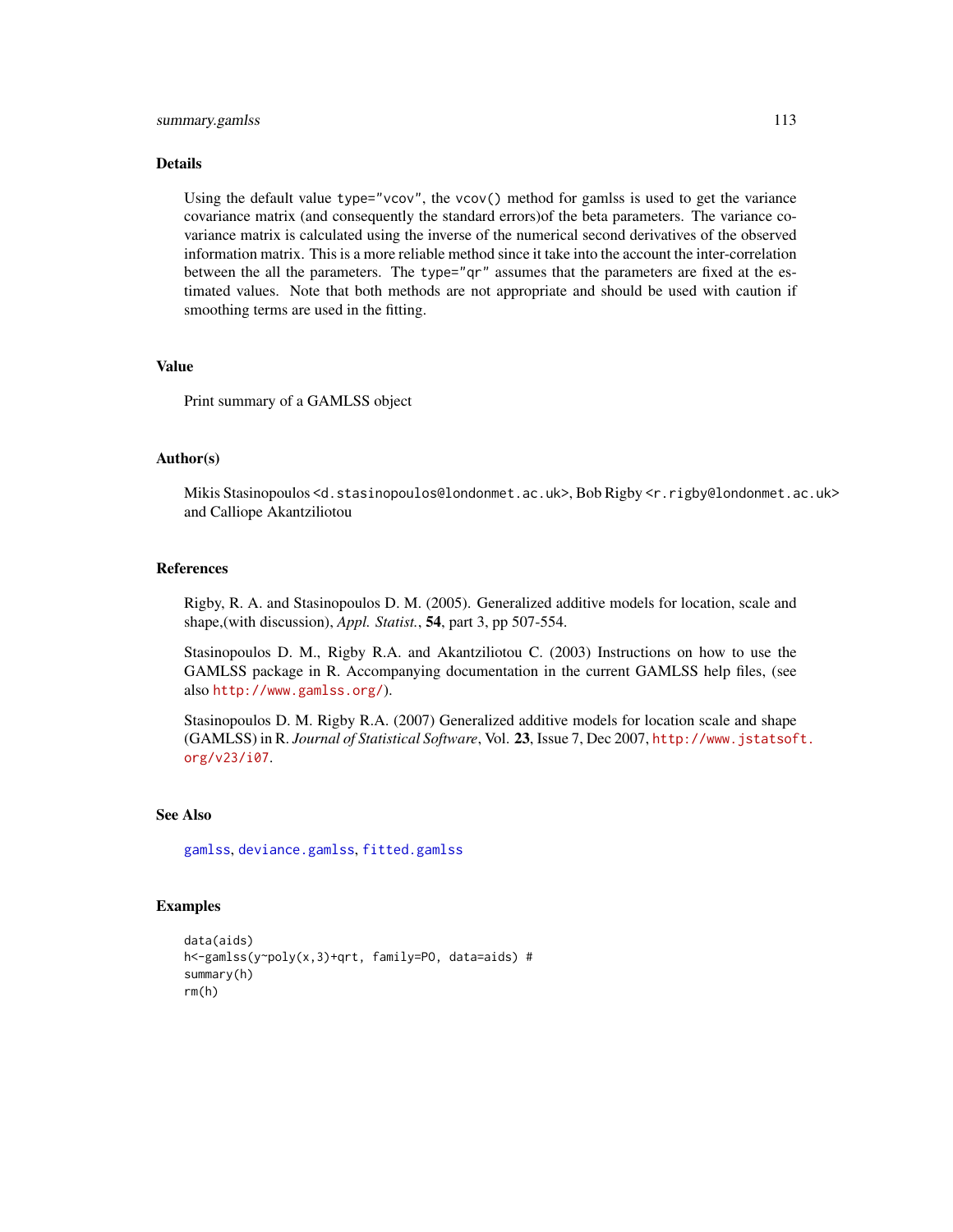## Details

Using the default value `type="vcov"`, the `vcov()` method for gamlss is used to get the variance covariance matrix (and consequently the standard errors)of the beta parameters. The variance covariance matrix is calculated using the inverse of the numerical second derivatives of the observed information matrix. This is a more reliable method since it take into the account the inter-correlation between the all the parameters. The `type="qr"` assumes that the parameters are fixed at the estimated values. Note that both methods are not appropriate and should be used with caution if smoothing terms are used in the fitting.

## Value

Print summary of a GAMLSS object

## Author(s)

Mikis Stasinopoulos <d.stasinopoulos@londonmet.ac.uk>, Bob Rigby <r.rigby@londonmet.ac.uk> and Calliope Akantziliotou

## References

Rigby, R. A. and Stasinopoulos D. M. (2005). Generalized additive models for location, scale and shape,(with discussion), *Appl. Statist.*, **54**, part 3, pp 507-554.

Stasinopoulos D. M., Rigby R.A. and Akantziliotou C. (2003) Instructions on how to use the GAMLSS package in R. Accompanying documentation in the current GAMLSS help files, (see also http://www.gamlss.org/).

Stasinopoulos D. M. Rigby R.A. (2007) Generalized additive models for location scale and shape (GAMLSS) in R. *Journal of Statistical Software*, Vol. **23**, Issue 7, Dec 2007, http://www.jstatsoft.org/v23/i07.

## See Also

`gamlss`, `deviance.gamlss`, `fitted.gamlss`

## Examples

```
data(aids)
h<-gamlss(y~poly(x,3)+qrt, family=PO, data=aids) #
summary(h)
rm(h)
```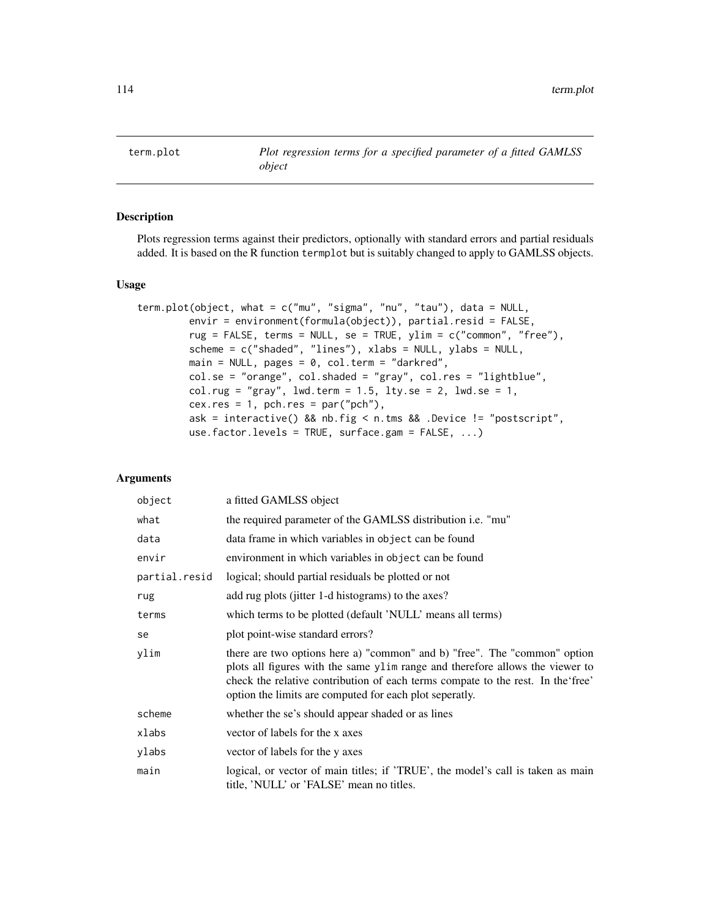term.plot — *Plot regression terms for a specified parameter of a fitted GAMLSS object*

## Description

Plots regression terms against their predictors, optionally with standard errors and partial residuals added. It is based on the R function `termplot` but is suitably changed to apply to GAMLSS objects.

## Usage

```
term.plot(object, what = c("mu", "sigma", "nu", "tau"), data = NULL,
        envir = environment(formula(object)), partial.resid = FALSE,
        rug = FALSE, terms = NULL, se = TRUE, ylim = c("common", "free"),
        scheme = c("shaded", "lines"), xlabs = NULL, ylabs = NULL,
        main = NULL, pages = 0, col.term = "darkred",
        col.se = "orange", col.shaded = "gray", col.res = "lightblue",
        col.rug = "gray", lwd.term = 1.5, lty.se = 2, lwd.se = 1,
        cex.res = 1, pch.res = par("pch"),
        ask = interactive() && nb.fig < n.tms && .Device != "postscript",
        use.factor.levels = TRUE, surface.gam = FALSE, ...)
```

## Arguments

| | |
|---|---|
| `object` | a fitted GAMLSS object |
| `what` | the required parameter of the GAMLSS distribution i.e. "mu" |
| `data` | data frame in which variables in `object` can be found |
| `envir` | environment in which variables in `object` can be found |
| `partial.resid` | logical; should partial residuals be plotted or not |
| `rug` | add rug plots (jitter 1-d histograms) to the axes? |
| `terms` | which terms to be plotted (default 'NULL' means all terms) |
| `se` | plot point-wise standard errors? |
| `ylim` | there are two options here a) "common" and b) "free". The "common" option plots all figures with the same `ylim` range and therefore allows the viewer to check the relative contribution of each terms compate to the rest. In the'free' option the limits are computed for each plot seperatly. |
| `scheme` | whether the se's should appear shaded or as lines |
| `xlabs` | vector of labels for the x axes |
| `ylabs` | vector of labels for the y axes |
| `main` | logical, or vector of main titles; if 'TRUE', the model's call is taken as main title, 'NULL' or 'FALSE' mean no titles. |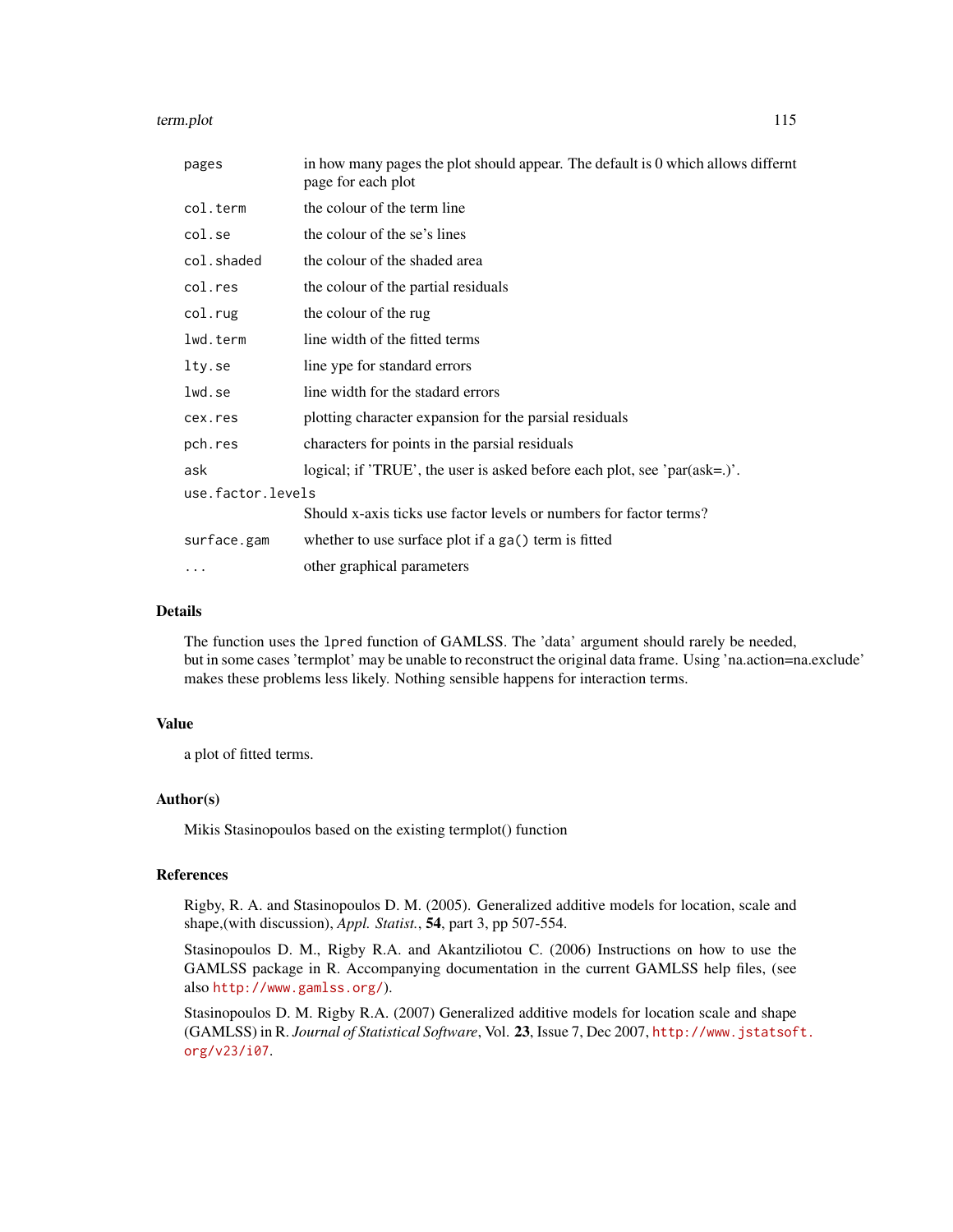| | |
|---|---|
| `pages` | in how many pages the plot should appear. The default is 0 which allows differnt page for each plot |
| `col.term` | the colour of the term line |
| `col.se` | the colour of the se's lines |
| `col.shaded` | the colour of the shaded area |
| `col.res` | the colour of the partial residuals |
| `col.rug` | the colour of the rug |
| `lwd.term` | line width of the fitted terms |
| `lty.se` | line ype for standard errors |
| `lwd.se` | line width for the stadard errors |
| `cex.res` | plotting character expansion for the parsial residuals |
| `pch.res` | characters for points in the parsial residuals |
| `ask` | logical; if 'TRUE', the user is asked before each plot, see 'par(ask=.)'. |
| `use.factor.levels` | Should x-axis ticks use factor levels or numbers for factor terms? |
| `surface.gam` | whether to use surface plot if a `ga()` term is fitted |
| `...` | other graphical parameters |

## Details

The function uses the `lpred` function of GAMLSS. The 'data' argument should rarely be needed, but in some cases 'termplot' may be unable to reconstruct the original data frame. Using 'na.action=na.exclude' makes these problems less likely. Nothing sensible happens for interaction terms.

## Value

a plot of fitted terms.

## Author(s)

Mikis Stasinopoulos based on the existing termplot() function

## References

Rigby, R. A. and Stasinopoulos D. M. (2005). Generalized additive models for location, scale and shape,(with discussion), *Appl. Statist.*, **54**, part 3, pp 507-554.

Stasinopoulos D. M., Rigby R.A. and Akantziliotou C. (2006) Instructions on how to use the GAMLSS package in R. Accompanying documentation in the current GAMLSS help files, (see also http://www.gamlss.org/).

Stasinopoulos D. M. Rigby R.A. (2007) Generalized additive models for location scale and shape (GAMLSS) in R. *Journal of Statistical Software*, Vol. **23**, Issue 7, Dec 2007, http://www.jstatsoft.org/v23/i07.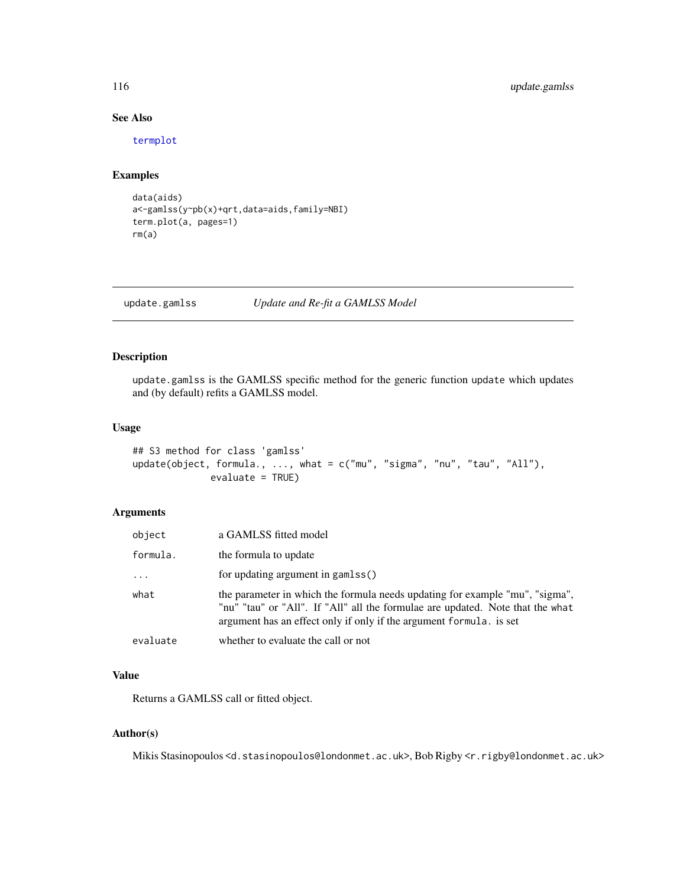### See Also

termplot

### Examples

```
data(aids)
a<-gamlss(y~pb(x)+qrt,data=aids,family=NBI)
term.plot(a, pages=1)
rm(a)
```

---

## update.gamlss *Update and Re-fit a GAMLSS Model*

---

### Description

update.gamlss is the GAMLSS specific method for the generic function update which updates and (by default) refits a GAMLSS model.

### Usage

```
## S3 method for class 'gamlss'
update(object, formula., ..., what = c("mu", "sigma", "nu", "tau", "All"),
            evaluate = TRUE)
```

### Arguments

| | |
|---|---|
| object | a GAMLSS fitted model |
| formula. | the formula to update |
| ... | for updating argument in gamlss() |
| what | the parameter in which the formula needs updating for example "mu", "sigma", "nu" "tau" or "All". If "All" all the formulae are updated. Note that the what argument has an effect only if only if the argument formula. is set |
| evaluate | whether to evaluate the call or not |

### Value

Returns a GAMLSS call or fitted object.

### Author(s)

Mikis Stasinopoulos <d.stasinopoulos@londonmet.ac.uk>, Bob Rigby <r.rigby@londonmet.ac.uk>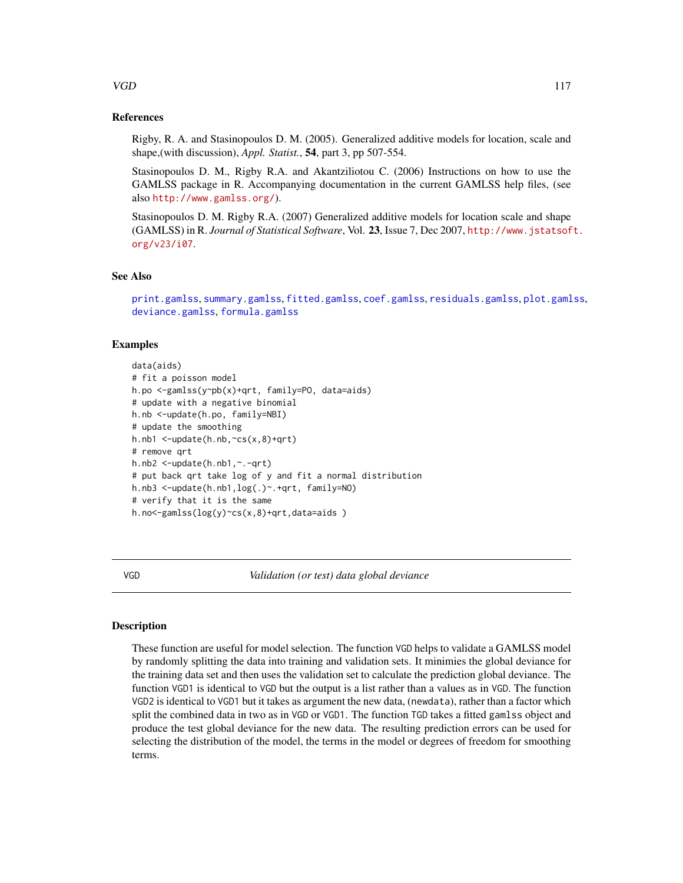### References

Rigby, R. A. and Stasinopoulos D. M. (2005). Generalized additive models for location, scale and shape,(with discussion), *Appl. Statist.*, **54**, part 3, pp 507-554.

Stasinopoulos D. M., Rigby R.A. and Akantziliotou C. (2006) Instructions on how to use the GAMLSS package in R. Accompanying documentation in the current GAMLSS help files, (see also http://www.gamlss.org/).

Stasinopoulos D. M. Rigby R.A. (2007) Generalized additive models for location scale and shape (GAMLSS) in R. *Journal of Statistical Software*, Vol. **23**, Issue 7, Dec 2007, http://www.jstatsoft.org/v23/i07.

### See Also

print.gamlss, summary.gamlss, fitted.gamlss, coef.gamlss, residuals.gamlss, plot.gamlss, deviance.gamlss, formula.gamlss

### Examples

```
data(aids)
# fit a poisson model
h.po <-gamlss(y~pb(x)+qrt, family=PO, data=aids)
# update with a negative binomial
h.nb <-update(h.po, family=NBI)
# update the smoothing
h.nb1 <-update(h.nb,~cs(x,8)+qrt)
# remove qrt
h.nb2 <-update(h.nb1,~.-qrt)
# put back qrt take log of y and fit a normal distribution
h.nb3 <-update(h.nb1,log(.)~.+qrt, family=NO)
# verify that it is the same
h.no<-gamlss(log(y)~cs(x,8)+qrt,data=aids )
```

---

## VGD — *Validation (or test) data global deviance*

### Description

These function are useful for model selection. The function VGD helps to validate a GAMLSS model by randomly splitting the data into training and validation sets. It minimies the global deviance for the training data set and then uses the validation set to calculate the prediction global deviance. The function VGD1 is identical to VGD but the output is a list rather than a values as in VGD. The function VGD2 is identical to VGD1 but it takes as argument the new data, (newdata), rather than a factor which split the combined data in two as in VGD or VGD1. The function TGD takes a fitted gamlss object and produce the test global deviance for the new data. The resulting prediction errors can be used for selecting the distribution of the model, the terms in the model or degrees of freedom for smoothing terms.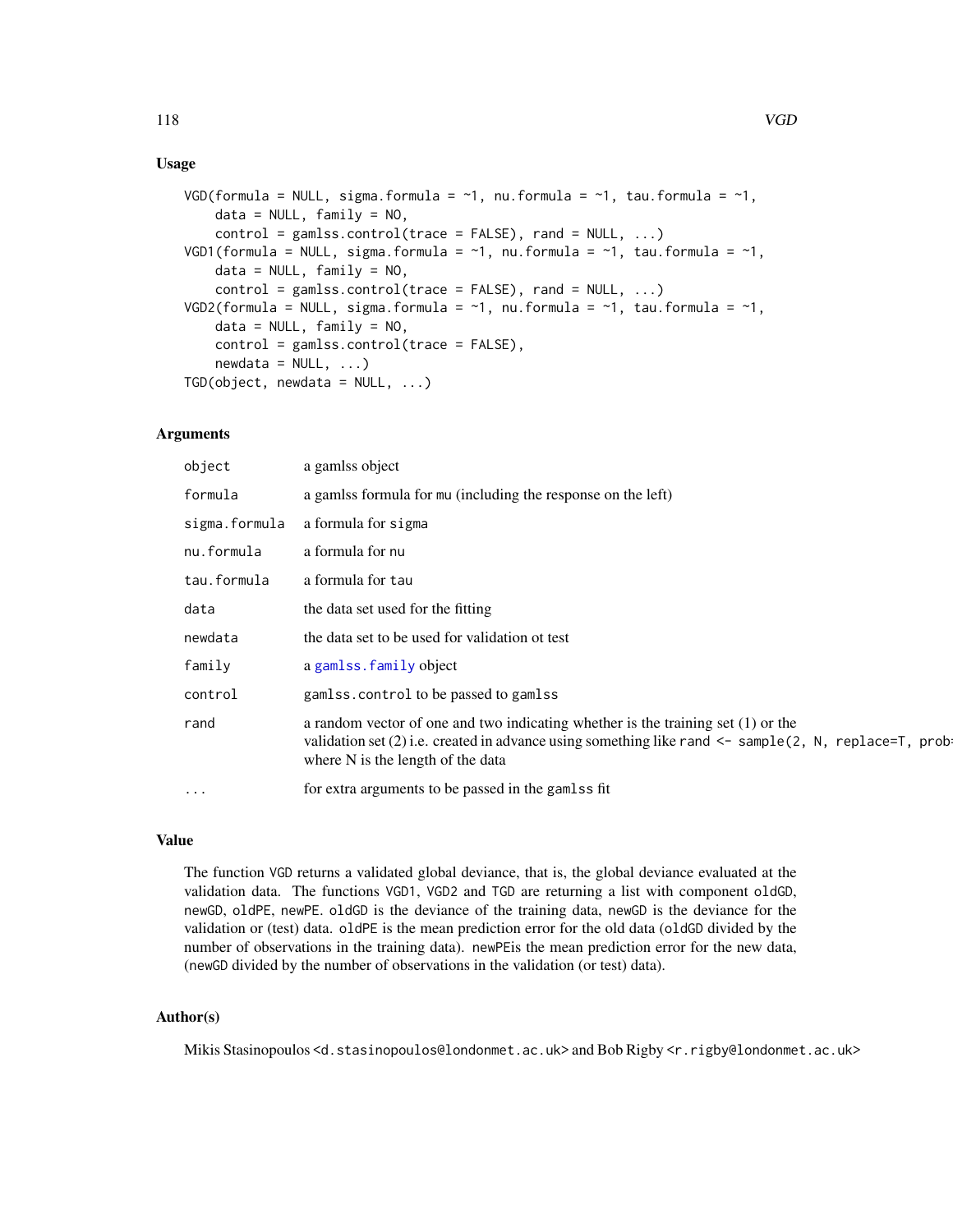## Usage

```
VGD(formula = NULL, sigma.formula = ~1, nu.formula = ~1, tau.formula = ~1,
    data = NULL, family = NO,
    control = gamlss.control(trace = FALSE), rand = NULL, ...)
VGD1(formula = NULL, sigma.formula = ~1, nu.formula = ~1, tau.formula = ~1,
    data = NULL, family = NO,
    control = gamlss.control(trace = FALSE), rand = NULL, ...)
VGD2(formula = NULL, sigma.formula = ~1, nu.formula = ~1, tau.formula = ~1,
    data = NULL, family = NO,
    control = gamlss.control(trace = FALSE),
    newdata = NULL, ...)
TGD(object, newdata = NULL, ...)
```

## Arguments

| | |
|---|---|
| `object` | a gamlss object |
| `formula` | a gamlss formula for `mu` (including the response on the left) |
| `sigma.formula` | a formula for `sigma` |
| `nu.formula` | a formula for `nu` |
| `tau.formula` | a formula for `tau` |
| `data` | the data set used for the fitting |
| `newdata` | the data set to be used for validation ot test |
| `family` | a `gamlss.family` object |
| `control` | `gamlss.control` to be passed to `gamlss` |
| `rand` | a random vector of one and two indicating whether is the training set (1) or the validation set (2) i.e. created in advance using something like `rand <- sample(2, N, replace=T, prob=` where N is the length of the data |
| `...` | for extra arguments to be passed in the `gamlss` fit |

## Value

The function `VGD` returns a validated global deviance, that is, the global deviance evaluated at the validation data. The functions `VGD1`, `VGD2` and `TGD` are returning a list with component `oldGD`, `newGD`, `oldPE`, `newPE`. `oldGD` is the deviance of the training data, `newGD` is the deviance for the validation or (test) data. `oldPE` is the mean prediction error for the old data (`oldGD` divided by the number of observations in the training data). `newPE`is the mean prediction error for the new data, (`newGD` divided by the number of observations in the validation (or test) data).

## Author(s)

Mikis Stasinopoulos <d.stasinopoulos@londonmet.ac.uk> and Bob Rigby <r.rigby@londonmet.ac.uk>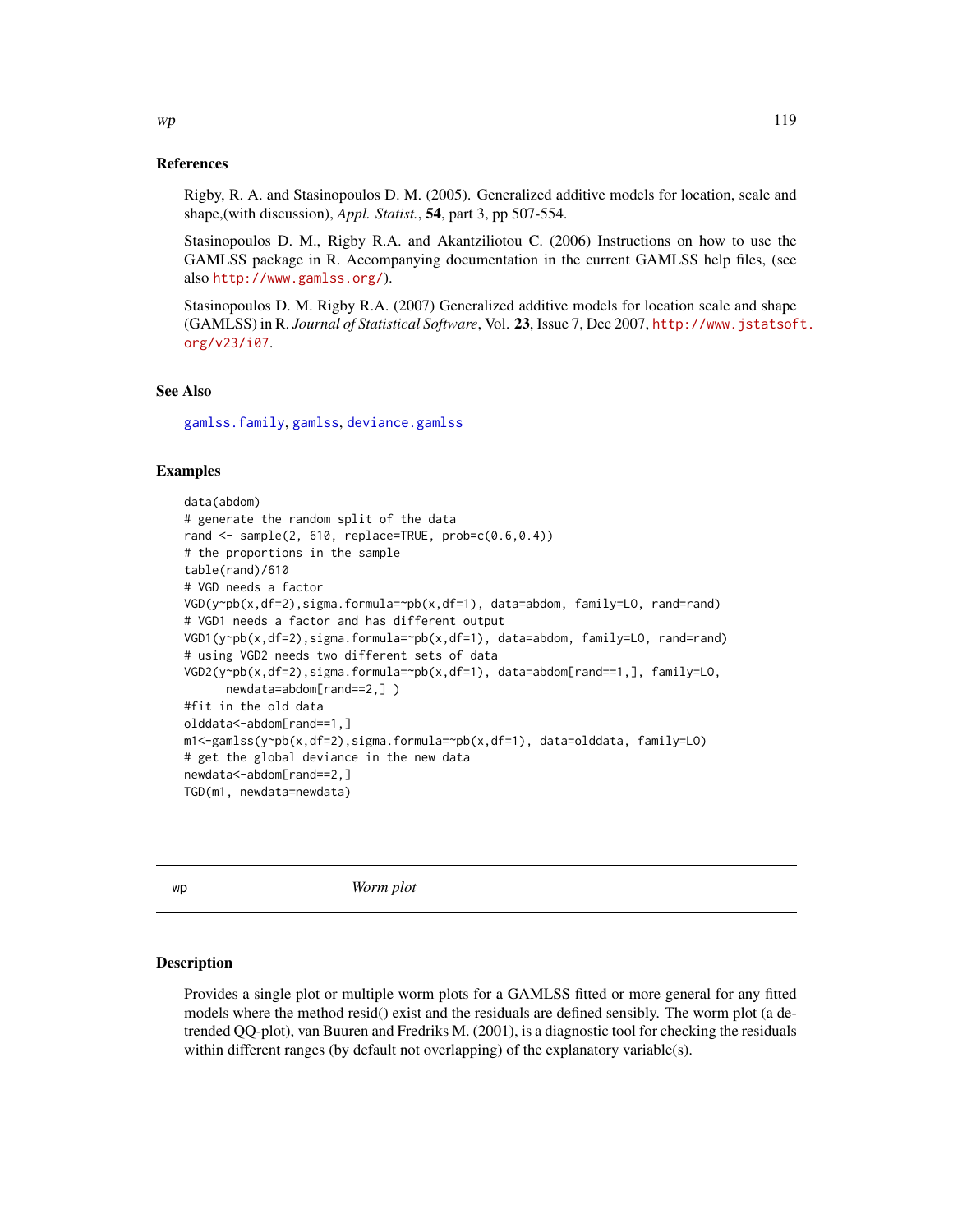### References

Rigby, R. A. and Stasinopoulos D. M. (2005). Generalized additive models for location, scale and shape,(with discussion), *Appl. Statist.*, **54**, part 3, pp 507-554.

Stasinopoulos D. M., Rigby R.A. and Akantziliotou C. (2006) Instructions on how to use the GAMLSS package in R. Accompanying documentation in the current GAMLSS help files, (see also http://www.gamlss.org/).

Stasinopoulos D. M. Rigby R.A. (2007) Generalized additive models for location scale and shape (GAMLSS) in R. *Journal of Statistical Software*, Vol. **23**, Issue 7, Dec 2007, http://www.jstatsoft.org/v23/i07.

### See Also

gamlss.family, gamlss, deviance.gamlss

### Examples

```
data(abdom)
# generate the random split of the data
rand <- sample(2, 610, replace=TRUE, prob=c(0.6,0.4))
# the proportions in the sample
table(rand)/610
# VGD needs a factor
VGD(y~pb(x,df=2),sigma.formula=~pb(x,df=1), data=abdom, family=LO, rand=rand)
# VGD1 needs a factor and has different output
VGD1(y~pb(x,df=2),sigma.formula=~pb(x,df=1), data=abdom, family=LO, rand=rand)
# using VGD2 needs two different sets of data
VGD2(y~pb(x,df=2),sigma.formula=~pb(x,df=1), data=abdom[rand==1,], family=LO,
      newdata=abdom[rand==2,] )
#fit in the old data
olddata<-abdom[rand==1,]
m1<-gamlss(y~pb(x,df=2),sigma.formula=~pb(x,df=1), data=olddata, family=LO)
# get the global deviance in the new data
newdata<-abdom[rand==2,]
TGD(m1, newdata=newdata)
```

---

## wp *Worm plot*

---

### Description

Provides a single plot or multiple worm plots for a GAMLSS fitted or more general for any fitted models where the method resid() exist and the residuals are defined sensibly. The worm plot (a de-trended QQ-plot), van Buuren and Fredriks M. (2001), is a diagnostic tool for checking the residuals within different ranges (by default not overlapping) of the explanatory variable(s).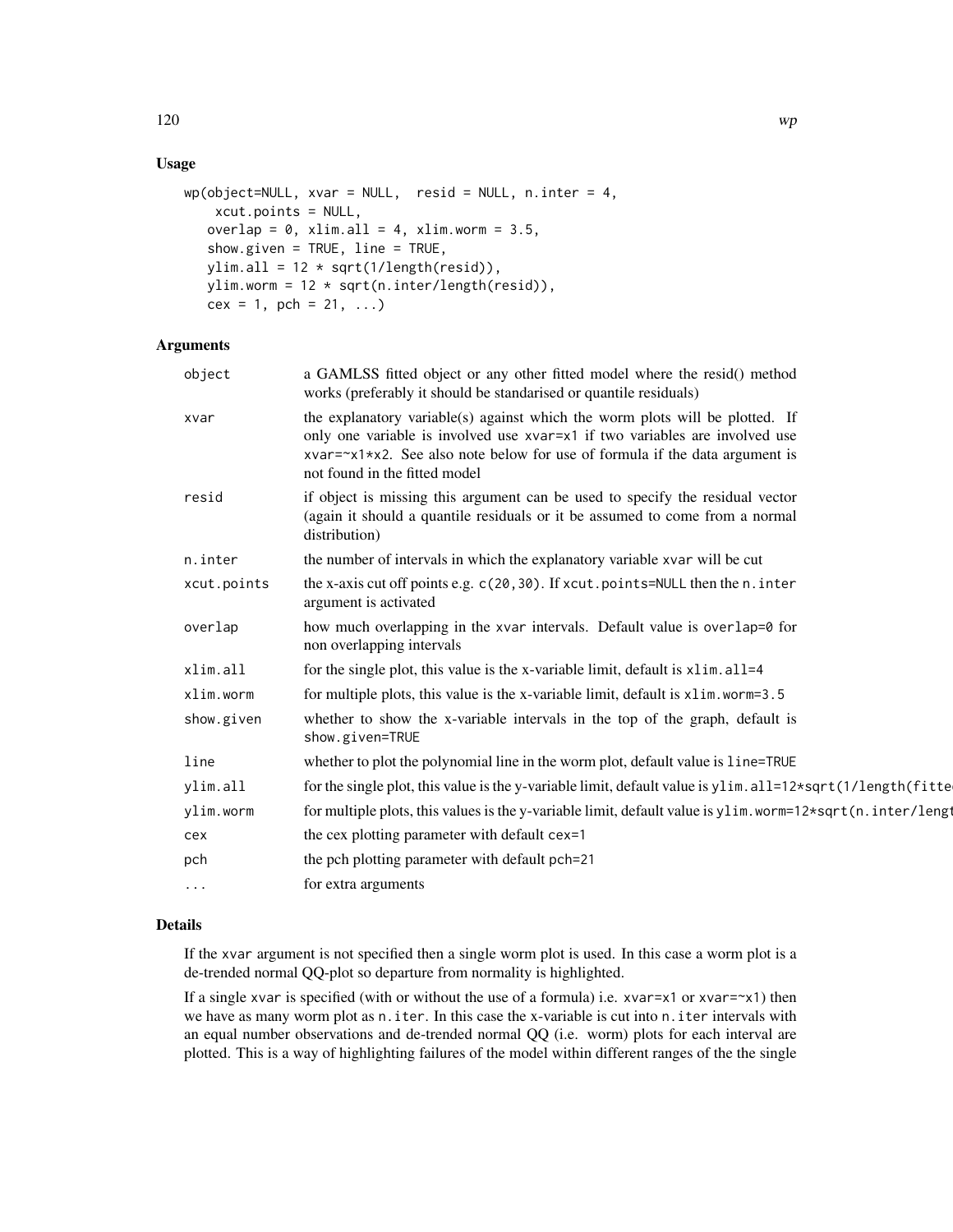## Usage

```
wp(object=NULL, xvar = NULL,  resid = NULL, n.inter = 4,
    xcut.points = NULL,
   overlap = 0, xlim.all = 4, xlim.worm = 3.5,
   show.given = TRUE, line = TRUE,
   ylim.all = 12 * sqrt(1/length(resid)),
   ylim.worm = 12 * sqrt(n.inter/length(resid)),
   cex = 1, pch = 21, ...)
```

## Arguments

| | |
|---|---|
| `object` | a GAMLSS fitted object or any other fitted model where the resid() method works (preferably it should be standarised or quantile residuals) |
| `xvar` | the explanatory variable(s) against which the worm plots will be plotted. If only one variable is involved use `xvar=x1` if two variables are involved use `xvar=~x1*x2`. See also note below for use of formula if the data argument is not found in the fitted model |
| `resid` | if object is missing this argument can be used to specify the residual vector (again it should a quantile residuals or it be assumed to come from a normal distribution) |
| `n.inter` | the number of intervals in which the explanatory variable `xvar` will be cut |
| `xcut.points` | the x-axis cut off points e.g. `c(20,30)`. If `xcut.points=NULL` then the `n.inter` argument is activated |
| `overlap` | how much overlapping in the `xvar` intervals. Default value is `overlap=0` for non overlapping intervals |
| `xlim.all` | for the single plot, this value is the x-variable limit, default is `xlim.all=4` |
| `xlim.worm` | for multiple plots, this value is the x-variable limit, default is `xlim.worm=3.5` |
| `show.given` | whether to show the x-variable intervals in the top of the graph, default is `show.given=TRUE` |
| `line` | whether to plot the polynomial line in the worm plot, default value is `line=TRUE` |
| `ylim.all` | for the single plot, this value is the y-variable limit, default value is `ylim.all=12*sqrt(1/length(fitte` |
| `ylim.worm` | for multiple plots, this values is the y-variable limit, default value is `ylim.worm=12*sqrt(n.inter/lengt` |
| `cex` | the cex plotting parameter with default `cex=1` |
| `pch` | the pch plotting parameter with default `pch=21` |
| `...` | for extra arguments |

## Details

If the `xvar` argument is not specified then a single worm plot is used. In this case a worm plot is a de-trended normal QQ-plot so departure from normality is highlighted.

If a single `xvar` is specified (with or without the use of a formula) i.e. `xvar=x1` or `xvar=~x1`) then we have as many worm plot as `n.iter`. In this case the x-variable is cut into `n.iter` intervals with an equal number observations and de-trended normal QQ (i.e. worm) plots for each interval are plotted. This is a way of highlighting failures of the model within different ranges of the the single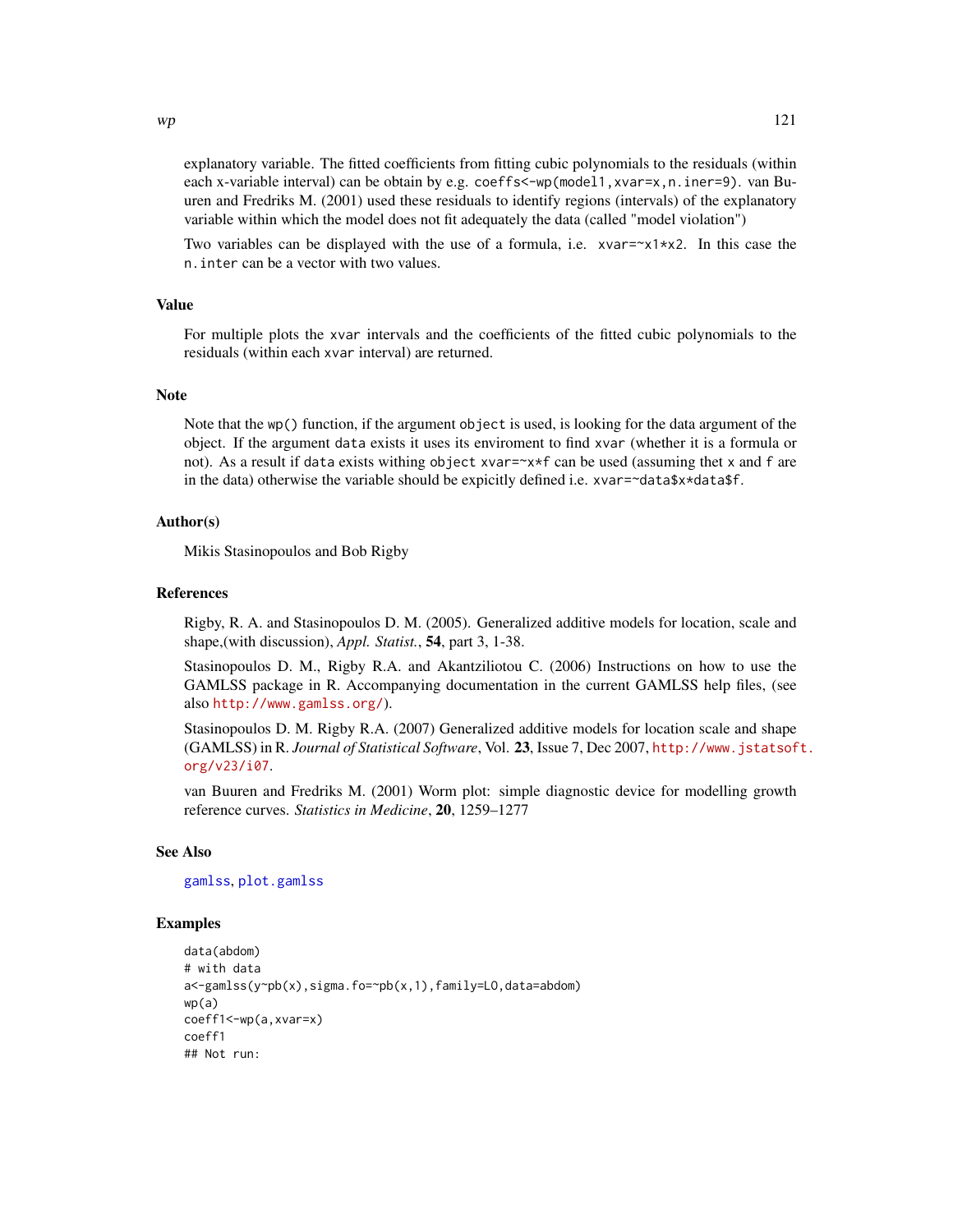explanatory variable. The fitted coefficients from fitting cubic polynomials to the residuals (within each x-variable interval) can be obtain by e.g. `coeffs<-wp(model1,xvar=x,n.iner=9)`. van Buuren and Fredriks M. (2001) used these residuals to identify regions (intervals) of the explanatory variable within which the model does not fit adequately the data (called "model violation")

Two variables can be displayed with the use of a formula, i.e. `xvar=~x1*x2`. In this case the `n.inter` can be a vector with two values.

## Value

For multiple plots the `xvar` intervals and the coefficients of the fitted cubic polynomials to the residuals (within each `xvar` interval) are returned.

## Note

Note that the `wp()` function, if the argument `object` is used, is looking for the data argument of the object. If the argument `data` exists it uses its enviroment to find `xvar` (whether it is a formula or not). As a result if `data` exists withing `object` `xvar=~x*f` can be used (assuming thet `x` and `f` are in the data) otherwise the variable should be expicitly defined i.e. `xvar=~data$x*data$f`.

## Author(s)

Mikis Stasinopoulos and Bob Rigby

## References

Rigby, R. A. and Stasinopoulos D. M. (2005). Generalized additive models for location, scale and shape,(with discussion), *Appl. Statist.*, **54**, part 3, 1-38.

Stasinopoulos D. M., Rigby R.A. and Akantziliotou C. (2006) Instructions on how to use the GAMLSS package in R. Accompanying documentation in the current GAMLSS help files, (see also http://www.gamlss.org/).

Stasinopoulos D. M. Rigby R.A. (2007) Generalized additive models for location scale and shape (GAMLSS) in R. *Journal of Statistical Software*, Vol. **23**, Issue 7, Dec 2007, http://www.jstatsoft.org/v23/i07.

van Buuren and Fredriks M. (2001) Worm plot: simple diagnostic device for modelling growth reference curves. *Statistics in Medicine*, **20**, 1259–1277

## See Also

gamlss, plot.gamlss

## Examples

```
data(abdom)
# with data
a<-gamlss(y~pb(x),sigma.fo=~pb(x,1),family=LO,data=abdom)
wp(a)
coeff1<-wp(a,xvar=x)
coeff1
## Not run:
```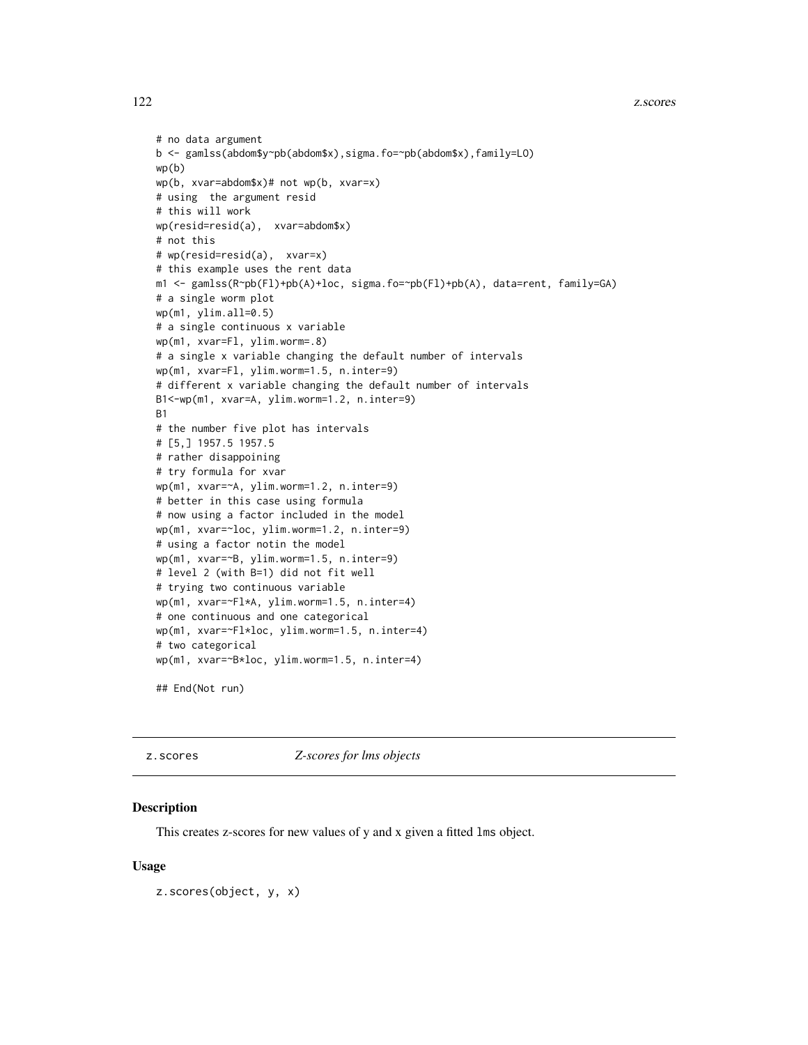```
# no data argument
b <- gamlss(abdom$y~pb(abdom$x),sigma.fo=~pb(abdom$x),family=LO)
wp(b)
wp(b, xvar=abdom$x)# not wp(b, xvar=x)
# using  the argument resid
# this will work
wp(resid=resid(a),  xvar=abdom$x)
# not this
# wp(resid=resid(a),  xvar=x)
# this example uses the rent data
m1 <- gamlss(R~pb(Fl)+pb(A)+loc, sigma.fo=~pb(Fl)+pb(A), data=rent, family=GA)
# a single worm plot
wp(m1, ylim.all=0.5)
# a single continuous x variable
wp(m1, xvar=Fl, ylim.worm=.8)
# a single x variable changing the default number of intervals
wp(m1, xvar=Fl, ylim.worm=1.5, n.inter=9)
# different x variable changing the default number of intervals
B1<-wp(m1, xvar=A, ylim.worm=1.2, n.inter=9)
B1
# the number five plot has intervals
# [5,] 1957.5 1957.5
# rather disappoining
# try formula for xvar
wp(m1, xvar=~A, ylim.worm=1.2, n.inter=9)
# better in this case using formula
# now using a factor included in the model
wp(m1, xvar=~loc, ylim.worm=1.2, n.inter=9)
# using a factor notin the model
wp(m1, xvar=~B, ylim.worm=1.5, n.inter=9)
# level 2 (with B=1) did not fit well
# trying two continuous variable
wp(m1, xvar=~Fl*A, ylim.worm=1.5, n.inter=4)
# one continuous and one categorical
wp(m1, xvar=~Fl*loc, ylim.worm=1.5, n.inter=4)
# two categorical
wp(m1, xvar=~B*loc, ylim.worm=1.5, n.inter=4)

## End(Not run)
```

---

## z.scores *Z-scores for lms objects*

### Description

This creates z-scores for new values of y and x given a fitted `lms` object.

### Usage

```
z.scores(object, y, x)
```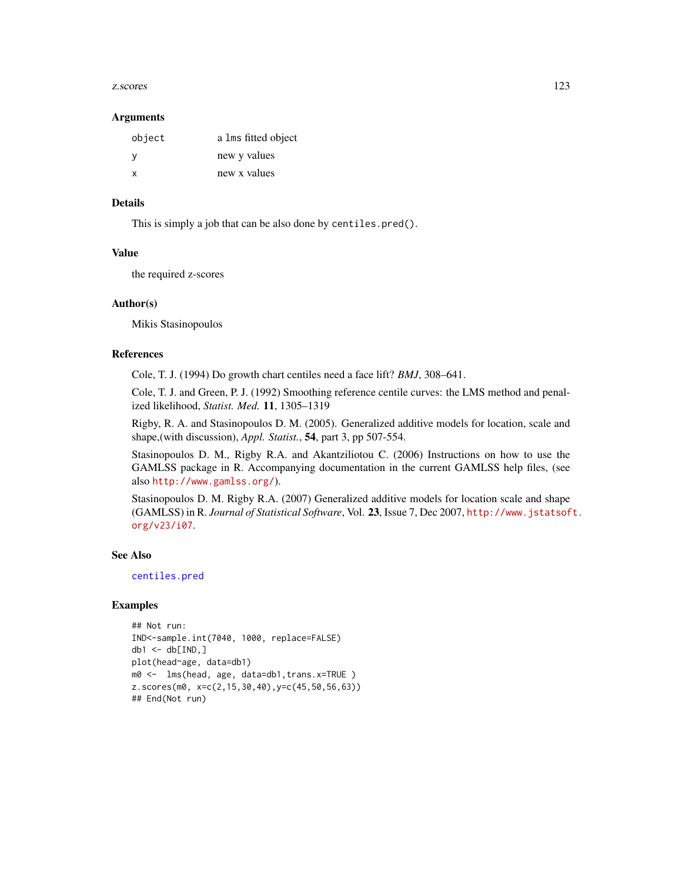### Arguments

| | |
|---|---|
| `object` | a `lms` fitted object |
| `y` | new y values |
| `x` | new x values |

### Details

This is simply a job that can be also done by `centiles.pred()`.

### Value

the required z-scores

### Author(s)

Mikis Stasinopoulos

### References

Cole, T. J. (1994) Do growth chart centiles need a face lift? *BMJ*, 308–641.

Cole, T. J. and Green, P. J. (1992) Smoothing reference centile curves: the LMS method and penalized likelihood, *Statist. Med.* **11**, 1305–1319

Rigby, R. A. and Stasinopoulos D. M. (2005). Generalized additive models for location, scale and shape,(with discussion), *Appl. Statist.*, **54**, part 3, pp 507-554.

Stasinopoulos D. M., Rigby R.A. and Akantziliotou C. (2006) Instructions on how to use the GAMLSS package in R. Accompanying documentation in the current GAMLSS help files, (see also http://www.gamlss.org/).

Stasinopoulos D. M. Rigby R.A. (2007) Generalized additive models for location scale and shape (GAMLSS) in R. *Journal of Statistical Software*, Vol. **23**, Issue 7, Dec 2007, http://www.jstatsoft.org/v23/i07.

### See Also

`centiles.pred`

### Examples

```
## Not run:
IND<-sample.int(7040, 1000, replace=FALSE)
db1 <- db[IND,]
plot(head~age, data=db1)
m0 <-  lms(head, age, data=db1,trans.x=TRUE )
z.scores(m0, x=c(2,15,30,40),y=c(45,50,56,63))
## End(Not run)
```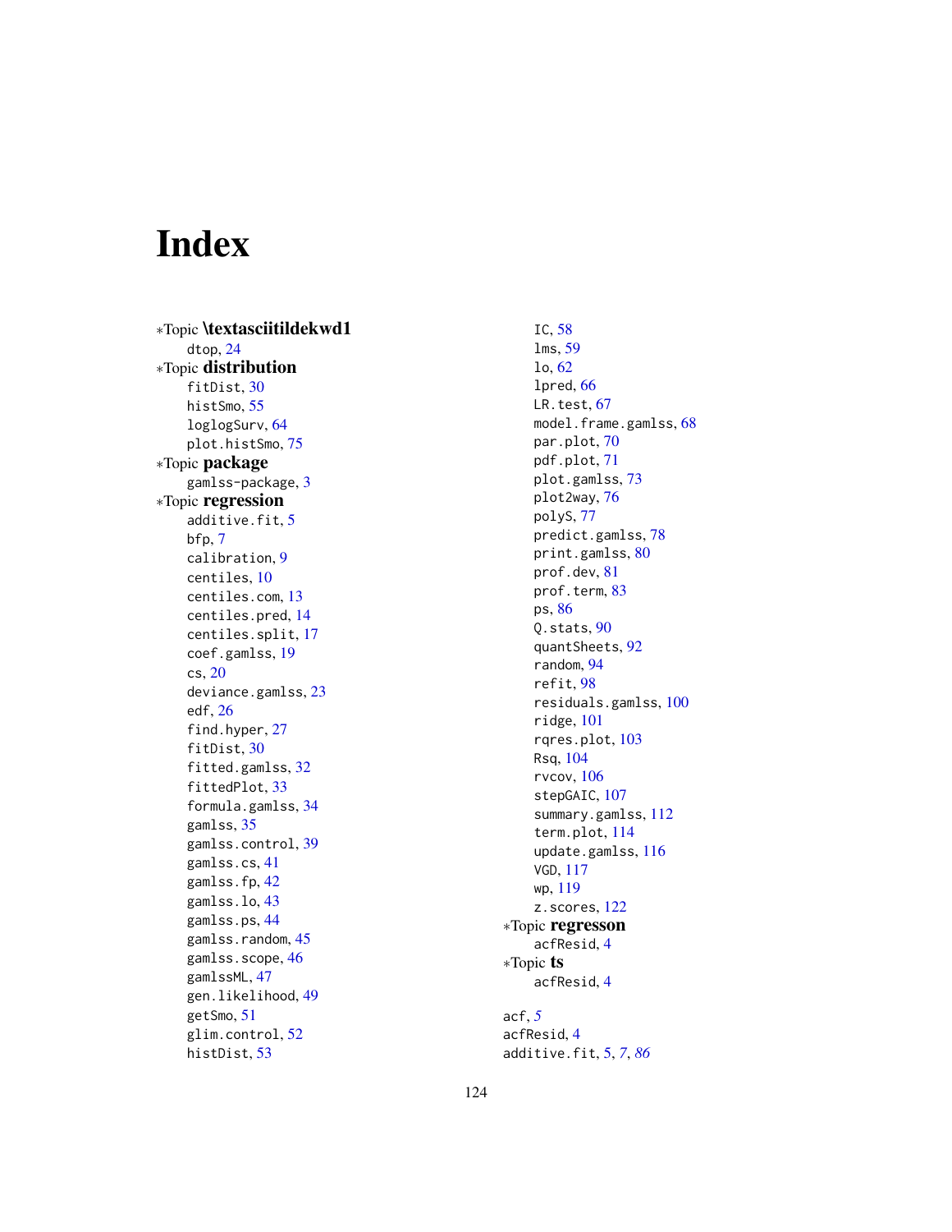# Index

∗Topic **\textasciitildekwd1**

dtop, 24

∗Topic **distribution**

fitDist, 30
histSmo, 55
loglogSurv, 64
plot.histSmo, 75

∗Topic **package**

gamlss-package, 3

∗Topic **regression**

additive.fit, 5
bfp, 7
calibration, 9
centiles, 10
centiles.com, 13
centiles.pred, 14
centiles.split, 17
coef.gamlss, 19
cs, 20
deviance.gamlss, 23
edf, 26
find.hyper, 27
fitDist, 30
fitted.gamlss, 32
fittedPlot, 33
formula.gamlss, 34
gamlss, 35
gamlss.control, 39
gamlss.cs, 41
gamlss.fp, 42
gamlss.lo, 43
gamlss.ps, 44
gamlss.random, 45
gamlss.scope, 46
gamlssML, 47
gen.likelihood, 49
getSmo, 51
glim.control, 52
histDist, 53
IC, 58
lms, 59
lo, 62
lpred, 66
LR.test, 67
model.frame.gamlss, 68
par.plot, 70
pdf.plot, 71
plot.gamlss, 73
plot2way, 76
polyS, 77
predict.gamlss, 78
print.gamlss, 80
prof.dev, 81
prof.term, 83
ps, 86
Q.stats, 90
quantSheets, 92
random, 94
refit, 98
residuals.gamlss, 100
ridge, 101
rqres.plot, 103
Rsq, 104
rvcov, 106
stepGAIC, 107
summary.gamlss, 112
term.plot, 114
update.gamlss, 116
VGD, 117
wp, 119
z.scores, 122

∗Topic **regresson**

acfResid, 4

∗Topic **ts**

acfResid, 4

acf, *5*
acfResid, 4
additive.fit, 5, *7*, *86*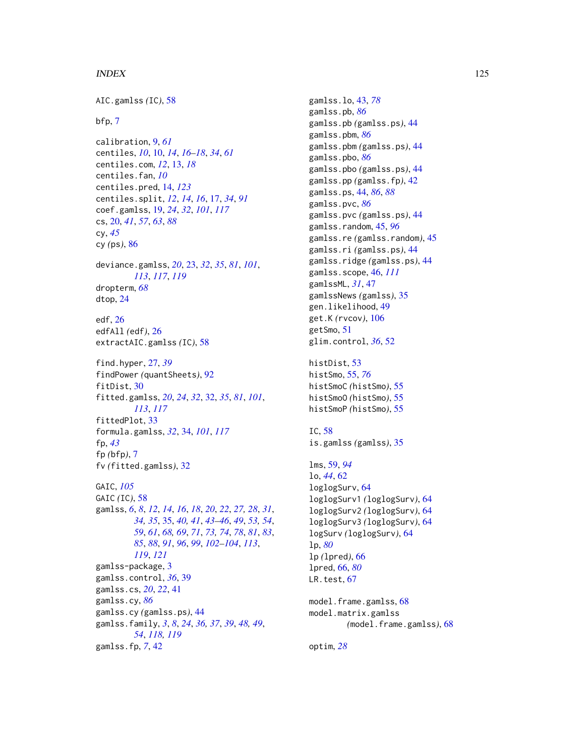AIC.gamlss *(IC)*, 58

bfp, 7

calibration, 9, *61*
centiles, *10*, 10, *14*, *16–18*, *34*, *61*
centiles.com, *12*, 13, *18*
centiles.fan, *10*
centiles.pred, 14, *123*
centiles.split, *12*, *14*, *16*, 17, *34*, *91*
coef.gamlss, 19, *24*, *32*, *101*, *117*
cs, 20, *41*, *57*, *63*, *88*
cy, *45*
cy *(ps)*, 86

deviance.gamlss, *20*, 23, *32*, *35*, *81*, *101*, *113*, *117*, *119*
dropterm, *68*
dtop, 24

edf, 26
edfAll *(edf)*, 26
extractAIC.gamlss *(IC)*, 58

find.hyper, 27, *39*
findPower *(quantSheets)*, 92
fitDist, 30
fitted.gamlss, *20*, *24*, *32*, 32, *35*, *81*, *101*, *113*, *117*
fittedPlot, 33
formula.gamlss, *32*, 34, *101*, *117*
fp, *43*
fp *(bfp)*, 7
fv *(fitted.gamlss)*, 32

GAIC, *105*
GAIC *(IC)*, 58
gamlss, *6*, *8*, *12*, *14*, *16*, *18*, *20*, *22*, *27*, *28*, *31*, *34*, *35*, 35, *40*, *41*, *43–46*, *49*, *53*, *54*, *59*, *61*, *68*, *69*, *71*, *73*, *74*, *78*, *81*, *83*, *85*, *88*, *91*, *96*, *99*, *102–104*, *113*, *119*, *121*
gamlss-package, 3
gamlss.control, *36*, 39
gamlss.cs, *20*, *22*, 41
gamlss.cy, *86*
gamlss.cy *(gamlss.ps)*, 44
gamlss.family, *3*, *8*, *24*, *36*, *37*, *39*, *48*, *49*, *54*, *118*, *119*
gamlss.fp, *7*, 42
gamlss.lo, 43, *78*
gamlss.pb, *86*
gamlss.pb *(gamlss.ps)*, 44
gamlss.pbm, *86*
gamlss.pbm *(gamlss.ps)*, 44
gamlss.pbo, *86*
gamlss.pbo *(gamlss.ps)*, 44
gamlss.pp *(gamlss.fp)*, 42
gamlss.ps, 44, *86*, *88*
gamlss.pvc, *86*
gamlss.pvc *(gamlss.ps)*, 44
gamlss.random, 45, *96*
gamlss.re *(gamlss.random)*, 45
gamlss.ri *(gamlss.ps)*, 44
gamlss.ridge *(gamlss.ps)*, 44
gamlss.scope, 46, *111*
gamlssML, *31*, 47
gamlssNews *(gamlss)*, 35
gen.likelihood, 49
get.K *(rvcov)*, 106
getSmo, 51
glim.control, *36*, 52

histDist, 53
histSmo, 55, *76*
histSmoC *(histSmo)*, 55
histSmoO *(histSmo)*, 55
histSmoP *(histSmo)*, 55

IC, 58
is.gamlss *(gamlss)*, 35

lms, 59, *94*
lo, *44*, 62
loglogSurv, 64
loglogSurv1 *(loglogSurv)*, 64
loglogSurv2 *(loglogSurv)*, 64
loglogSurv3 *(loglogSurv)*, 64
logSurv *(loglogSurv)*, 64
lp, *80*
lp *(lpred)*, 66
lpred, 66, *80*
LR.test, 67

model.frame.gamlss, 68
model.matrix.gamlss *(model.frame.gamlss)*, 68

optim, *28*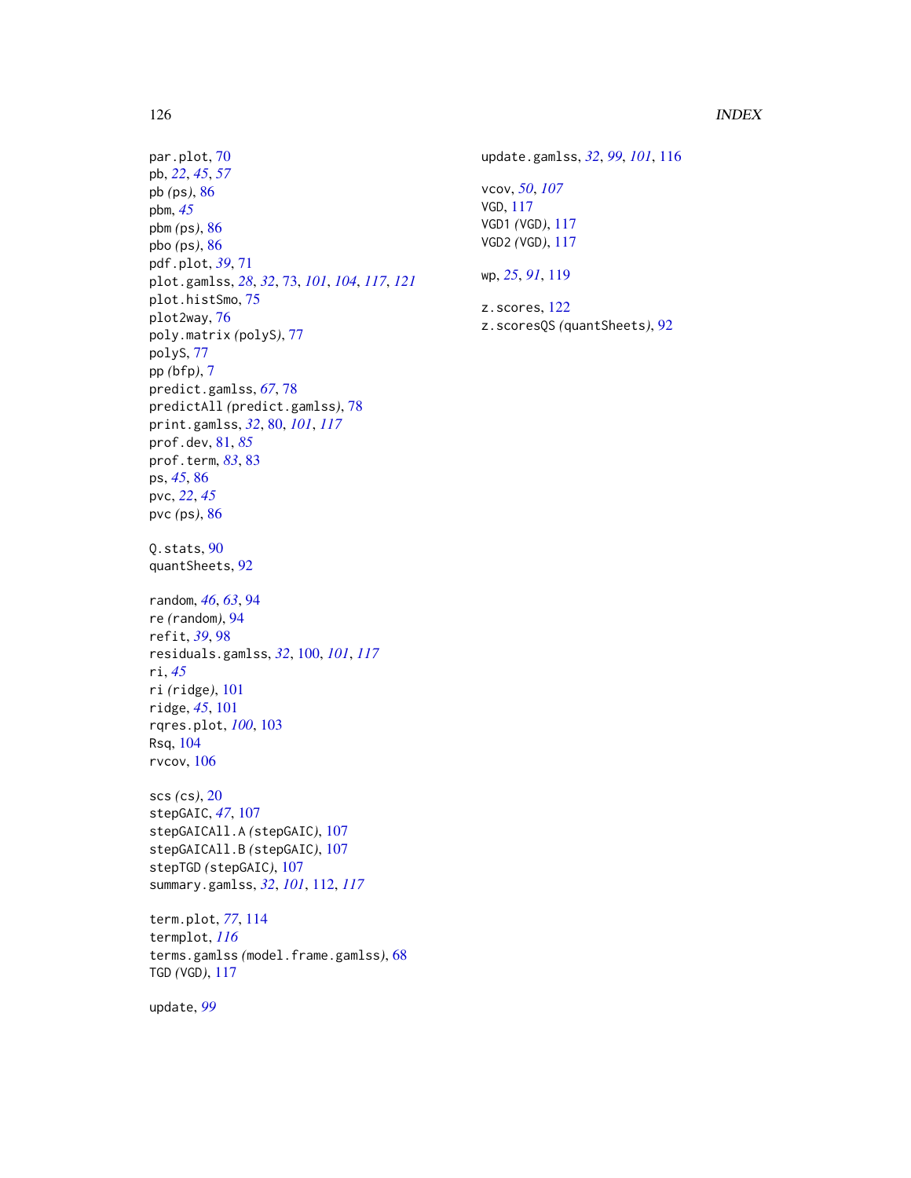par.plot, 70
pb, *22*, *45*, *57*
pb *(ps)*, 86
pbm, *45*
pbm *(ps)*, 86
pbo *(ps)*, 86
pdf.plot, *39*, 71
plot.gamlss, *28*, *32*, 73, *101*, *104*, *117*, *121*
plot.histSmo, 75
plot2way, 76
poly.matrix *(polyS)*, 77
polyS, 77
pp *(bfp)*, 7
predict.gamlss, *67*, 78
predictAll *(predict.gamlss)*, 78
print.gamlss, *32*, 80, *101*, *117*
prof.dev, 81, *85*
prof.term, *83*, 83
ps, *45*, 86
pvc, *22*, *45*
pvc *(ps)*, 86

Q.stats, 90
quantSheets, 92

random, *46*, *63*, 94
re *(random)*, 94
refit, *39*, 98
residuals.gamlss, *32*, 100, *101*, *117*
ri, *45*
ri *(ridge)*, 101
ridge, *45*, 101
rqres.plot, *100*, 103
Rsq, 104
rvcov, 106

scs *(cs)*, 20
stepGAIC, *47*, 107
stepGAICAll.A *(stepGAIC)*, 107
stepGAICAll.B *(stepGAIC)*, 107
stepTGD *(stepGAIC)*, 107
summary.gamlss, *32*, *101*, 112, *117*

term.plot, *77*, 114
termplot, *116*
terms.gamlss *(model.frame.gamlss)*, 68
TGD *(VGD)*, 117

update, *99*
update.gamlss, *32*, *99*, *101*, 116

vcov, *50*, *107*
VGD, 117
VGD1 *(VGD)*, 117
VGD2 *(VGD)*, 117

wp, *25*, *91*, 119

z.scores, 122
z.scoresQS *(quantSheets)*, 92